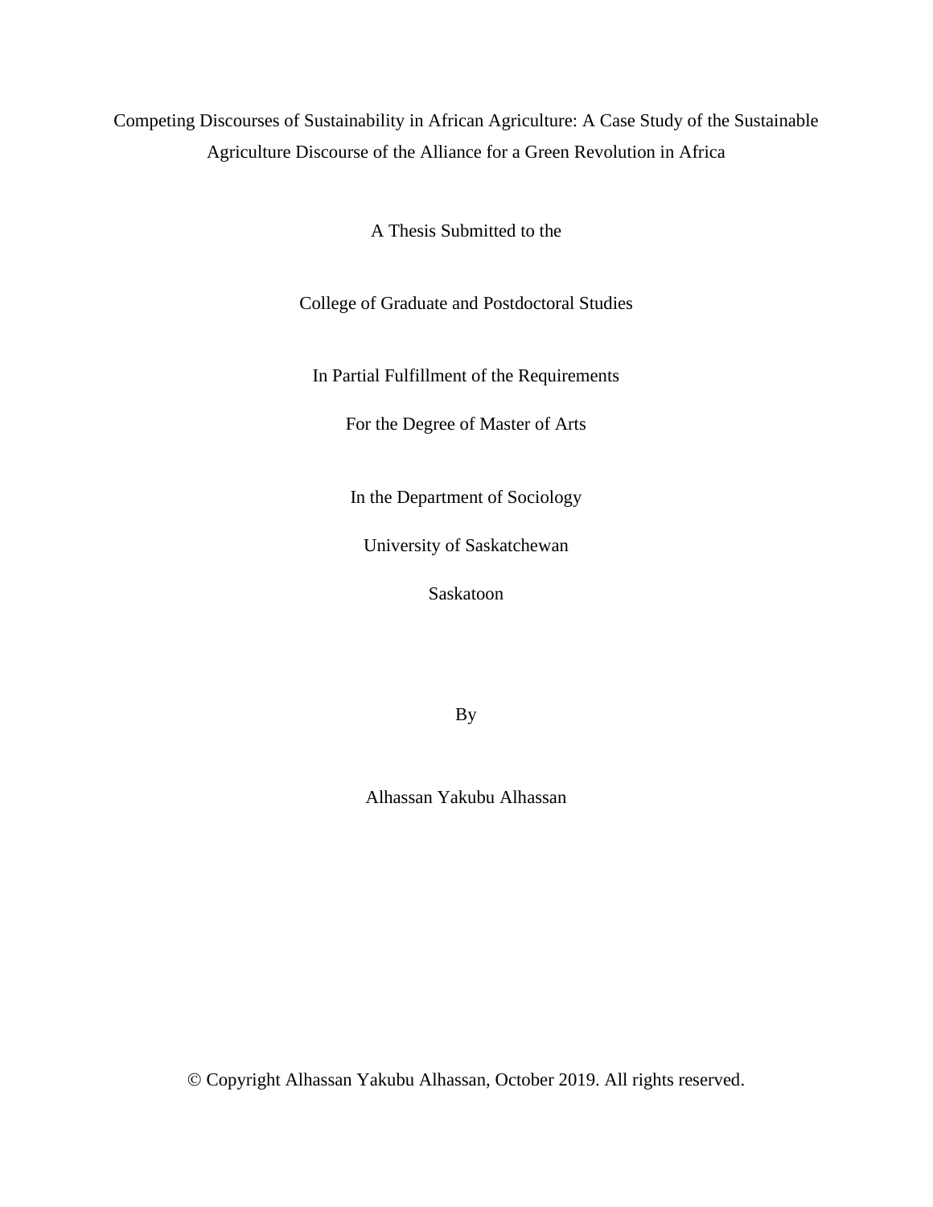# Competing Discourses of Sustainability in African Agriculture: A Case Study of the Sustainable Agriculture Discourse of the Alliance for a Green Revolution in Africa

A Thesis Submitted to the

College of Graduate and Postdoctoral Studies

In Partial Fulfillment of the Requirements

For the Degree of Master of Arts

In the Department of Sociology

University of Saskatchewan

Saskatoon

By

Alhassan Yakubu Alhassan

© Copyright Alhassan Yakubu Alhassan, October 2019. All rights reserved.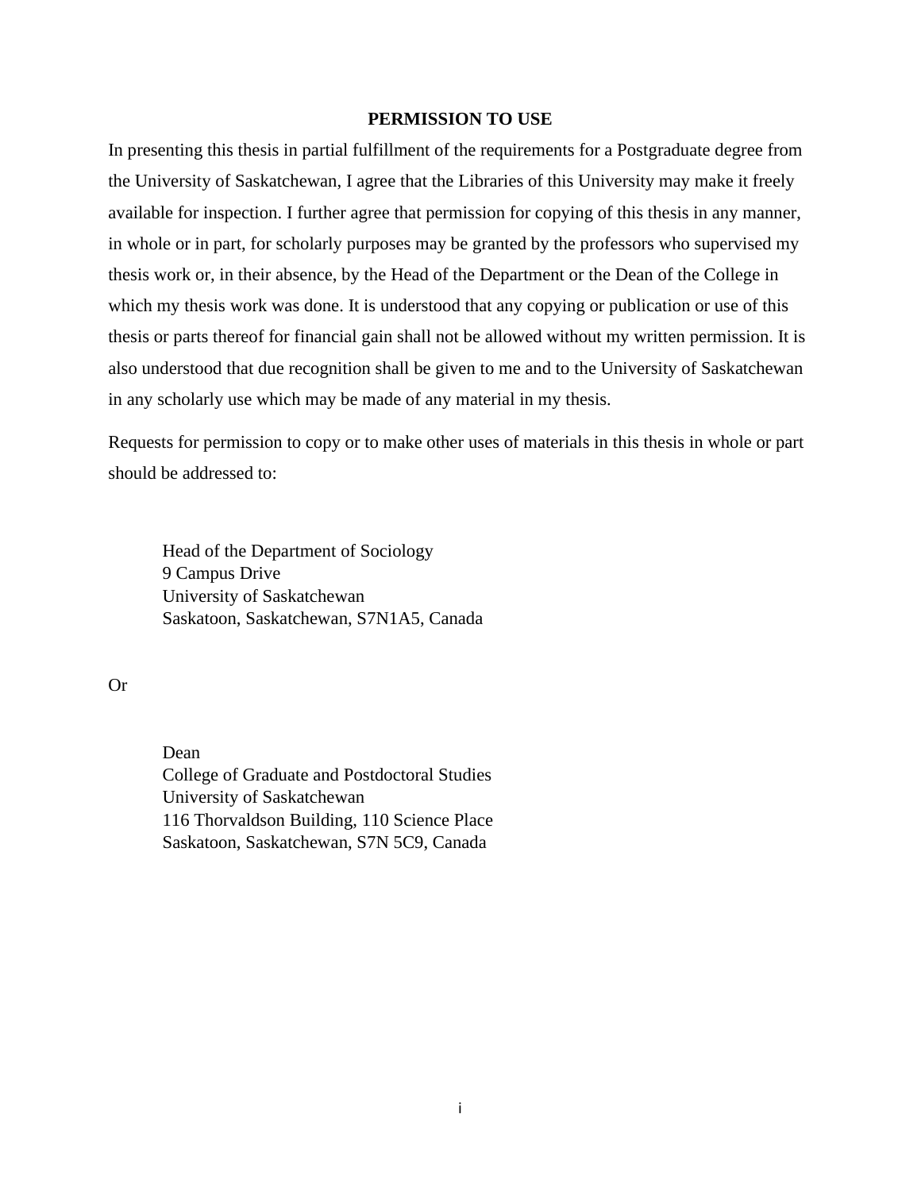## PERMISSION TO USE

In presenting this thesis in partial fulfillment of the requirements for a Postgraduate degree from the University of Saskatchewan, I agree that the Libraries of this University may make it freely available for inspection. I further agree that permission for copying of this thesis in any manner, in whole or in part, for scholarly purposes may be granted by the professors who supervised my thesis work or, in their absence, by the Head of the Department or the Dean of the College in which my thesis work was done. It is understood that any copying or publication or use of this thesis or parts thereof for financial gain shall not be allowed without my written permission. It is also understood that due recognition shall be given to me and to the University of Saskatchewan in any scholarly use which may be made of any material in my thesis.

Requests for permission to copy or to make other uses of materials in this thesis in whole or part should be addressed to:

Head of the Department of Sociology
9 Campus Drive
University of Saskatchewan
Saskatoon, Saskatchewan, S7N1A5, Canada

Or

Dean
College of Graduate and Postdoctoral Studies
University of Saskatchewan
116 Thorvaldson Building, 110 Science Place
Saskatoon, Saskatchewan, S7N 5C9, Canada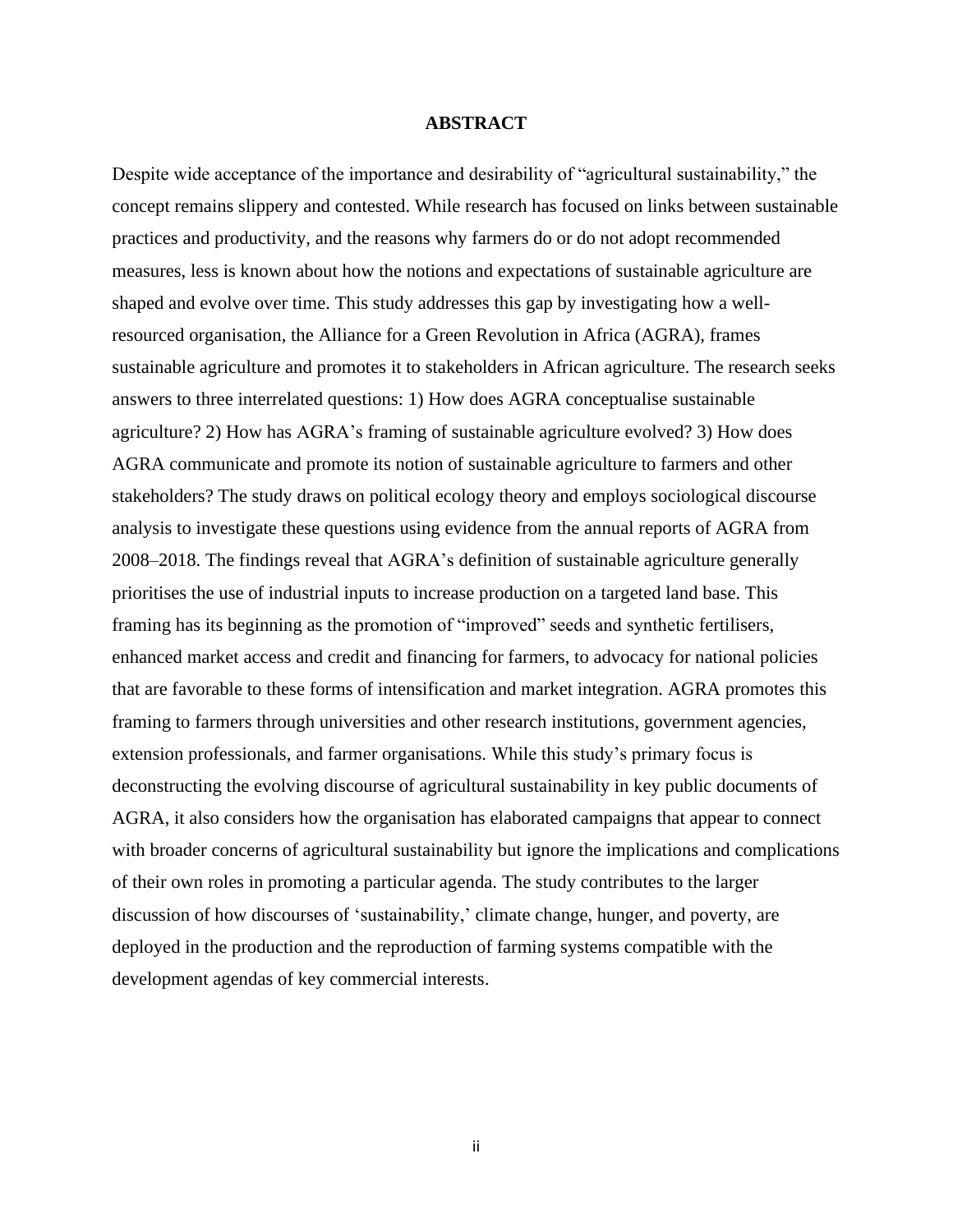# ABSTRACT

Despite wide acceptance of the importance and desirability of "agricultural sustainability," the concept remains slippery and contested. While research has focused on links between sustainable practices and productivity, and the reasons why farmers do or do not adopt recommended measures, less is known about how the notions and expectations of sustainable agriculture are shaped and evolve over time. This study addresses this gap by investigating how a well-resourced organisation, the Alliance for a Green Revolution in Africa (AGRA), frames sustainable agriculture and promotes it to stakeholders in African agriculture. The research seeks answers to three interrelated questions: 1) How does AGRA conceptualise sustainable agriculture? 2) How has AGRA's framing of sustainable agriculture evolved? 3) How does AGRA communicate and promote its notion of sustainable agriculture to farmers and other stakeholders? The study draws on political ecology theory and employs sociological discourse analysis to investigate these questions using evidence from the annual reports of AGRA from 2008–2018. The findings reveal that AGRA's definition of sustainable agriculture generally prioritises the use of industrial inputs to increase production on a targeted land base. This framing has its beginning as the promotion of "improved" seeds and synthetic fertilisers, enhanced market access and credit and financing for farmers, to advocacy for national policies that are favorable to these forms of intensification and market integration. AGRA promotes this framing to farmers through universities and other research institutions, government agencies, extension professionals, and farmer organisations. While this study's primary focus is deconstructing the evolving discourse of agricultural sustainability in key public documents of AGRA, it also considers how the organisation has elaborated campaigns that appear to connect with broader concerns of agricultural sustainability but ignore the implications and complications of their own roles in promoting a particular agenda. The study contributes to the larger discussion of how discourses of 'sustainability,' climate change, hunger, and poverty, are deployed in the production and the reproduction of farming systems compatible with the development agendas of key commercial interests.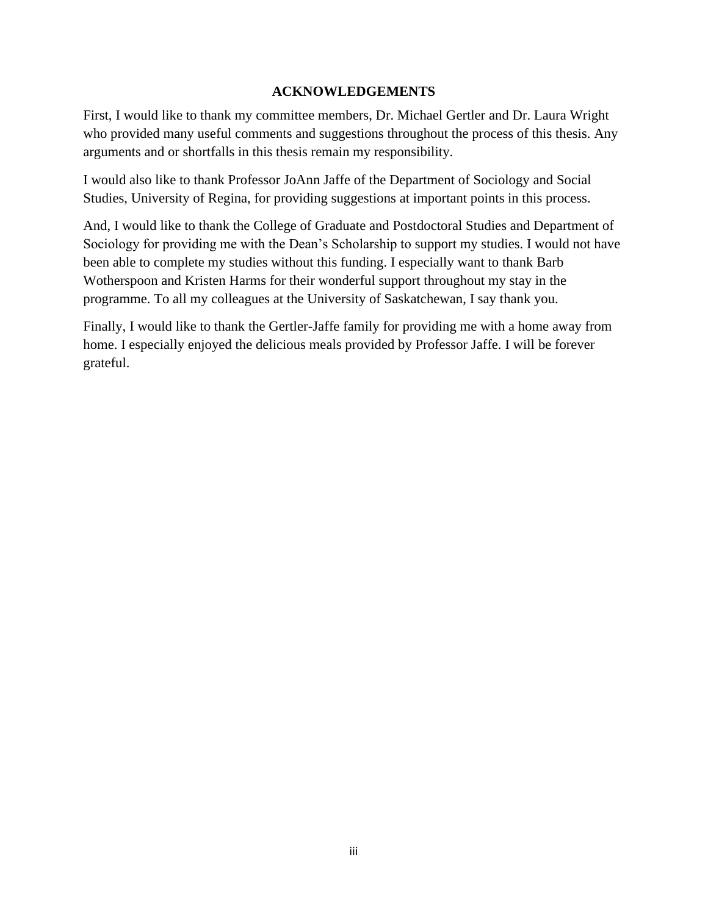# ACKNOWLEDGEMENTS

First, I would like to thank my committee members, Dr. Michael Gertler and Dr. Laura Wright who provided many useful comments and suggestions throughout the process of this thesis. Any arguments and or shortfalls in this thesis remain my responsibility.

I would also like to thank Professor JoAnn Jaffe of the Department of Sociology and Social Studies, University of Regina, for providing suggestions at important points in this process.

And, I would like to thank the College of Graduate and Postdoctoral Studies and Department of Sociology for providing me with the Dean's Scholarship to support my studies. I would not have been able to complete my studies without this funding. I especially want to thank Barb Wotherspoon and Kristen Harms for their wonderful support throughout my stay in the programme. To all my colleagues at the University of Saskatchewan, I say thank you.

Finally, I would like to thank the Gertler-Jaffe family for providing me with a home away from home. I especially enjoyed the delicious meals provided by Professor Jaffe. I will be forever grateful.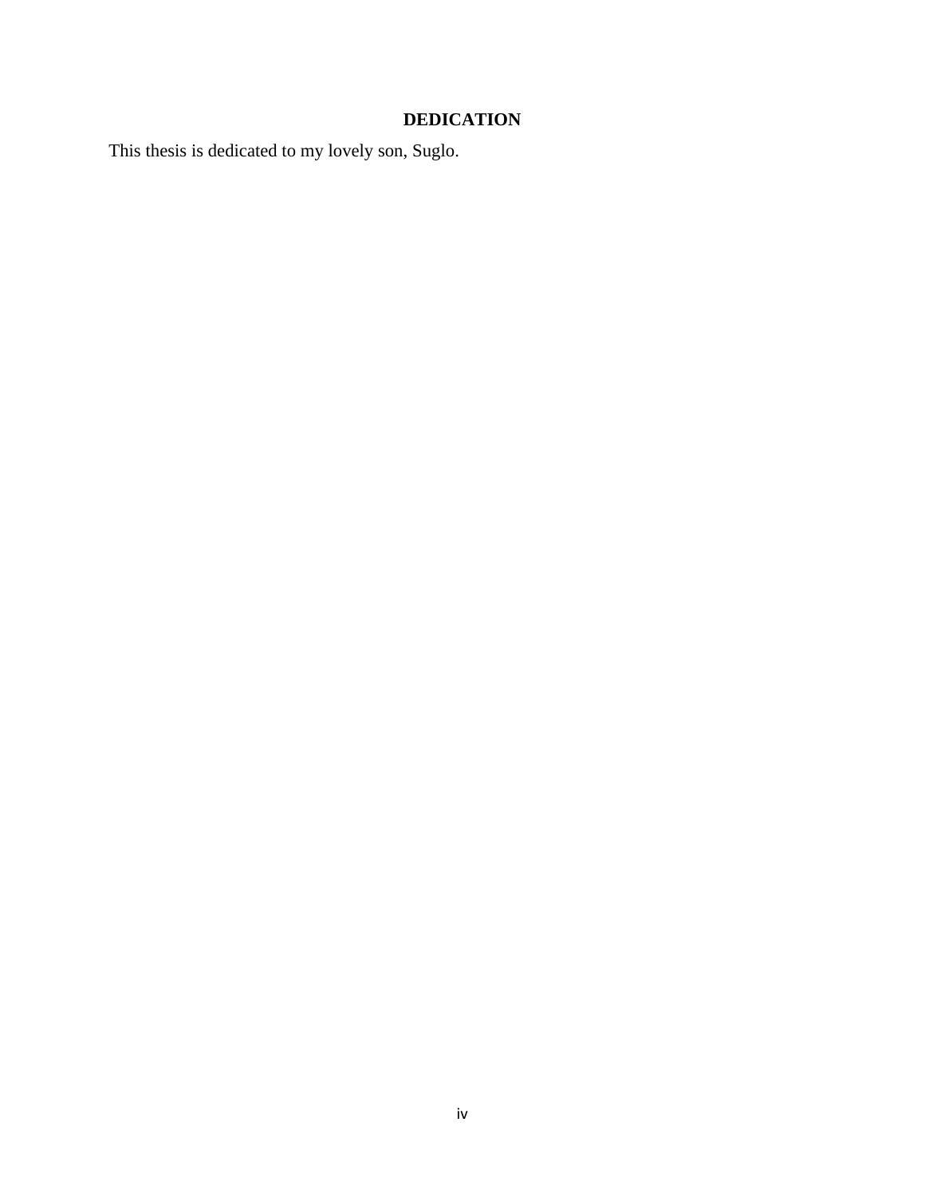# DEDICATION

This thesis is dedicated to my lovely son, Suglo.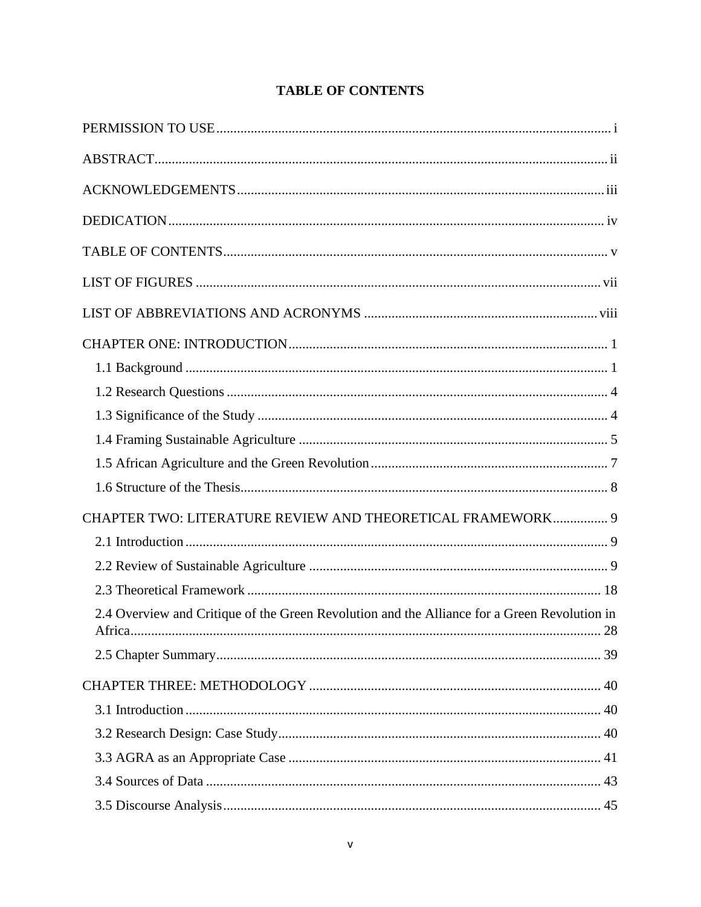# TABLE OF CONTENTS

PERMISSION TO USE .......... i

ABSTRACT .......... ii

ACKNOWLEDGEMENTS .......... iii

DEDICATION .......... iv

TABLE OF CONTENTS .......... v

LIST OF FIGURES .......... vii

LIST OF ABBREVIATIONS AND ACRONYMS .......... viii

CHAPTER ONE: INTRODUCTION .......... 1

- 1.1 Background .......... 1
- 1.2 Research Questions .......... 4
- 1.3 Significance of the Study .......... 4
- 1.4 Framing Sustainable Agriculture .......... 5
- 1.5 African Agriculture and the Green Revolution .......... 7
- 1.6 Structure of the Thesis .......... 8

CHAPTER TWO: LITERATURE REVIEW AND THEORETICAL FRAMEWORK .......... 9

- 2.1 Introduction .......... 9
- 2.2 Review of Sustainable Agriculture .......... 9
- 2.3 Theoretical Framework .......... 18
- 2.4 Overview and Critique of the Green Revolution and the Alliance for a Green Revolution in Africa .......... 28
- 2.5 Chapter Summary .......... 39

CHAPTER THREE: METHODOLOGY .......... 40

- 3.1 Introduction .......... 40
- 3.2 Research Design: Case Study .......... 40
- 3.3 AGRA as an Appropriate Case .......... 41
- 3.4 Sources of Data .......... 43
- 3.5 Discourse Analysis .......... 45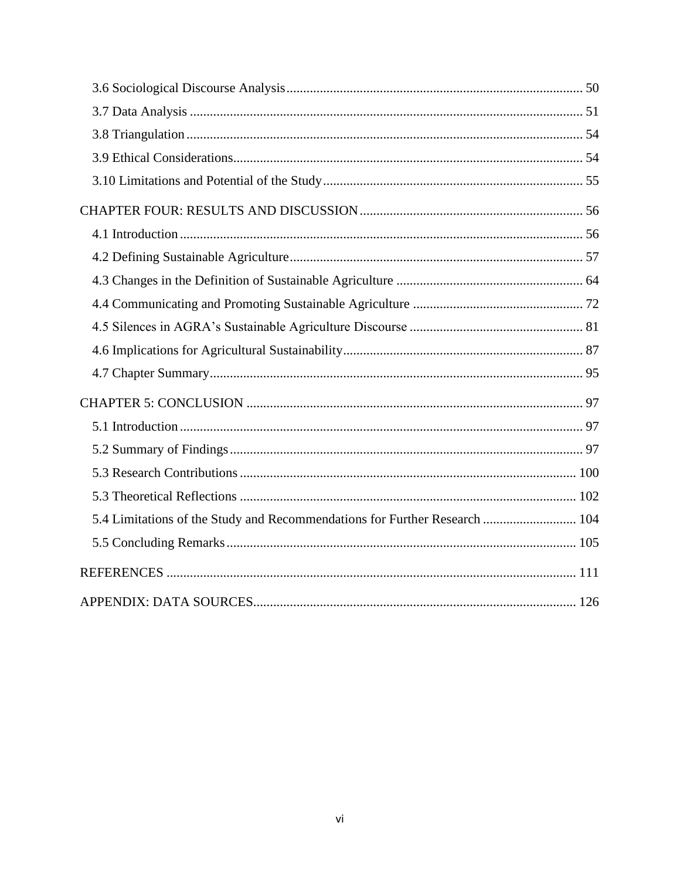3.6 Sociological Discourse Analysis ........ 50
3.7 Data Analysis ........ 51
3.8 Triangulation ........ 54
3.9 Ethical Considerations ........ 54
3.10 Limitations and Potential of the Study ........ 55

CHAPTER FOUR: RESULTS AND DISCUSSION ........ 56
4.1 Introduction ........ 56
4.2 Defining Sustainable Agriculture ........ 57
4.3 Changes in the Definition of Sustainable Agriculture ........ 64
4.4 Communicating and Promoting Sustainable Agriculture ........ 72
4.5 Silences in AGRA's Sustainable Agriculture Discourse ........ 81
4.6 Implications for Agricultural Sustainability ........ 87
4.7 Chapter Summary ........ 95

CHAPTER 5: CONCLUSION ........ 97
5.1 Introduction ........ 97
5.2 Summary of Findings ........ 97
5.3 Research Contributions ........ 100
5.3 Theoretical Reflections ........ 102
5.4 Limitations of the Study and Recommendations for Further Research ........ 104
5.5 Concluding Remarks ........ 105

REFERENCES ........ 111

APPENDIX: DATA SOURCES ........ 126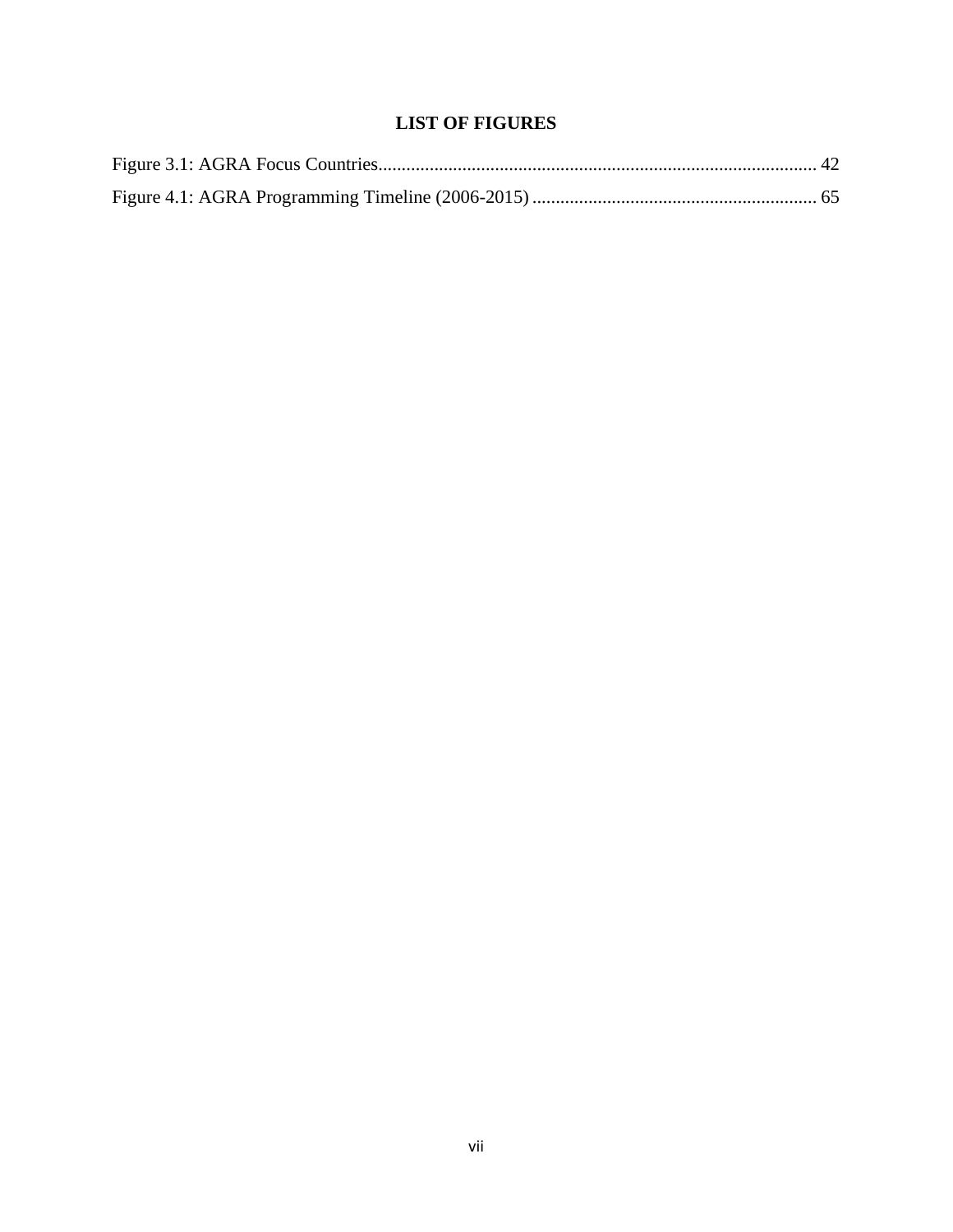# LIST OF FIGURES

Figure 3.1: AGRA Focus Countries.............................................................................................. 42

Figure 4.1: AGRA Programming Timeline (2006-2015) ............................................................. 65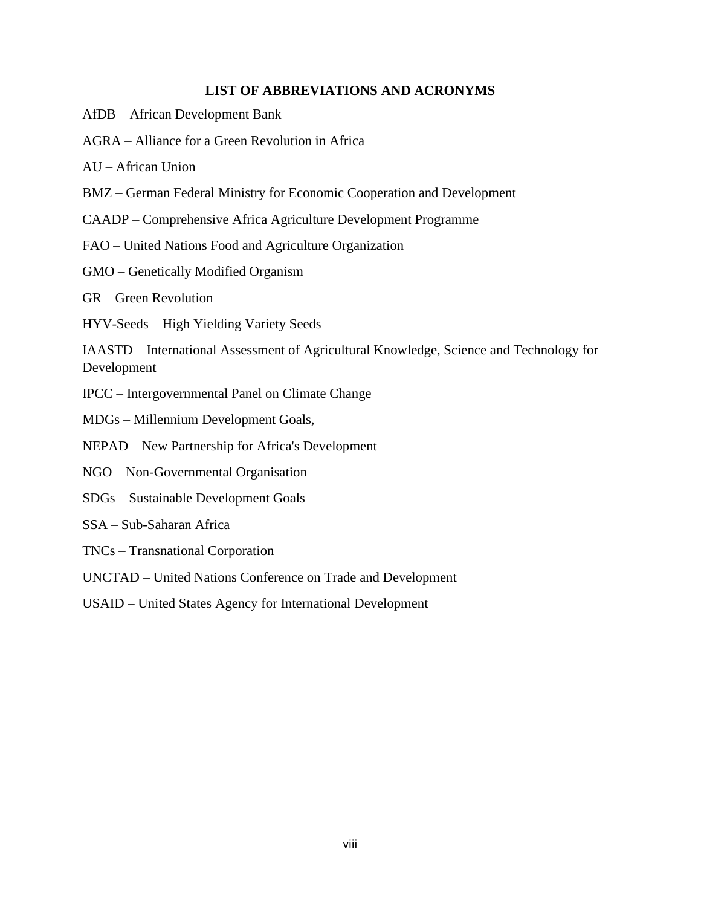## LIST OF ABBREVIATIONS AND ACRONYMS

AfDB – African Development Bank

AGRA – Alliance for a Green Revolution in Africa

AU – African Union

BMZ – German Federal Ministry for Economic Cooperation and Development

CAADP – Comprehensive Africa Agriculture Development Programme

FAO – United Nations Food and Agriculture Organization

GMO – Genetically Modified Organism

GR – Green Revolution

HYV-Seeds – High Yielding Variety Seeds

IAASTD – International Assessment of Agricultural Knowledge, Science and Technology for Development

IPCC – Intergovernmental Panel on Climate Change

MDGs – Millennium Development Goals,

NEPAD – New Partnership for Africa's Development

NGO – Non-Governmental Organisation

SDGs – Sustainable Development Goals

SSA – Sub-Saharan Africa

TNCs – Transnational Corporation

UNCTAD – United Nations Conference on Trade and Development

USAID – United States Agency for International Development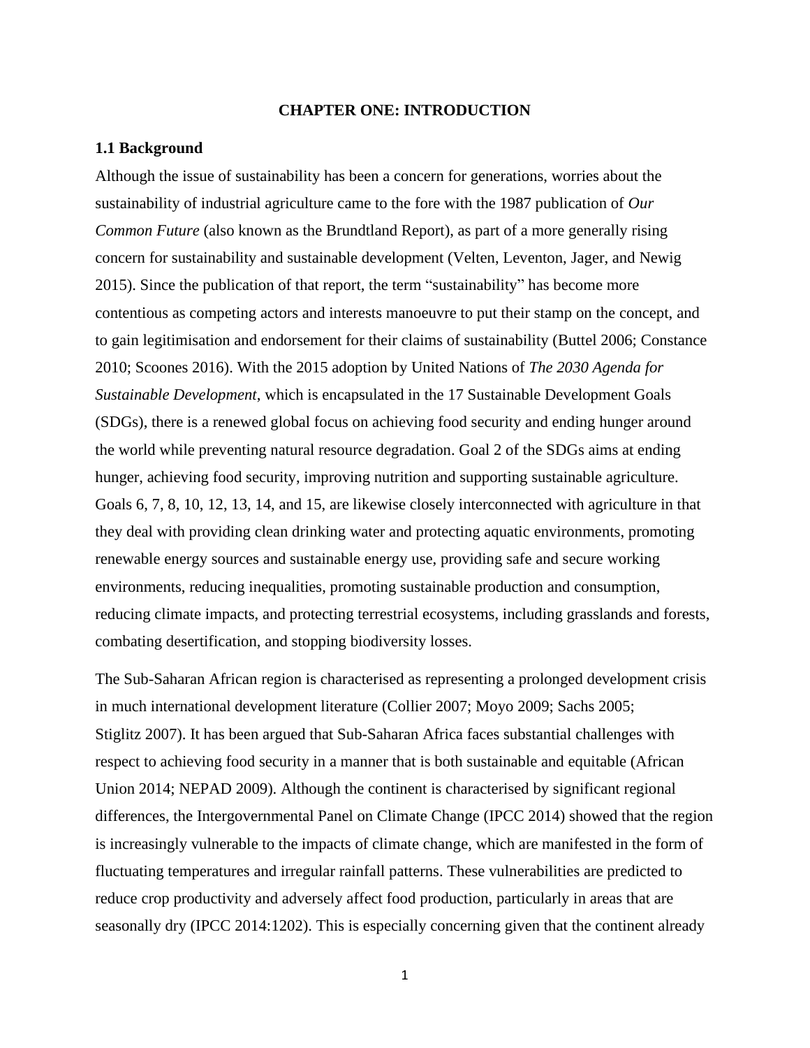# CHAPTER ONE: INTRODUCTION

## 1.1 Background

Although the issue of sustainability has been a concern for generations, worries about the sustainability of industrial agriculture came to the fore with the 1987 publication of *Our Common Future* (also known as the Brundtland Report), as part of a more generally rising concern for sustainability and sustainable development (Velten, Leventon, Jager, and Newig 2015). Since the publication of that report, the term "sustainability" has become more contentious as competing actors and interests manoeuvre to put their stamp on the concept, and to gain legitimisation and endorsement for their claims of sustainability (Buttel 2006; Constance 2010; Scoones 2016). With the 2015 adoption by United Nations of *The 2030 Agenda for Sustainable Development*, which is encapsulated in the 17 Sustainable Development Goals (SDGs), there is a renewed global focus on achieving food security and ending hunger around the world while preventing natural resource degradation. Goal 2 of the SDGs aims at ending hunger, achieving food security, improving nutrition and supporting sustainable agriculture. Goals 6, 7, 8, 10, 12, 13, 14, and 15, are likewise closely interconnected with agriculture in that they deal with providing clean drinking water and protecting aquatic environments, promoting renewable energy sources and sustainable energy use, providing safe and secure working environments, reducing inequalities, promoting sustainable production and consumption, reducing climate impacts, and protecting terrestrial ecosystems, including grasslands and forests, combating desertification, and stopping biodiversity losses.

The Sub-Saharan African region is characterised as representing a prolonged development crisis in much international development literature (Collier 2007; Moyo 2009; Sachs 2005; Stiglitz 2007). It has been argued that Sub-Saharan Africa faces substantial challenges with respect to achieving food security in a manner that is both sustainable and equitable (African Union 2014; NEPAD 2009). Although the continent is characterised by significant regional differences, the Intergovernmental Panel on Climate Change (IPCC 2014) showed that the region is increasingly vulnerable to the impacts of climate change, which are manifested in the form of fluctuating temperatures and irregular rainfall patterns. These vulnerabilities are predicted to reduce crop productivity and adversely affect food production, particularly in areas that are seasonally dry (IPCC 2014:1202). This is especially concerning given that the continent already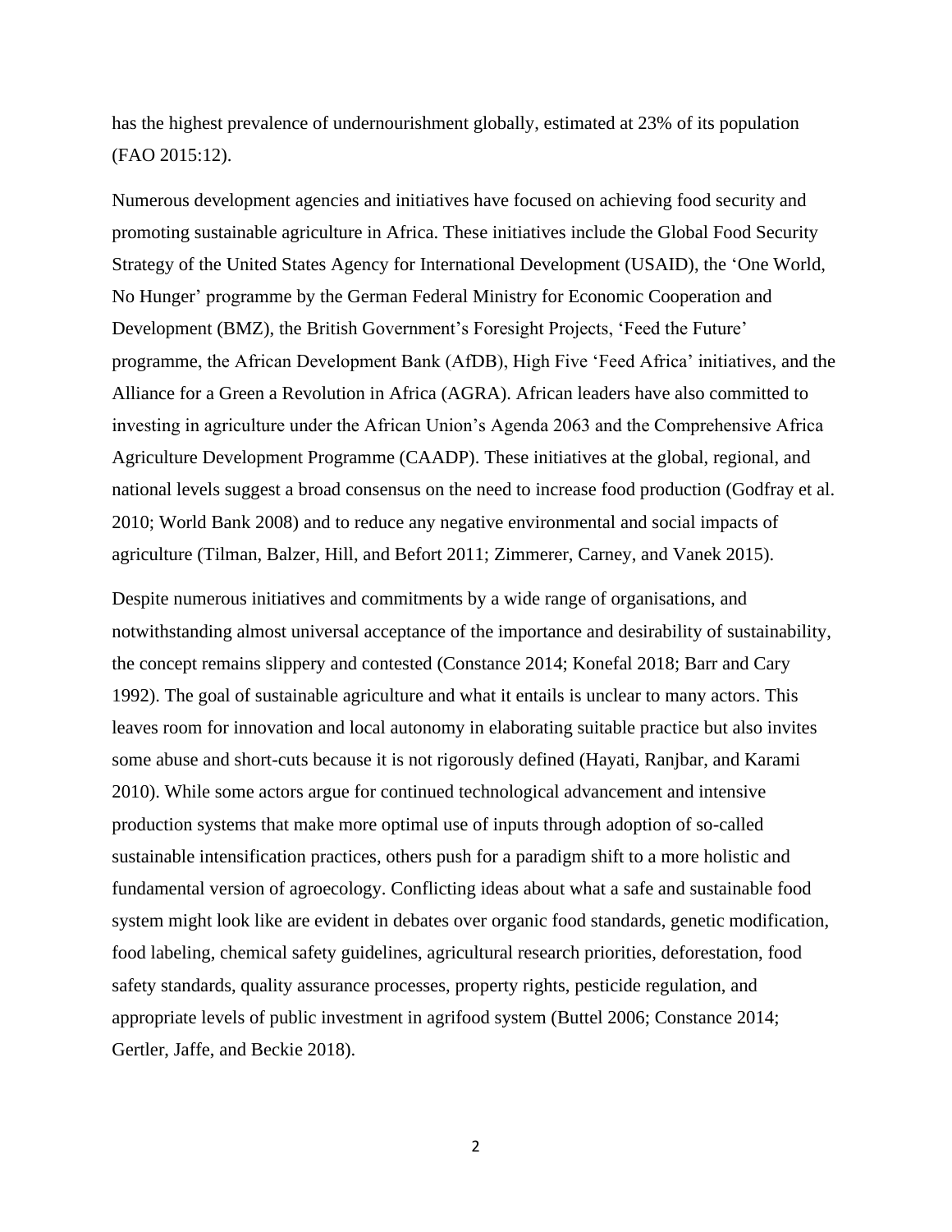has the highest prevalence of undernourishment globally, estimated at 23% of its population (FAO 2015:12).

Numerous development agencies and initiatives have focused on achieving food security and promoting sustainable agriculture in Africa. These initiatives include the Global Food Security Strategy of the United States Agency for International Development (USAID), the 'One World, No Hunger' programme by the German Federal Ministry for Economic Cooperation and Development (BMZ), the British Government's Foresight Projects, 'Feed the Future' programme, the African Development Bank (AfDB), High Five 'Feed Africa' initiatives, and the Alliance for a Green a Revolution in Africa (AGRA). African leaders have also committed to investing in agriculture under the African Union's Agenda 2063 and the Comprehensive Africa Agriculture Development Programme (CAADP). These initiatives at the global, regional, and national levels suggest a broad consensus on the need to increase food production (Godfray et al. 2010; World Bank 2008) and to reduce any negative environmental and social impacts of agriculture (Tilman, Balzer, Hill, and Befort 2011; Zimmerer, Carney, and Vanek 2015).

Despite numerous initiatives and commitments by a wide range of organisations, and notwithstanding almost universal acceptance of the importance and desirability of sustainability, the concept remains slippery and contested (Constance 2014; Konefal 2018; Barr and Cary 1992). The goal of sustainable agriculture and what it entails is unclear to many actors. This leaves room for innovation and local autonomy in elaborating suitable practice but also invites some abuse and short-cuts because it is not rigorously defined (Hayati, Ranjbar, and Karami 2010). While some actors argue for continued technological advancement and intensive production systems that make more optimal use of inputs through adoption of so-called sustainable intensification practices, others push for a paradigm shift to a more holistic and fundamental version of agroecology. Conflicting ideas about what a safe and sustainable food system might look like are evident in debates over organic food standards, genetic modification, food labeling, chemical safety guidelines, agricultural research priorities, deforestation, food safety standards, quality assurance processes, property rights, pesticide regulation, and appropriate levels of public investment in agrifood system (Buttel 2006; Constance 2014; Gertler, Jaffe, and Beckie 2018).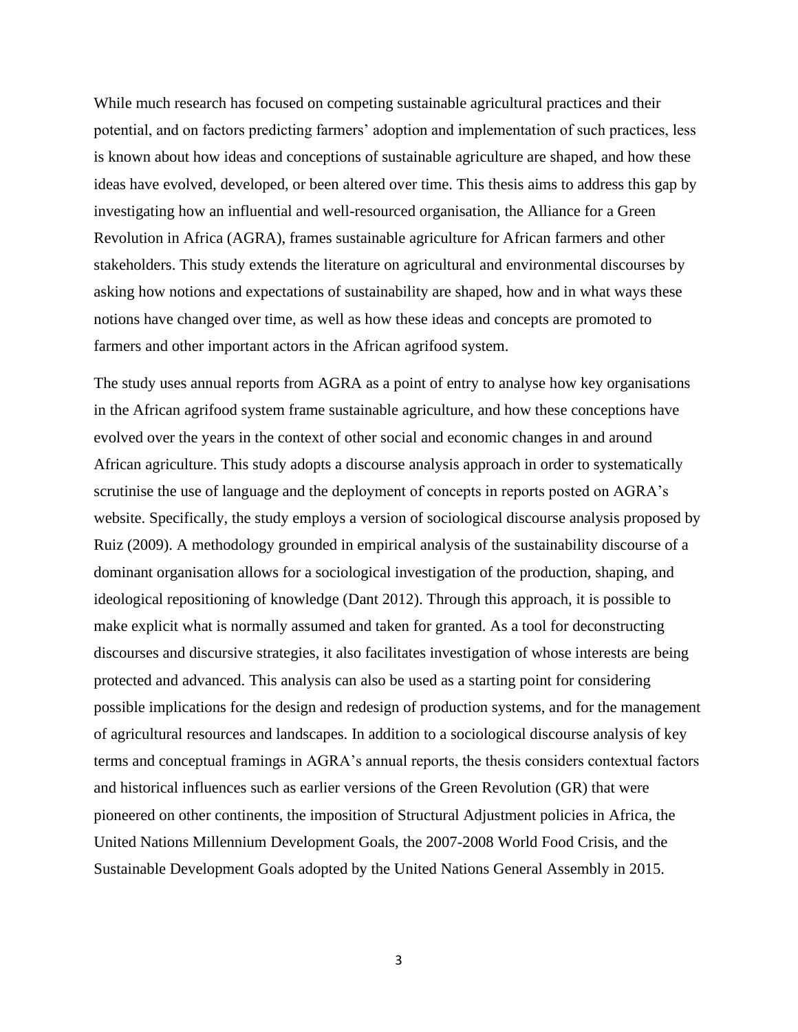While much research has focused on competing sustainable agricultural practices and their potential, and on factors predicting farmers' adoption and implementation of such practices, less is known about how ideas and conceptions of sustainable agriculture are shaped, and how these ideas have evolved, developed, or been altered over time. This thesis aims to address this gap by investigating how an influential and well-resourced organisation, the Alliance for a Green Revolution in Africa (AGRA), frames sustainable agriculture for African farmers and other stakeholders. This study extends the literature on agricultural and environmental discourses by asking how notions and expectations of sustainability are shaped, how and in what ways these notions have changed over time, as well as how these ideas and concepts are promoted to farmers and other important actors in the African agrifood system.

The study uses annual reports from AGRA as a point of entry to analyse how key organisations in the African agrifood system frame sustainable agriculture, and how these conceptions have evolved over the years in the context of other social and economic changes in and around African agriculture. This study adopts a discourse analysis approach in order to systematically scrutinise the use of language and the deployment of concepts in reports posted on AGRA's website. Specifically, the study employs a version of sociological discourse analysis proposed by Ruiz (2009). A methodology grounded in empirical analysis of the sustainability discourse of a dominant organisation allows for a sociological investigation of the production, shaping, and ideological repositioning of knowledge (Dant 2012). Through this approach, it is possible to make explicit what is normally assumed and taken for granted. As a tool for deconstructing discourses and discursive strategies, it also facilitates investigation of whose interests are being protected and advanced. This analysis can also be used as a starting point for considering possible implications for the design and redesign of production systems, and for the management of agricultural resources and landscapes. In addition to a sociological discourse analysis of key terms and conceptual framings in AGRA's annual reports, the thesis considers contextual factors and historical influences such as earlier versions of the Green Revolution (GR) that were pioneered on other continents, the imposition of Structural Adjustment policies in Africa, the United Nations Millennium Development Goals, the 2007-2008 World Food Crisis, and the Sustainable Development Goals adopted by the United Nations General Assembly in 2015.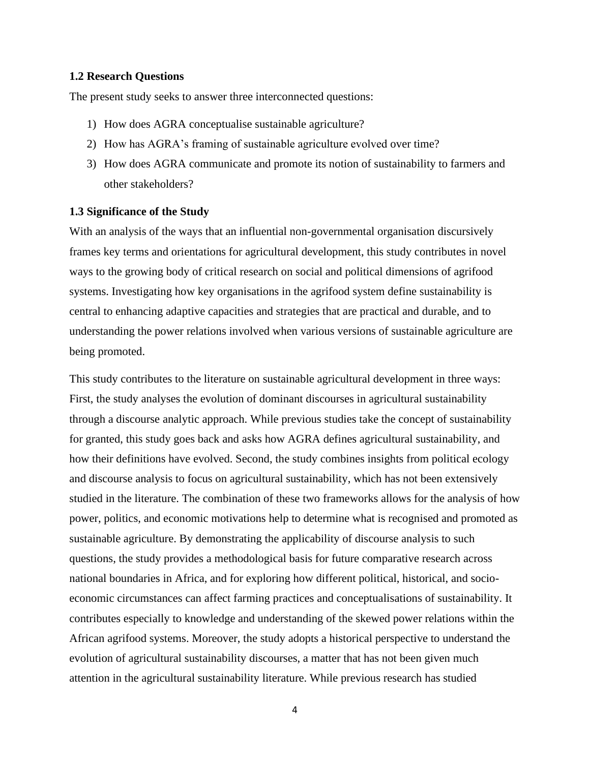### 1.2 Research Questions

The present study seeks to answer three interconnected questions:

1) How does AGRA conceptualise sustainable agriculture?
2) How has AGRA's framing of sustainable agriculture evolved over time?
3) How does AGRA communicate and promote its notion of sustainability to farmers and other stakeholders?

### 1.3 Significance of the Study

With an analysis of the ways that an influential non-governmental organisation discursively frames key terms and orientations for agricultural development, this study contributes in novel ways to the growing body of critical research on social and political dimensions of agrifood systems. Investigating how key organisations in the agrifood system define sustainability is central to enhancing adaptive capacities and strategies that are practical and durable, and to understanding the power relations involved when various versions of sustainable agriculture are being promoted.

This study contributes to the literature on sustainable agricultural development in three ways: First, the study analyses the evolution of dominant discourses in agricultural sustainability through a discourse analytic approach. While previous studies take the concept of sustainability for granted, this study goes back and asks how AGRA defines agricultural sustainability, and how their definitions have evolved. Second, the study combines insights from political ecology and discourse analysis to focus on agricultural sustainability, which has not been extensively studied in the literature. The combination of these two frameworks allows for the analysis of how power, politics, and economic motivations help to determine what is recognised and promoted as sustainable agriculture. By demonstrating the applicability of discourse analysis to such questions, the study provides a methodological basis for future comparative research across national boundaries in Africa, and for exploring how different political, historical, and socio-economic circumstances can affect farming practices and conceptualisations of sustainability. It contributes especially to knowledge and understanding of the skewed power relations within the African agrifood systems. Moreover, the study adopts a historical perspective to understand the evolution of agricultural sustainability discourses, a matter that has not been given much attention in the agricultural sustainability literature. While previous research has studied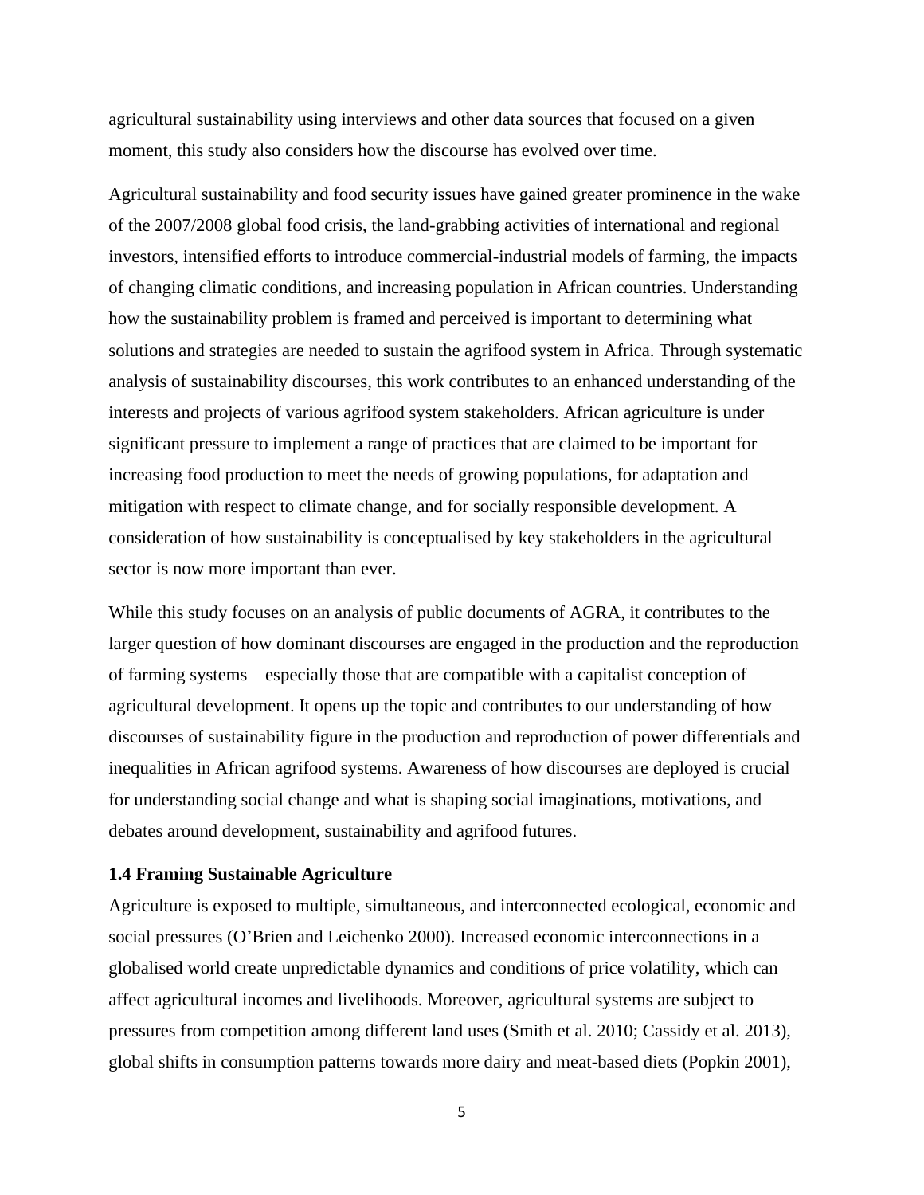agricultural sustainability using interviews and other data sources that focused on a given moment, this study also considers how the discourse has evolved over time.

Agricultural sustainability and food security issues have gained greater prominence in the wake of the 2007/2008 global food crisis, the land-grabbing activities of international and regional investors, intensified efforts to introduce commercial-industrial models of farming, the impacts of changing climatic conditions, and increasing population in African countries. Understanding how the sustainability problem is framed and perceived is important to determining what solutions and strategies are needed to sustain the agrifood system in Africa. Through systematic analysis of sustainability discourses, this work contributes to an enhanced understanding of the interests and projects of various agrifood system stakeholders. African agriculture is under significant pressure to implement a range of practices that are claimed to be important for increasing food production to meet the needs of growing populations, for adaptation and mitigation with respect to climate change, and for socially responsible development. A consideration of how sustainability is conceptualised by key stakeholders in the agricultural sector is now more important than ever.

While this study focuses on an analysis of public documents of AGRA, it contributes to the larger question of how dominant discourses are engaged in the production and the reproduction of farming systems—especially those that are compatible with a capitalist conception of agricultural development. It opens up the topic and contributes to our understanding of how discourses of sustainability figure in the production and reproduction of power differentials and inequalities in African agrifood systems. Awareness of how discourses are deployed is crucial for understanding social change and what is shaping social imaginations, motivations, and debates around development, sustainability and agrifood futures.

### 1.4 Framing Sustainable Agriculture

Agriculture is exposed to multiple, simultaneous, and interconnected ecological, economic and social pressures (O'Brien and Leichenko 2000). Increased economic interconnections in a globalised world create unpredictable dynamics and conditions of price volatility, which can affect agricultural incomes and livelihoods. Moreover, agricultural systems are subject to pressures from competition among different land uses (Smith et al. 2010; Cassidy et al. 2013), global shifts in consumption patterns towards more dairy and meat-based diets (Popkin 2001),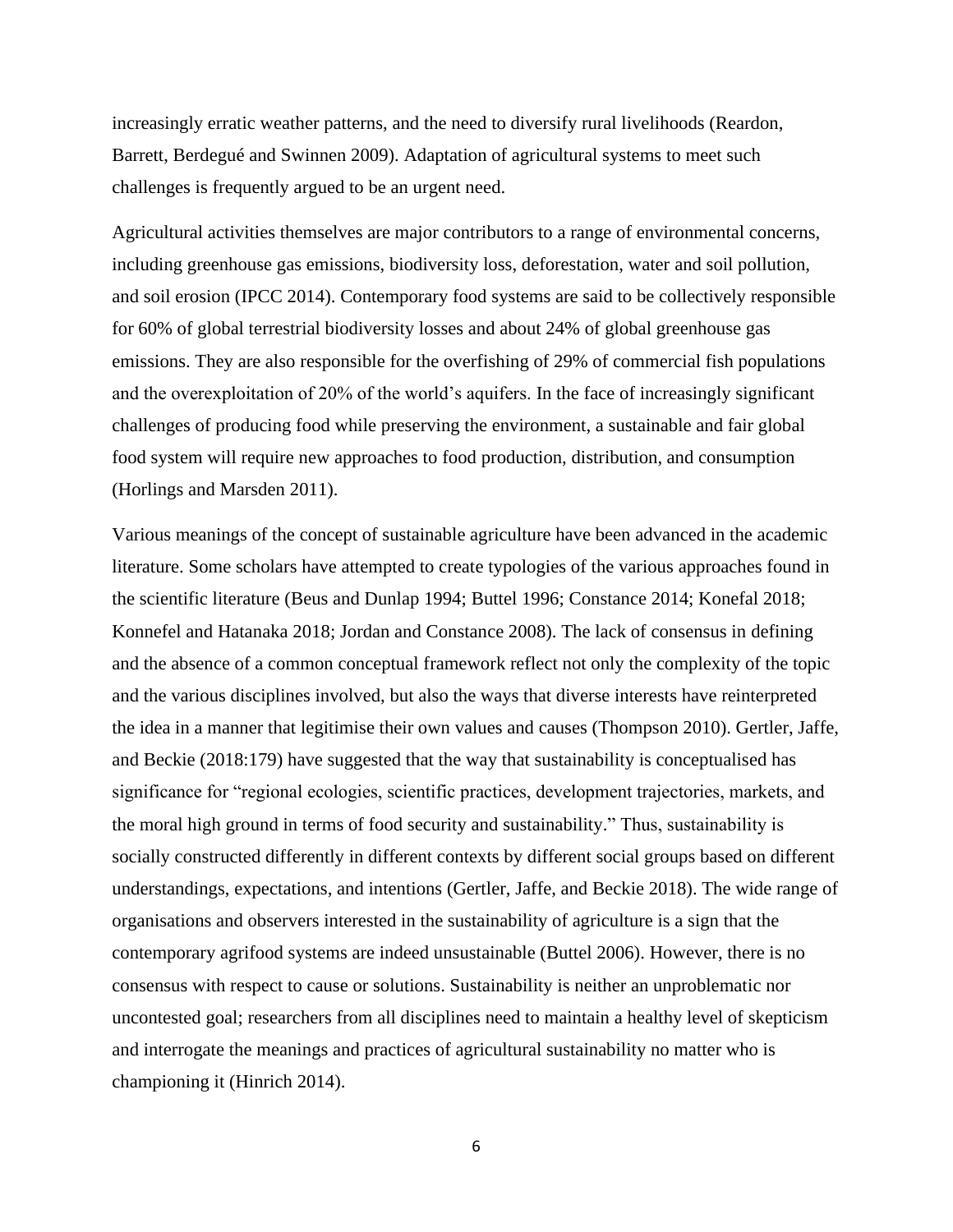increasingly erratic weather patterns, and the need to diversify rural livelihoods (Reardon, Barrett, Berdegué and Swinnen 2009). Adaptation of agricultural systems to meet such challenges is frequently argued to be an urgent need.

Agricultural activities themselves are major contributors to a range of environmental concerns, including greenhouse gas emissions, biodiversity loss, deforestation, water and soil pollution, and soil erosion (IPCC 2014). Contemporary food systems are said to be collectively responsible for 60% of global terrestrial biodiversity losses and about 24% of global greenhouse gas emissions. They are also responsible for the overfishing of 29% of commercial fish populations and the overexploitation of 20% of the world's aquifers. In the face of increasingly significant challenges of producing food while preserving the environment, a sustainable and fair global food system will require new approaches to food production, distribution, and consumption (Horlings and Marsden 2011).

Various meanings of the concept of sustainable agriculture have been advanced in the academic literature. Some scholars have attempted to create typologies of the various approaches found in the scientific literature (Beus and Dunlap 1994; Buttel 1996; Constance 2014; Konefal 2018; Konnefel and Hatanaka 2018; Jordan and Constance 2008). The lack of consensus in defining and the absence of a common conceptual framework reflect not only the complexity of the topic and the various disciplines involved, but also the ways that diverse interests have reinterpreted the idea in a manner that legitimise their own values and causes (Thompson 2010). Gertler, Jaffe, and Beckie (2018:179) have suggested that the way that sustainability is conceptualised has significance for "regional ecologies, scientific practices, development trajectories, markets, and the moral high ground in terms of food security and sustainability." Thus, sustainability is socially constructed differently in different contexts by different social groups based on different understandings, expectations, and intentions (Gertler, Jaffe, and Beckie 2018). The wide range of organisations and observers interested in the sustainability of agriculture is a sign that the contemporary agrifood systems are indeed unsustainable (Buttel 2006). However, there is no consensus with respect to cause or solutions. Sustainability is neither an unproblematic nor uncontested goal; researchers from all disciplines need to maintain a healthy level of skepticism and interrogate the meanings and practices of agricultural sustainability no matter who is championing it (Hinrich 2014).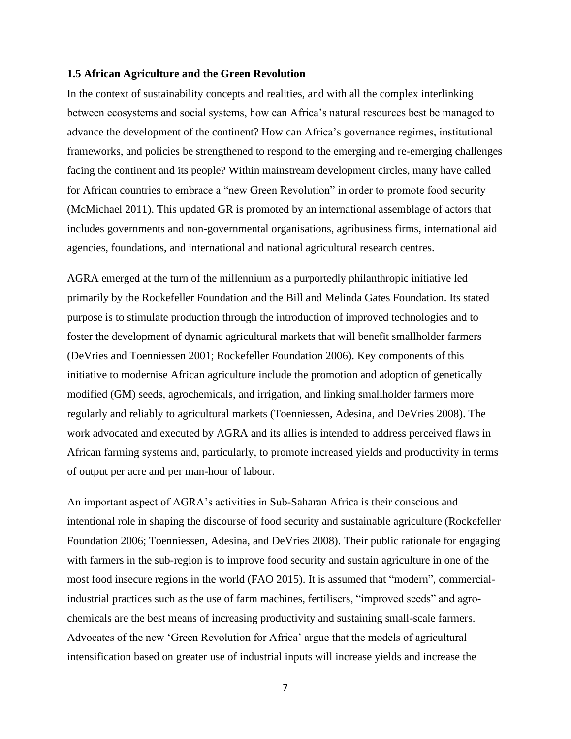### 1.5 African Agriculture and the Green Revolution

In the context of sustainability concepts and realities, and with all the complex interlinking between ecosystems and social systems, how can Africa's natural resources best be managed to advance the development of the continent? How can Africa's governance regimes, institutional frameworks, and policies be strengthened to respond to the emerging and re-emerging challenges facing the continent and its people? Within mainstream development circles, many have called for African countries to embrace a "new Green Revolution" in order to promote food security (McMichael 2011). This updated GR is promoted by an international assemblage of actors that includes governments and non-governmental organisations, agribusiness firms, international aid agencies, foundations, and international and national agricultural research centres.

AGRA emerged at the turn of the millennium as a purportedly philanthropic initiative led primarily by the Rockefeller Foundation and the Bill and Melinda Gates Foundation. Its stated purpose is to stimulate production through the introduction of improved technologies and to foster the development of dynamic agricultural markets that will benefit smallholder farmers (DeVries and Toenniessen 2001; Rockefeller Foundation 2006). Key components of this initiative to modernise African agriculture include the promotion and adoption of genetically modified (GM) seeds, agrochemicals, and irrigation, and linking smallholder farmers more regularly and reliably to agricultural markets (Toenniessen, Adesina, and DeVries 2008). The work advocated and executed by AGRA and its allies is intended to address perceived flaws in African farming systems and, particularly, to promote increased yields and productivity in terms of output per acre and per man-hour of labour.

An important aspect of AGRA's activities in Sub-Saharan Africa is their conscious and intentional role in shaping the discourse of food security and sustainable agriculture (Rockefeller Foundation 2006; Toenniessen, Adesina, and DeVries 2008). Their public rationale for engaging with farmers in the sub-region is to improve food security and sustain agriculture in one of the most food insecure regions in the world (FAO 2015). It is assumed that "modern", commercial-industrial practices such as the use of farm machines, fertilisers, "improved seeds" and agro-chemicals are the best means of increasing productivity and sustaining small-scale farmers. Advocates of the new 'Green Revolution for Africa' argue that the models of agricultural intensification based on greater use of industrial inputs will increase yields and increase the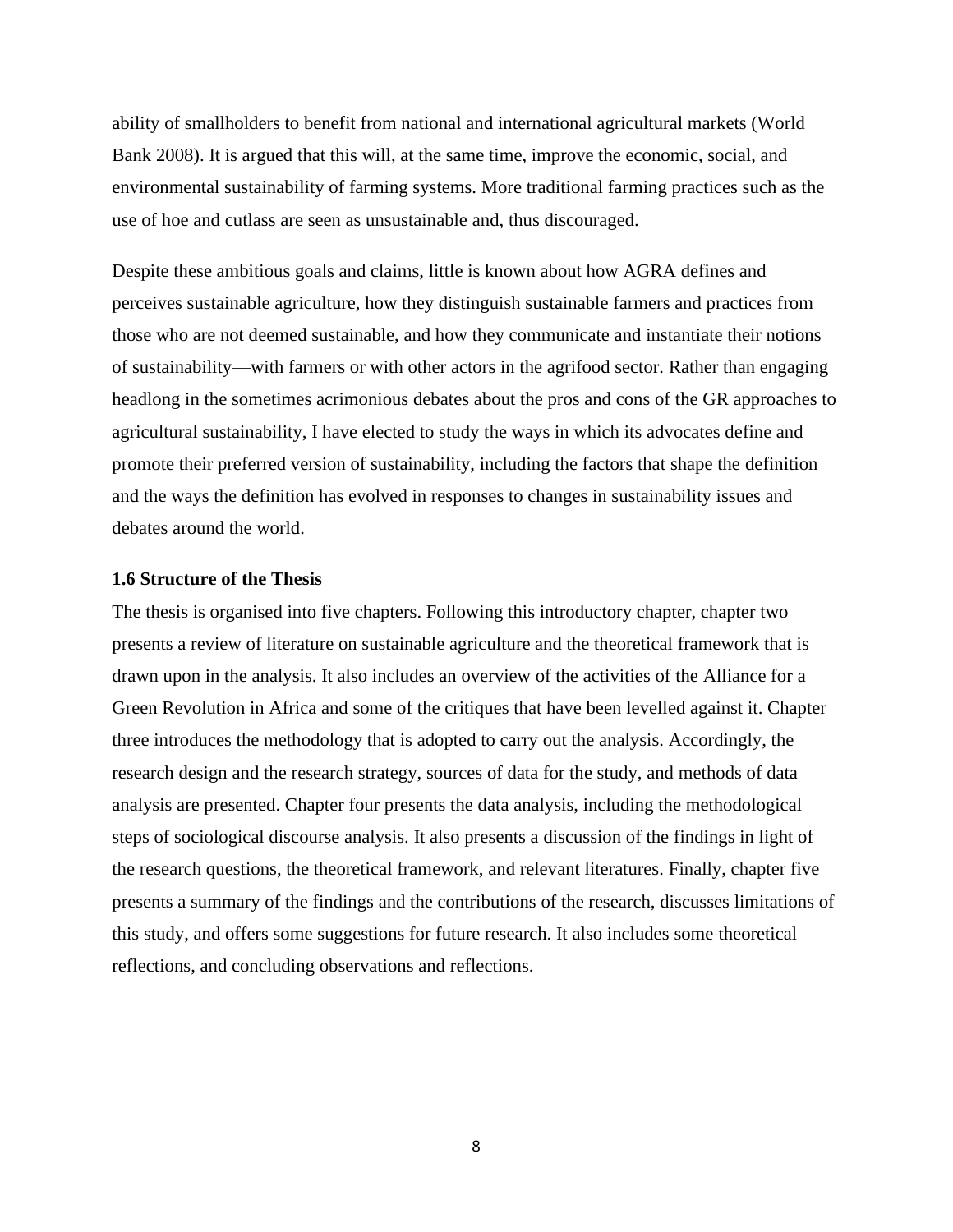ability of smallholders to benefit from national and international agricultural markets (World Bank 2008). It is argued that this will, at the same time, improve the economic, social, and environmental sustainability of farming systems. More traditional farming practices such as the use of hoe and cutlass are seen as unsustainable and, thus discouraged.

Despite these ambitious goals and claims, little is known about how AGRA defines and perceives sustainable agriculture, how they distinguish sustainable farmers and practices from those who are not deemed sustainable, and how they communicate and instantiate their notions of sustainability—with farmers or with other actors in the agrifood sector. Rather than engaging headlong in the sometimes acrimonious debates about the pros and cons of the GR approaches to agricultural sustainability, I have elected to study the ways in which its advocates define and promote their preferred version of sustainability, including the factors that shape the definition and the ways the definition has evolved in responses to changes in sustainability issues and debates around the world.

### 1.6 Structure of the Thesis

The thesis is organised into five chapters. Following this introductory chapter, chapter two presents a review of literature on sustainable agriculture and the theoretical framework that is drawn upon in the analysis. It also includes an overview of the activities of the Alliance for a Green Revolution in Africa and some of the critiques that have been levelled against it. Chapter three introduces the methodology that is adopted to carry out the analysis. Accordingly, the research design and the research strategy, sources of data for the study, and methods of data analysis are presented. Chapter four presents the data analysis, including the methodological steps of sociological discourse analysis. It also presents a discussion of the findings in light of the research questions, the theoretical framework, and relevant literatures. Finally, chapter five presents a summary of the findings and the contributions of the research, discusses limitations of this study, and offers some suggestions for future research. It also includes some theoretical reflections, and concluding observations and reflections.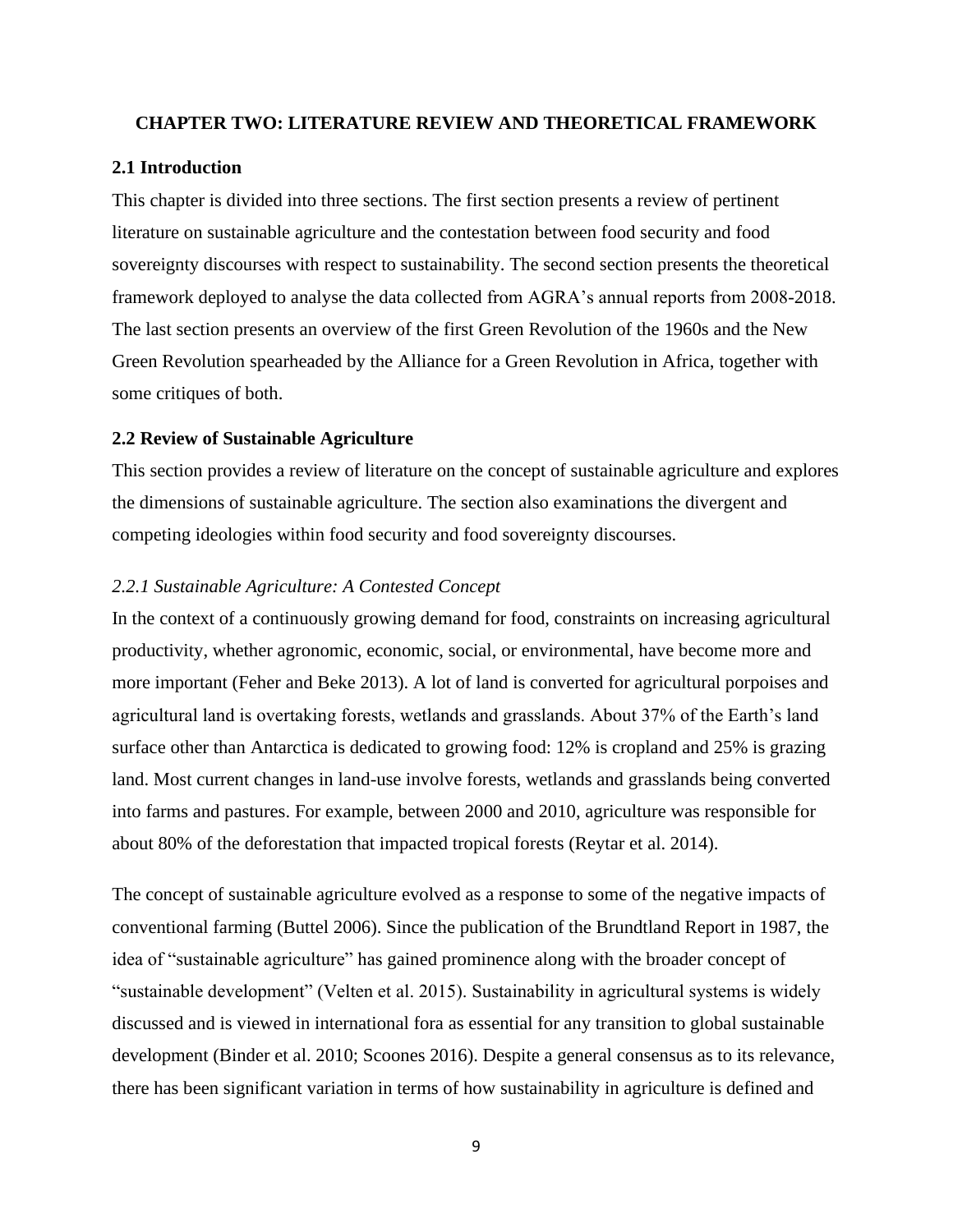# CHAPTER TWO: LITERATURE REVIEW AND THEORETICAL FRAMEWORK

## 2.1 Introduction

This chapter is divided into three sections. The first section presents a review of pertinent literature on sustainable agriculture and the contestation between food security and food sovereignty discourses with respect to sustainability. The second section presents the theoretical framework deployed to analyse the data collected from AGRA's annual reports from 2008-2018. The last section presents an overview of the first Green Revolution of the 1960s and the New Green Revolution spearheaded by the Alliance for a Green Revolution in Africa, together with some critiques of both.

## 2.2 Review of Sustainable Agriculture

This section provides a review of literature on the concept of sustainable agriculture and explores the dimensions of sustainable agriculture. The section also examinations the divergent and competing ideologies within food security and food sovereignty discourses.

### *2.2.1 Sustainable Agriculture: A Contested Concept*

In the context of a continuously growing demand for food, constraints on increasing agricultural productivity, whether agronomic, economic, social, or environmental, have become more and more important (Feher and Beke 2013). A lot of land is converted for agricultural porpoises and agricultural land is overtaking forests, wetlands and grasslands. About 37% of the Earth's land surface other than Antarctica is dedicated to growing food: 12% is cropland and 25% is grazing land. Most current changes in land-use involve forests, wetlands and grasslands being converted into farms and pastures. For example, between 2000 and 2010, agriculture was responsible for about 80% of the deforestation that impacted tropical forests (Reytar et al. 2014).

The concept of sustainable agriculture evolved as a response to some of the negative impacts of conventional farming (Buttel 2006). Since the publication of the Brundtland Report in 1987, the idea of "sustainable agriculture" has gained prominence along with the broader concept of "sustainable development" (Velten et al. 2015). Sustainability in agricultural systems is widely discussed and is viewed in international fora as essential for any transition to global sustainable development (Binder et al. 2010; Scoones 2016). Despite a general consensus as to its relevance, there has been significant variation in terms of how sustainability in agriculture is defined and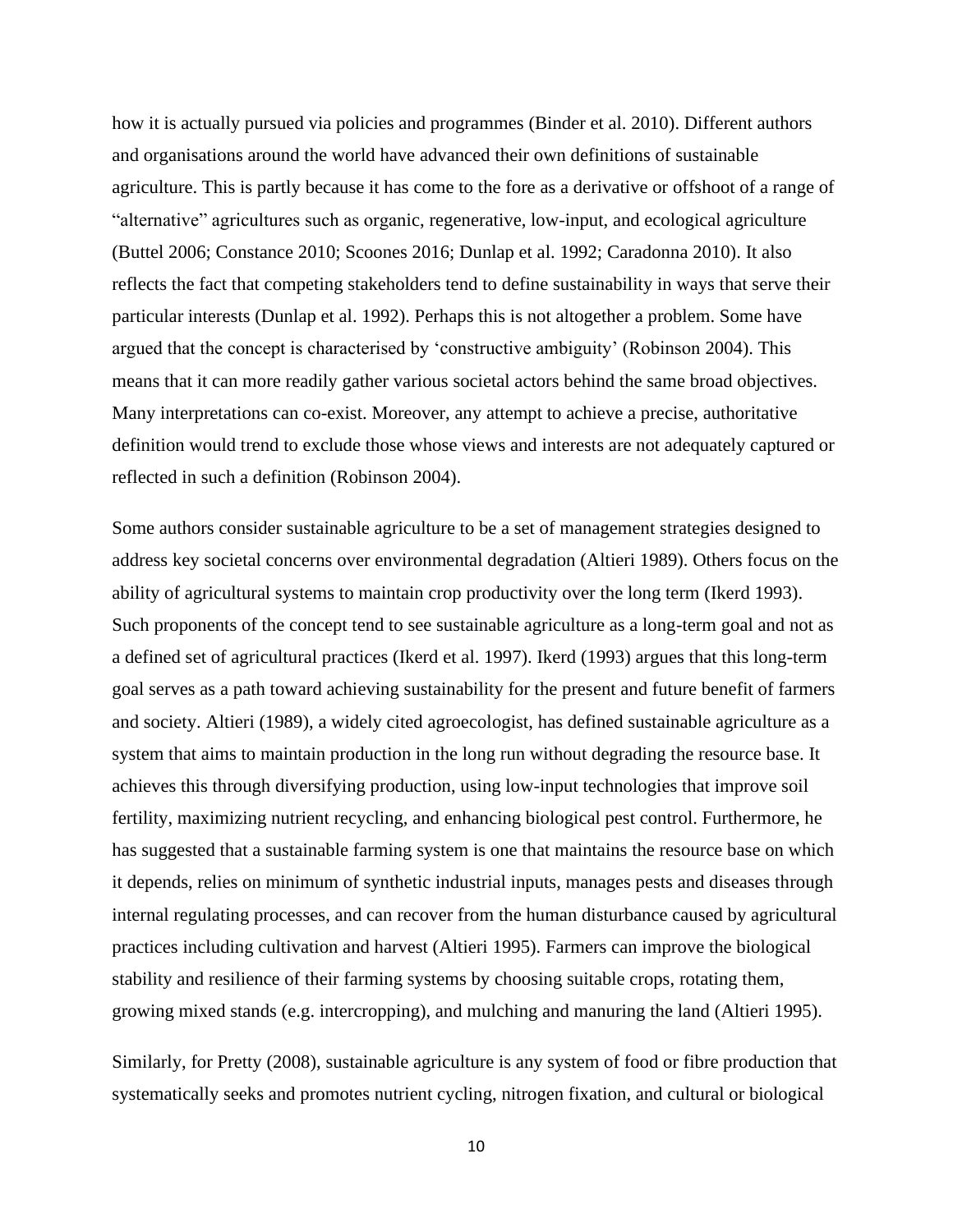how it is actually pursued via policies and programmes (Binder et al. 2010). Different authors and organisations around the world have advanced their own definitions of sustainable agriculture. This is partly because it has come to the fore as a derivative or offshoot of a range of "alternative" agricultures such as organic, regenerative, low-input, and ecological agriculture (Buttel 2006; Constance 2010; Scoones 2016; Dunlap et al. 1992; Caradonna 2010). It also reflects the fact that competing stakeholders tend to define sustainability in ways that serve their particular interests (Dunlap et al. 1992). Perhaps this is not altogether a problem. Some have argued that the concept is characterised by 'constructive ambiguity' (Robinson 2004). This means that it can more readily gather various societal actors behind the same broad objectives. Many interpretations can co-exist. Moreover, any attempt to achieve a precise, authoritative definition would trend to exclude those whose views and interests are not adequately captured or reflected in such a definition (Robinson 2004).

Some authors consider sustainable agriculture to be a set of management strategies designed to address key societal concerns over environmental degradation (Altieri 1989). Others focus on the ability of agricultural systems to maintain crop productivity over the long term (Ikerd 1993). Such proponents of the concept tend to see sustainable agriculture as a long-term goal and not as a defined set of agricultural practices (Ikerd et al. 1997). Ikerd (1993) argues that this long-term goal serves as a path toward achieving sustainability for the present and future benefit of farmers and society. Altieri (1989), a widely cited agroecologist, has defined sustainable agriculture as a system that aims to maintain production in the long run without degrading the resource base. It achieves this through diversifying production, using low-input technologies that improve soil fertility, maximizing nutrient recycling, and enhancing biological pest control. Furthermore, he has suggested that a sustainable farming system is one that maintains the resource base on which it depends, relies on minimum of synthetic industrial inputs, manages pests and diseases through internal regulating processes, and can recover from the human disturbance caused by agricultural practices including cultivation and harvest (Altieri 1995). Farmers can improve the biological stability and resilience of their farming systems by choosing suitable crops, rotating them, growing mixed stands (e.g. intercropping), and mulching and manuring the land (Altieri 1995).

Similarly, for Pretty (2008), sustainable agriculture is any system of food or fibre production that systematically seeks and promotes nutrient cycling, nitrogen fixation, and cultural or biological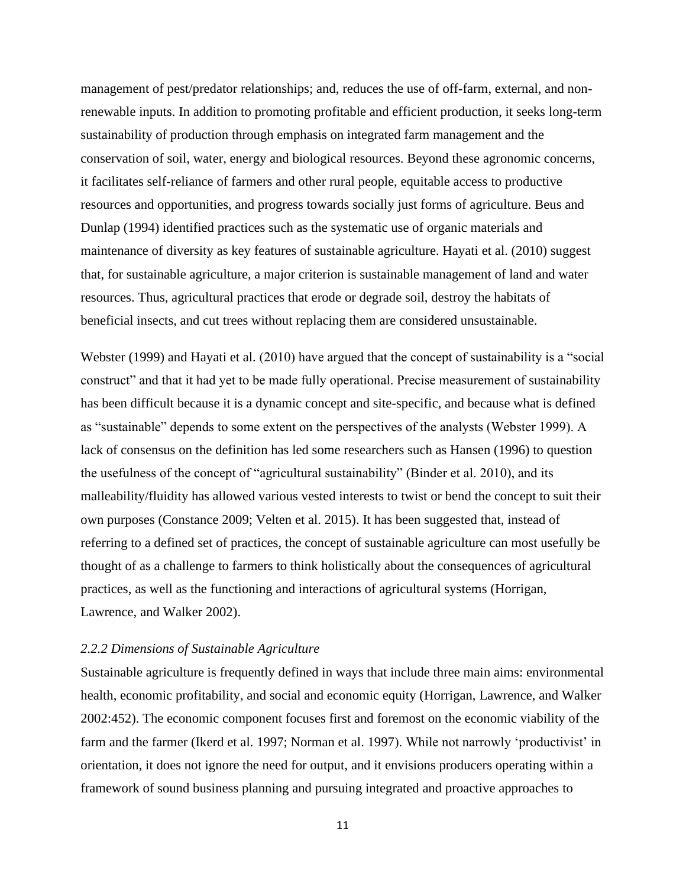management of pest/predator relationships; and, reduces the use of off-farm, external, and non-renewable inputs. In addition to promoting profitable and efficient production, it seeks long-term sustainability of production through emphasis on integrated farm management and the conservation of soil, water, energy and biological resources. Beyond these agronomic concerns, it facilitates self-reliance of farmers and other rural people, equitable access to productive resources and opportunities, and progress towards socially just forms of agriculture. Beus and Dunlap (1994) identified practices such as the systematic use of organic materials and maintenance of diversity as key features of sustainable agriculture. Hayati et al. (2010) suggest that, for sustainable agriculture, a major criterion is sustainable management of land and water resources. Thus, agricultural practices that erode or degrade soil, destroy the habitats of beneficial insects, and cut trees without replacing them are considered unsustainable.

Webster (1999) and Hayati et al. (2010) have argued that the concept of sustainability is a "social construct" and that it had yet to be made fully operational. Precise measurement of sustainability has been difficult because it is a dynamic concept and site-specific, and because what is defined as "sustainable" depends to some extent on the perspectives of the analysts (Webster 1999). A lack of consensus on the definition has led some researchers such as Hansen (1996) to question the usefulness of the concept of "agricultural sustainability" (Binder et al. 2010), and its malleability/fluidity has allowed various vested interests to twist or bend the concept to suit their own purposes (Constance 2009; Velten et al. 2015). It has been suggested that, instead of referring to a defined set of practices, the concept of sustainable agriculture can most usefully be thought of as a challenge to farmers to think holistically about the consequences of agricultural practices, as well as the functioning and interactions of agricultural systems (Horrigan, Lawrence, and Walker 2002).

### *2.2.2 Dimensions of Sustainable Agriculture*

Sustainable agriculture is frequently defined in ways that include three main aims: environmental health, economic profitability, and social and economic equity (Horrigan, Lawrence, and Walker 2002:452). The economic component focuses first and foremost on the economic viability of the farm and the farmer (Ikerd et al. 1997; Norman et al. 1997). While not narrowly 'productivist' in orientation, it does not ignore the need for output, and it envisions producers operating within a framework of sound business planning and pursuing integrated and proactive approaches to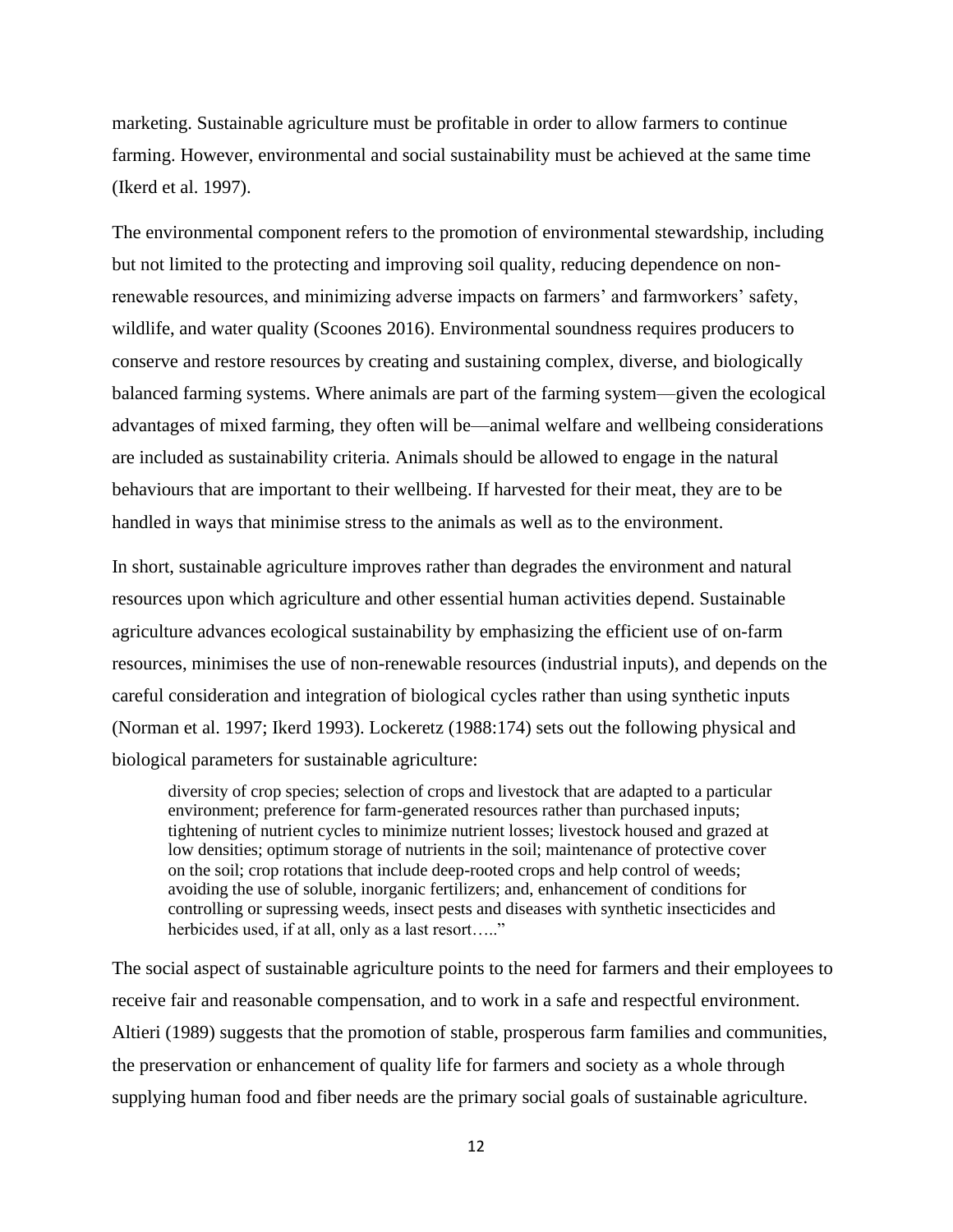marketing. Sustainable agriculture must be profitable in order to allow farmers to continue farming. However, environmental and social sustainability must be achieved at the same time (Ikerd et al. 1997).

The environmental component refers to the promotion of environmental stewardship, including but not limited to the protecting and improving soil quality, reducing dependence on non-renewable resources, and minimizing adverse impacts on farmers' and farmworkers' safety, wildlife, and water quality (Scoones 2016). Environmental soundness requires producers to conserve and restore resources by creating and sustaining complex, diverse, and biologically balanced farming systems. Where animals are part of the farming system—given the ecological advantages of mixed farming, they often will be—animal welfare and wellbeing considerations are included as sustainability criteria. Animals should be allowed to engage in the natural behaviours that are important to their wellbeing. If harvested for their meat, they are to be handled in ways that minimise stress to the animals as well as to the environment.

In short, sustainable agriculture improves rather than degrades the environment and natural resources upon which agriculture and other essential human activities depend. Sustainable agriculture advances ecological sustainability by emphasizing the efficient use of on-farm resources, minimises the use of non-renewable resources (industrial inputs), and depends on the careful consideration and integration of biological cycles rather than using synthetic inputs (Norman et al. 1997; Ikerd 1993). Lockeretz (1988:174) sets out the following physical and biological parameters for sustainable agriculture:

> diversity of crop species; selection of crops and livestock that are adapted to a particular environment; preference for farm-generated resources rather than purchased inputs; tightening of nutrient cycles to minimize nutrient losses; livestock housed and grazed at low densities; optimum storage of nutrients in the soil; maintenance of protective cover on the soil; crop rotations that include deep-rooted crops and help control of weeds; avoiding the use of soluble, inorganic fertilizers; and, enhancement of conditions for controlling or supressing weeds, insect pests and diseases with synthetic insecticides and herbicides used, if at all, only as a last resort….."

The social aspect of sustainable agriculture points to the need for farmers and their employees to receive fair and reasonable compensation, and to work in a safe and respectful environment. Altieri (1989) suggests that the promotion of stable, prosperous farm families and communities, the preservation or enhancement of quality life for farmers and society as a whole through supplying human food and fiber needs are the primary social goals of sustainable agriculture.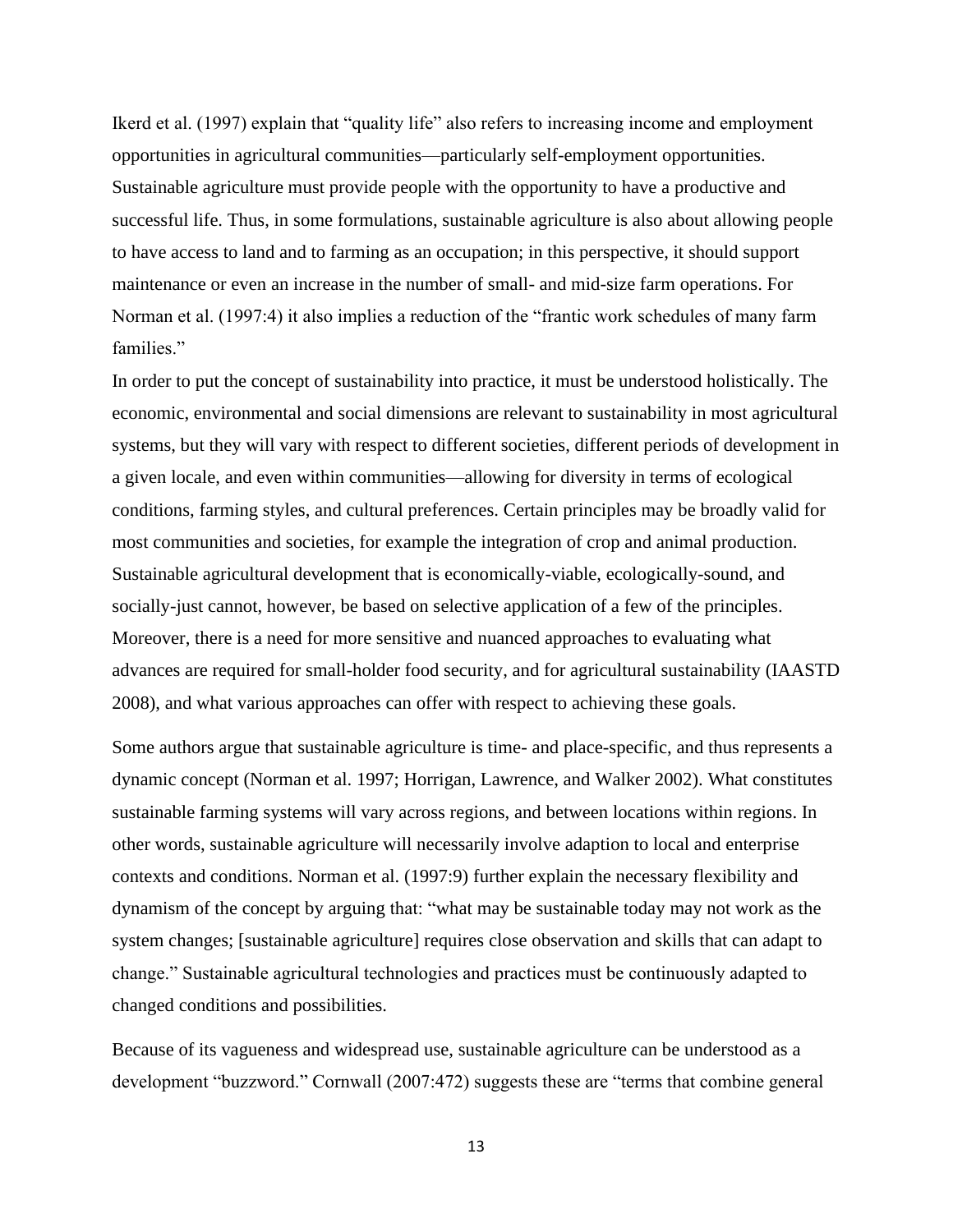Ikerd et al. (1997) explain that "quality life" also refers to increasing income and employment opportunities in agricultural communities—particularly self-employment opportunities. Sustainable agriculture must provide people with the opportunity to have a productive and successful life. Thus, in some formulations, sustainable agriculture is also about allowing people to have access to land and to farming as an occupation; in this perspective, it should support maintenance or even an increase in the number of small- and mid-size farm operations. For Norman et al. (1997:4) it also implies a reduction of the "frantic work schedules of many farm families."

In order to put the concept of sustainability into practice, it must be understood holistically. The economic, environmental and social dimensions are relevant to sustainability in most agricultural systems, but they will vary with respect to different societies, different periods of development in a given locale, and even within communities—allowing for diversity in terms of ecological conditions, farming styles, and cultural preferences. Certain principles may be broadly valid for most communities and societies, for example the integration of crop and animal production. Sustainable agricultural development that is economically-viable, ecologically-sound, and socially-just cannot, however, be based on selective application of a few of the principles. Moreover, there is a need for more sensitive and nuanced approaches to evaluating what advances are required for small-holder food security, and for agricultural sustainability (IAASTD 2008), and what various approaches can offer with respect to achieving these goals.

Some authors argue that sustainable agriculture is time- and place-specific, and thus represents a dynamic concept (Norman et al. 1997; Horrigan, Lawrence, and Walker 2002). What constitutes sustainable farming systems will vary across regions, and between locations within regions. In other words, sustainable agriculture will necessarily involve adaption to local and enterprise contexts and conditions. Norman et al. (1997:9) further explain the necessary flexibility and dynamism of the concept by arguing that: "what may be sustainable today may not work as the system changes; [sustainable agriculture] requires close observation and skills that can adapt to change." Sustainable agricultural technologies and practices must be continuously adapted to changed conditions and possibilities.

Because of its vagueness and widespread use, sustainable agriculture can be understood as a development "buzzword." Cornwall (2007:472) suggests these are "terms that combine general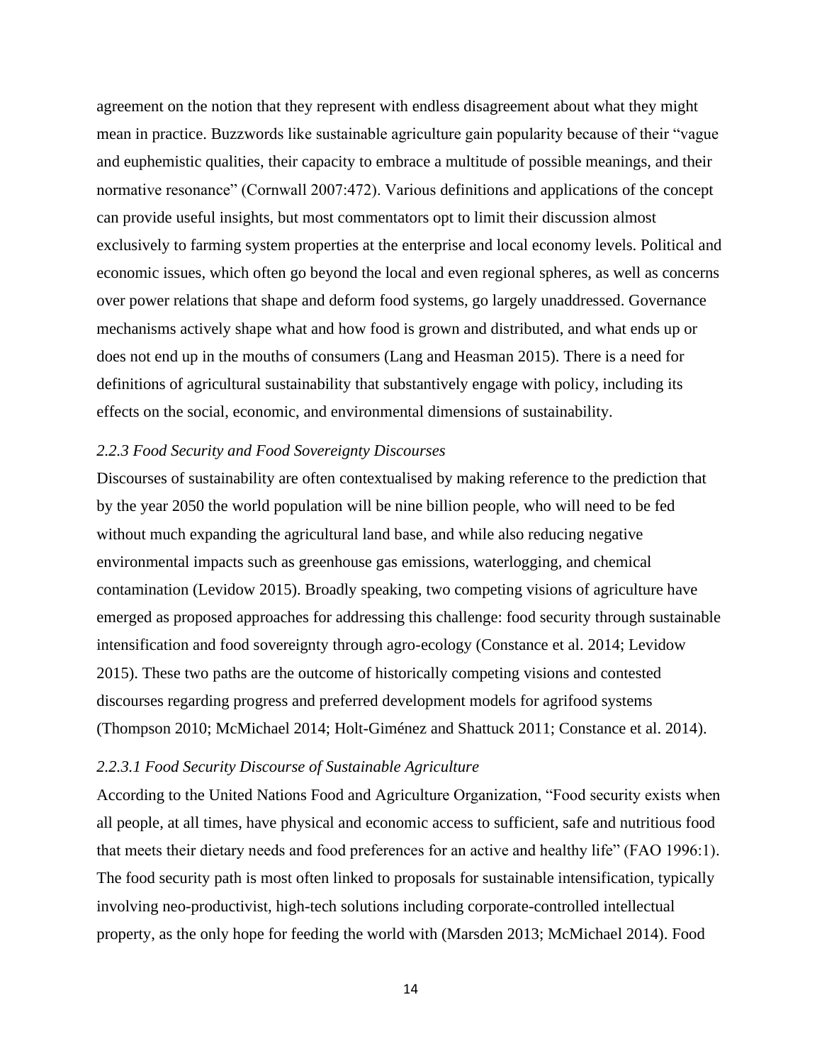agreement on the notion that they represent with endless disagreement about what they might mean in practice. Buzzwords like sustainable agriculture gain popularity because of their "vague and euphemistic qualities, their capacity to embrace a multitude of possible meanings, and their normative resonance" (Cornwall 2007:472). Various definitions and applications of the concept can provide useful insights, but most commentators opt to limit their discussion almost exclusively to farming system properties at the enterprise and local economy levels. Political and economic issues, which often go beyond the local and even regional spheres, as well as concerns over power relations that shape and deform food systems, go largely unaddressed. Governance mechanisms actively shape what and how food is grown and distributed, and what ends up or does not end up in the mouths of consumers (Lang and Heasman 2015). There is a need for definitions of agricultural sustainability that substantively engage with policy, including its effects on the social, economic, and environmental dimensions of sustainability.

### *2.2.3 Food Security and Food Sovereignty Discourses*

Discourses of sustainability are often contextualised by making reference to the prediction that by the year 2050 the world population will be nine billion people, who will need to be fed without much expanding the agricultural land base, and while also reducing negative environmental impacts such as greenhouse gas emissions, waterlogging, and chemical contamination (Levidow 2015). Broadly speaking, two competing visions of agriculture have emerged as proposed approaches for addressing this challenge: food security through sustainable intensification and food sovereignty through agro-ecology (Constance et al. 2014; Levidow 2015). These two paths are the outcome of historically competing visions and contested discourses regarding progress and preferred development models for agrifood systems (Thompson 2010; McMichael 2014; Holt-Giménez and Shattuck 2011; Constance et al. 2014).

#### *2.2.3.1 Food Security Discourse of Sustainable Agriculture*

According to the United Nations Food and Agriculture Organization, "Food security exists when all people, at all times, have physical and economic access to sufficient, safe and nutritious food that meets their dietary needs and food preferences for an active and healthy life" (FAO 1996:1). The food security path is most often linked to proposals for sustainable intensification, typically involving neo-productivist, high-tech solutions including corporate-controlled intellectual property, as the only hope for feeding the world with (Marsden 2013; McMichael 2014). Food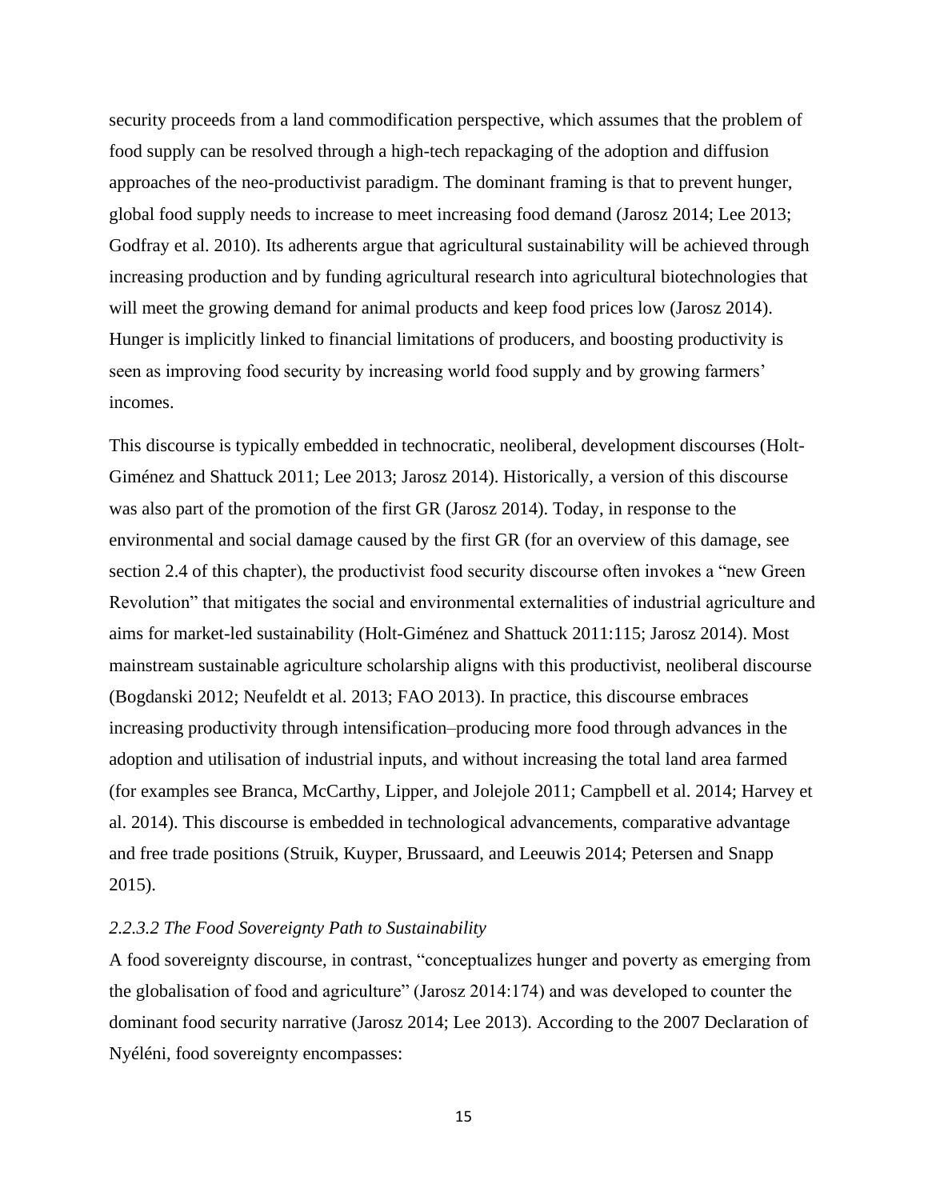security proceeds from a land commodification perspective, which assumes that the problem of food supply can be resolved through a high-tech repackaging of the adoption and diffusion approaches of the neo-productivist paradigm. The dominant framing is that to prevent hunger, global food supply needs to increase to meet increasing food demand (Jarosz 2014; Lee 2013; Godfray et al. 2010). Its adherents argue that agricultural sustainability will be achieved through increasing production and by funding agricultural research into agricultural biotechnologies that will meet the growing demand for animal products and keep food prices low (Jarosz 2014). Hunger is implicitly linked to financial limitations of producers, and boosting productivity is seen as improving food security by increasing world food supply and by growing farmers' incomes.

This discourse is typically embedded in technocratic, neoliberal, development discourses (Holt-Giménez and Shattuck 2011; Lee 2013; Jarosz 2014). Historically, a version of this discourse was also part of the promotion of the first GR (Jarosz 2014). Today, in response to the environmental and social damage caused by the first GR (for an overview of this damage, see section 2.4 of this chapter), the productivist food security discourse often invokes a "new Green Revolution" that mitigates the social and environmental externalities of industrial agriculture and aims for market-led sustainability (Holt-Giménez and Shattuck 2011:115; Jarosz 2014). Most mainstream sustainable agriculture scholarship aligns with this productivist, neoliberal discourse (Bogdanski 2012; Neufeldt et al. 2013; FAO 2013). In practice, this discourse embraces increasing productivity through intensification–producing more food through advances in the adoption and utilisation of industrial inputs, and without increasing the total land area farmed (for examples see Branca, McCarthy, Lipper, and Jolejole 2011; Campbell et al. 2014; Harvey et al. 2014). This discourse is embedded in technological advancements, comparative advantage and free trade positions (Struik, Kuyper, Brussaard, and Leeuwis 2014; Petersen and Snapp 2015).

#### *2.2.3.2 The Food Sovereignty Path to Sustainability*

A food sovereignty discourse, in contrast, "conceptualizes hunger and poverty as emerging from the globalisation of food and agriculture" (Jarosz 2014:174) and was developed to counter the dominant food security narrative (Jarosz 2014; Lee 2013). According to the 2007 Declaration of Nyéléni, food sovereignty encompasses: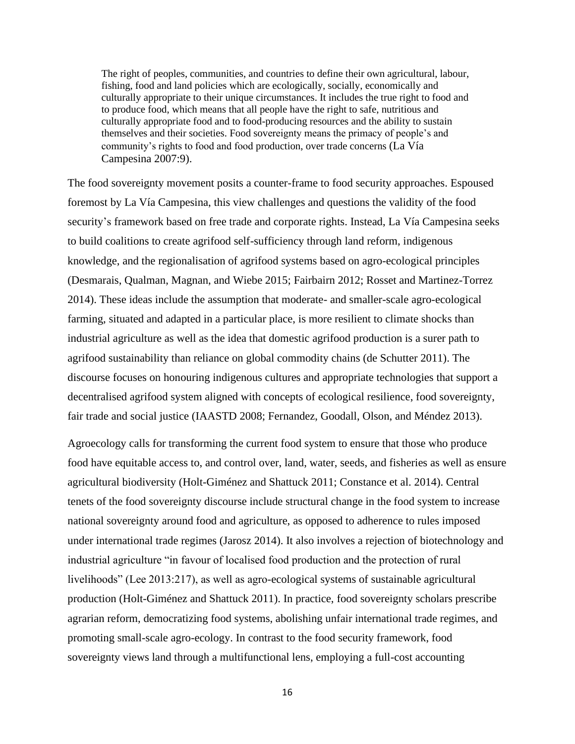> The right of peoples, communities, and countries to define their own agricultural, labour, fishing, food and land policies which are ecologically, socially, economically and culturally appropriate to their unique circumstances. It includes the true right to food and to produce food, which means that all people have the right to safe, nutritious and culturally appropriate food and to food-producing resources and the ability to sustain themselves and their societies. Food sovereignty means the primacy of people's and community's rights to food and food production, over trade concerns (La Vía Campesina 2007:9).

The food sovereignty movement posits a counter-frame to food security approaches. Espoused foremost by La Vía Campesina, this view challenges and questions the validity of the food security's framework based on free trade and corporate rights. Instead, La Vía Campesina seeks to build coalitions to create agrifood self-sufficiency through land reform, indigenous knowledge, and the regionalisation of agrifood systems based on agro-ecological principles (Desmarais, Qualman, Magnan, and Wiebe 2015; Fairbairn 2012; Rosset and Martinez-Torrez 2014). These ideas include the assumption that moderate- and smaller-scale agro-ecological farming, situated and adapted in a particular place, is more resilient to climate shocks than industrial agriculture as well as the idea that domestic agrifood production is a surer path to agrifood sustainability than reliance on global commodity chains (de Schutter 2011). The discourse focuses on honouring indigenous cultures and appropriate technologies that support a decentralised agrifood system aligned with concepts of ecological resilience, food sovereignty, fair trade and social justice (IAASTD 2008; Fernandez, Goodall, Olson, and Méndez 2013).

Agroecology calls for transforming the current food system to ensure that those who produce food have equitable access to, and control over, land, water, seeds, and fisheries as well as ensure agricultural biodiversity (Holt-Giménez and Shattuck 2011; Constance et al. 2014). Central tenets of the food sovereignty discourse include structural change in the food system to increase national sovereignty around food and agriculture, as opposed to adherence to rules imposed under international trade regimes (Jarosz 2014). It also involves a rejection of biotechnology and industrial agriculture "in favour of localised food production and the protection of rural livelihoods" (Lee 2013:217), as well as agro-ecological systems of sustainable agricultural production (Holt-Giménez and Shattuck 2011). In practice, food sovereignty scholars prescribe agrarian reform, democratizing food systems, abolishing unfair international trade regimes, and promoting small-scale agro-ecology. In contrast to the food security framework, food sovereignty views land through a multifunctional lens, employing a full-cost accounting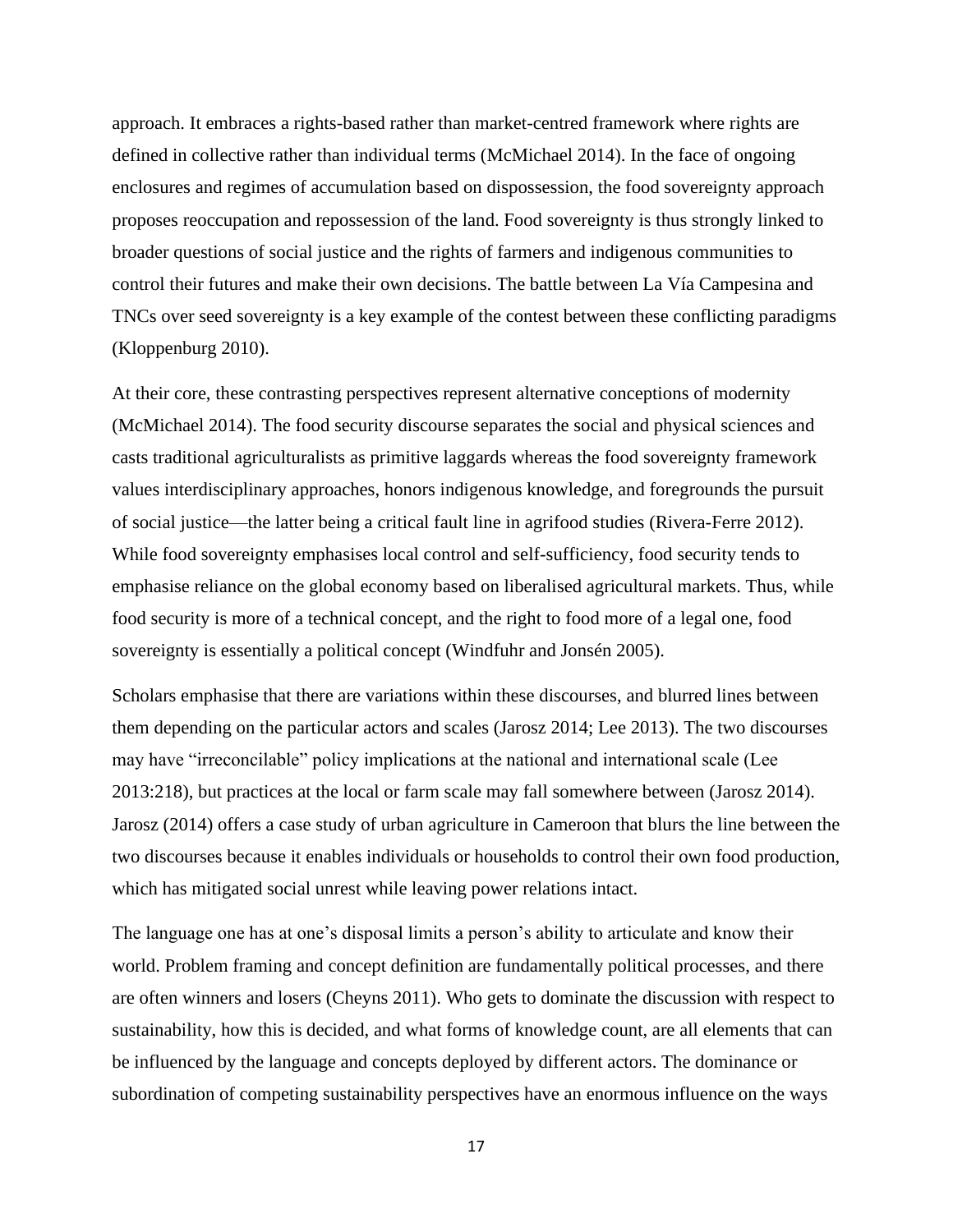approach. It embraces a rights-based rather than market-centred framework where rights are defined in collective rather than individual terms (McMichael 2014). In the face of ongoing enclosures and regimes of accumulation based on dispossession, the food sovereignty approach proposes reoccupation and repossession of the land. Food sovereignty is thus strongly linked to broader questions of social justice and the rights of farmers and indigenous communities to control their futures and make their own decisions. The battle between La Vía Campesina and TNCs over seed sovereignty is a key example of the contest between these conflicting paradigms (Kloppenburg 2010).

At their core, these contrasting perspectives represent alternative conceptions of modernity (McMichael 2014). The food security discourse separates the social and physical sciences and casts traditional agriculturalists as primitive laggards whereas the food sovereignty framework values interdisciplinary approaches, honors indigenous knowledge, and foregrounds the pursuit of social justice—the latter being a critical fault line in agrifood studies (Rivera-Ferre 2012). While food sovereignty emphasises local control and self-sufficiency, food security tends to emphasise reliance on the global economy based on liberalised agricultural markets. Thus, while food security is more of a technical concept, and the right to food more of a legal one, food sovereignty is essentially a political concept (Windfuhr and Jonsén 2005).

Scholars emphasise that there are variations within these discourses, and blurred lines between them depending on the particular actors and scales (Jarosz 2014; Lee 2013). The two discourses may have "irreconcilable" policy implications at the national and international scale (Lee 2013:218), but practices at the local or farm scale may fall somewhere between (Jarosz 2014). Jarosz (2014) offers a case study of urban agriculture in Cameroon that blurs the line between the two discourses because it enables individuals or households to control their own food production, which has mitigated social unrest while leaving power relations intact.

The language one has at one's disposal limits a person's ability to articulate and know their world. Problem framing and concept definition are fundamentally political processes, and there are often winners and losers (Cheyns 2011). Who gets to dominate the discussion with respect to sustainability, how this is decided, and what forms of knowledge count, are all elements that can be influenced by the language and concepts deployed by different actors. The dominance or subordination of competing sustainability perspectives have an enormous influence on the ways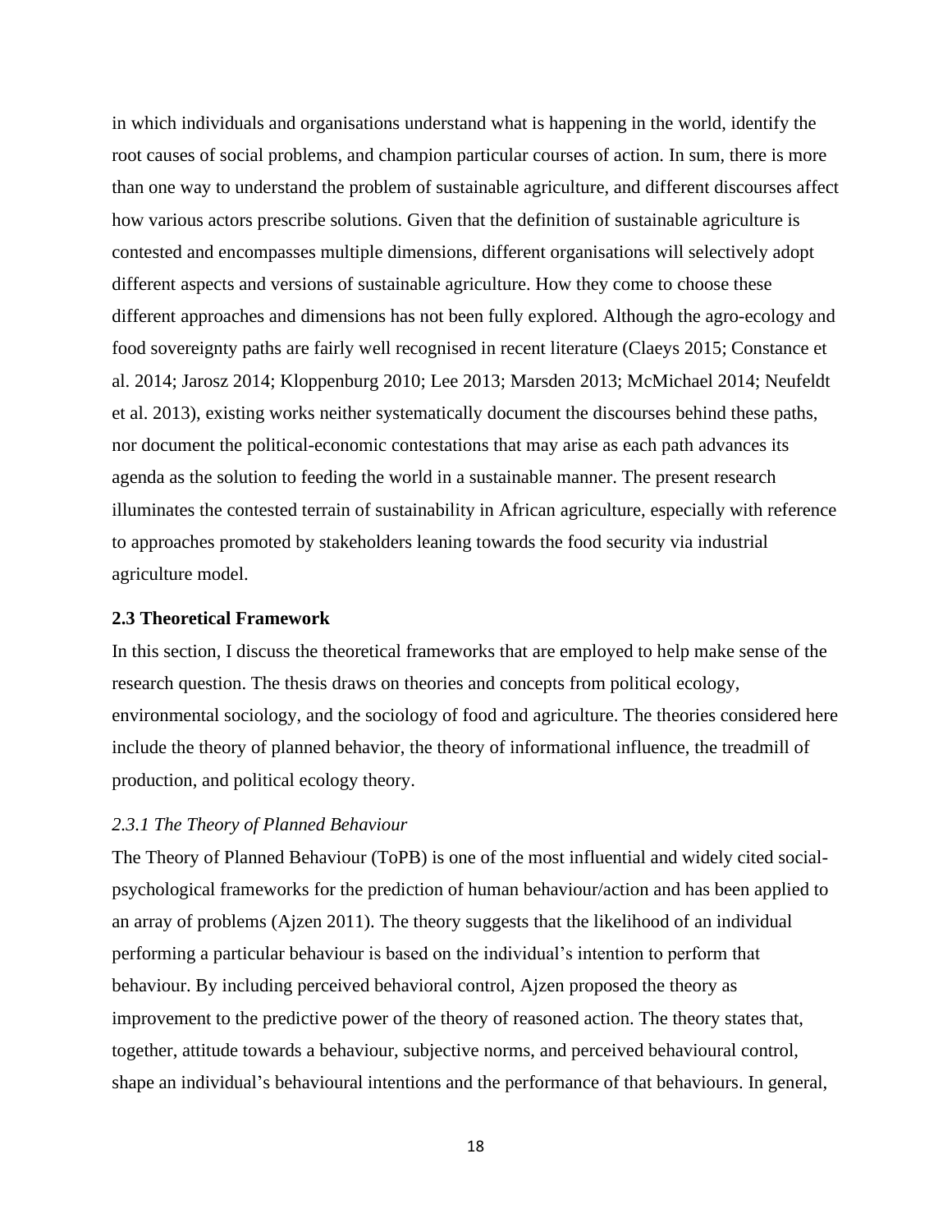in which individuals and organisations understand what is happening in the world, identify the root causes of social problems, and champion particular courses of action. In sum, there is more than one way to understand the problem of sustainable agriculture, and different discourses affect how various actors prescribe solutions. Given that the definition of sustainable agriculture is contested and encompasses multiple dimensions, different organisations will selectively adopt different aspects and versions of sustainable agriculture. How they come to choose these different approaches and dimensions has not been fully explored. Although the agro-ecology and food sovereignty paths are fairly well recognised in recent literature (Claeys 2015; Constance et al. 2014; Jarosz 2014; Kloppenburg 2010; Lee 2013; Marsden 2013; McMichael 2014; Neufeldt et al. 2013), existing works neither systematically document the discourses behind these paths, nor document the political-economic contestations that may arise as each path advances its agenda as the solution to feeding the world in a sustainable manner. The present research illuminates the contested terrain of sustainability in African agriculture, especially with reference to approaches promoted by stakeholders leaning towards the food security via industrial agriculture model.

### 2.3 Theoretical Framework

In this section, I discuss the theoretical frameworks that are employed to help make sense of the research question. The thesis draws on theories and concepts from political ecology, environmental sociology, and the sociology of food and agriculture. The theories considered here include the theory of planned behavior, the theory of informational influence, the treadmill of production, and political ecology theory.

#### *2.3.1 The Theory of Planned Behaviour*

The Theory of Planned Behaviour (ToPB) is one of the most influential and widely cited social-psychological frameworks for the prediction of human behaviour/action and has been applied to an array of problems (Ajzen 2011). The theory suggests that the likelihood of an individual performing a particular behaviour is based on the individual's intention to perform that behaviour. By including perceived behavioral control, Ajzen proposed the theory as improvement to the predictive power of the theory of reasoned action. The theory states that, together, attitude towards a behaviour, subjective norms, and perceived behavioural control, shape an individual's behavioural intentions and the performance of that behaviours. In general,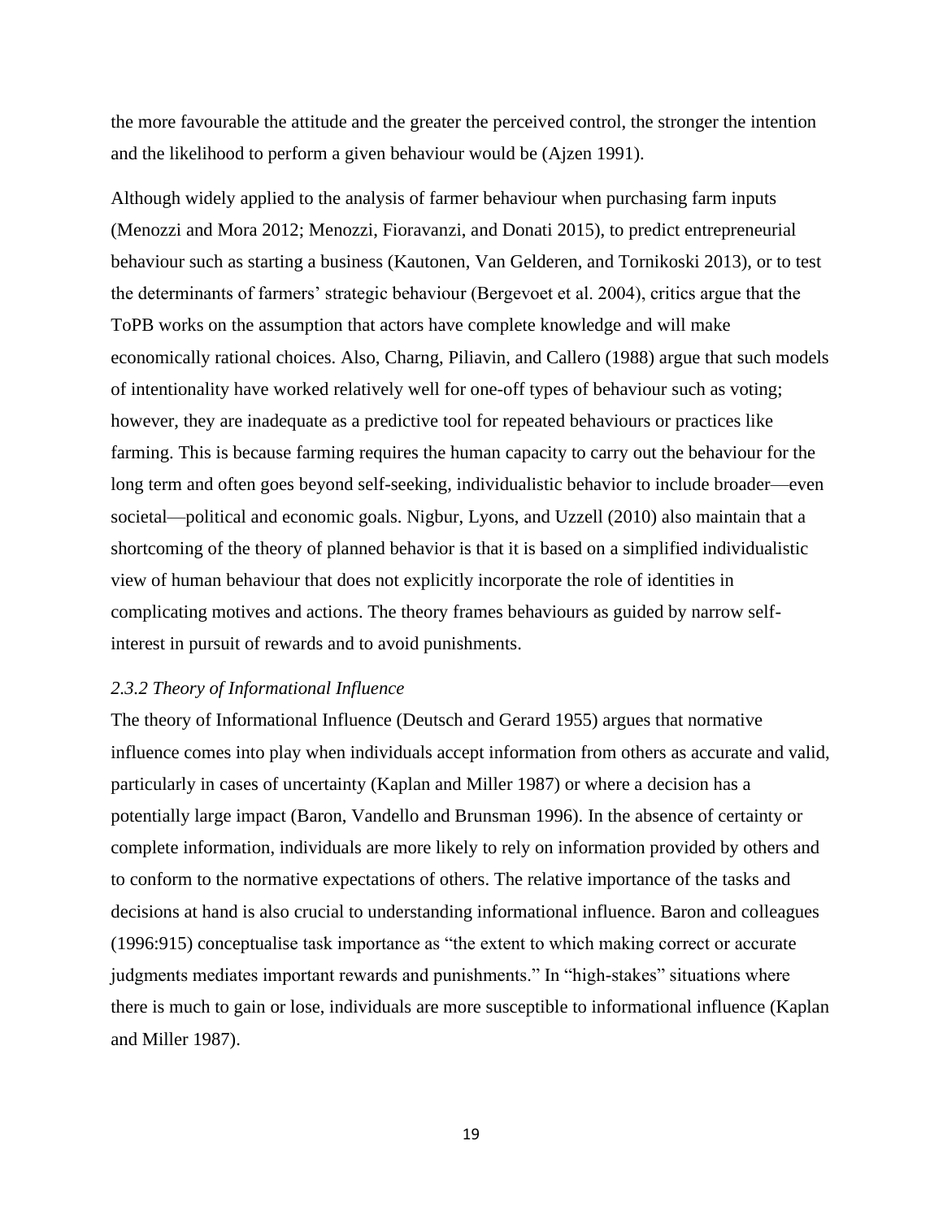the more favourable the attitude and the greater the perceived control, the stronger the intention and the likelihood to perform a given behaviour would be (Ajzen 1991).

Although widely applied to the analysis of farmer behaviour when purchasing farm inputs (Menozzi and Mora 2012; Menozzi, Fioravanzi, and Donati 2015), to predict entrepreneurial behaviour such as starting a business (Kautonen, Van Gelderen, and Tornikoski 2013), or to test the determinants of farmers' strategic behaviour (Bergevoet et al. 2004), critics argue that the ToPB works on the assumption that actors have complete knowledge and will make economically rational choices. Also, Charng, Piliavin, and Callero (1988) argue that such models of intentionality have worked relatively well for one-off types of behaviour such as voting; however, they are inadequate as a predictive tool for repeated behaviours or practices like farming. This is because farming requires the human capacity to carry out the behaviour for the long term and often goes beyond self-seeking, individualistic behavior to include broader—even societal—political and economic goals. Nigbur, Lyons, and Uzzell (2010) also maintain that a shortcoming of the theory of planned behavior is that it is based on a simplified individualistic view of human behaviour that does not explicitly incorporate the role of identities in complicating motives and actions. The theory frames behaviours as guided by narrow self-interest in pursuit of rewards and to avoid punishments.

### *2.3.2 Theory of Informational Influence*

The theory of Informational Influence (Deutsch and Gerard 1955) argues that normative influence comes into play when individuals accept information from others as accurate and valid, particularly in cases of uncertainty (Kaplan and Miller 1987) or where a decision has a potentially large impact (Baron, Vandello and Brunsman 1996). In the absence of certainty or complete information, individuals are more likely to rely on information provided by others and to conform to the normative expectations of others. The relative importance of the tasks and decisions at hand is also crucial to understanding informational influence. Baron and colleagues (1996:915) conceptualise task importance as "the extent to which making correct or accurate judgments mediates important rewards and punishments." In "high-stakes" situations where there is much to gain or lose, individuals are more susceptible to informational influence (Kaplan and Miller 1987).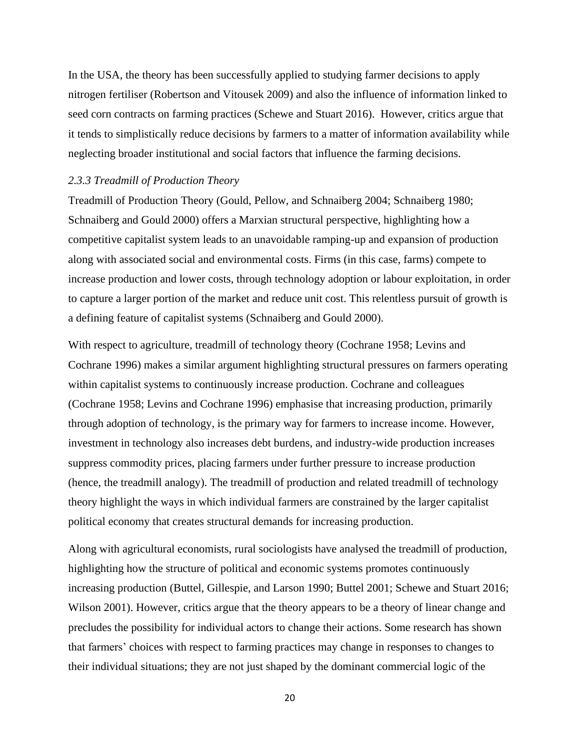In the USA, the theory has been successfully applied to studying farmer decisions to apply nitrogen fertiliser (Robertson and Vitousek 2009) and also the influence of information linked to seed corn contracts on farming practices (Schewe and Stuart 2016). However, critics argue that it tends to simplistically reduce decisions by farmers to a matter of information availability while neglecting broader institutional and social factors that influence the farming decisions.

### *2.3.3 Treadmill of Production Theory*

Treadmill of Production Theory (Gould, Pellow, and Schnaiberg 2004; Schnaiberg 1980; Schnaiberg and Gould 2000) offers a Marxian structural perspective, highlighting how a competitive capitalist system leads to an unavoidable ramping-up and expansion of production along with associated social and environmental costs. Firms (in this case, farms) compete to increase production and lower costs, through technology adoption or labour exploitation, in order to capture a larger portion of the market and reduce unit cost. This relentless pursuit of growth is a defining feature of capitalist systems (Schnaiberg and Gould 2000).

With respect to agriculture, treadmill of technology theory (Cochrane 1958; Levins and Cochrane 1996) makes a similar argument highlighting structural pressures on farmers operating within capitalist systems to continuously increase production. Cochrane and colleagues (Cochrane 1958; Levins and Cochrane 1996) emphasise that increasing production, primarily through adoption of technology, is the primary way for farmers to increase income. However, investment in technology also increases debt burdens, and industry-wide production increases suppress commodity prices, placing farmers under further pressure to increase production (hence, the treadmill analogy). The treadmill of production and related treadmill of technology theory highlight the ways in which individual farmers are constrained by the larger capitalist political economy that creates structural demands for increasing production.

Along with agricultural economists, rural sociologists have analysed the treadmill of production, highlighting how the structure of political and economic systems promotes continuously increasing production (Buttel, Gillespie, and Larson 1990; Buttel 2001; Schewe and Stuart 2016; Wilson 2001). However, critics argue that the theory appears to be a theory of linear change and precludes the possibility for individual actors to change their actions. Some research has shown that farmers' choices with respect to farming practices may change in responses to changes to their individual situations; they are not just shaped by the dominant commercial logic of the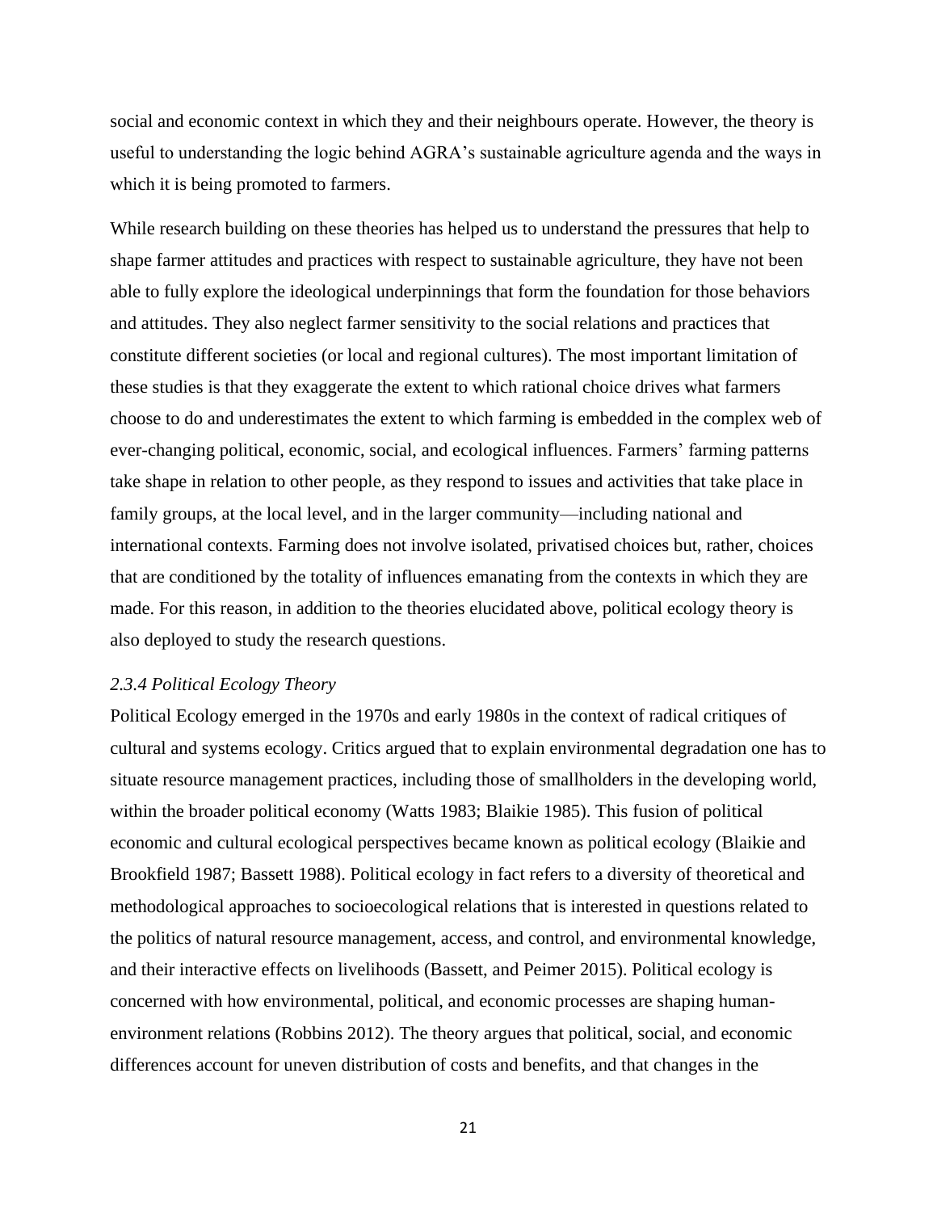social and economic context in which they and their neighbours operate. However, the theory is useful to understanding the logic behind AGRA's sustainable agriculture agenda and the ways in which it is being promoted to farmers.

While research building on these theories has helped us to understand the pressures that help to shape farmer attitudes and practices with respect to sustainable agriculture, they have not been able to fully explore the ideological underpinnings that form the foundation for those behaviors and attitudes. They also neglect farmer sensitivity to the social relations and practices that constitute different societies (or local and regional cultures). The most important limitation of these studies is that they exaggerate the extent to which rational choice drives what farmers choose to do and underestimates the extent to which farming is embedded in the complex web of ever-changing political, economic, social, and ecological influences. Farmers' farming patterns take shape in relation to other people, as they respond to issues and activities that take place in family groups, at the local level, and in the larger community—including national and international contexts. Farming does not involve isolated, privatised choices but, rather, choices that are conditioned by the totality of influences emanating from the contexts in which they are made. For this reason, in addition to the theories elucidated above, political ecology theory is also deployed to study the research questions.

### *2.3.4 Political Ecology Theory*

Political Ecology emerged in the 1970s and early 1980s in the context of radical critiques of cultural and systems ecology. Critics argued that to explain environmental degradation one has to situate resource management practices, including those of smallholders in the developing world, within the broader political economy (Watts 1983; Blaikie 1985). This fusion of political economic and cultural ecological perspectives became known as political ecology (Blaikie and Brookfield 1987; Bassett 1988). Political ecology in fact refers to a diversity of theoretical and methodological approaches to socioecological relations that is interested in questions related to the politics of natural resource management, access, and control, and environmental knowledge, and their interactive effects on livelihoods (Bassett, and Peimer 2015). Political ecology is concerned with how environmental, political, and economic processes are shaping human-environment relations (Robbins 2012). The theory argues that political, social, and economic differences account for uneven distribution of costs and benefits, and that changes in the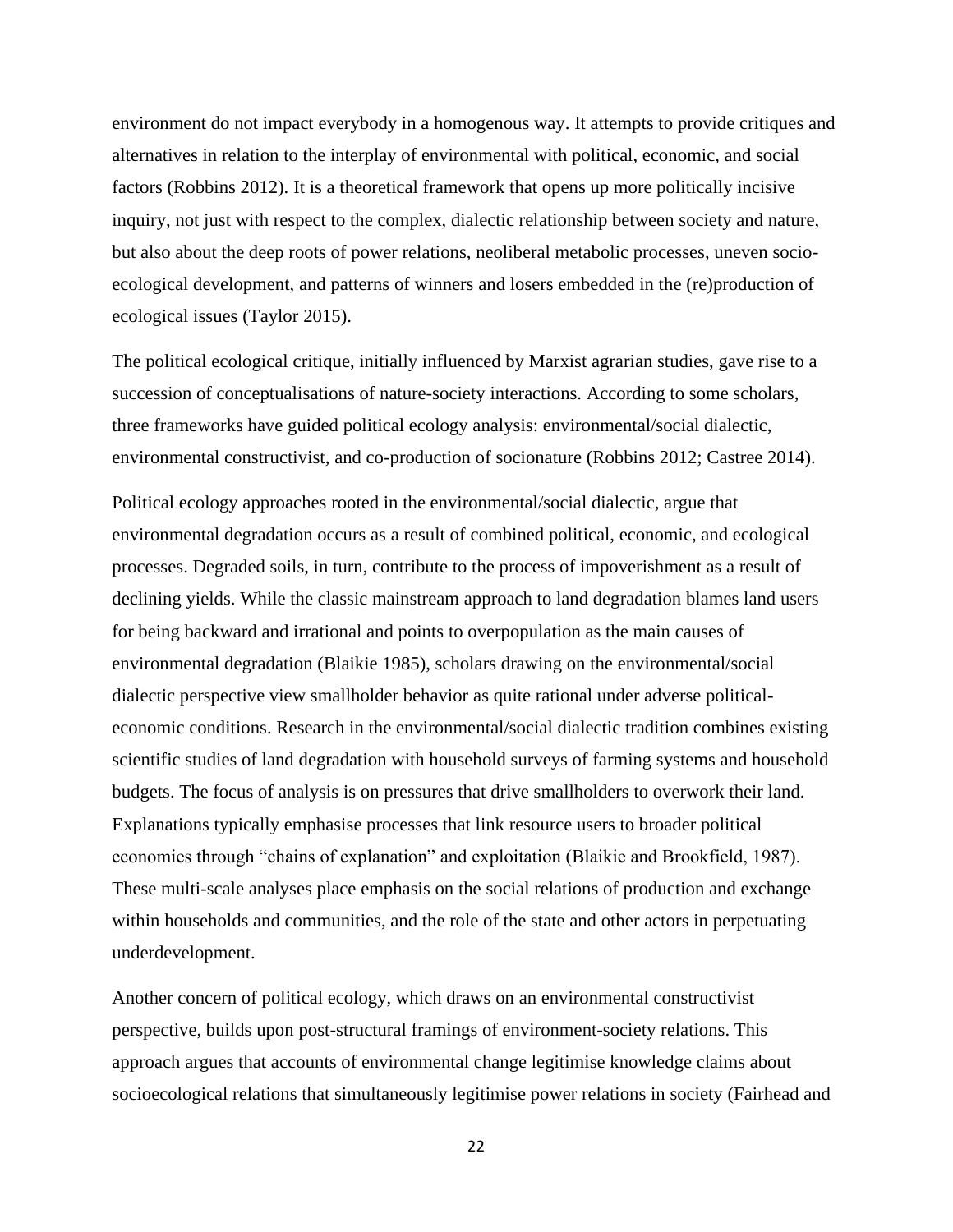environment do not impact everybody in a homogenous way. It attempts to provide critiques and alternatives in relation to the interplay of environmental with political, economic, and social factors (Robbins 2012). It is a theoretical framework that opens up more politically incisive inquiry, not just with respect to the complex, dialectic relationship between society and nature, but also about the deep roots of power relations, neoliberal metabolic processes, uneven socio-ecological development, and patterns of winners and losers embedded in the (re)production of ecological issues (Taylor 2015).

The political ecological critique, initially influenced by Marxist agrarian studies, gave rise to a succession of conceptualisations of nature-society interactions. According to some scholars, three frameworks have guided political ecology analysis: environmental/social dialectic, environmental constructivist, and co-production of socionature (Robbins 2012; Castree 2014).

Political ecology approaches rooted in the environmental/social dialectic, argue that environmental degradation occurs as a result of combined political, economic, and ecological processes. Degraded soils, in turn, contribute to the process of impoverishment as a result of declining yields. While the classic mainstream approach to land degradation blames land users for being backward and irrational and points to overpopulation as the main causes of environmental degradation (Blaikie 1985), scholars drawing on the environmental/social dialectic perspective view smallholder behavior as quite rational under adverse political-economic conditions. Research in the environmental/social dialectic tradition combines existing scientific studies of land degradation with household surveys of farming systems and household budgets. The focus of analysis is on pressures that drive smallholders to overwork their land. Explanations typically emphasise processes that link resource users to broader political economies through "chains of explanation" and exploitation (Blaikie and Brookfield, 1987). These multi-scale analyses place emphasis on the social relations of production and exchange within households and communities, and the role of the state and other actors in perpetuating underdevelopment.

Another concern of political ecology, which draws on an environmental constructivist perspective, builds upon post-structural framings of environment-society relations. This approach argues that accounts of environmental change legitimise knowledge claims about socioecological relations that simultaneously legitimise power relations in society (Fairhead and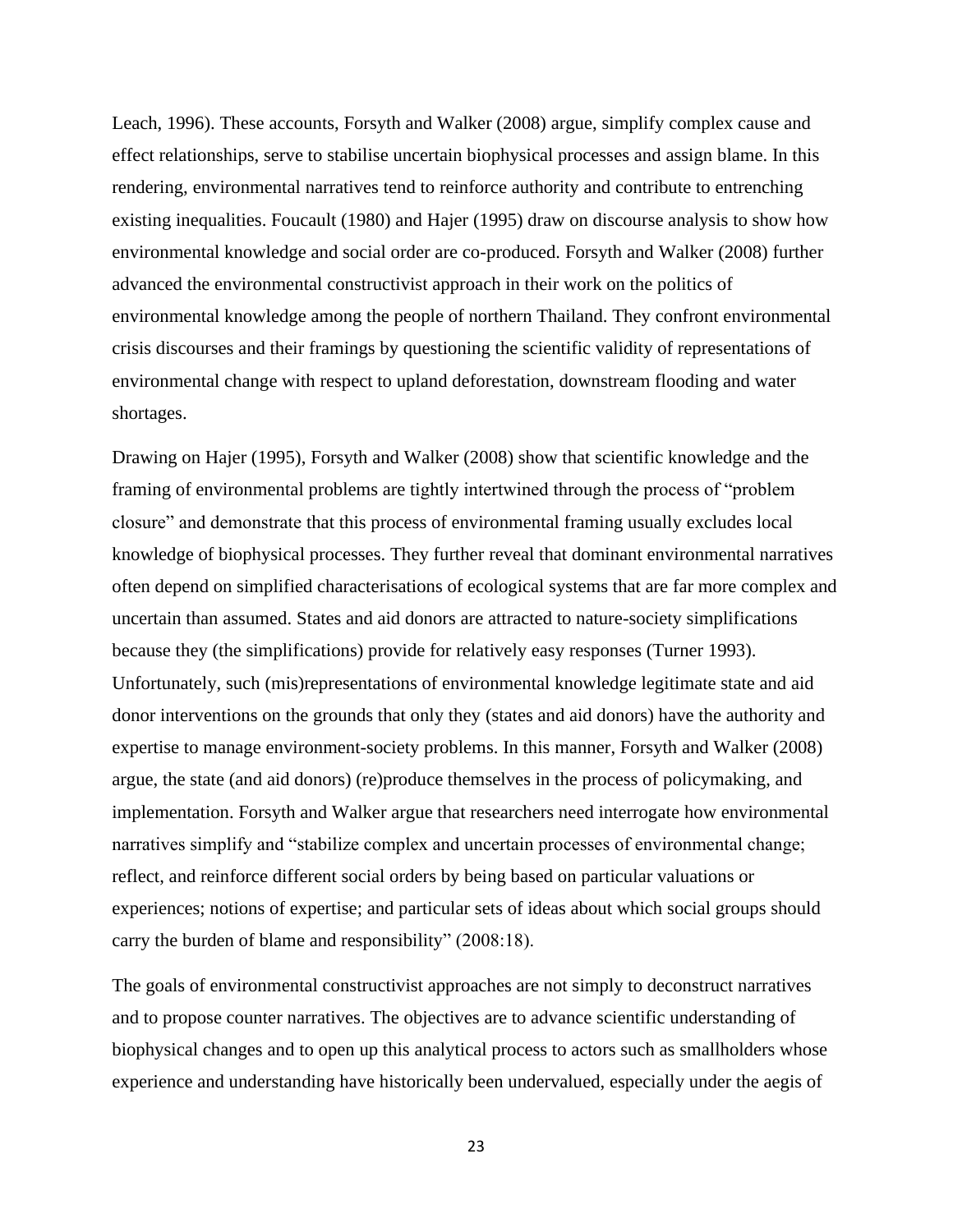Leach, 1996). These accounts, Forsyth and Walker (2008) argue, simplify complex cause and effect relationships, serve to stabilise uncertain biophysical processes and assign blame. In this rendering, environmental narratives tend to reinforce authority and contribute to entrenching existing inequalities. Foucault (1980) and Hajer (1995) draw on discourse analysis to show how environmental knowledge and social order are co-produced. Forsyth and Walker (2008) further advanced the environmental constructivist approach in their work on the politics of environmental knowledge among the people of northern Thailand. They confront environmental crisis discourses and their framings by questioning the scientific validity of representations of environmental change with respect to upland deforestation, downstream flooding and water shortages.

Drawing on Hajer (1995), Forsyth and Walker (2008) show that scientific knowledge and the framing of environmental problems are tightly intertwined through the process of "problem closure" and demonstrate that this process of environmental framing usually excludes local knowledge of biophysical processes. They further reveal that dominant environmental narratives often depend on simplified characterisations of ecological systems that are far more complex and uncertain than assumed. States and aid donors are attracted to nature-society simplifications because they (the simplifications) provide for relatively easy responses (Turner 1993). Unfortunately, such (mis)representations of environmental knowledge legitimate state and aid donor interventions on the grounds that only they (states and aid donors) have the authority and expertise to manage environment-society problems. In this manner, Forsyth and Walker (2008) argue, the state (and aid donors) (re)produce themselves in the process of policymaking, and implementation. Forsyth and Walker argue that researchers need interrogate how environmental narratives simplify and "stabilize complex and uncertain processes of environmental change; reflect, and reinforce different social orders by being based on particular valuations or experiences; notions of expertise; and particular sets of ideas about which social groups should carry the burden of blame and responsibility" (2008:18).

The goals of environmental constructivist approaches are not simply to deconstruct narratives and to propose counter narratives. The objectives are to advance scientific understanding of biophysical changes and to open up this analytical process to actors such as smallholders whose experience and understanding have historically been undervalued, especially under the aegis of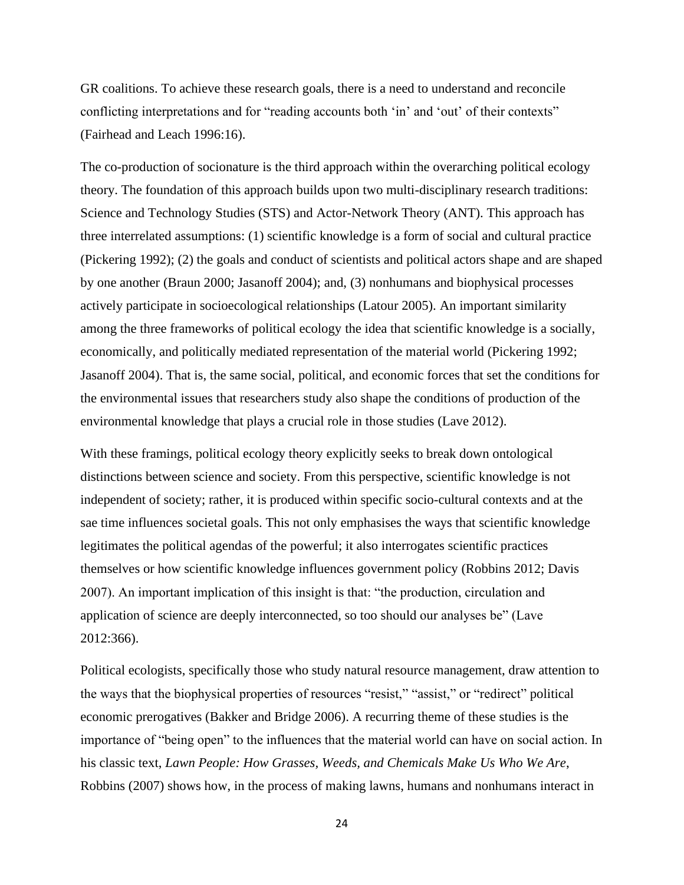GR coalitions. To achieve these research goals, there is a need to understand and reconcile conflicting interpretations and for "reading accounts both 'in' and 'out' of their contexts" (Fairhead and Leach 1996:16).

The co-production of socionature is the third approach within the overarching political ecology theory. The foundation of this approach builds upon two multi-disciplinary research traditions: Science and Technology Studies (STS) and Actor-Network Theory (ANT). This approach has three interrelated assumptions: (1) scientific knowledge is a form of social and cultural practice (Pickering 1992); (2) the goals and conduct of scientists and political actors shape and are shaped by one another (Braun 2000; Jasanoff 2004); and, (3) nonhumans and biophysical processes actively participate in socioecological relationships (Latour 2005). An important similarity among the three frameworks of political ecology the idea that scientific knowledge is a socially, economically, and politically mediated representation of the material world (Pickering 1992; Jasanoff 2004). That is, the same social, political, and economic forces that set the conditions for the environmental issues that researchers study also shape the conditions of production of the environmental knowledge that plays a crucial role in those studies (Lave 2012).

With these framings, political ecology theory explicitly seeks to break down ontological distinctions between science and society. From this perspective, scientific knowledge is not independent of society; rather, it is produced within specific socio-cultural contexts and at the sae time influences societal goals. This not only emphasises the ways that scientific knowledge legitimates the political agendas of the powerful; it also interrogates scientific practices themselves or how scientific knowledge influences government policy (Robbins 2012; Davis 2007). An important implication of this insight is that: "the production, circulation and application of science are deeply interconnected, so too should our analyses be" (Lave 2012:366).

Political ecologists, specifically those who study natural resource management, draw attention to the ways that the biophysical properties of resources "resist," "assist," or "redirect" political economic prerogatives (Bakker and Bridge 2006). A recurring theme of these studies is the importance of "being open" to the influences that the material world can have on social action. In his classic text, *Lawn People: How Grasses, Weeds, and Chemicals Make Us Who We Are*, Robbins (2007) shows how, in the process of making lawns, humans and nonhumans interact in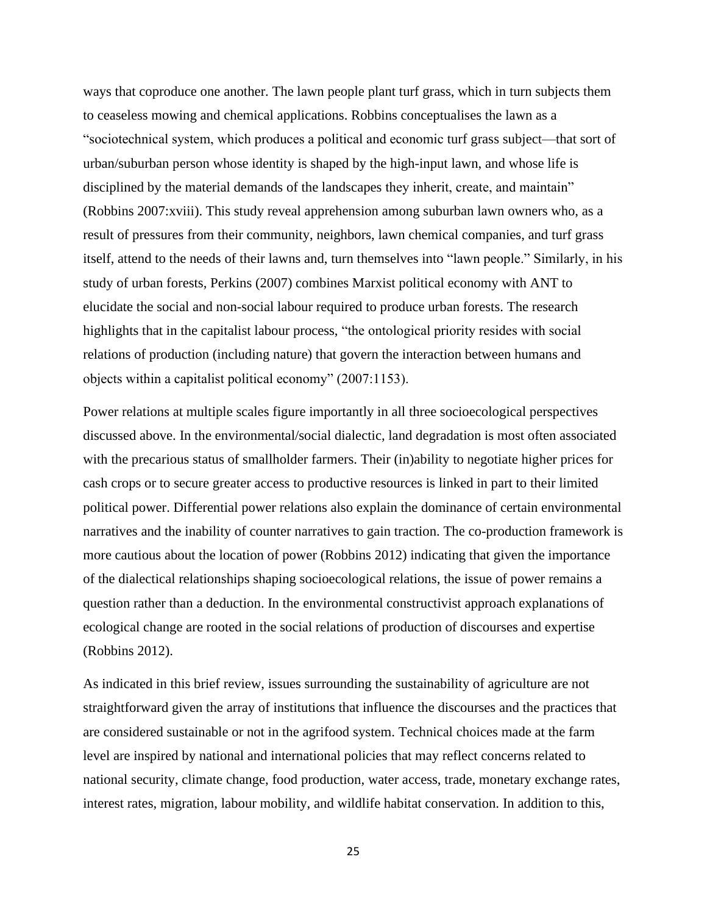ways that coproduce one another. The lawn people plant turf grass, which in turn subjects them to ceaseless mowing and chemical applications. Robbins conceptualises the lawn as a "sociotechnical system, which produces a political and economic turf grass subject—that sort of urban/suburban person whose identity is shaped by the high-input lawn, and whose life is disciplined by the material demands of the landscapes they inherit, create, and maintain" (Robbins 2007:xviii). This study reveal apprehension among suburban lawn owners who, as a result of pressures from their community, neighbors, lawn chemical companies, and turf grass itself, attend to the needs of their lawns and, turn themselves into "lawn people." Similarly, in his study of urban forests, Perkins (2007) combines Marxist political economy with ANT to elucidate the social and non-social labour required to produce urban forests. The research highlights that in the capitalist labour process, "the ontological priority resides with social relations of production (including nature) that govern the interaction between humans and objects within a capitalist political economy" (2007:1153).

Power relations at multiple scales figure importantly in all three socioecological perspectives discussed above. In the environmental/social dialectic, land degradation is most often associated with the precarious status of smallholder farmers. Their (in)ability to negotiate higher prices for cash crops or to secure greater access to productive resources is linked in part to their limited political power. Differential power relations also explain the dominance of certain environmental narratives and the inability of counter narratives to gain traction. The co-production framework is more cautious about the location of power (Robbins 2012) indicating that given the importance of the dialectical relationships shaping socioecological relations, the issue of power remains a question rather than a deduction. In the environmental constructivist approach explanations of ecological change are rooted in the social relations of production of discourses and expertise (Robbins 2012).

As indicated in this brief review, issues surrounding the sustainability of agriculture are not straightforward given the array of institutions that influence the discourses and the practices that are considered sustainable or not in the agrifood system. Technical choices made at the farm level are inspired by national and international policies that may reflect concerns related to national security, climate change, food production, water access, trade, monetary exchange rates, interest rates, migration, labour mobility, and wildlife habitat conservation. In addition to this,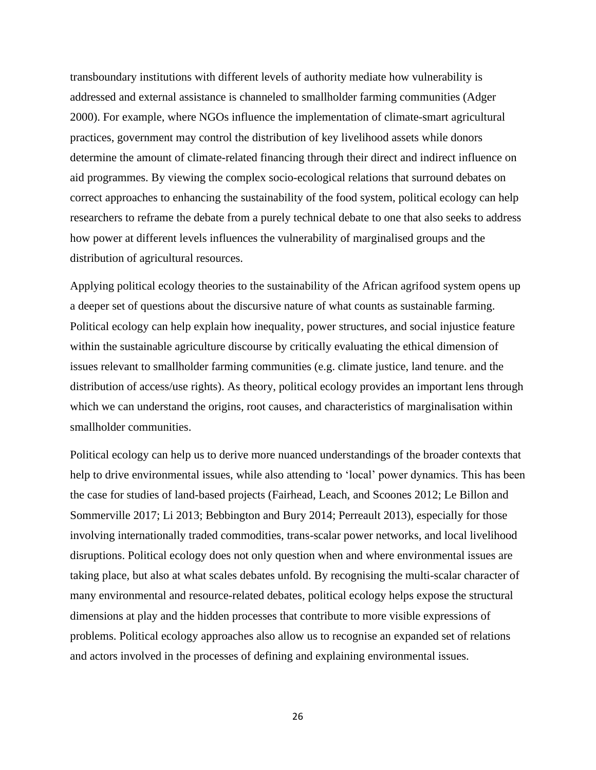transboundary institutions with different levels of authority mediate how vulnerability is addressed and external assistance is channeled to smallholder farming communities (Adger 2000). For example, where NGOs influence the implementation of climate-smart agricultural practices, government may control the distribution of key livelihood assets while donors determine the amount of climate-related financing through their direct and indirect influence on aid programmes. By viewing the complex socio-ecological relations that surround debates on correct approaches to enhancing the sustainability of the food system, political ecology can help researchers to reframe the debate from a purely technical debate to one that also seeks to address how power at different levels influences the vulnerability of marginalised groups and the distribution of agricultural resources.

Applying political ecology theories to the sustainability of the African agrifood system opens up a deeper set of questions about the discursive nature of what counts as sustainable farming. Political ecology can help explain how inequality, power structures, and social injustice feature within the sustainable agriculture discourse by critically evaluating the ethical dimension of issues relevant to smallholder farming communities (e.g. climate justice, land tenure. and the distribution of access/use rights). As theory, political ecology provides an important lens through which we can understand the origins, root causes, and characteristics of marginalisation within smallholder communities.

Political ecology can help us to derive more nuanced understandings of the broader contexts that help to drive environmental issues, while also attending to 'local' power dynamics. This has been the case for studies of land-based projects (Fairhead, Leach, and Scoones 2012; Le Billon and Sommerville 2017; Li 2013; Bebbington and Bury 2014; Perreault 2013), especially for those involving internationally traded commodities, trans-scalar power networks, and local livelihood disruptions. Political ecology does not only question when and where environmental issues are taking place, but also at what scales debates unfold. By recognising the multi-scalar character of many environmental and resource-related debates, political ecology helps expose the structural dimensions at play and the hidden processes that contribute to more visible expressions of problems. Political ecology approaches also allow us to recognise an expanded set of relations and actors involved in the processes of defining and explaining environmental issues.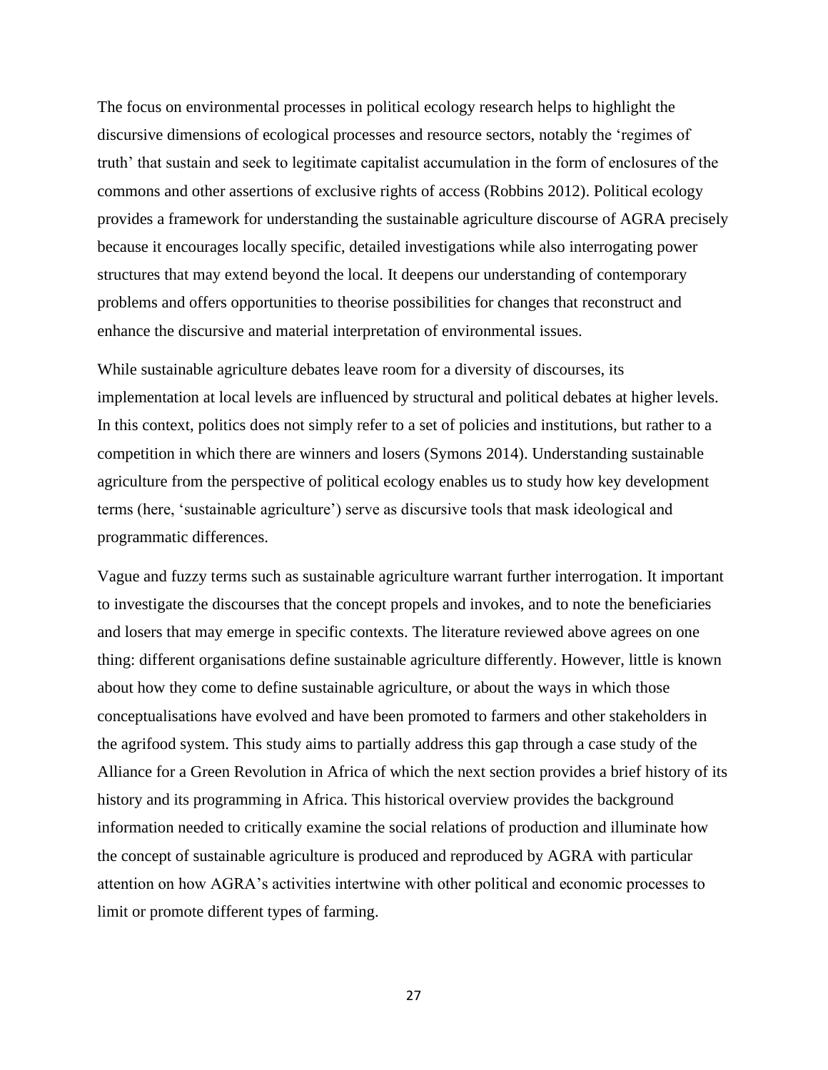The focus on environmental processes in political ecology research helps to highlight the discursive dimensions of ecological processes and resource sectors, notably the 'regimes of truth' that sustain and seek to legitimate capitalist accumulation in the form of enclosures of the commons and other assertions of exclusive rights of access (Robbins 2012). Political ecology provides a framework for understanding the sustainable agriculture discourse of AGRA precisely because it encourages locally specific, detailed investigations while also interrogating power structures that may extend beyond the local. It deepens our understanding of contemporary problems and offers opportunities to theorise possibilities for changes that reconstruct and enhance the discursive and material interpretation of environmental issues.

While sustainable agriculture debates leave room for a diversity of discourses, its implementation at local levels are influenced by structural and political debates at higher levels. In this context, politics does not simply refer to a set of policies and institutions, but rather to a competition in which there are winners and losers (Symons 2014). Understanding sustainable agriculture from the perspective of political ecology enables us to study how key development terms (here, 'sustainable agriculture') serve as discursive tools that mask ideological and programmatic differences.

Vague and fuzzy terms such as sustainable agriculture warrant further interrogation. It important to investigate the discourses that the concept propels and invokes, and to note the beneficiaries and losers that may emerge in specific contexts. The literature reviewed above agrees on one thing: different organisations define sustainable agriculture differently. However, little is known about how they come to define sustainable agriculture, or about the ways in which those conceptualisations have evolved and have been promoted to farmers and other stakeholders in the agrifood system. This study aims to partially address this gap through a case study of the Alliance for a Green Revolution in Africa of which the next section provides a brief history of its history and its programming in Africa. This historical overview provides the background information needed to critically examine the social relations of production and illuminate how the concept of sustainable agriculture is produced and reproduced by AGRA with particular attention on how AGRA's activities intertwine with other political and economic processes to limit or promote different types of farming.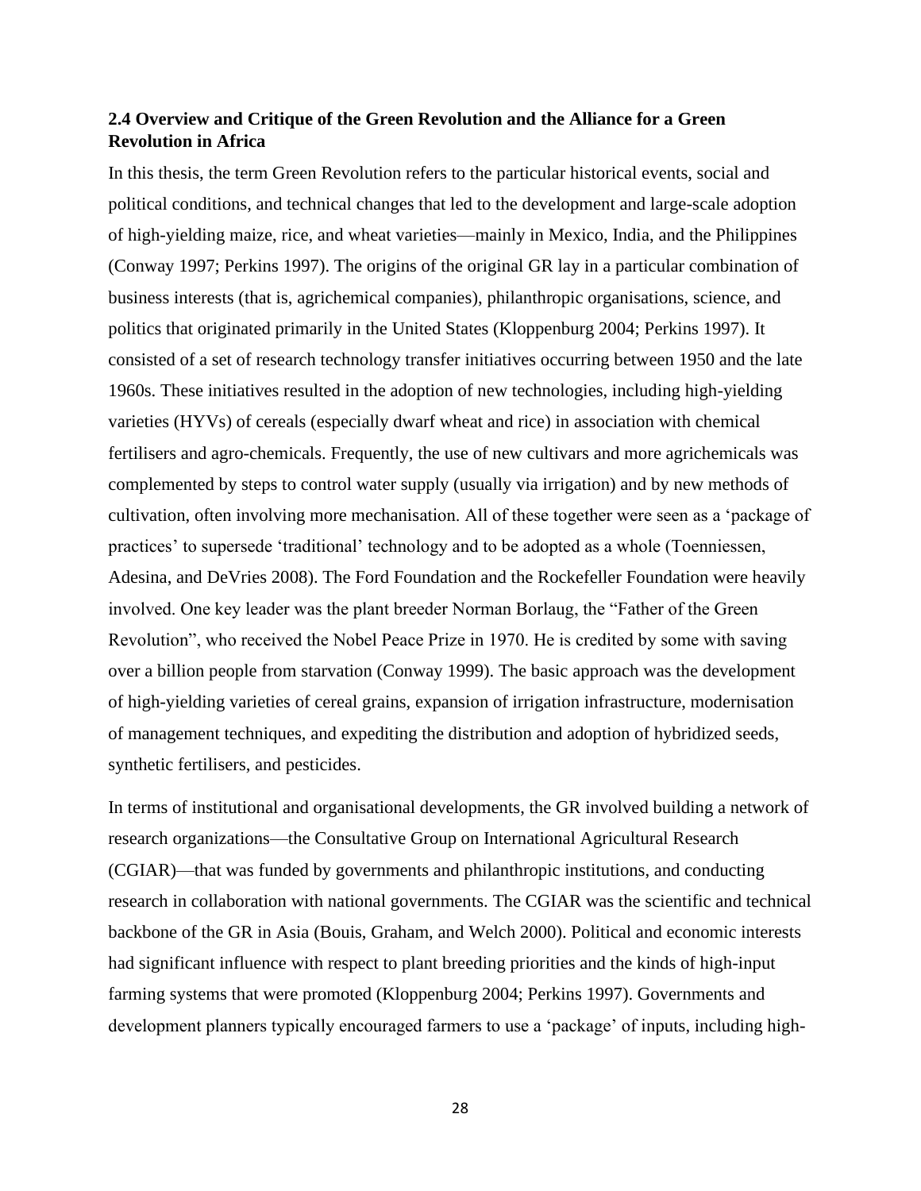### 2.4 Overview and Critique of the Green Revolution and the Alliance for a Green Revolution in Africa

In this thesis, the term Green Revolution refers to the particular historical events, social and political conditions, and technical changes that led to the development and large-scale adoption of high-yielding maize, rice, and wheat varieties—mainly in Mexico, India, and the Philippines (Conway 1997; Perkins 1997). The origins of the original GR lay in a particular combination of business interests (that is, agrichemical companies), philanthropic organisations, science, and politics that originated primarily in the United States (Kloppenburg 2004; Perkins 1997). It consisted of a set of research technology transfer initiatives occurring between 1950 and the late 1960s. These initiatives resulted in the adoption of new technologies, including high-yielding varieties (HYVs) of cereals (especially dwarf wheat and rice) in association with chemical fertilisers and agro-chemicals. Frequently, the use of new cultivars and more agrichemicals was complemented by steps to control water supply (usually via irrigation) and by new methods of cultivation, often involving more mechanisation. All of these together were seen as a 'package of practices' to supersede 'traditional' technology and to be adopted as a whole (Toenniessen, Adesina, and DeVries 2008). The Ford Foundation and the Rockefeller Foundation were heavily involved. One key leader was the plant breeder Norman Borlaug, the "Father of the Green Revolution", who received the Nobel Peace Prize in 1970. He is credited by some with saving over a billion people from starvation (Conway 1999). The basic approach was the development of high-yielding varieties of cereal grains, expansion of irrigation infrastructure, modernisation of management techniques, and expediting the distribution and adoption of hybridized seeds, synthetic fertilisers, and pesticides.

In terms of institutional and organisational developments, the GR involved building a network of research organizations—the Consultative Group on International Agricultural Research (CGIAR)—that was funded by governments and philanthropic institutions, and conducting research in collaboration with national governments. The CGIAR was the scientific and technical backbone of the GR in Asia (Bouis, Graham, and Welch 2000). Political and economic interests had significant influence with respect to plant breeding priorities and the kinds of high-input farming systems that were promoted (Kloppenburg 2004; Perkins 1997). Governments and development planners typically encouraged farmers to use a 'package' of inputs, including high-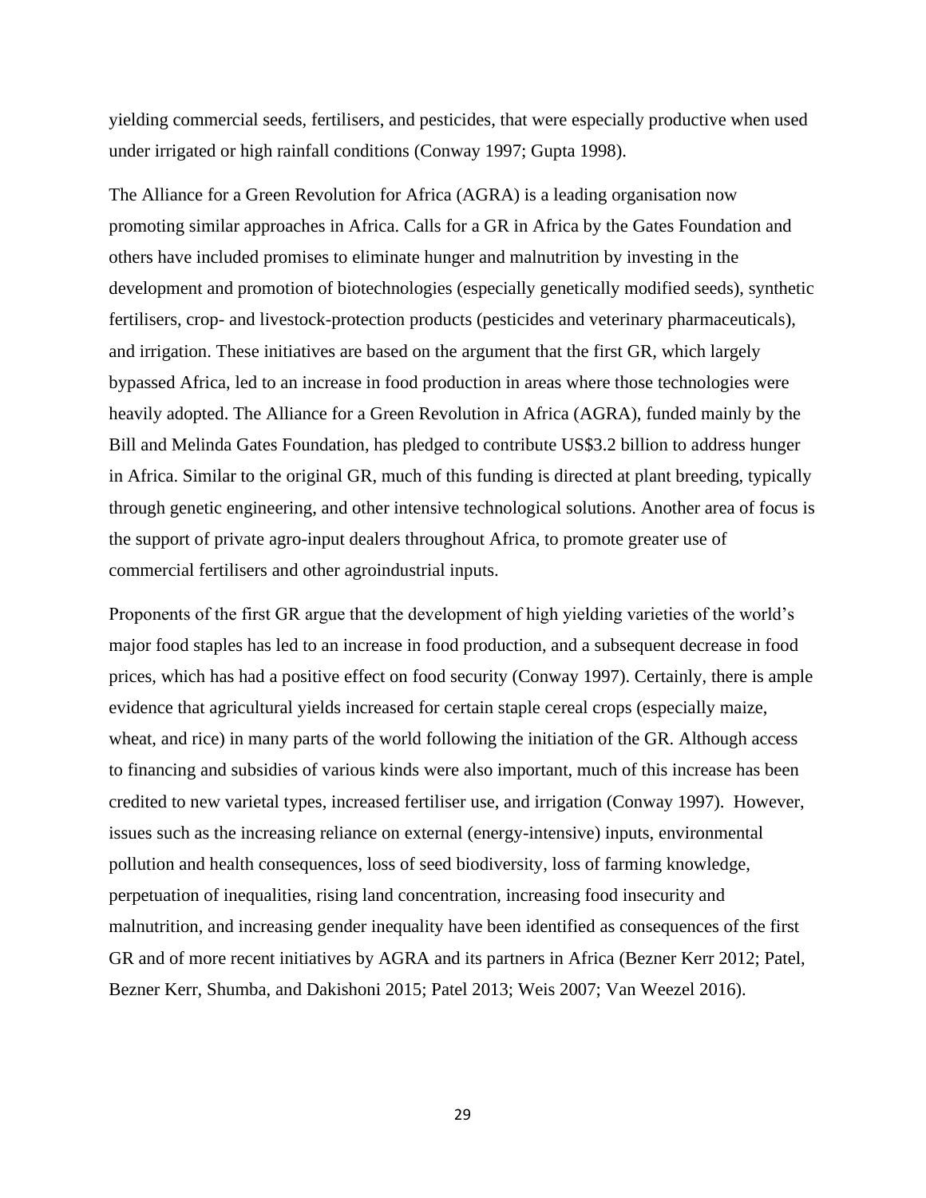yielding commercial seeds, fertilisers, and pesticides, that were especially productive when used under irrigated or high rainfall conditions (Conway 1997; Gupta 1998).

The Alliance for a Green Revolution for Africa (AGRA) is a leading organisation now promoting similar approaches in Africa. Calls for a GR in Africa by the Gates Foundation and others have included promises to eliminate hunger and malnutrition by investing in the development and promotion of biotechnologies (especially genetically modified seeds), synthetic fertilisers, crop- and livestock-protection products (pesticides and veterinary pharmaceuticals), and irrigation. These initiatives are based on the argument that the first GR, which largely bypassed Africa, led to an increase in food production in areas where those technologies were heavily adopted. The Alliance for a Green Revolution in Africa (AGRA), funded mainly by the Bill and Melinda Gates Foundation, has pledged to contribute US$3.2 billion to address hunger in Africa. Similar to the original GR, much of this funding is directed at plant breeding, typically through genetic engineering, and other intensive technological solutions. Another area of focus is the support of private agro-input dealers throughout Africa, to promote greater use of commercial fertilisers and other agroindustrial inputs.

Proponents of the first GR argue that the development of high yielding varieties of the world's major food staples has led to an increase in food production, and a subsequent decrease in food prices, which has had a positive effect on food security (Conway 1997). Certainly, there is ample evidence that agricultural yields increased for certain staple cereal crops (especially maize, wheat, and rice) in many parts of the world following the initiation of the GR. Although access to financing and subsidies of various kinds were also important, much of this increase has been credited to new varietal types, increased fertiliser use, and irrigation (Conway 1997). However, issues such as the increasing reliance on external (energy-intensive) inputs, environmental pollution and health consequences, loss of seed biodiversity, loss of farming knowledge, perpetuation of inequalities, rising land concentration, increasing food insecurity and malnutrition, and increasing gender inequality have been identified as consequences of the first GR and of more recent initiatives by AGRA and its partners in Africa (Bezner Kerr 2012; Patel, Bezner Kerr, Shumba, and Dakishoni 2015; Patel 2013; Weis 2007; Van Weezel 2016).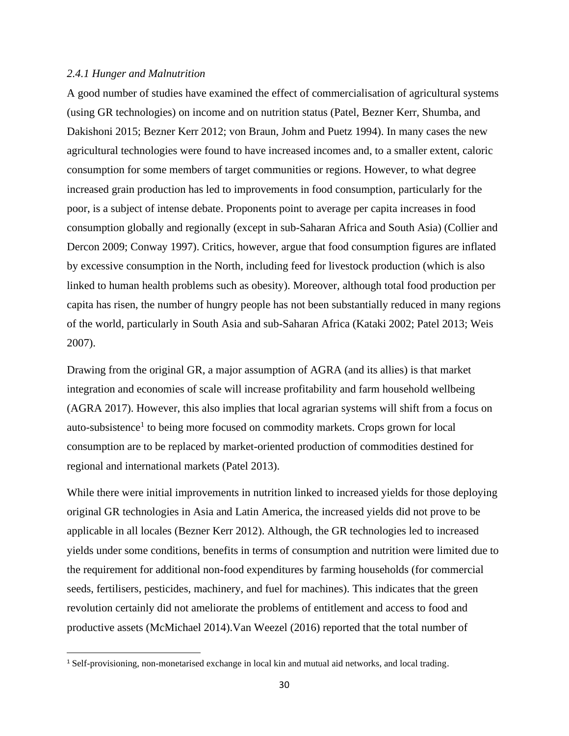*2.4.1 Hunger and Malnutrition*

A good number of studies have examined the effect of commercialisation of agricultural systems (using GR technologies) on income and on nutrition status (Patel, Bezner Kerr, Shumba, and Dakishoni 2015; Bezner Kerr 2012; von Braun, Johm and Puetz 1994). In many cases the new agricultural technologies were found to have increased incomes and, to a smaller extent, caloric consumption for some members of target communities or regions. However, to what degree increased grain production has led to improvements in food consumption, particularly for the poor, is a subject of intense debate. Proponents point to average per capita increases in food consumption globally and regionally (except in sub-Saharan Africa and South Asia) (Collier and Dercon 2009; Conway 1997). Critics, however, argue that food consumption figures are inflated by excessive consumption in the North, including feed for livestock production (which is also linked to human health problems such as obesity). Moreover, although total food production per capita has risen, the number of hungry people has not been substantially reduced in many regions of the world, particularly in South Asia and sub-Saharan Africa (Kataki 2002; Patel 2013; Weis 2007).

Drawing from the original GR, a major assumption of AGRA (and its allies) is that market integration and economies of scale will increase profitability and farm household wellbeing (AGRA 2017). However, this also implies that local agrarian systems will shift from a focus on auto-subsistence[1] to being more focused on commodity markets. Crops grown for local consumption are to be replaced by market-oriented production of commodities destined for regional and international markets (Patel 2013).

While there were initial improvements in nutrition linked to increased yields for those deploying original GR technologies in Asia and Latin America, the increased yields did not prove to be applicable in all locales (Bezner Kerr 2012). Although, the GR technologies led to increased yields under some conditions, benefits in terms of consumption and nutrition were limited due to the requirement for additional non-food expenditures by farming households (for commercial seeds, fertilisers, pesticides, machinery, and fuel for machines). This indicates that the green revolution certainly did not ameliorate the problems of entitlement and access to food and productive assets (McMichael 2014).Van Weezel (2016) reported that the total number of

[1] Self-provisioning, non-monetarised exchange in local kin and mutual aid networks, and local trading.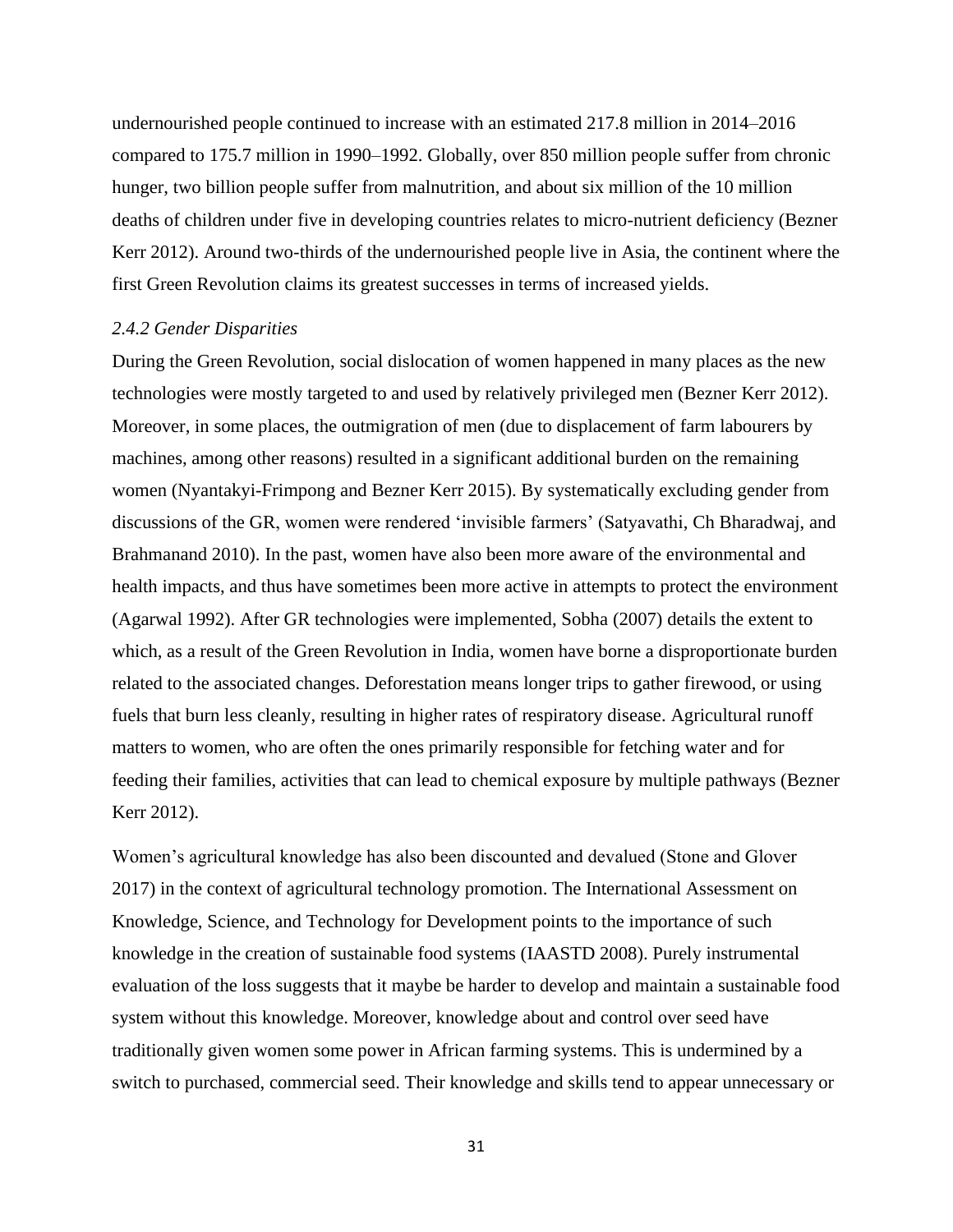undernourished people continued to increase with an estimated 217.8 million in 2014–2016 compared to 175.7 million in 1990–1992. Globally, over 850 million people suffer from chronic hunger, two billion people suffer from malnutrition, and about six million of the 10 million deaths of children under five in developing countries relates to micro-nutrient deficiency (Bezner Kerr 2012). Around two-thirds of the undernourished people live in Asia, the continent where the first Green Revolution claims its greatest successes in terms of increased yields.

### *2.4.2 Gender Disparities*

During the Green Revolution, social dislocation of women happened in many places as the new technologies were mostly targeted to and used by relatively privileged men (Bezner Kerr 2012). Moreover, in some places, the outmigration of men (due to displacement of farm labourers by machines, among other reasons) resulted in a significant additional burden on the remaining women (Nyantakyi-Frimpong and Bezner Kerr 2015). By systematically excluding gender from discussions of the GR, women were rendered 'invisible farmers' (Satyavathi, Ch Bharadwaj, and Brahmanand 2010). In the past, women have also been more aware of the environmental and health impacts, and thus have sometimes been more active in attempts to protect the environment (Agarwal 1992). After GR technologies were implemented, Sobha (2007) details the extent to which, as a result of the Green Revolution in India, women have borne a disproportionate burden related to the associated changes. Deforestation means longer trips to gather firewood, or using fuels that burn less cleanly, resulting in higher rates of respiratory disease. Agricultural runoff matters to women, who are often the ones primarily responsible for fetching water and for feeding their families, activities that can lead to chemical exposure by multiple pathways (Bezner Kerr 2012).

Women's agricultural knowledge has also been discounted and devalued (Stone and Glover 2017) in the context of agricultural technology promotion. The International Assessment on Knowledge, Science, and Technology for Development points to the importance of such knowledge in the creation of sustainable food systems (IAASTD 2008). Purely instrumental evaluation of the loss suggests that it maybe be harder to develop and maintain a sustainable food system without this knowledge. Moreover, knowledge about and control over seed have traditionally given women some power in African farming systems. This is undermined by a switch to purchased, commercial seed. Their knowledge and skills tend to appear unnecessary or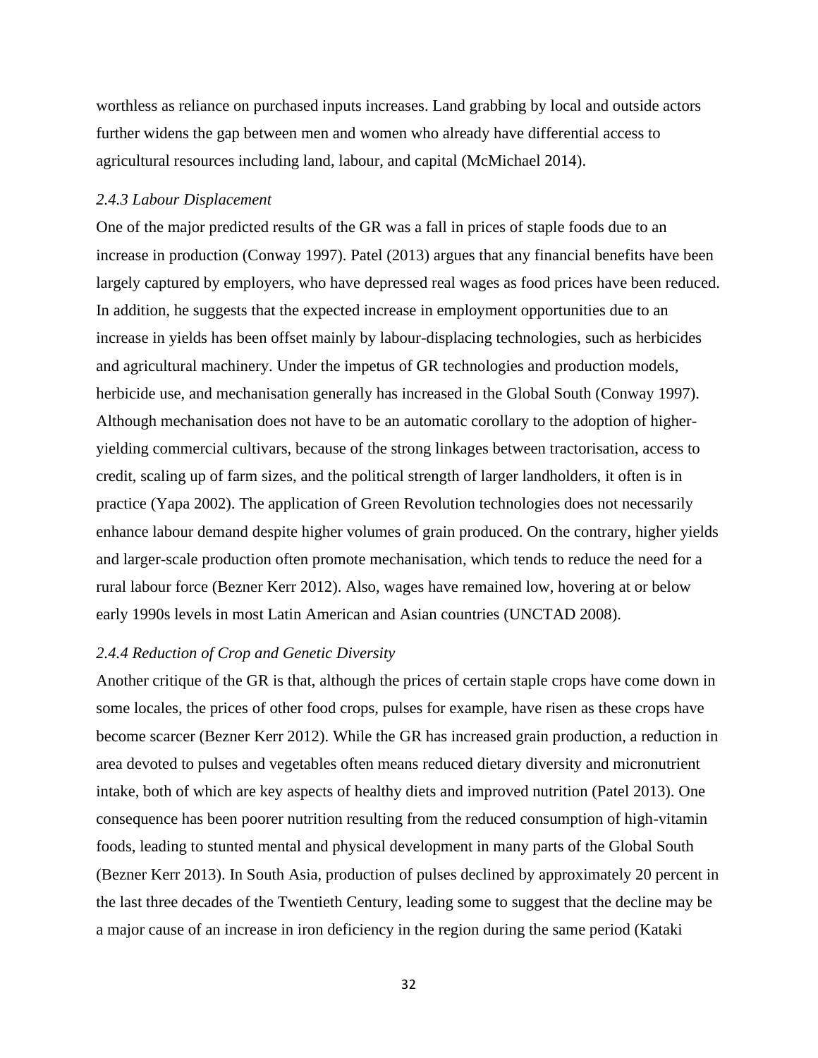worthless as reliance on purchased inputs increases. Land grabbing by local and outside actors further widens the gap between men and women who already have differential access to agricultural resources including land, labour, and capital (McMichael 2014).

### *2.4.3 Labour Displacement*

One of the major predicted results of the GR was a fall in prices of staple foods due to an increase in production (Conway 1997). Patel (2013) argues that any financial benefits have been largely captured by employers, who have depressed real wages as food prices have been reduced. In addition, he suggests that the expected increase in employment opportunities due to an increase in yields has been offset mainly by labour-displacing technologies, such as herbicides and agricultural machinery. Under the impetus of GR technologies and production models, herbicide use, and mechanisation generally has increased in the Global South (Conway 1997). Although mechanisation does not have to be an automatic corollary to the adoption of higher-yielding commercial cultivars, because of the strong linkages between tractorisation, access to credit, scaling up of farm sizes, and the political strength of larger landholders, it often is in practice (Yapa 2002). The application of Green Revolution technologies does not necessarily enhance labour demand despite higher volumes of grain produced. On the contrary, higher yields and larger-scale production often promote mechanisation, which tends to reduce the need for a rural labour force (Bezner Kerr 2012). Also, wages have remained low, hovering at or below early 1990s levels in most Latin American and Asian countries (UNCTAD 2008).

### *2.4.4 Reduction of Crop and Genetic Diversity*

Another critique of the GR is that, although the prices of certain staple crops have come down in some locales, the prices of other food crops, pulses for example, have risen as these crops have become scarcer (Bezner Kerr 2012). While the GR has increased grain production, a reduction in area devoted to pulses and vegetables often means reduced dietary diversity and micronutrient intake, both of which are key aspects of healthy diets and improved nutrition (Patel 2013). One consequence has been poorer nutrition resulting from the reduced consumption of high-vitamin foods, leading to stunted mental and physical development in many parts of the Global South (Bezner Kerr 2013). In South Asia, production of pulses declined by approximately 20 percent in the last three decades of the Twentieth Century, leading some to suggest that the decline may be a major cause of an increase in iron deficiency in the region during the same period (Kataki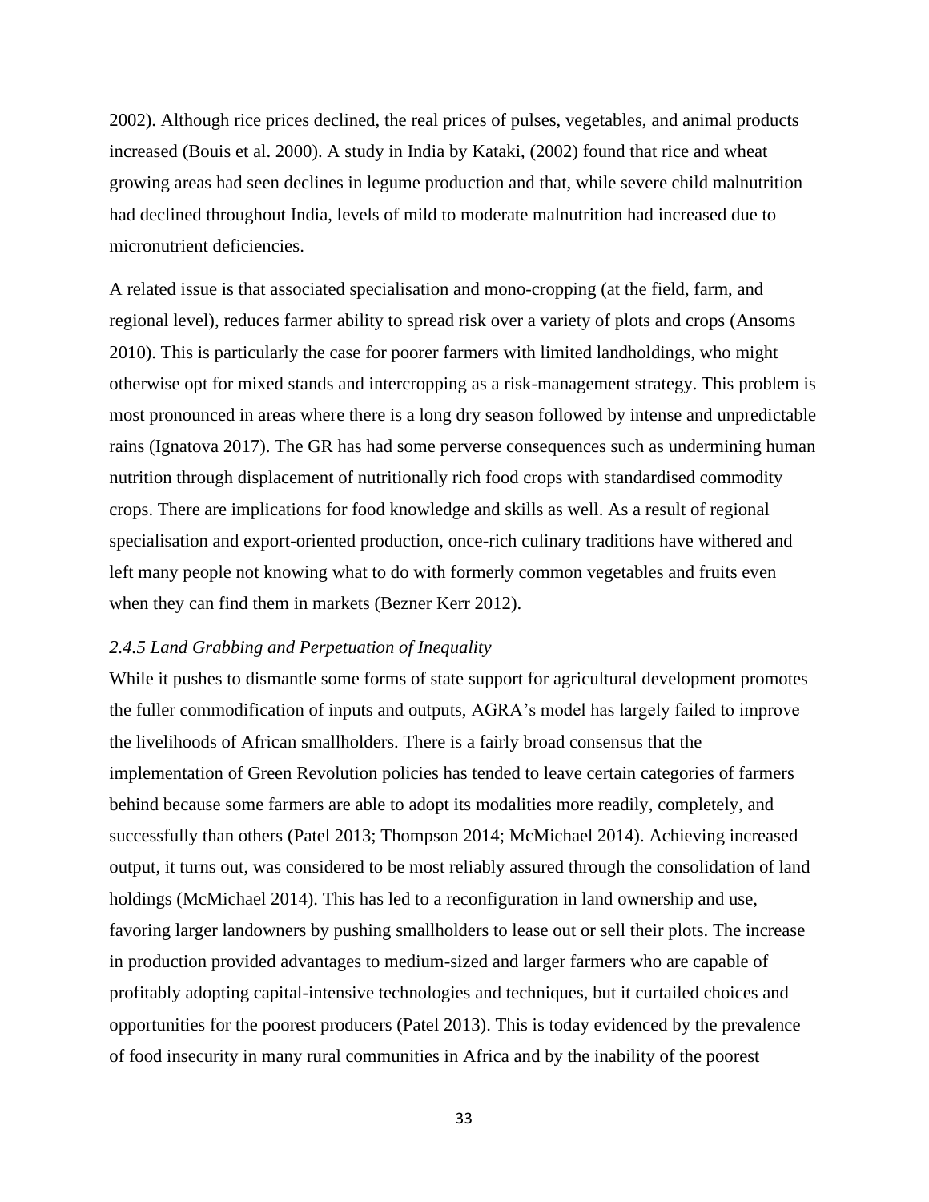2002). Although rice prices declined, the real prices of pulses, vegetables, and animal products increased (Bouis et al. 2000). A study in India by Kataki, (2002) found that rice and wheat growing areas had seen declines in legume production and that, while severe child malnutrition had declined throughout India, levels of mild to moderate malnutrition had increased due to micronutrient deficiencies.

A related issue is that associated specialisation and mono-cropping (at the field, farm, and regional level), reduces farmer ability to spread risk over a variety of plots and crops (Ansoms 2010). This is particularly the case for poorer farmers with limited landholdings, who might otherwise opt for mixed stands and intercropping as a risk-management strategy. This problem is most pronounced in areas where there is a long dry season followed by intense and unpredictable rains (Ignatova 2017). The GR has had some perverse consequences such as undermining human nutrition through displacement of nutritionally rich food crops with standardised commodity crops. There are implications for food knowledge and skills as well. As a result of regional specialisation and export-oriented production, once-rich culinary traditions have withered and left many people not knowing what to do with formerly common vegetables and fruits even when they can find them in markets (Bezner Kerr 2012).

#### *2.4.5 Land Grabbing and Perpetuation of Inequality*

While it pushes to dismantle some forms of state support for agricultural development promotes the fuller commodification of inputs and outputs, AGRA's model has largely failed to improve the livelihoods of African smallholders. There is a fairly broad consensus that the implementation of Green Revolution policies has tended to leave certain categories of farmers behind because some farmers are able to adopt its modalities more readily, completely, and successfully than others (Patel 2013; Thompson 2014; McMichael 2014). Achieving increased output, it turns out, was considered to be most reliably assured through the consolidation of land holdings (McMichael 2014). This has led to a reconfiguration in land ownership and use, favoring larger landowners by pushing smallholders to lease out or sell their plots. The increase in production provided advantages to medium-sized and larger farmers who are capable of profitably adopting capital-intensive technologies and techniques, but it curtailed choices and opportunities for the poorest producers (Patel 2013). This is today evidenced by the prevalence of food insecurity in many rural communities in Africa and by the inability of the poorest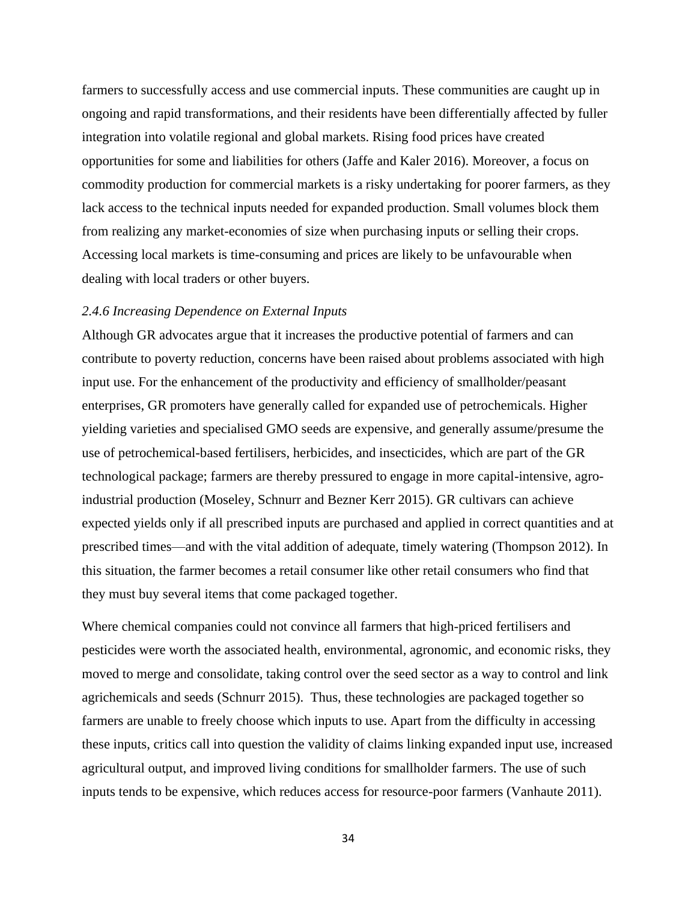farmers to successfully access and use commercial inputs. These communities are caught up in ongoing and rapid transformations, and their residents have been differentially affected by fuller integration into volatile regional and global markets. Rising food prices have created opportunities for some and liabilities for others (Jaffe and Kaler 2016). Moreover, a focus on commodity production for commercial markets is a risky undertaking for poorer farmers, as they lack access to the technical inputs needed for expanded production. Small volumes block them from realizing any market-economies of size when purchasing inputs or selling their crops. Accessing local markets is time-consuming and prices are likely to be unfavourable when dealing with local traders or other buyers.

### *2.4.6 Increasing Dependence on External Inputs*

Although GR advocates argue that it increases the productive potential of farmers and can contribute to poverty reduction, concerns have been raised about problems associated with high input use. For the enhancement of the productivity and efficiency of smallholder/peasant enterprises, GR promoters have generally called for expanded use of petrochemicals. Higher yielding varieties and specialised GMO seeds are expensive, and generally assume/presume the use of petrochemical-based fertilisers, herbicides, and insecticides, which are part of the GR technological package; farmers are thereby pressured to engage in more capital-intensive, agro-industrial production (Moseley, Schnurr and Bezner Kerr 2015). GR cultivars can achieve expected yields only if all prescribed inputs are purchased and applied in correct quantities and at prescribed times—and with the vital addition of adequate, timely watering (Thompson 2012). In this situation, the farmer becomes a retail consumer like other retail consumers who find that they must buy several items that come packaged together.

Where chemical companies could not convince all farmers that high-priced fertilisers and pesticides were worth the associated health, environmental, agronomic, and economic risks, they moved to merge and consolidate, taking control over the seed sector as a way to control and link agrichemicals and seeds (Schnurr 2015). Thus, these technologies are packaged together so farmers are unable to freely choose which inputs to use. Apart from the difficulty in accessing these inputs, critics call into question the validity of claims linking expanded input use, increased agricultural output, and improved living conditions for smallholder farmers. The use of such inputs tends to be expensive, which reduces access for resource-poor farmers (Vanhaute 2011).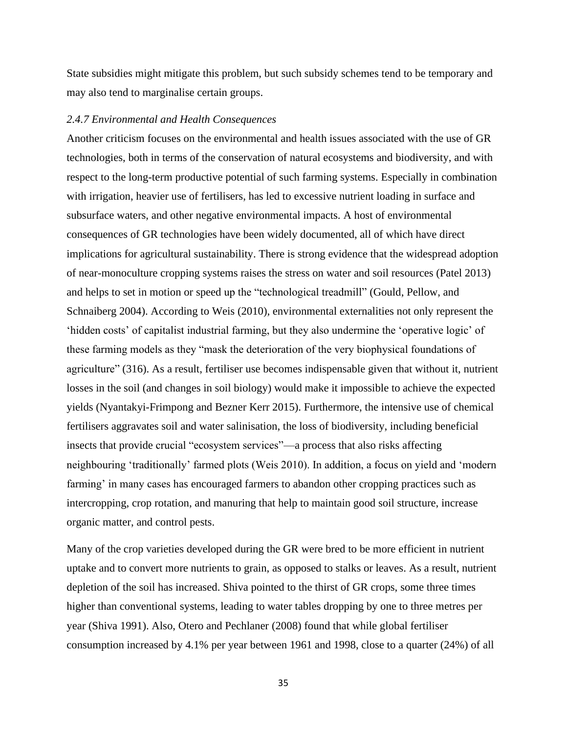State subsidies might mitigate this problem, but such subsidy schemes tend to be temporary and may also tend to marginalise certain groups.

### *2.4.7 Environmental and Health Consequences*

Another criticism focuses on the environmental and health issues associated with the use of GR technologies, both in terms of the conservation of natural ecosystems and biodiversity, and with respect to the long-term productive potential of such farming systems. Especially in combination with irrigation, heavier use of fertilisers, has led to excessive nutrient loading in surface and subsurface waters, and other negative environmental impacts. A host of environmental consequences of GR technologies have been widely documented, all of which have direct implications for agricultural sustainability. There is strong evidence that the widespread adoption of near-monoculture cropping systems raises the stress on water and soil resources (Patel 2013) and helps to set in motion or speed up the "technological treadmill" (Gould, Pellow, and Schnaiberg 2004). According to Weis (2010), environmental externalities not only represent the 'hidden costs' of capitalist industrial farming, but they also undermine the 'operative logic' of these farming models as they "mask the deterioration of the very biophysical foundations of agriculture" (316). As a result, fertiliser use becomes indispensable given that without it, nutrient losses in the soil (and changes in soil biology) would make it impossible to achieve the expected yields (Nyantakyi-Frimpong and Bezner Kerr 2015). Furthermore, the intensive use of chemical fertilisers aggravates soil and water salinisation, the loss of biodiversity, including beneficial insects that provide crucial "ecosystem services"—a process that also risks affecting neighbouring 'traditionally' farmed plots (Weis 2010). In addition, a focus on yield and 'modern farming' in many cases has encouraged farmers to abandon other cropping practices such as intercropping, crop rotation, and manuring that help to maintain good soil structure, increase organic matter, and control pests.

Many of the crop varieties developed during the GR were bred to be more efficient in nutrient uptake and to convert more nutrients to grain, as opposed to stalks or leaves. As a result, nutrient depletion of the soil has increased. Shiva pointed to the thirst of GR crops, some three times higher than conventional systems, leading to water tables dropping by one to three metres per year (Shiva 1991). Also, Otero and Pechlaner (2008) found that while global fertiliser consumption increased by 4.1% per year between 1961 and 1998, close to a quarter (24%) of all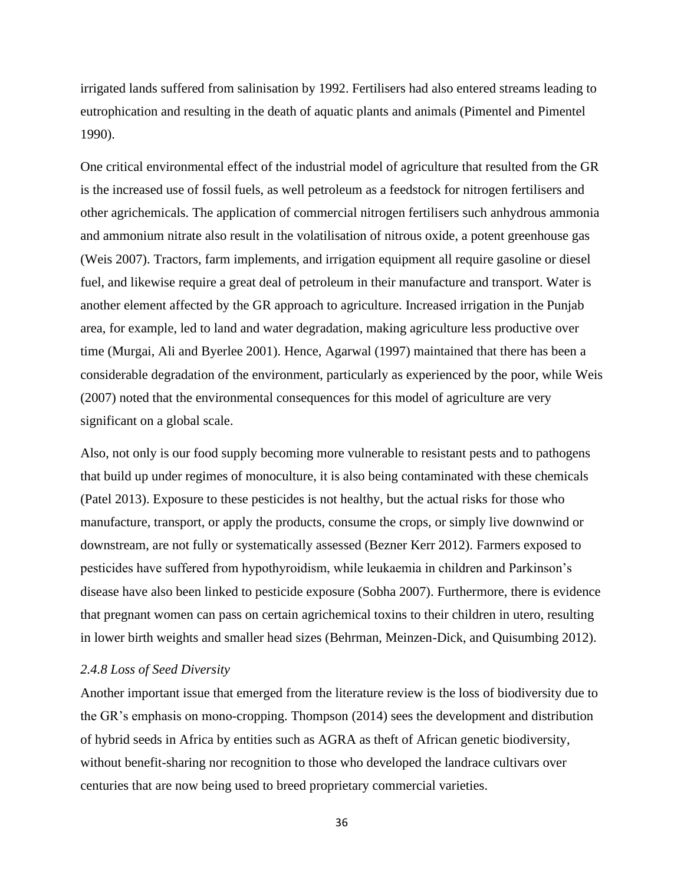irrigated lands suffered from salinisation by 1992. Fertilisers had also entered streams leading to eutrophication and resulting in the death of aquatic plants and animals (Pimentel and Pimentel 1990).

One critical environmental effect of the industrial model of agriculture that resulted from the GR is the increased use of fossil fuels, as well petroleum as a feedstock for nitrogen fertilisers and other agrichemicals. The application of commercial nitrogen fertilisers such anhydrous ammonia and ammonium nitrate also result in the volatilisation of nitrous oxide, a potent greenhouse gas (Weis 2007). Tractors, farm implements, and irrigation equipment all require gasoline or diesel fuel, and likewise require a great deal of petroleum in their manufacture and transport. Water is another element affected by the GR approach to agriculture. Increased irrigation in the Punjab area, for example, led to land and water degradation, making agriculture less productive over time (Murgai, Ali and Byerlee 2001). Hence, Agarwal (1997) maintained that there has been a considerable degradation of the environment, particularly as experienced by the poor, while Weis (2007) noted that the environmental consequences for this model of agriculture are very significant on a global scale.

Also, not only is our food supply becoming more vulnerable to resistant pests and to pathogens that build up under regimes of monoculture, it is also being contaminated with these chemicals (Patel 2013). Exposure to these pesticides is not healthy, but the actual risks for those who manufacture, transport, or apply the products, consume the crops, or simply live downwind or downstream, are not fully or systematically assessed (Bezner Kerr 2012). Farmers exposed to pesticides have suffered from hypothyroidism, while leukaemia in children and Parkinson's disease have also been linked to pesticide exposure (Sobha 2007). Furthermore, there is evidence that pregnant women can pass on certain agrichemical toxins to their children in utero, resulting in lower birth weights and smaller head sizes (Behrman, Meinzen-Dick, and Quisumbing 2012).

#### *2.4.8 Loss of Seed Diversity*

Another important issue that emerged from the literature review is the loss of biodiversity due to the GR's emphasis on mono-cropping. Thompson (2014) sees the development and distribution of hybrid seeds in Africa by entities such as AGRA as theft of African genetic biodiversity, without benefit-sharing nor recognition to those who developed the landrace cultivars over centuries that are now being used to breed proprietary commercial varieties.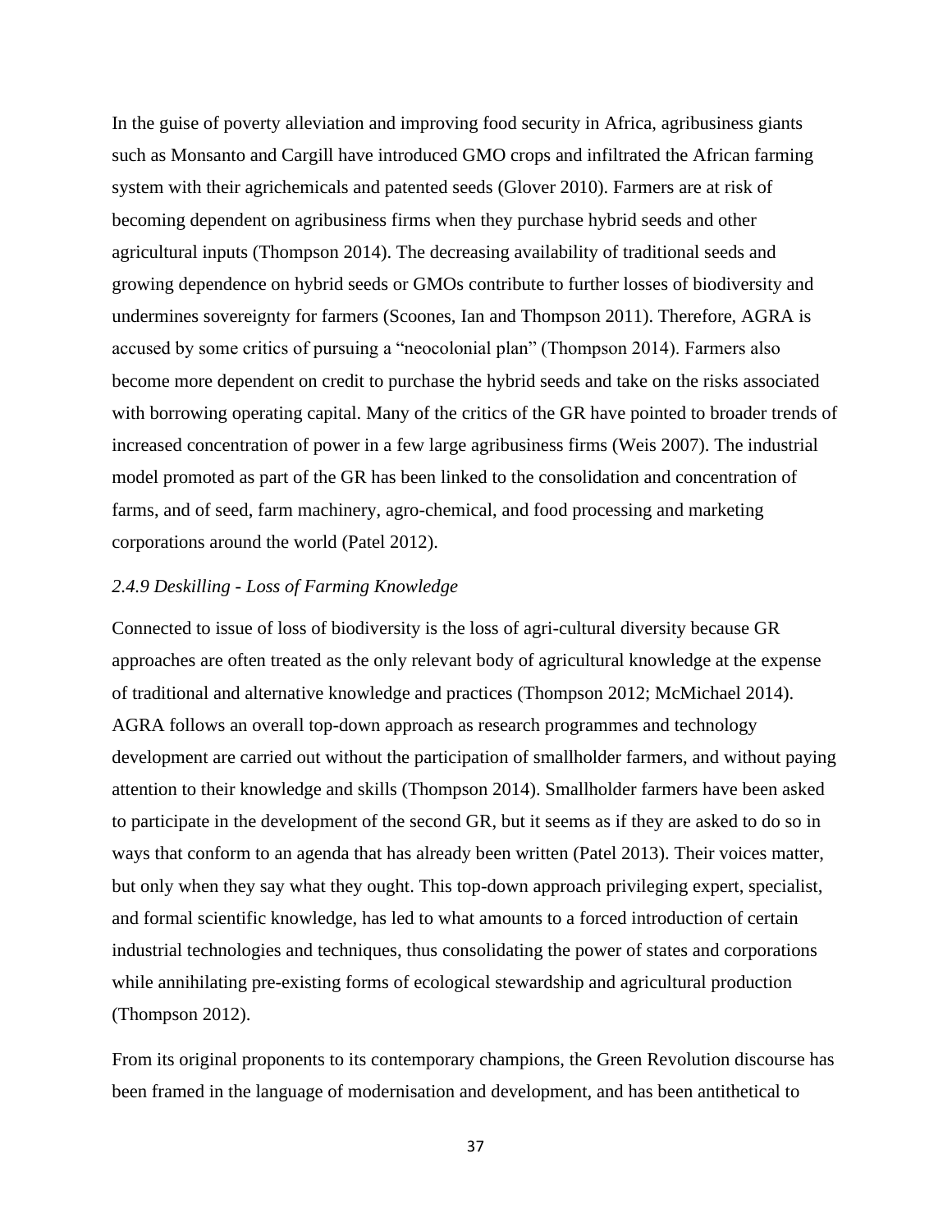In the guise of poverty alleviation and improving food security in Africa, agribusiness giants such as Monsanto and Cargill have introduced GMO crops and infiltrated the African farming system with their agrichemicals and patented seeds (Glover 2010). Farmers are at risk of becoming dependent on agribusiness firms when they purchase hybrid seeds and other agricultural inputs (Thompson 2014). The decreasing availability of traditional seeds and growing dependence on hybrid seeds or GMOs contribute to further losses of biodiversity and undermines sovereignty for farmers (Scoones, Ian and Thompson 2011). Therefore, AGRA is accused by some critics of pursuing a "neocolonial plan" (Thompson 2014). Farmers also become more dependent on credit to purchase the hybrid seeds and take on the risks associated with borrowing operating capital. Many of the critics of the GR have pointed to broader trends of increased concentration of power in a few large agribusiness firms (Weis 2007). The industrial model promoted as part of the GR has been linked to the consolidation and concentration of farms, and of seed, farm machinery, agro-chemical, and food processing and marketing corporations around the world (Patel 2012).

### *2.4.9 Deskilling - Loss of Farming Knowledge*

Connected to issue of loss of biodiversity is the loss of agri-cultural diversity because GR approaches are often treated as the only relevant body of agricultural knowledge at the expense of traditional and alternative knowledge and practices (Thompson 2012; McMichael 2014). AGRA follows an overall top-down approach as research programmes and technology development are carried out without the participation of smallholder farmers, and without paying attention to their knowledge and skills (Thompson 2014). Smallholder farmers have been asked to participate in the development of the second GR, but it seems as if they are asked to do so in ways that conform to an agenda that has already been written (Patel 2013). Their voices matter, but only when they say what they ought. This top-down approach privileging expert, specialist, and formal scientific knowledge, has led to what amounts to a forced introduction of certain industrial technologies and techniques, thus consolidating the power of states and corporations while annihilating pre-existing forms of ecological stewardship and agricultural production (Thompson 2012).

From its original proponents to its contemporary champions, the Green Revolution discourse has been framed in the language of modernisation and development, and has been antithetical to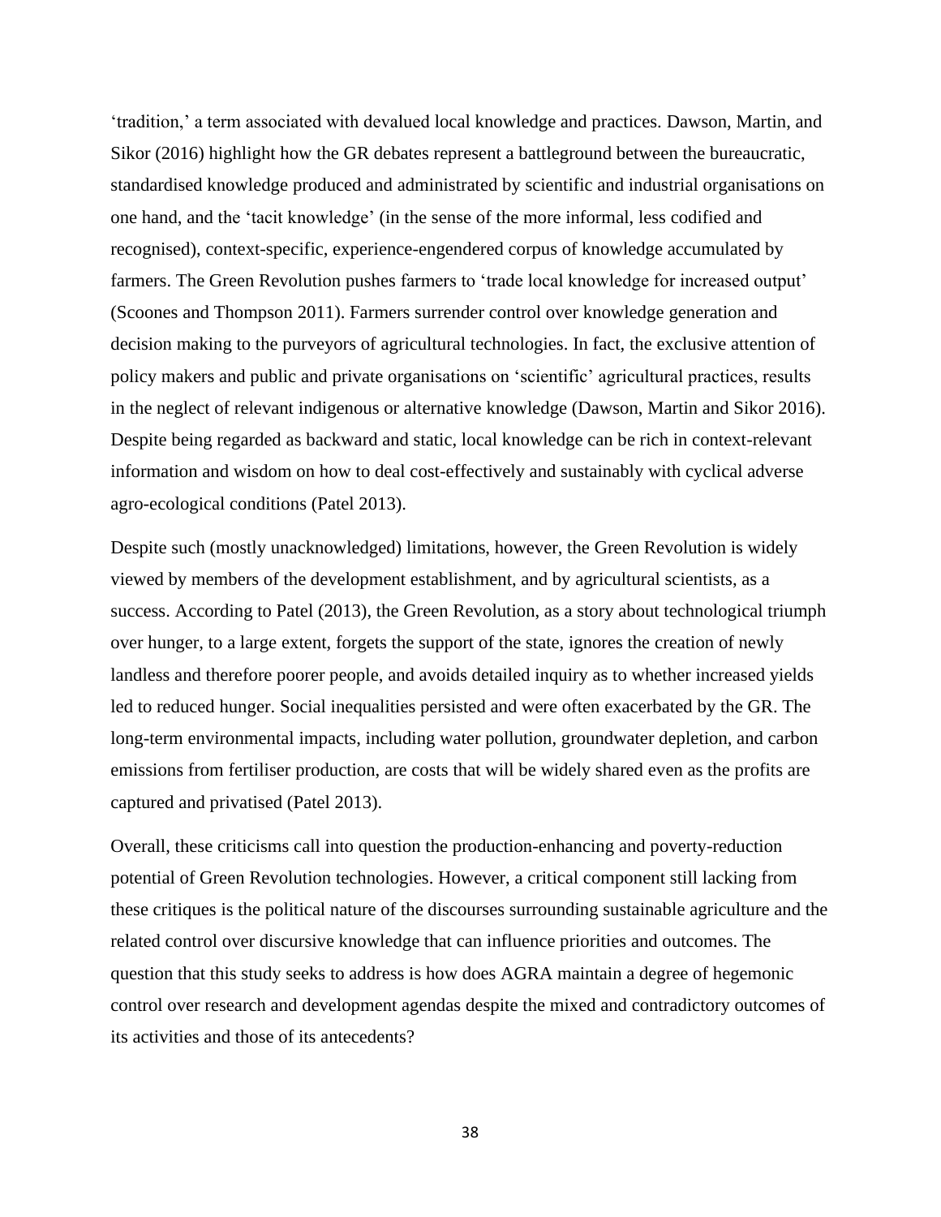'tradition,' a term associated with devalued local knowledge and practices. Dawson, Martin, and Sikor (2016) highlight how the GR debates represent a battleground between the bureaucratic, standardised knowledge produced and administrated by scientific and industrial organisations on one hand, and the 'tacit knowledge' (in the sense of the more informal, less codified and recognised), context-specific, experience-engendered corpus of knowledge accumulated by farmers. The Green Revolution pushes farmers to 'trade local knowledge for increased output' (Scoones and Thompson 2011). Farmers surrender control over knowledge generation and decision making to the purveyors of agricultural technologies. In fact, the exclusive attention of policy makers and public and private organisations on 'scientific' agricultural practices, results in the neglect of relevant indigenous or alternative knowledge (Dawson, Martin and Sikor 2016). Despite being regarded as backward and static, local knowledge can be rich in context-relevant information and wisdom on how to deal cost-effectively and sustainably with cyclical adverse agro-ecological conditions (Patel 2013).

Despite such (mostly unacknowledged) limitations, however, the Green Revolution is widely viewed by members of the development establishment, and by agricultural scientists, as a success. According to Patel (2013), the Green Revolution, as a story about technological triumph over hunger, to a large extent, forgets the support of the state, ignores the creation of newly landless and therefore poorer people, and avoids detailed inquiry as to whether increased yields led to reduced hunger. Social inequalities persisted and were often exacerbated by the GR. The long-term environmental impacts, including water pollution, groundwater depletion, and carbon emissions from fertiliser production, are costs that will be widely shared even as the profits are captured and privatised (Patel 2013).

Overall, these criticisms call into question the production-enhancing and poverty-reduction potential of Green Revolution technologies. However, a critical component still lacking from these critiques is the political nature of the discourses surrounding sustainable agriculture and the related control over discursive knowledge that can influence priorities and outcomes. The question that this study seeks to address is how does AGRA maintain a degree of hegemonic control over research and development agendas despite the mixed and contradictory outcomes of its activities and those of its antecedents?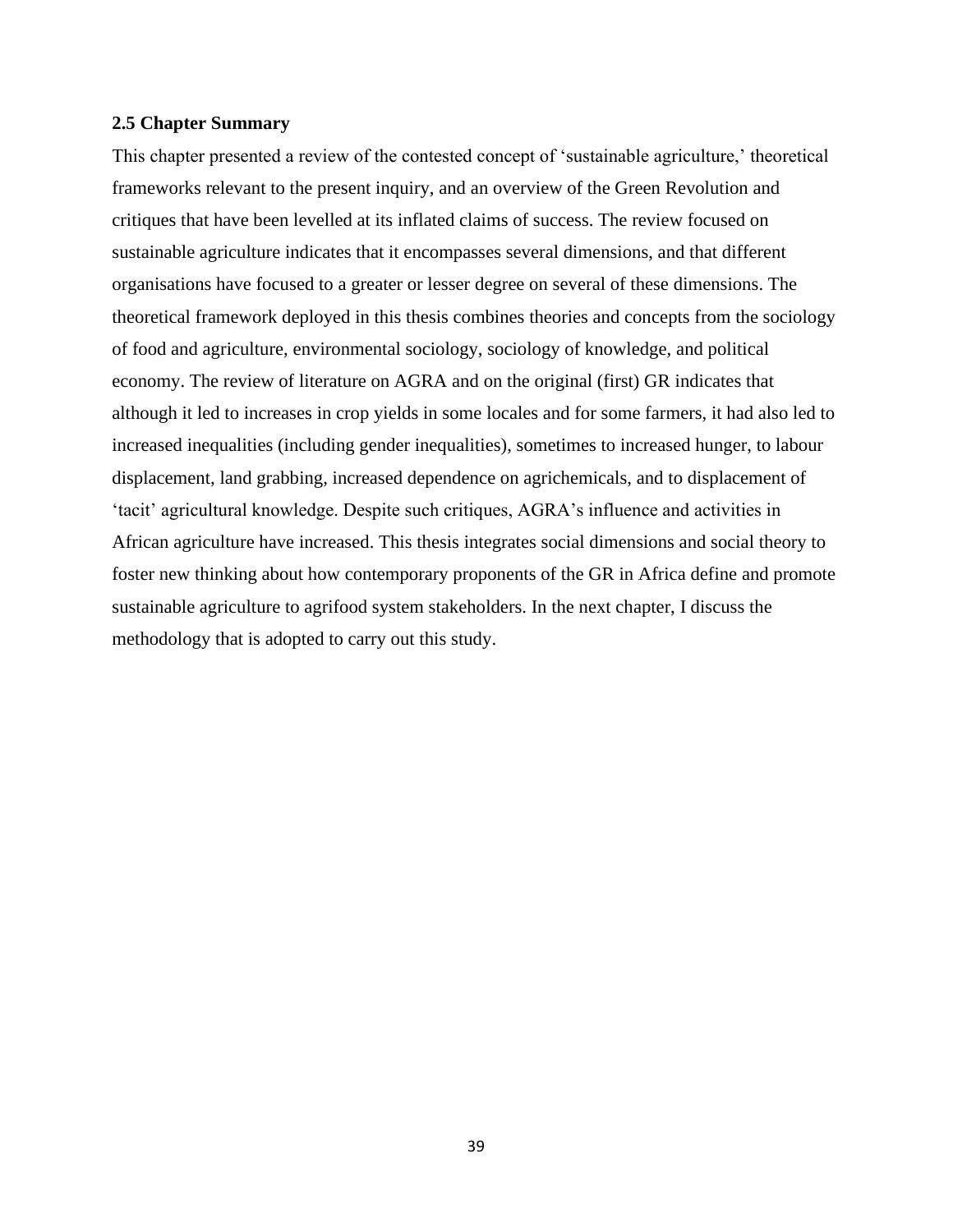### 2.5 Chapter Summary

This chapter presented a review of the contested concept of 'sustainable agriculture,' theoretical frameworks relevant to the present inquiry, and an overview of the Green Revolution and critiques that have been levelled at its inflated claims of success. The review focused on sustainable agriculture indicates that it encompasses several dimensions, and that different organisations have focused to a greater or lesser degree on several of these dimensions. The theoretical framework deployed in this thesis combines theories and concepts from the sociology of food and agriculture, environmental sociology, sociology of knowledge, and political economy. The review of literature on AGRA and on the original (first) GR indicates that although it led to increases in crop yields in some locales and for some farmers, it had also led to increased inequalities (including gender inequalities), sometimes to increased hunger, to labour displacement, land grabbing, increased dependence on agrichemicals, and to displacement of 'tacit' agricultural knowledge. Despite such critiques, AGRA's influence and activities in African agriculture have increased. This thesis integrates social dimensions and social theory to foster new thinking about how contemporary proponents of the GR in Africa define and promote sustainable agriculture to agrifood system stakeholders. In the next chapter, I discuss the methodology that is adopted to carry out this study.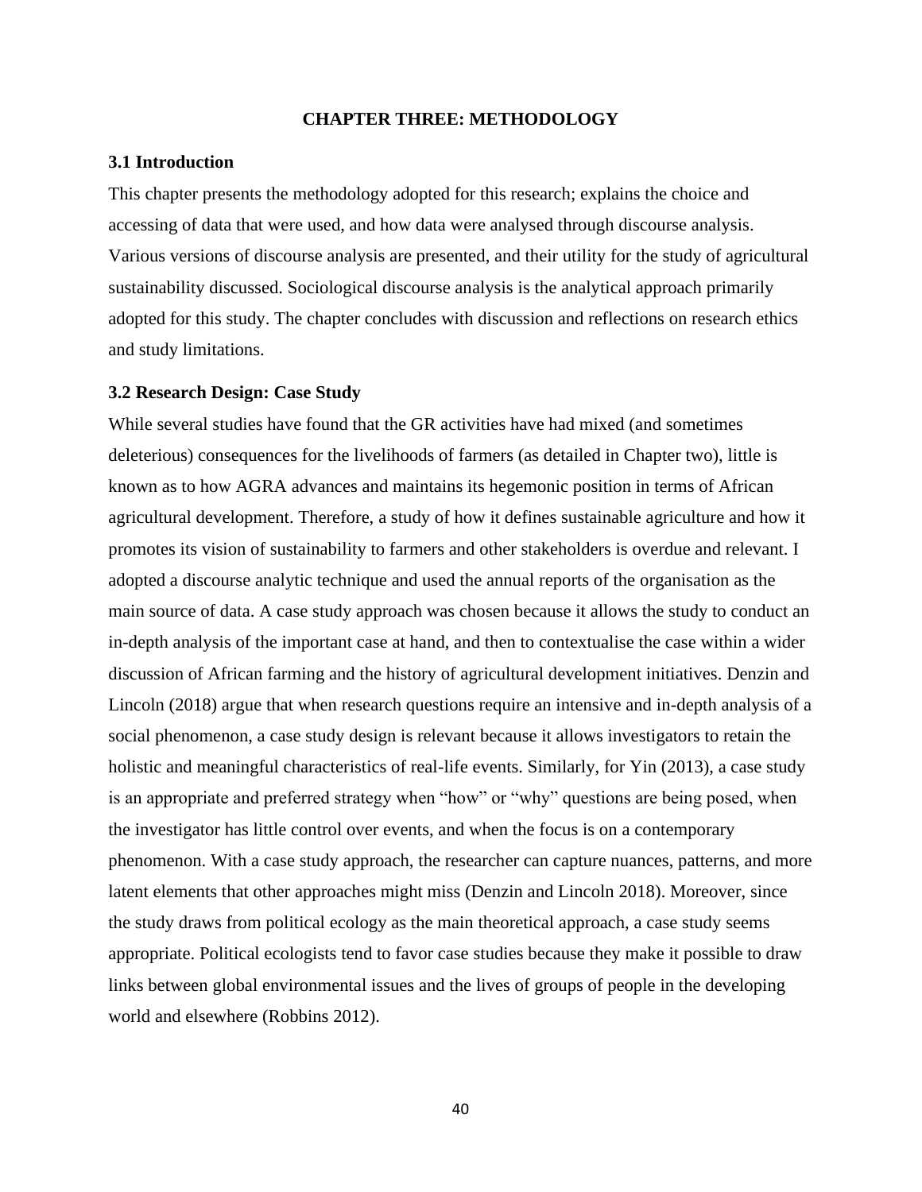# CHAPTER THREE: METHODOLOGY

## 3.1 Introduction

This chapter presents the methodology adopted for this research; explains the choice and accessing of data that were used, and how data were analysed through discourse analysis. Various versions of discourse analysis are presented, and their utility for the study of agricultural sustainability discussed. Sociological discourse analysis is the analytical approach primarily adopted for this study. The chapter concludes with discussion and reflections on research ethics and study limitations.

## 3.2 Research Design: Case Study

While several studies have found that the GR activities have had mixed (and sometimes deleterious) consequences for the livelihoods of farmers (as detailed in Chapter two), little is known as to how AGRA advances and maintains its hegemonic position in terms of African agricultural development. Therefore, a study of how it defines sustainable agriculture and how it promotes its vision of sustainability to farmers and other stakeholders is overdue and relevant. I adopted a discourse analytic technique and used the annual reports of the organisation as the main source of data. A case study approach was chosen because it allows the study to conduct an in-depth analysis of the important case at hand, and then to contextualise the case within a wider discussion of African farming and the history of agricultural development initiatives. Denzin and Lincoln (2018) argue that when research questions require an intensive and in-depth analysis of a social phenomenon, a case study design is relevant because it allows investigators to retain the holistic and meaningful characteristics of real-life events. Similarly, for Yin (2013), a case study is an appropriate and preferred strategy when "how" or "why" questions are being posed, when the investigator has little control over events, and when the focus is on a contemporary phenomenon. With a case study approach, the researcher can capture nuances, patterns, and more latent elements that other approaches might miss (Denzin and Lincoln 2018). Moreover, since the study draws from political ecology as the main theoretical approach, a case study seems appropriate. Political ecologists tend to favor case studies because they make it possible to draw links between global environmental issues and the lives of groups of people in the developing world and elsewhere (Robbins 2012).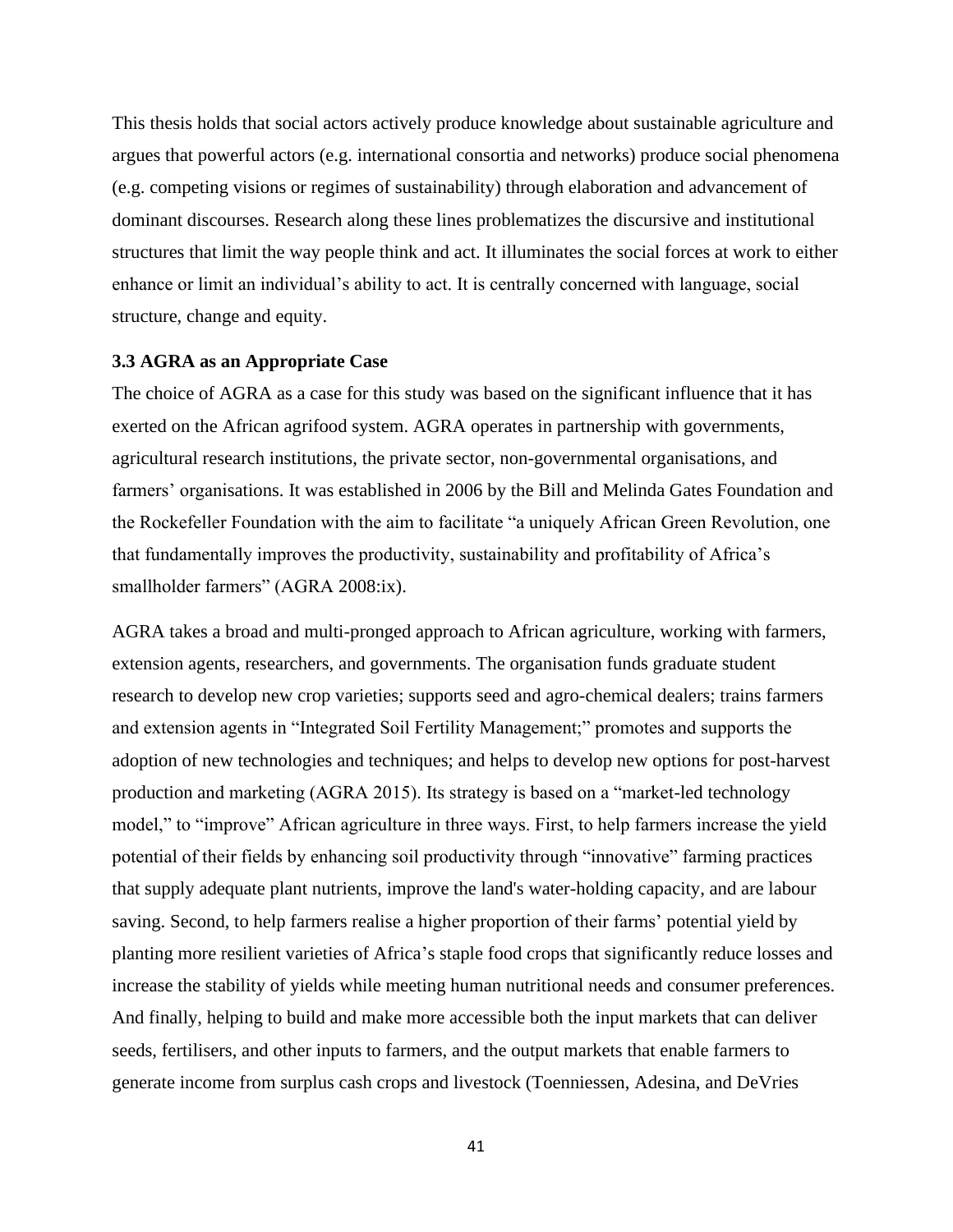This thesis holds that social actors actively produce knowledge about sustainable agriculture and argues that powerful actors (e.g. international consortia and networks) produce social phenomena (e.g. competing visions or regimes of sustainability) through elaboration and advancement of dominant discourses. Research along these lines problematizes the discursive and institutional structures that limit the way people think and act. It illuminates the social forces at work to either enhance or limit an individual's ability to act. It is centrally concerned with language, social structure, change and equity.

### 3.3 AGRA as an Appropriate Case

The choice of AGRA as a case for this study was based on the significant influence that it has exerted on the African agrifood system. AGRA operates in partnership with governments, agricultural research institutions, the private sector, non-governmental organisations, and farmers' organisations. It was established in 2006 by the Bill and Melinda Gates Foundation and the Rockefeller Foundation with the aim to facilitate "a uniquely African Green Revolution, one that fundamentally improves the productivity, sustainability and profitability of Africa's smallholder farmers" (AGRA 2008:ix).

AGRA takes a broad and multi-pronged approach to African agriculture, working with farmers, extension agents, researchers, and governments. The organisation funds graduate student research to develop new crop varieties; supports seed and agro-chemical dealers; trains farmers and extension agents in "Integrated Soil Fertility Management;" promotes and supports the adoption of new technologies and techniques; and helps to develop new options for post-harvest production and marketing (AGRA 2015). Its strategy is based on a "market-led technology model," to "improve" African agriculture in three ways. First, to help farmers increase the yield potential of their fields by enhancing soil productivity through "innovative" farming practices that supply adequate plant nutrients, improve the land's water-holding capacity, and are labour saving. Second, to help farmers realise a higher proportion of their farms' potential yield by planting more resilient varieties of Africa's staple food crops that significantly reduce losses and increase the stability of yields while meeting human nutritional needs and consumer preferences. And finally, helping to build and make more accessible both the input markets that can deliver seeds, fertilisers, and other inputs to farmers, and the output markets that enable farmers to generate income from surplus cash crops and livestock (Toenniessen, Adesina, and DeVries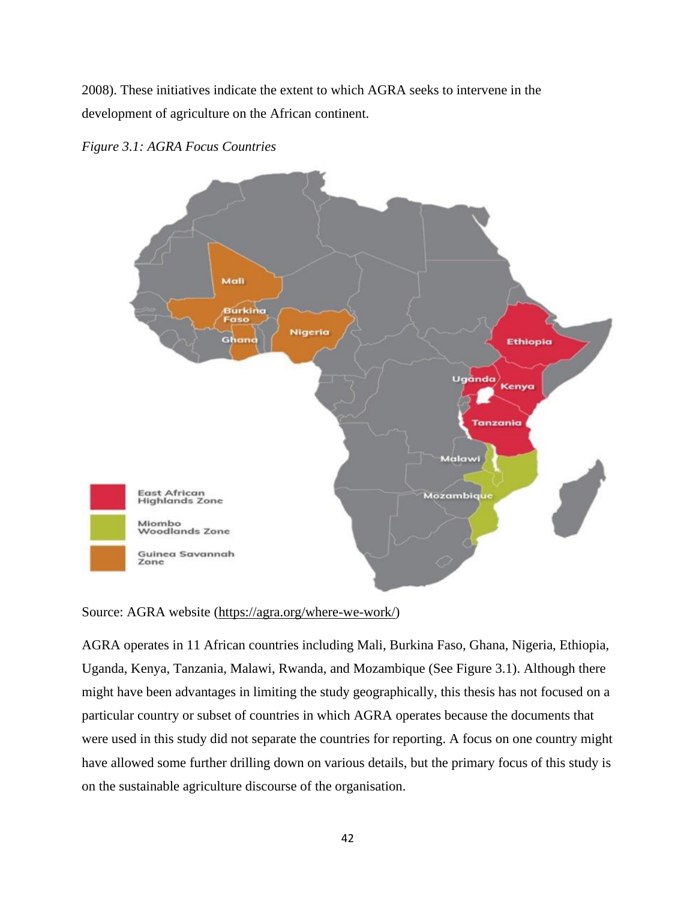2008). These initiatives indicate the extent to which AGRA seeks to intervene in the development of agriculture on the African continent.

*Figure 3.1: AGRA Focus Countries*

Source: AGRA website (https://agra.org/where-we-work/)

AGRA operates in 11 African countries including Mali, Burkina Faso, Ghana, Nigeria, Ethiopia, Uganda, Kenya, Tanzania, Malawi, Rwanda, and Mozambique (See Figure 3.1). Although there might have been advantages in limiting the study geographically, this thesis has not focused on a particular country or subset of countries in which AGRA operates because the documents that were used in this study did not separate the countries for reporting. A focus on one country might have allowed some further drilling down on various details, but the primary focus of this study is on the sustainable agriculture discourse of the organisation.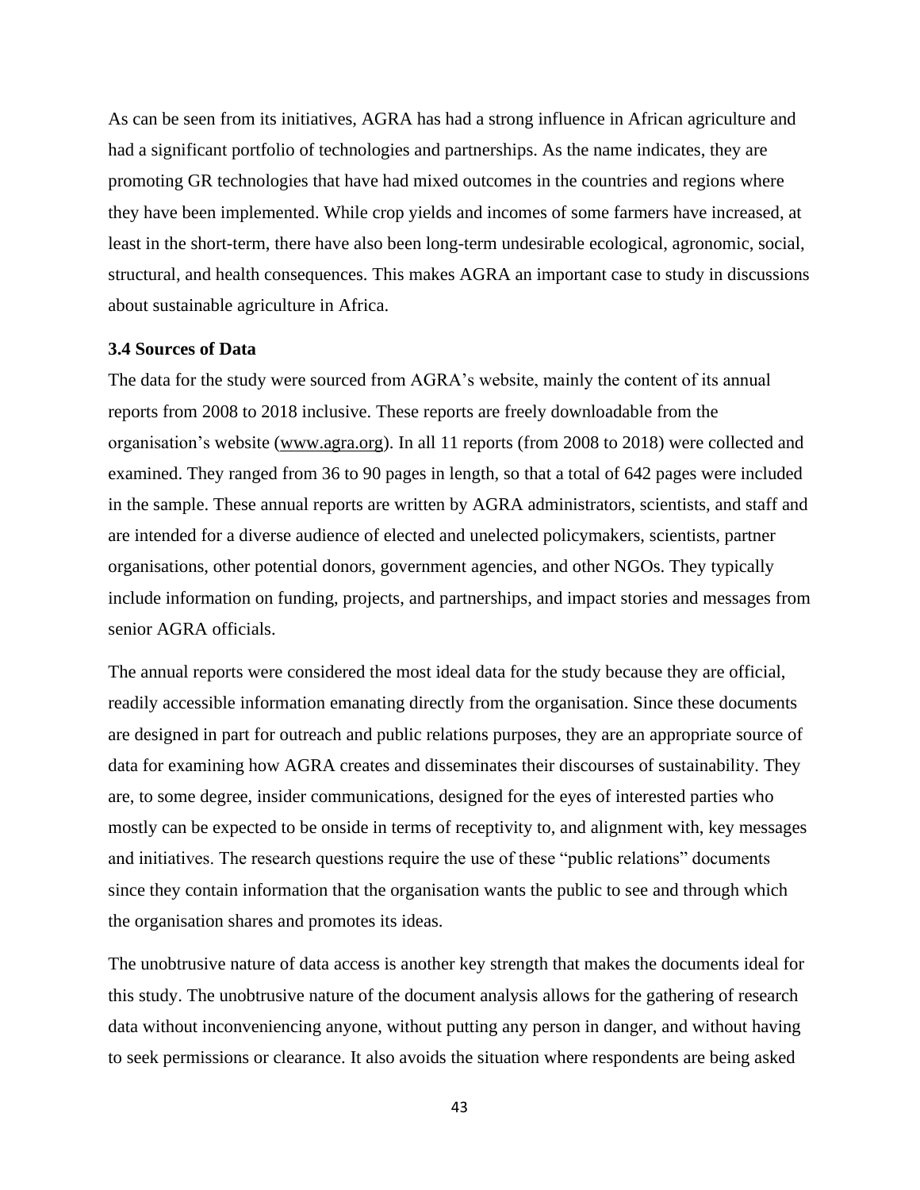As can be seen from its initiatives, AGRA has had a strong influence in African agriculture and had a significant portfolio of technologies and partnerships. As the name indicates, they are promoting GR technologies that have had mixed outcomes in the countries and regions where they have been implemented. While crop yields and incomes of some farmers have increased, at least in the short-term, there have also been long-term undesirable ecological, agronomic, social, structural, and health consequences. This makes AGRA an important case to study in discussions about sustainable agriculture in Africa.

### 3.4 Sources of Data

The data for the study were sourced from AGRA's website, mainly the content of its annual reports from 2008 to 2018 inclusive. These reports are freely downloadable from the organisation's website (www.agra.org). In all 11 reports (from 2008 to 2018) were collected and examined. They ranged from 36 to 90 pages in length, so that a total of 642 pages were included in the sample. These annual reports are written by AGRA administrators, scientists, and staff and are intended for a diverse audience of elected and unelected policymakers, scientists, partner organisations, other potential donors, government agencies, and other NGOs. They typically include information on funding, projects, and partnerships, and impact stories and messages from senior AGRA officials.

The annual reports were considered the most ideal data for the study because they are official, readily accessible information emanating directly from the organisation. Since these documents are designed in part for outreach and public relations purposes, they are an appropriate source of data for examining how AGRA creates and disseminates their discourses of sustainability. They are, to some degree, insider communications, designed for the eyes of interested parties who mostly can be expected to be onside in terms of receptivity to, and alignment with, key messages and initiatives. The research questions require the use of these "public relations" documents since they contain information that the organisation wants the public to see and through which the organisation shares and promotes its ideas.

The unobtrusive nature of data access is another key strength that makes the documents ideal for this study. The unobtrusive nature of the document analysis allows for the gathering of research data without inconveniencing anyone, without putting any person in danger, and without having to seek permissions or clearance. It also avoids the situation where respondents are being asked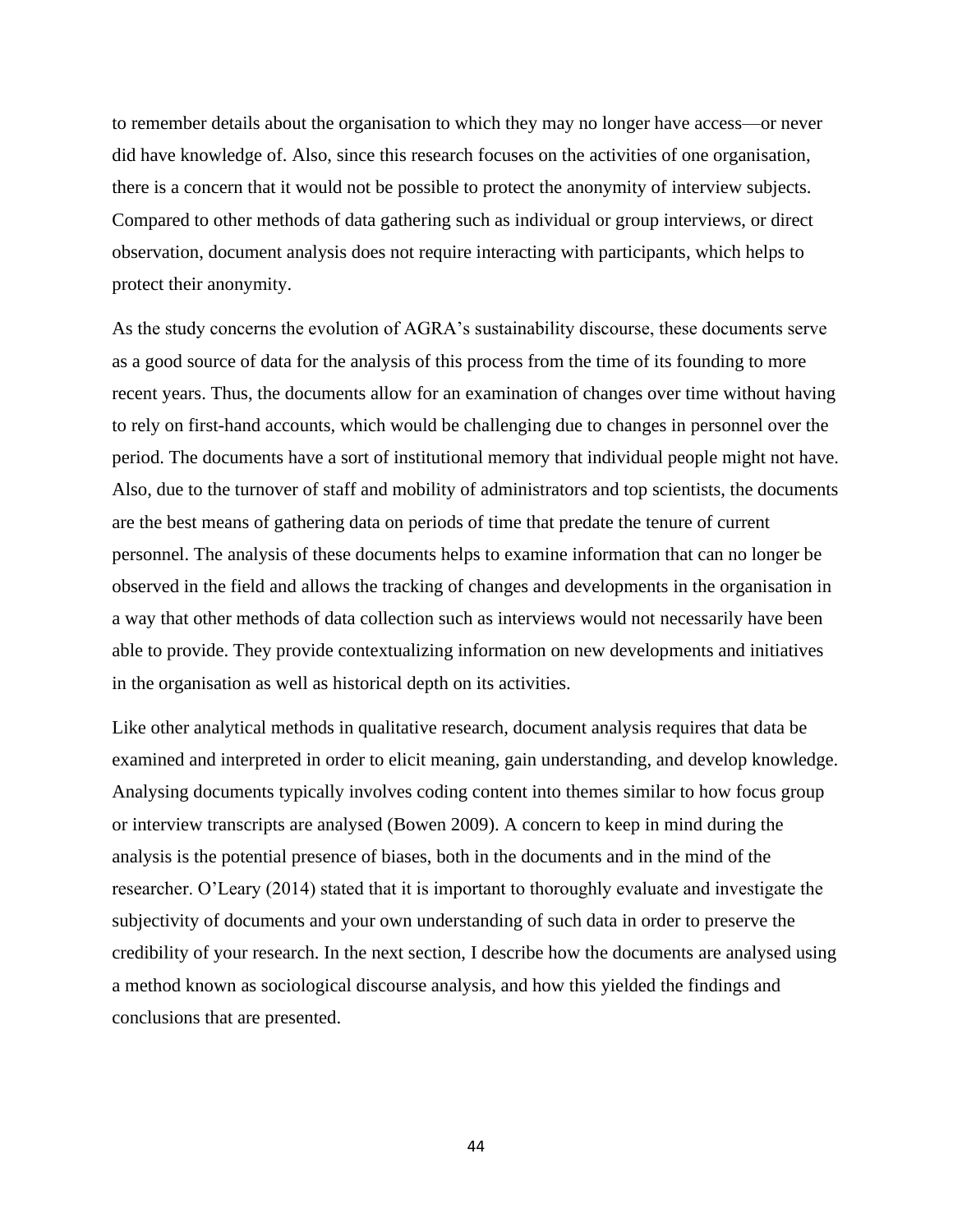to remember details about the organisation to which they may no longer have access—or never did have knowledge of. Also, since this research focuses on the activities of one organisation, there is a concern that it would not be possible to protect the anonymity of interview subjects. Compared to other methods of data gathering such as individual or group interviews, or direct observation, document analysis does not require interacting with participants, which helps to protect their anonymity.

As the study concerns the evolution of AGRA's sustainability discourse, these documents serve as a good source of data for the analysis of this process from the time of its founding to more recent years. Thus, the documents allow for an examination of changes over time without having to rely on first-hand accounts, which would be challenging due to changes in personnel over the period. The documents have a sort of institutional memory that individual people might not have. Also, due to the turnover of staff and mobility of administrators and top scientists, the documents are the best means of gathering data on periods of time that predate the tenure of current personnel. The analysis of these documents helps to examine information that can no longer be observed in the field and allows the tracking of changes and developments in the organisation in a way that other methods of data collection such as interviews would not necessarily have been able to provide. They provide contextualizing information on new developments and initiatives in the organisation as well as historical depth on its activities.

Like other analytical methods in qualitative research, document analysis requires that data be examined and interpreted in order to elicit meaning, gain understanding, and develop knowledge. Analysing documents typically involves coding content into themes similar to how focus group or interview transcripts are analysed (Bowen 2009). A concern to keep in mind during the analysis is the potential presence of biases, both in the documents and in the mind of the researcher. O'Leary (2014) stated that it is important to thoroughly evaluate and investigate the subjectivity of documents and your own understanding of such data in order to preserve the credibility of your research. In the next section, I describe how the documents are analysed using a method known as sociological discourse analysis, and how this yielded the findings and conclusions that are presented.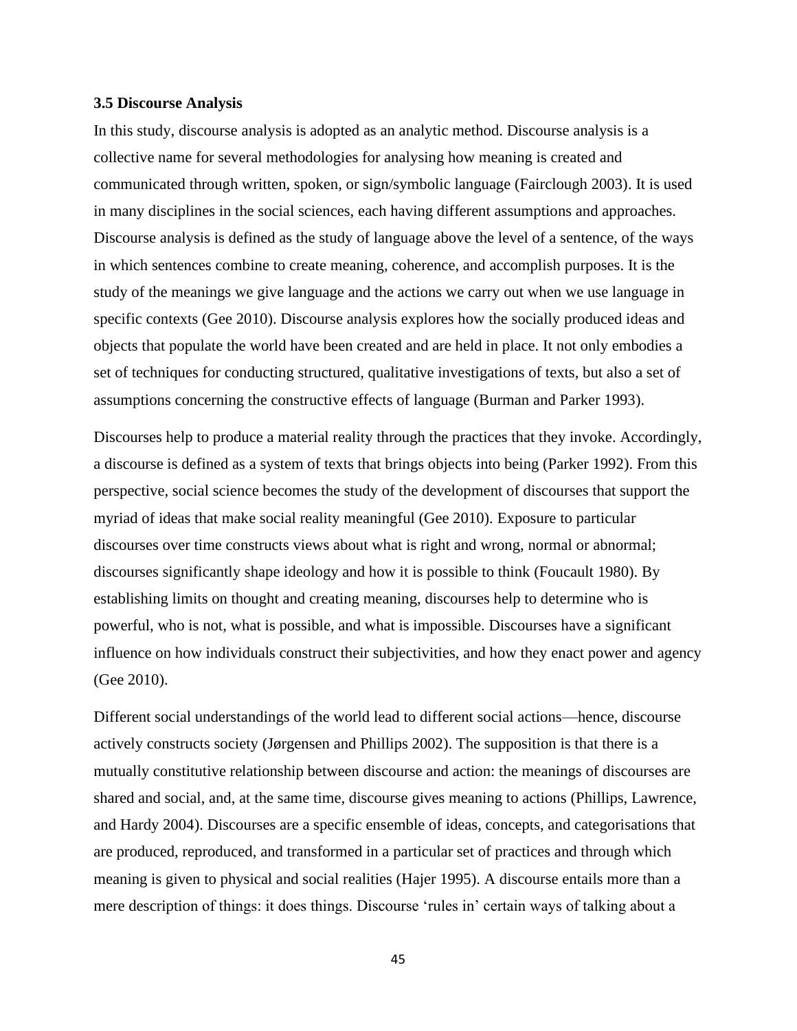### 3.5 Discourse Analysis

In this study, discourse analysis is adopted as an analytic method. Discourse analysis is a collective name for several methodologies for analysing how meaning is created and communicated through written, spoken, or sign/symbolic language (Fairclough 2003). It is used in many disciplines in the social sciences, each having different assumptions and approaches. Discourse analysis is defined as the study of language above the level of a sentence, of the ways in which sentences combine to create meaning, coherence, and accomplish purposes. It is the study of the meanings we give language and the actions we carry out when we use language in specific contexts (Gee 2010). Discourse analysis explores how the socially produced ideas and objects that populate the world have been created and are held in place. It not only embodies a set of techniques for conducting structured, qualitative investigations of texts, but also a set of assumptions concerning the constructive effects of language (Burman and Parker 1993).

Discourses help to produce a material reality through the practices that they invoke. Accordingly, a discourse is defined as a system of texts that brings objects into being (Parker 1992). From this perspective, social science becomes the study of the development of discourses that support the myriad of ideas that make social reality meaningful (Gee 2010). Exposure to particular discourses over time constructs views about what is right and wrong, normal or abnormal; discourses significantly shape ideology and how it is possible to think (Foucault 1980). By establishing limits on thought and creating meaning, discourses help to determine who is powerful, who is not, what is possible, and what is impossible. Discourses have a significant influence on how individuals construct their subjectivities, and how they enact power and agency (Gee 2010).

Different social understandings of the world lead to different social actions—hence, discourse actively constructs society (Jørgensen and Phillips 2002). The supposition is that there is a mutually constitutive relationship between discourse and action: the meanings of discourses are shared and social, and, at the same time, discourse gives meaning to actions (Phillips, Lawrence, and Hardy 2004). Discourses are a specific ensemble of ideas, concepts, and categorisations that are produced, reproduced, and transformed in a particular set of practices and through which meaning is given to physical and social realities (Hajer 1995). A discourse entails more than a mere description of things: it does things. Discourse 'rules in' certain ways of talking about a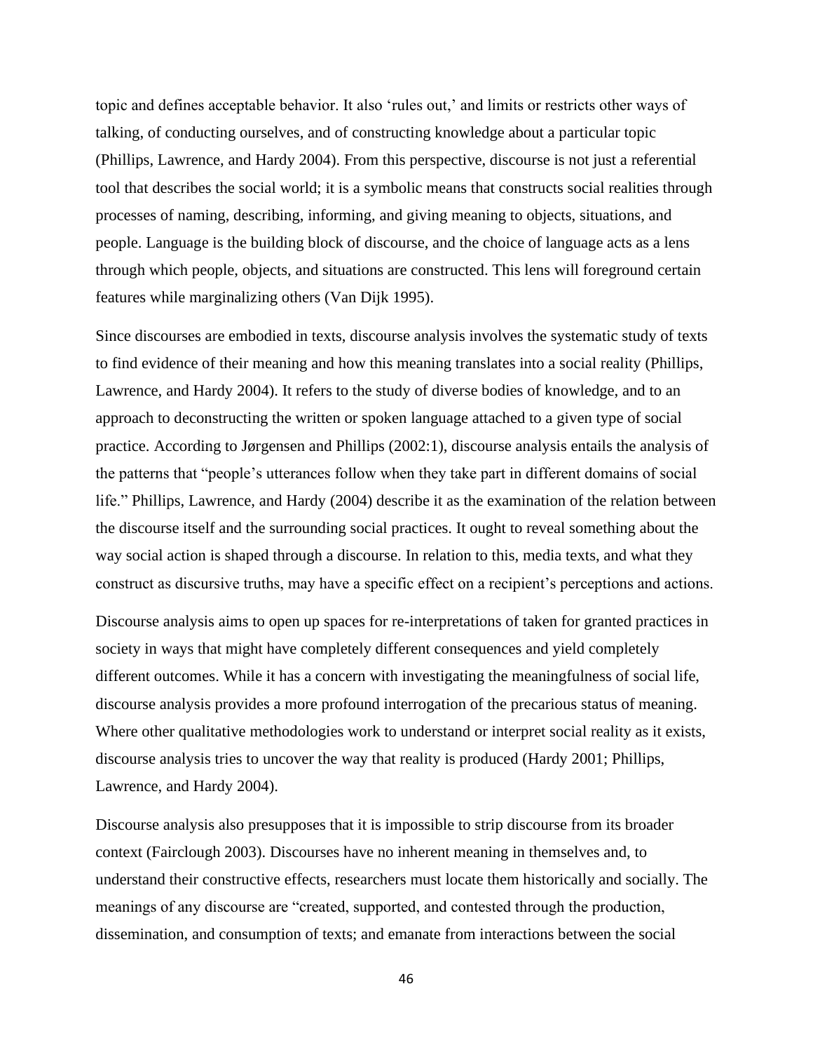topic and defines acceptable behavior. It also 'rules out,' and limits or restricts other ways of talking, of conducting ourselves, and of constructing knowledge about a particular topic (Phillips, Lawrence, and Hardy 2004). From this perspective, discourse is not just a referential tool that describes the social world; it is a symbolic means that constructs social realities through processes of naming, describing, informing, and giving meaning to objects, situations, and people. Language is the building block of discourse, and the choice of language acts as a lens through which people, objects, and situations are constructed. This lens will foreground certain features while marginalizing others (Van Dijk 1995).

Since discourses are embodied in texts, discourse analysis involves the systematic study of texts to find evidence of their meaning and how this meaning translates into a social reality (Phillips, Lawrence, and Hardy 2004). It refers to the study of diverse bodies of knowledge, and to an approach to deconstructing the written or spoken language attached to a given type of social practice. According to Jørgensen and Phillips (2002:1), discourse analysis entails the analysis of the patterns that "people's utterances follow when they take part in different domains of social life." Phillips, Lawrence, and Hardy (2004) describe it as the examination of the relation between the discourse itself and the surrounding social practices. It ought to reveal something about the way social action is shaped through a discourse. In relation to this, media texts, and what they construct as discursive truths, may have a specific effect on a recipient's perceptions and actions.

Discourse analysis aims to open up spaces for re-interpretations of taken for granted practices in society in ways that might have completely different consequences and yield completely different outcomes. While it has a concern with investigating the meaningfulness of social life, discourse analysis provides a more profound interrogation of the precarious status of meaning. Where other qualitative methodologies work to understand or interpret social reality as it exists, discourse analysis tries to uncover the way that reality is produced (Hardy 2001; Phillips, Lawrence, and Hardy 2004).

Discourse analysis also presupposes that it is impossible to strip discourse from its broader context (Fairclough 2003). Discourses have no inherent meaning in themselves and, to understand their constructive effects, researchers must locate them historically and socially. The meanings of any discourse are "created, supported, and contested through the production, dissemination, and consumption of texts; and emanate from interactions between the social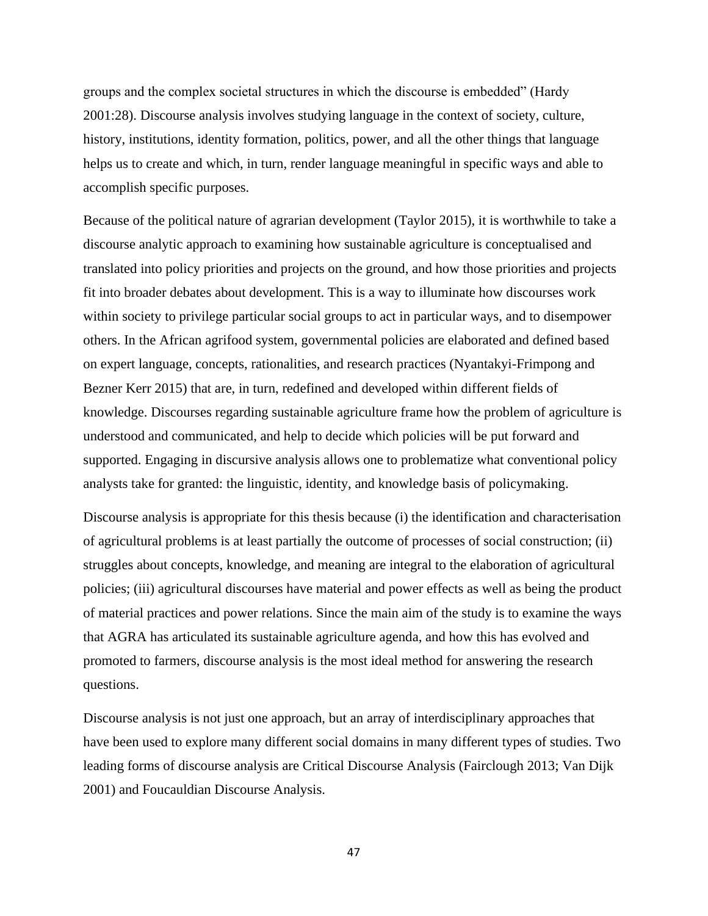groups and the complex societal structures in which the discourse is embedded" (Hardy 2001:28). Discourse analysis involves studying language in the context of society, culture, history, institutions, identity formation, politics, power, and all the other things that language helps us to create and which, in turn, render language meaningful in specific ways and able to accomplish specific purposes.

Because of the political nature of agrarian development (Taylor 2015), it is worthwhile to take a discourse analytic approach to examining how sustainable agriculture is conceptualised and translated into policy priorities and projects on the ground, and how those priorities and projects fit into broader debates about development. This is a way to illuminate how discourses work within society to privilege particular social groups to act in particular ways, and to disempower others. In the African agrifood system, governmental policies are elaborated and defined based on expert language, concepts, rationalities, and research practices (Nyantakyi-Frimpong and Bezner Kerr 2015) that are, in turn, redefined and developed within different fields of knowledge. Discourses regarding sustainable agriculture frame how the problem of agriculture is understood and communicated, and help to decide which policies will be put forward and supported. Engaging in discursive analysis allows one to problematize what conventional policy analysts take for granted: the linguistic, identity, and knowledge basis of policymaking.

Discourse analysis is appropriate for this thesis because (i) the identification and characterisation of agricultural problems is at least partially the outcome of processes of social construction; (ii) struggles about concepts, knowledge, and meaning are integral to the elaboration of agricultural policies; (iii) agricultural discourses have material and power effects as well as being the product of material practices and power relations. Since the main aim of the study is to examine the ways that AGRA has articulated its sustainable agriculture agenda, and how this has evolved and promoted to farmers, discourse analysis is the most ideal method for answering the research questions.

Discourse analysis is not just one approach, but an array of interdisciplinary approaches that have been used to explore many different social domains in many different types of studies. Two leading forms of discourse analysis are Critical Discourse Analysis (Fairclough 2013; Van Dijk 2001) and Foucauldian Discourse Analysis.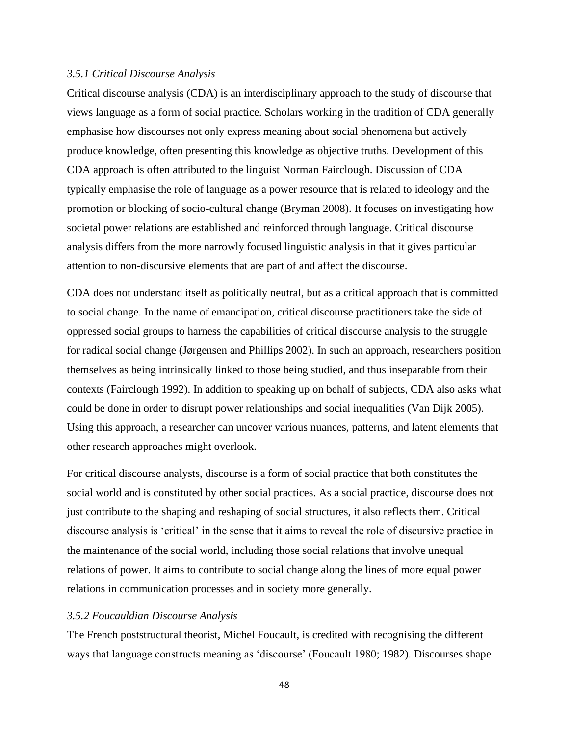### *3.5.1 Critical Discourse Analysis*

Critical discourse analysis (CDA) is an interdisciplinary approach to the study of discourse that views language as a form of social practice. Scholars working in the tradition of CDA generally emphasise how discourses not only express meaning about social phenomena but actively produce knowledge, often presenting this knowledge as objective truths. Development of this CDA approach is often attributed to the linguist Norman Fairclough. Discussion of CDA typically emphasise the role of language as a power resource that is related to ideology and the promotion or blocking of socio-cultural change (Bryman 2008). It focuses on investigating how societal power relations are established and reinforced through language. Critical discourse analysis differs from the more narrowly focused linguistic analysis in that it gives particular attention to non-discursive elements that are part of and affect the discourse.

CDA does not understand itself as politically neutral, but as a critical approach that is committed to social change. In the name of emancipation, critical discourse practitioners take the side of oppressed social groups to harness the capabilities of critical discourse analysis to the struggle for radical social change (Jørgensen and Phillips 2002). In such an approach, researchers position themselves as being intrinsically linked to those being studied, and thus inseparable from their contexts (Fairclough 1992). In addition to speaking up on behalf of subjects, CDA also asks what could be done in order to disrupt power relationships and social inequalities (Van Dijk 2005). Using this approach, a researcher can uncover various nuances, patterns, and latent elements that other research approaches might overlook.

For critical discourse analysts, discourse is a form of social practice that both constitutes the social world and is constituted by other social practices. As a social practice, discourse does not just contribute to the shaping and reshaping of social structures, it also reflects them. Critical discourse analysis is 'critical' in the sense that it aims to reveal the role of discursive practice in the maintenance of the social world, including those social relations that involve unequal relations of power. It aims to contribute to social change along the lines of more equal power relations in communication processes and in society more generally.

### *3.5.2 Foucauldian Discourse Analysis*

The French poststructural theorist, Michel Foucault, is credited with recognising the different ways that language constructs meaning as 'discourse' (Foucault 1980; 1982). Discourses shape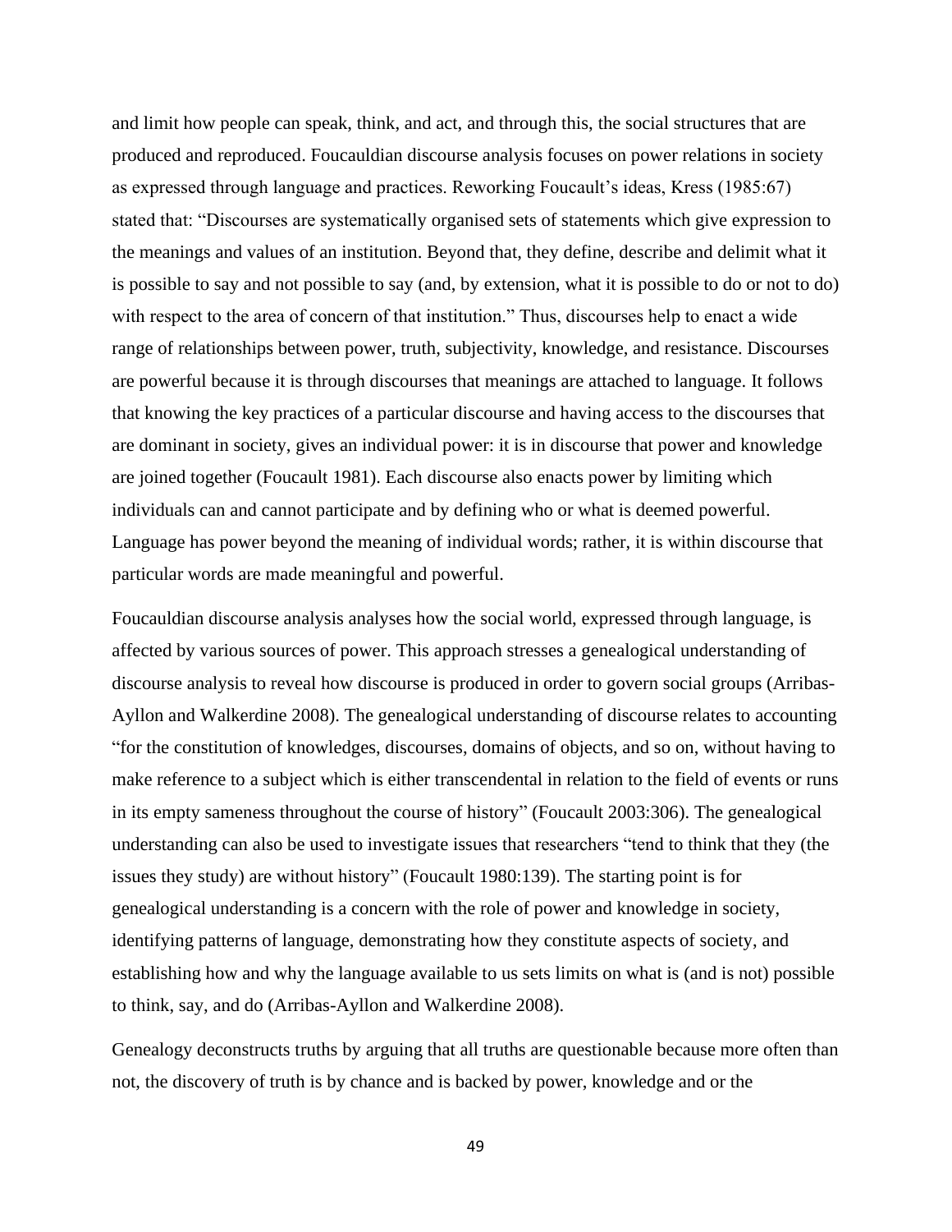and limit how people can speak, think, and act, and through this, the social structures that are produced and reproduced. Foucauldian discourse analysis focuses on power relations in society as expressed through language and practices. Reworking Foucault's ideas, Kress (1985:67) stated that: "Discourses are systematically organised sets of statements which give expression to the meanings and values of an institution. Beyond that, they define, describe and delimit what it is possible to say and not possible to say (and, by extension, what it is possible to do or not to do) with respect to the area of concern of that institution." Thus, discourses help to enact a wide range of relationships between power, truth, subjectivity, knowledge, and resistance. Discourses are powerful because it is through discourses that meanings are attached to language. It follows that knowing the key practices of a particular discourse and having access to the discourses that are dominant in society, gives an individual power: it is in discourse that power and knowledge are joined together (Foucault 1981). Each discourse also enacts power by limiting which individuals can and cannot participate and by defining who or what is deemed powerful. Language has power beyond the meaning of individual words; rather, it is within discourse that particular words are made meaningful and powerful.

Foucauldian discourse analysis analyses how the social world, expressed through language, is affected by various sources of power. This approach stresses a genealogical understanding of discourse analysis to reveal how discourse is produced in order to govern social groups (Arribas-Ayllon and Walkerdine 2008). The genealogical understanding of discourse relates to accounting "for the constitution of knowledges, discourses, domains of objects, and so on, without having to make reference to a subject which is either transcendental in relation to the field of events or runs in its empty sameness throughout the course of history" (Foucault 2003:306). The genealogical understanding can also be used to investigate issues that researchers "tend to think that they (the issues they study) are without history" (Foucault 1980:139). The starting point is for genealogical understanding is a concern with the role of power and knowledge in society, identifying patterns of language, demonstrating how they constitute aspects of society, and establishing how and why the language available to us sets limits on what is (and is not) possible to think, say, and do (Arribas-Ayllon and Walkerdine 2008).

Genealogy deconstructs truths by arguing that all truths are questionable because more often than not, the discovery of truth is by chance and is backed by power, knowledge and or the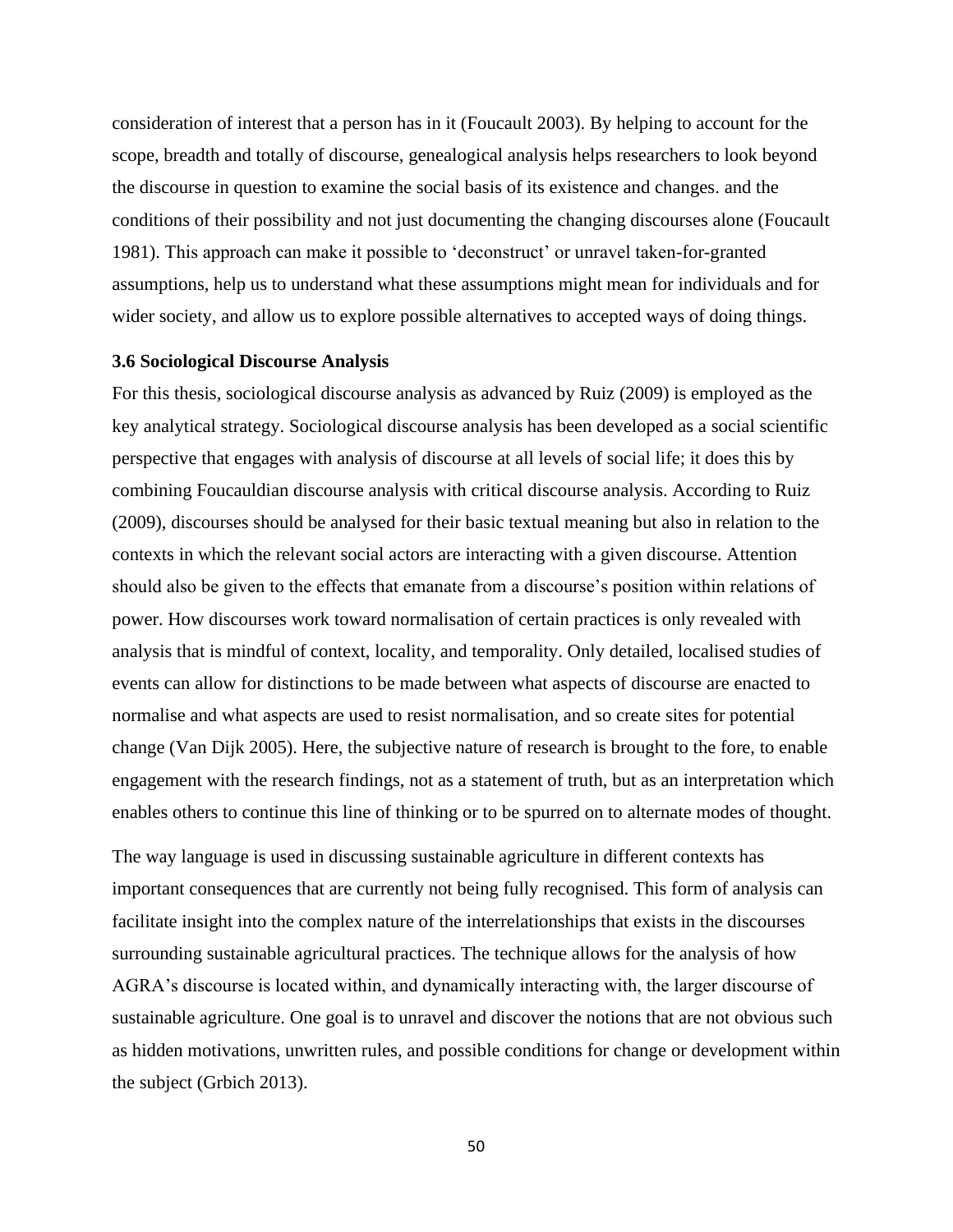consideration of interest that a person has in it (Foucault 2003). By helping to account for the scope, breadth and totally of discourse, genealogical analysis helps researchers to look beyond the discourse in question to examine the social basis of its existence and changes. and the conditions of their possibility and not just documenting the changing discourses alone (Foucault 1981). This approach can make it possible to 'deconstruct' or unravel taken-for-granted assumptions, help us to understand what these assumptions might mean for individuals and for wider society, and allow us to explore possible alternatives to accepted ways of doing things.

### 3.6 Sociological Discourse Analysis

For this thesis, sociological discourse analysis as advanced by Ruiz (2009) is employed as the key analytical strategy. Sociological discourse analysis has been developed as a social scientific perspective that engages with analysis of discourse at all levels of social life; it does this by combining Foucauldian discourse analysis with critical discourse analysis. According to Ruiz (2009), discourses should be analysed for their basic textual meaning but also in relation to the contexts in which the relevant social actors are interacting with a given discourse. Attention should also be given to the effects that emanate from a discourse's position within relations of power. How discourses work toward normalisation of certain practices is only revealed with analysis that is mindful of context, locality, and temporality. Only detailed, localised studies of events can allow for distinctions to be made between what aspects of discourse are enacted to normalise and what aspects are used to resist normalisation, and so create sites for potential change (Van Dijk 2005). Here, the subjective nature of research is brought to the fore, to enable engagement with the research findings, not as a statement of truth, but as an interpretation which enables others to continue this line of thinking or to be spurred on to alternate modes of thought.

The way language is used in discussing sustainable agriculture in different contexts has important consequences that are currently not being fully recognised. This form of analysis can facilitate insight into the complex nature of the interrelationships that exists in the discourses surrounding sustainable agricultural practices. The technique allows for the analysis of how AGRA's discourse is located within, and dynamically interacting with, the larger discourse of sustainable agriculture. One goal is to unravel and discover the notions that are not obvious such as hidden motivations, unwritten rules, and possible conditions for change or development within the subject (Grbich 2013).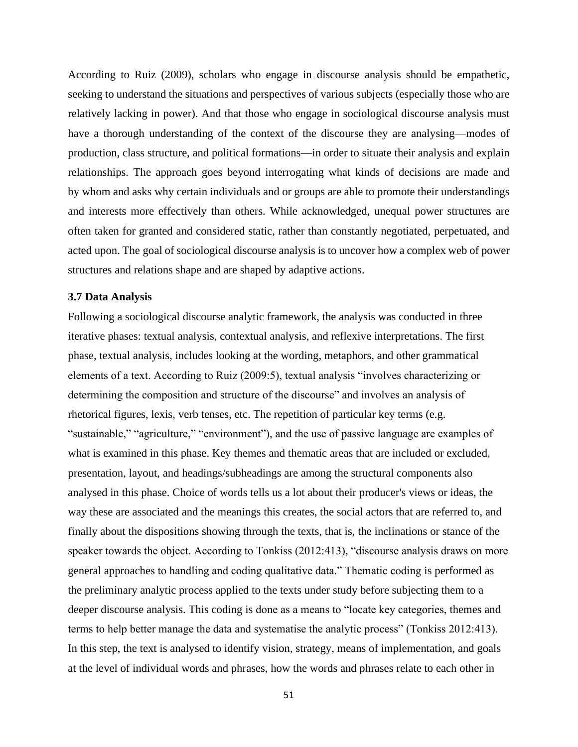According to Ruiz (2009), scholars who engage in discourse analysis should be empathetic, seeking to understand the situations and perspectives of various subjects (especially those who are relatively lacking in power). And that those who engage in sociological discourse analysis must have a thorough understanding of the context of the discourse they are analysing—modes of production, class structure, and political formations—in order to situate their analysis and explain relationships. The approach goes beyond interrogating what kinds of decisions are made and by whom and asks why certain individuals and or groups are able to promote their understandings and interests more effectively than others. While acknowledged, unequal power structures are often taken for granted and considered static, rather than constantly negotiated, perpetuated, and acted upon. The goal of sociological discourse analysis is to uncover how a complex web of power structures and relations shape and are shaped by adaptive actions.

### 3.7 Data Analysis

Following a sociological discourse analytic framework, the analysis was conducted in three iterative phases: textual analysis, contextual analysis, and reflexive interpretations. The first phase, textual analysis, includes looking at the wording, metaphors, and other grammatical elements of a text. According to Ruiz (2009:5), textual analysis "involves characterizing or determining the composition and structure of the discourse" and involves an analysis of rhetorical figures, lexis, verb tenses, etc. The repetition of particular key terms (e.g. "sustainable," "agriculture," "environment"), and the use of passive language are examples of what is examined in this phase. Key themes and thematic areas that are included or excluded, presentation, layout, and headings/subheadings are among the structural components also analysed in this phase. Choice of words tells us a lot about their producer's views or ideas, the way these are associated and the meanings this creates, the social actors that are referred to, and finally about the dispositions showing through the texts, that is, the inclinations or stance of the speaker towards the object. According to Tonkiss (2012:413), "discourse analysis draws on more general approaches to handling and coding qualitative data." Thematic coding is performed as the preliminary analytic process applied to the texts under study before subjecting them to a deeper discourse analysis. This coding is done as a means to "locate key categories, themes and terms to help better manage the data and systematise the analytic process" (Tonkiss 2012:413). In this step, the text is analysed to identify vision, strategy, means of implementation, and goals at the level of individual words and phrases, how the words and phrases relate to each other in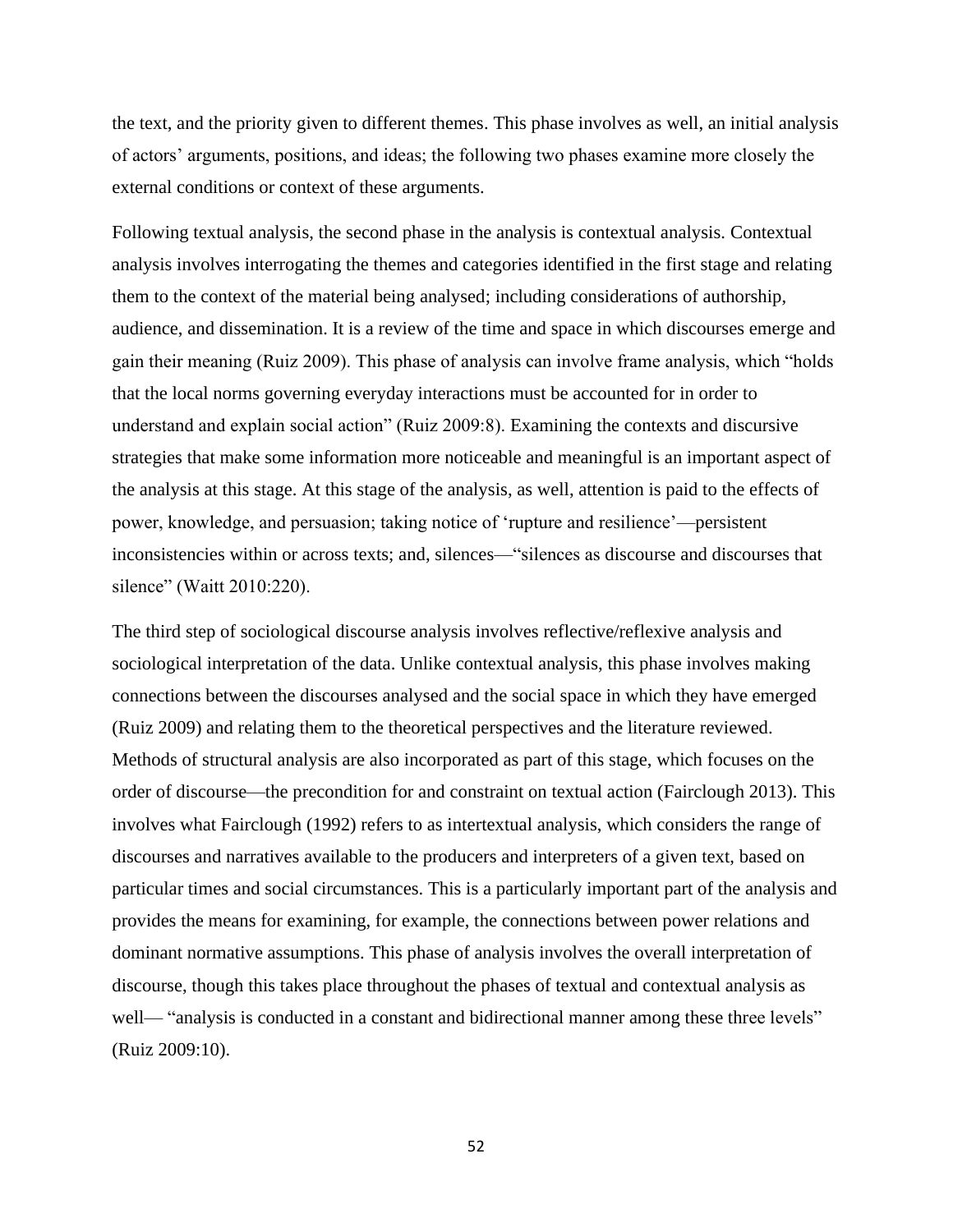the text, and the priority given to different themes. This phase involves as well, an initial analysis of actors' arguments, positions, and ideas; the following two phases examine more closely the external conditions or context of these arguments.

Following textual analysis, the second phase in the analysis is contextual analysis. Contextual analysis involves interrogating the themes and categories identified in the first stage and relating them to the context of the material being analysed; including considerations of authorship, audience, and dissemination. It is a review of the time and space in which discourses emerge and gain their meaning (Ruiz 2009). This phase of analysis can involve frame analysis, which "holds that the local norms governing everyday interactions must be accounted for in order to understand and explain social action" (Ruiz 2009:8). Examining the contexts and discursive strategies that make some information more noticeable and meaningful is an important aspect of the analysis at this stage. At this stage of the analysis, as well, attention is paid to the effects of power, knowledge, and persuasion; taking notice of 'rupture and resilience'—persistent inconsistencies within or across texts; and, silences—"silences as discourse and discourses that silence" (Waitt 2010:220).

The third step of sociological discourse analysis involves reflective/reflexive analysis and sociological interpretation of the data. Unlike contextual analysis, this phase involves making connections between the discourses analysed and the social space in which they have emerged (Ruiz 2009) and relating them to the theoretical perspectives and the literature reviewed. Methods of structural analysis are also incorporated as part of this stage, which focuses on the order of discourse—the precondition for and constraint on textual action (Fairclough 2013). This involves what Fairclough (1992) refers to as intertextual analysis, which considers the range of discourses and narratives available to the producers and interpreters of a given text, based on particular times and social circumstances. This is a particularly important part of the analysis and provides the means for examining, for example, the connections between power relations and dominant normative assumptions. This phase of analysis involves the overall interpretation of discourse, though this takes place throughout the phases of textual and contextual analysis as well— "analysis is conducted in a constant and bidirectional manner among these three levels" (Ruiz 2009:10).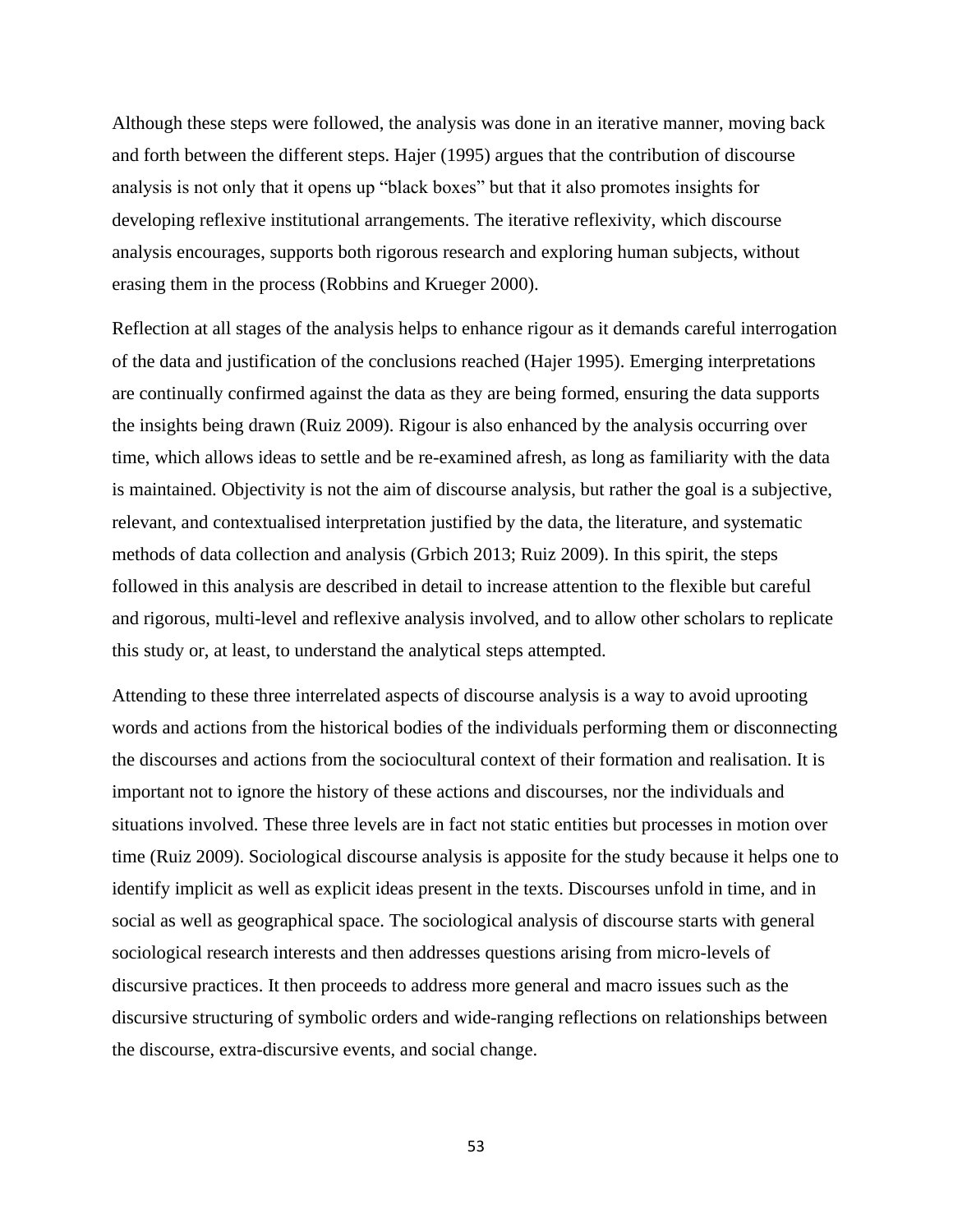Although these steps were followed, the analysis was done in an iterative manner, moving back and forth between the different steps. Hajer (1995) argues that the contribution of discourse analysis is not only that it opens up "black boxes" but that it also promotes insights for developing reflexive institutional arrangements. The iterative reflexivity, which discourse analysis encourages, supports both rigorous research and exploring human subjects, without erasing them in the process (Robbins and Krueger 2000).

Reflection at all stages of the analysis helps to enhance rigour as it demands careful interrogation of the data and justification of the conclusions reached (Hajer 1995). Emerging interpretations are continually confirmed against the data as they are being formed, ensuring the data supports the insights being drawn (Ruiz 2009). Rigour is also enhanced by the analysis occurring over time, which allows ideas to settle and be re-examined afresh, as long as familiarity with the data is maintained. Objectivity is not the aim of discourse analysis, but rather the goal is a subjective, relevant, and contextualised interpretation justified by the data, the literature, and systematic methods of data collection and analysis (Grbich 2013; Ruiz 2009). In this spirit, the steps followed in this analysis are described in detail to increase attention to the flexible but careful and rigorous, multi-level and reflexive analysis involved, and to allow other scholars to replicate this study or, at least, to understand the analytical steps attempted.

Attending to these three interrelated aspects of discourse analysis is a way to avoid uprooting words and actions from the historical bodies of the individuals performing them or disconnecting the discourses and actions from the sociocultural context of their formation and realisation. It is important not to ignore the history of these actions and discourses, nor the individuals and situations involved. These three levels are in fact not static entities but processes in motion over time (Ruiz 2009). Sociological discourse analysis is apposite for the study because it helps one to identify implicit as well as explicit ideas present in the texts. Discourses unfold in time, and in social as well as geographical space. The sociological analysis of discourse starts with general sociological research interests and then addresses questions arising from micro-levels of discursive practices. It then proceeds to address more general and macro issues such as the discursive structuring of symbolic orders and wide-ranging reflections on relationships between the discourse, extra-discursive events, and social change.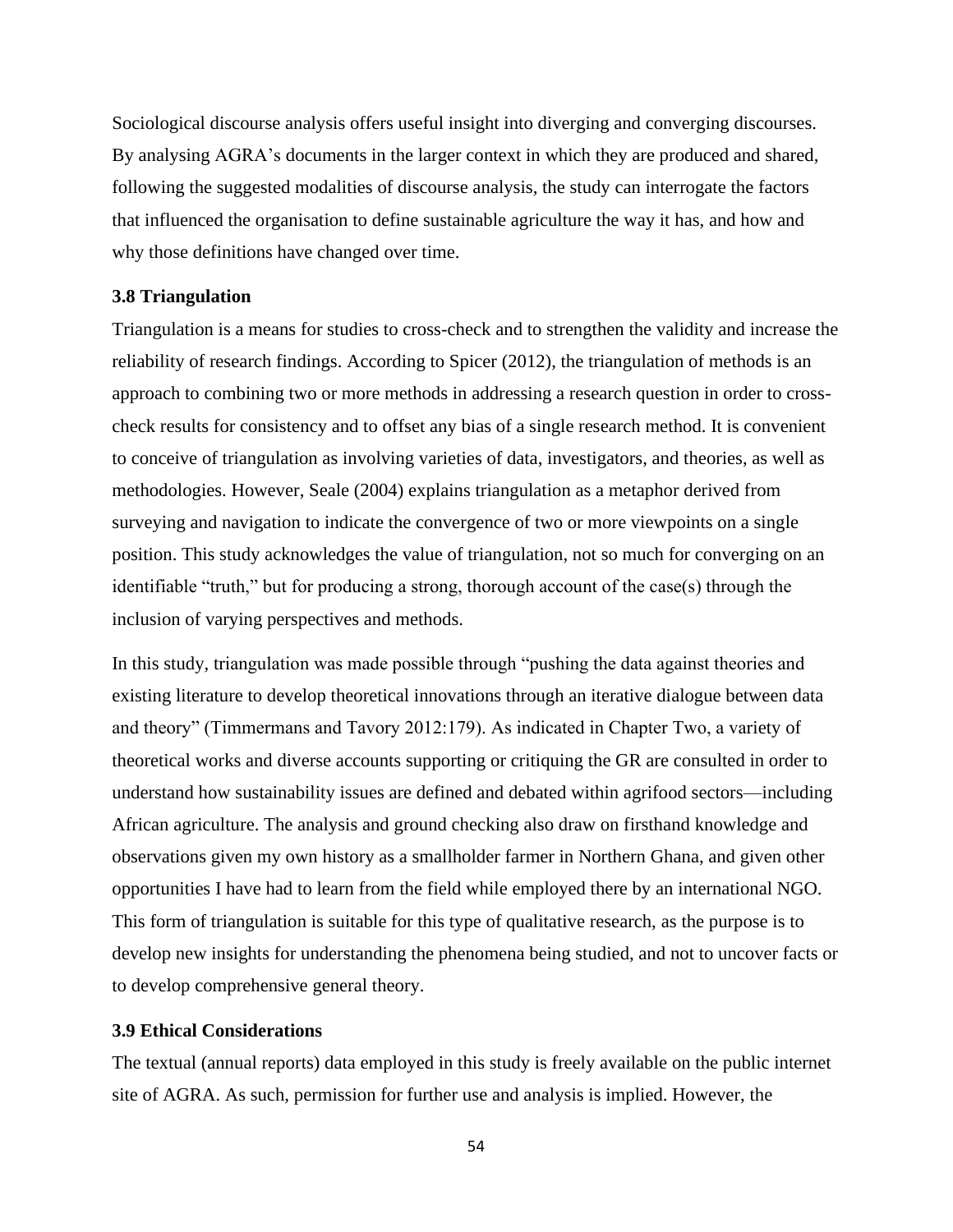Sociological discourse analysis offers useful insight into diverging and converging discourses. By analysing AGRA's documents in the larger context in which they are produced and shared, following the suggested modalities of discourse analysis, the study can interrogate the factors that influenced the organisation to define sustainable agriculture the way it has, and how and why those definitions have changed over time.

### 3.8 Triangulation

Triangulation is a means for studies to cross-check and to strengthen the validity and increase the reliability of research findings. According to Spicer (2012), the triangulation of methods is an approach to combining two or more methods in addressing a research question in order to cross-check results for consistency and to offset any bias of a single research method. It is convenient to conceive of triangulation as involving varieties of data, investigators, and theories, as well as methodologies. However, Seale (2004) explains triangulation as a metaphor derived from surveying and navigation to indicate the convergence of two or more viewpoints on a single position. This study acknowledges the value of triangulation, not so much for converging on an identifiable "truth," but for producing a strong, thorough account of the case(s) through the inclusion of varying perspectives and methods.

In this study, triangulation was made possible through "pushing the data against theories and existing literature to develop theoretical innovations through an iterative dialogue between data and theory" (Timmermans and Tavory 2012:179). As indicated in Chapter Two, a variety of theoretical works and diverse accounts supporting or critiquing the GR are consulted in order to understand how sustainability issues are defined and debated within agrifood sectors—including African agriculture. The analysis and ground checking also draw on firsthand knowledge and observations given my own history as a smallholder farmer in Northern Ghana, and given other opportunities I have had to learn from the field while employed there by an international NGO. This form of triangulation is suitable for this type of qualitative research, as the purpose is to develop new insights for understanding the phenomena being studied, and not to uncover facts or to develop comprehensive general theory.

### 3.9 Ethical Considerations

The textual (annual reports) data employed in this study is freely available on the public internet site of AGRA. As such, permission for further use and analysis is implied. However, the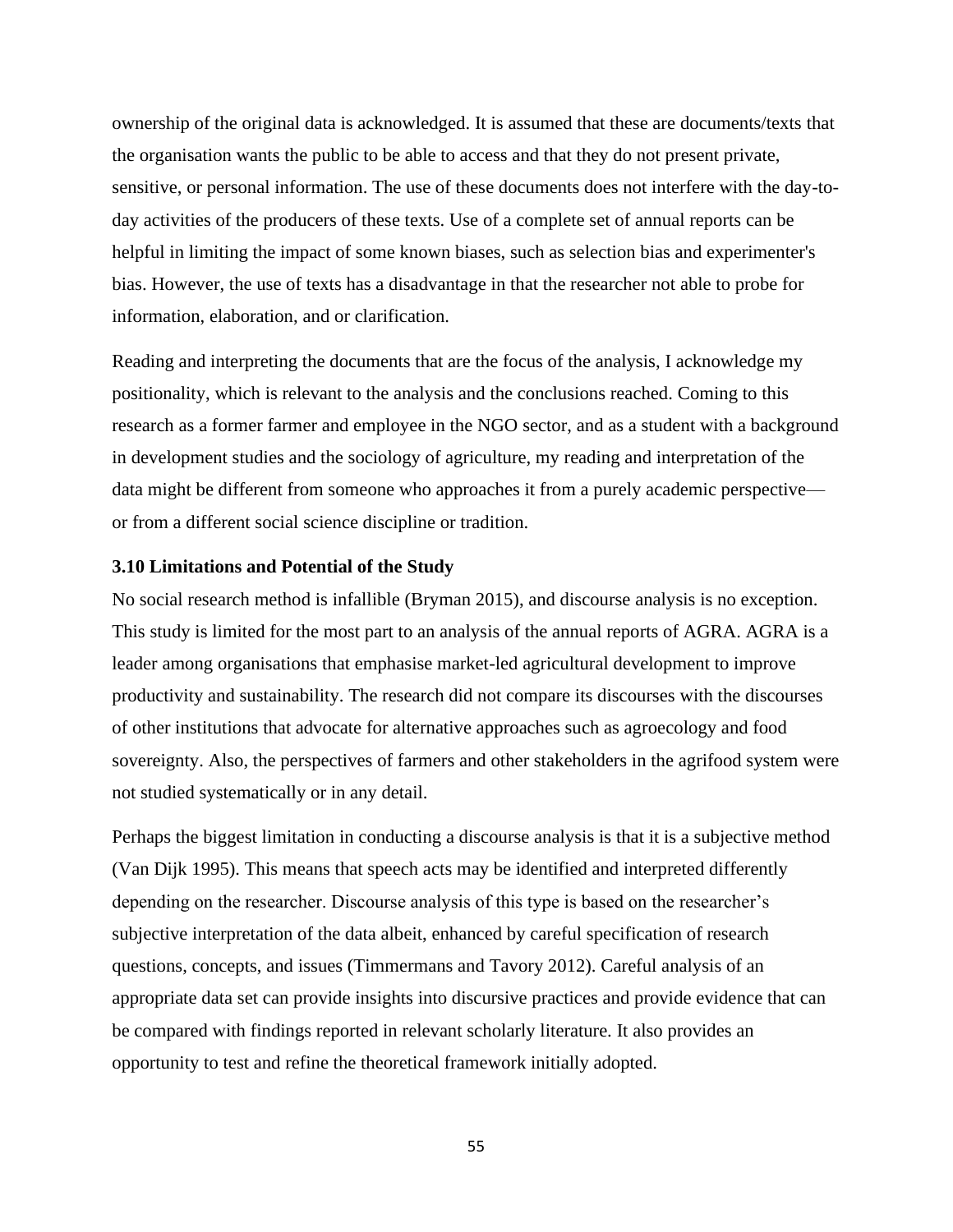ownership of the original data is acknowledged. It is assumed that these are documents/texts that the organisation wants the public to be able to access and that they do not present private, sensitive, or personal information. The use of these documents does not interfere with the day-to-day activities of the producers of these texts. Use of a complete set of annual reports can be helpful in limiting the impact of some known biases, such as selection bias and experimenter's bias. However, the use of texts has a disadvantage in that the researcher not able to probe for information, elaboration, and or clarification.

Reading and interpreting the documents that are the focus of the analysis, I acknowledge my positionality, which is relevant to the analysis and the conclusions reached. Coming to this research as a former farmer and employee in the NGO sector, and as a student with a background in development studies and the sociology of agriculture, my reading and interpretation of the data might be different from someone who approaches it from a purely academic perspective—or from a different social science discipline or tradition.

### 3.10 Limitations and Potential of the Study

No social research method is infallible (Bryman 2015), and discourse analysis is no exception. This study is limited for the most part to an analysis of the annual reports of AGRA. AGRA is a leader among organisations that emphasise market-led agricultural development to improve productivity and sustainability. The research did not compare its discourses with the discourses of other institutions that advocate for alternative approaches such as agroecology and food sovereignty. Also, the perspectives of farmers and other stakeholders in the agrifood system were not studied systematically or in any detail.

Perhaps the biggest limitation in conducting a discourse analysis is that it is a subjective method (Van Dijk 1995). This means that speech acts may be identified and interpreted differently depending on the researcher. Discourse analysis of this type is based on the researcher's subjective interpretation of the data albeit, enhanced by careful specification of research questions, concepts, and issues (Timmermans and Tavory 2012). Careful analysis of an appropriate data set can provide insights into discursive practices and provide evidence that can be compared with findings reported in relevant scholarly literature. It also provides an opportunity to test and refine the theoretical framework initially adopted.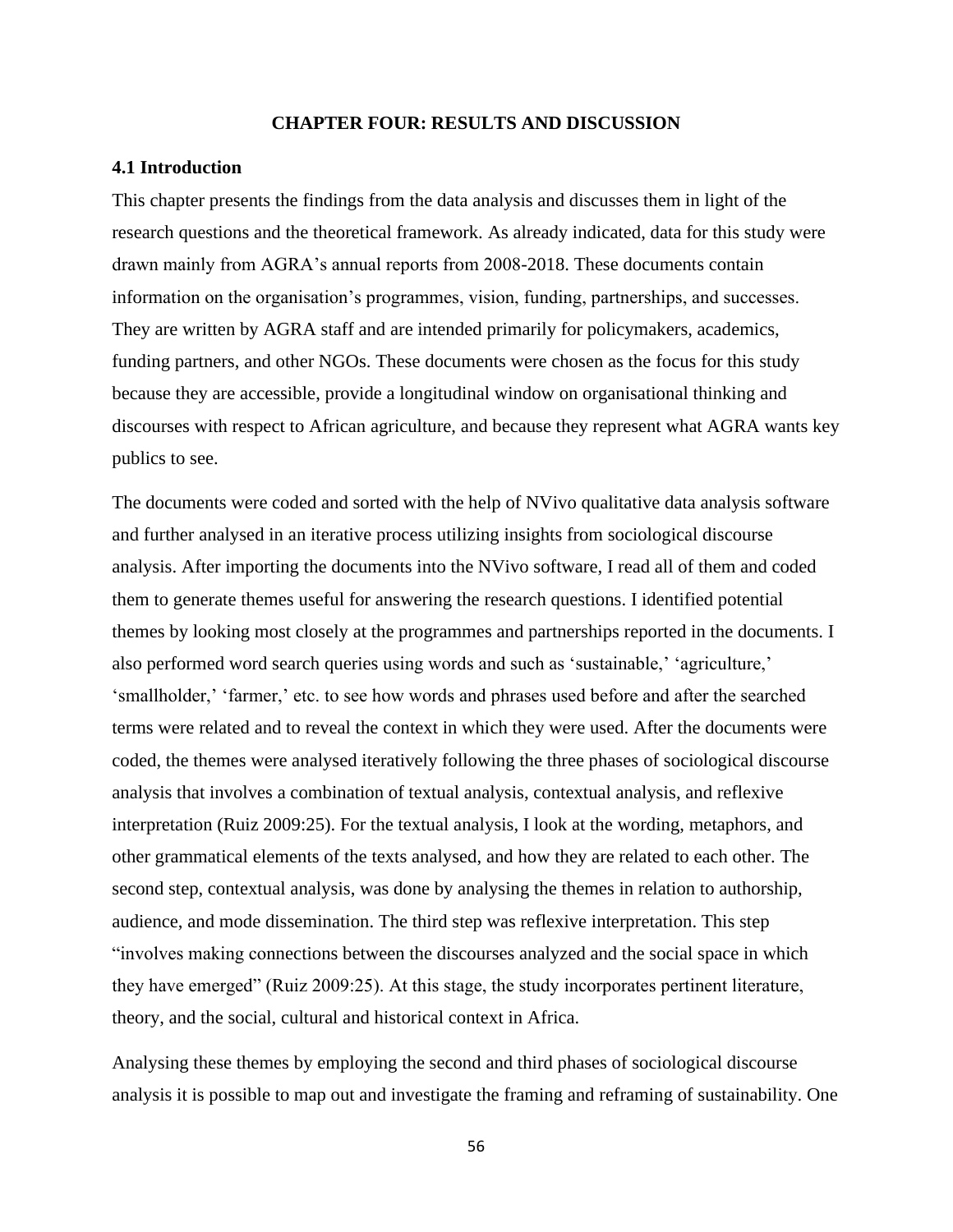# CHAPTER FOUR: RESULTS AND DISCUSSION

## 4.1 Introduction

This chapter presents the findings from the data analysis and discusses them in light of the research questions and the theoretical framework. As already indicated, data for this study were drawn mainly from AGRA's annual reports from 2008-2018. These documents contain information on the organisation's programmes, vision, funding, partnerships, and successes. They are written by AGRA staff and are intended primarily for policymakers, academics, funding partners, and other NGOs. These documents were chosen as the focus for this study because they are accessible, provide a longitudinal window on organisational thinking and discourses with respect to African agriculture, and because they represent what AGRA wants key publics to see.

The documents were coded and sorted with the help of NVivo qualitative data analysis software and further analysed in an iterative process utilizing insights from sociological discourse analysis. After importing the documents into the NVivo software, I read all of them and coded them to generate themes useful for answering the research questions. I identified potential themes by looking most closely at the programmes and partnerships reported in the documents. I also performed word search queries using words and such as 'sustainable,' 'agriculture,' 'smallholder,' 'farmer,' etc. to see how words and phrases used before and after the searched terms were related and to reveal the context in which they were used. After the documents were coded, the themes were analysed iteratively following the three phases of sociological discourse analysis that involves a combination of textual analysis, contextual analysis, and reflexive interpretation (Ruiz 2009:25). For the textual analysis, I look at the wording, metaphors, and other grammatical elements of the texts analysed, and how they are related to each other. The second step, contextual analysis, was done by analysing the themes in relation to authorship, audience, and mode dissemination. The third step was reflexive interpretation. This step "involves making connections between the discourses analyzed and the social space in which they have emerged" (Ruiz 2009:25). At this stage, the study incorporates pertinent literature, theory, and the social, cultural and historical context in Africa.

Analysing these themes by employing the second and third phases of sociological discourse analysis it is possible to map out and investigate the framing and reframing of sustainability. One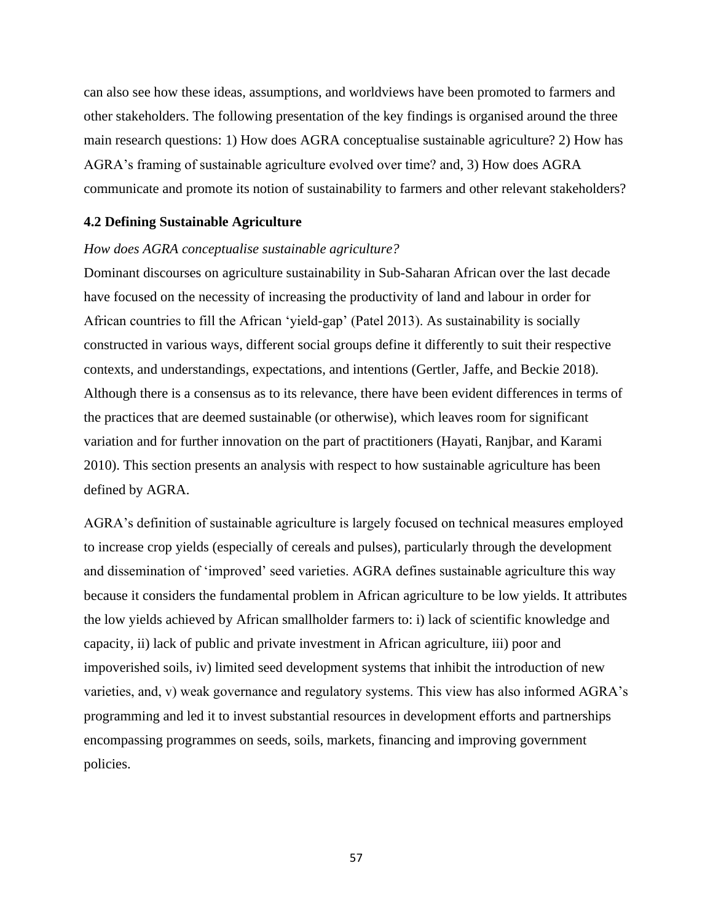can also see how these ideas, assumptions, and worldviews have been promoted to farmers and other stakeholders. The following presentation of the key findings is organised around the three main research questions: 1) How does AGRA conceptualise sustainable agriculture? 2) How has AGRA's framing of sustainable agriculture evolved over time? and, 3) How does AGRA communicate and promote its notion of sustainability to farmers and other relevant stakeholders?

### 4.2 Defining Sustainable Agriculture

*How does AGRA conceptualise sustainable agriculture?*

Dominant discourses on agriculture sustainability in Sub-Saharan African over the last decade have focused on the necessity of increasing the productivity of land and labour in order for African countries to fill the African 'yield-gap' (Patel 2013). As sustainability is socially constructed in various ways, different social groups define it differently to suit their respective contexts, and understandings, expectations, and intentions (Gertler, Jaffe, and Beckie 2018). Although there is a consensus as to its relevance, there have been evident differences in terms of the practices that are deemed sustainable (or otherwise), which leaves room for significant variation and for further innovation on the part of practitioners (Hayati, Ranjbar, and Karami 2010). This section presents an analysis with respect to how sustainable agriculture has been defined by AGRA.

AGRA's definition of sustainable agriculture is largely focused on technical measures employed to increase crop yields (especially of cereals and pulses), particularly through the development and dissemination of 'improved' seed varieties. AGRA defines sustainable agriculture this way because it considers the fundamental problem in African agriculture to be low yields. It attributes the low yields achieved by African smallholder farmers to: i) lack of scientific knowledge and capacity, ii) lack of public and private investment in African agriculture, iii) poor and impoverished soils, iv) limited seed development systems that inhibit the introduction of new varieties, and, v) weak governance and regulatory systems. This view has also informed AGRA's programming and led it to invest substantial resources in development efforts and partnerships encompassing programmes on seeds, soils, markets, financing and improving government policies.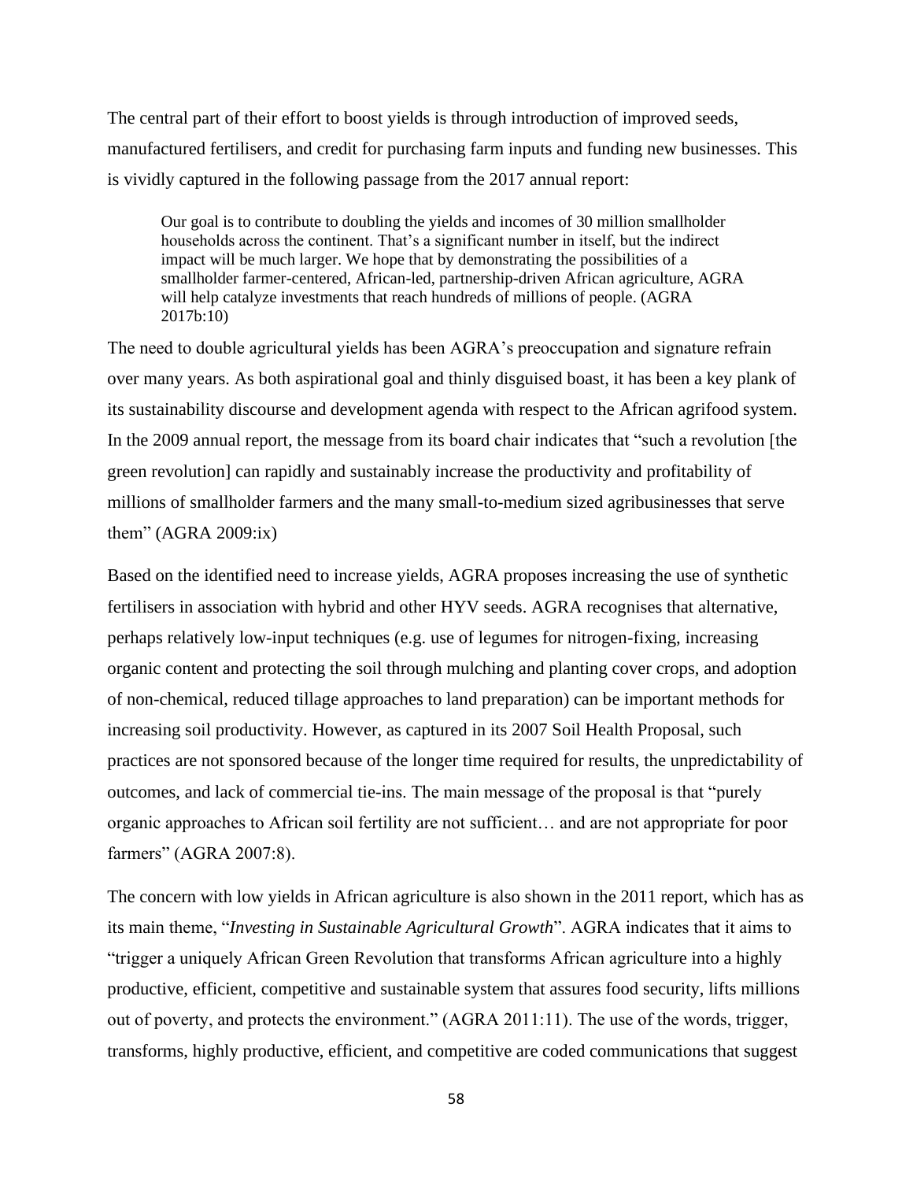The central part of their effort to boost yields is through introduction of improved seeds, manufactured fertilisers, and credit for purchasing farm inputs and funding new businesses. This is vividly captured in the following passage from the 2017 annual report:

> Our goal is to contribute to doubling the yields and incomes of 30 million smallholder households across the continent. That's a significant number in itself, but the indirect impact will be much larger. We hope that by demonstrating the possibilities of a smallholder farmer-centered, African-led, partnership-driven African agriculture, AGRA will help catalyze investments that reach hundreds of millions of people. (AGRA 2017b:10)

The need to double agricultural yields has been AGRA's preoccupation and signature refrain over many years. As both aspirational goal and thinly disguised boast, it has been a key plank of its sustainability discourse and development agenda with respect to the African agrifood system. In the 2009 annual report, the message from its board chair indicates that "such a revolution [the green revolution] can rapidly and sustainably increase the productivity and profitability of millions of smallholder farmers and the many small-to-medium sized agribusinesses that serve them" (AGRA 2009:ix)

Based on the identified need to increase yields, AGRA proposes increasing the use of synthetic fertilisers in association with hybrid and other HYV seeds. AGRA recognises that alternative, perhaps relatively low-input techniques (e.g. use of legumes for nitrogen-fixing, increasing organic content and protecting the soil through mulching and planting cover crops, and adoption of non-chemical, reduced tillage approaches to land preparation) can be important methods for increasing soil productivity. However, as captured in its 2007 Soil Health Proposal, such practices are not sponsored because of the longer time required for results, the unpredictability of outcomes, and lack of commercial tie-ins. The main message of the proposal is that "purely organic approaches to African soil fertility are not sufficient… and are not appropriate for poor farmers" (AGRA 2007:8).

The concern with low yields in African agriculture is also shown in the 2011 report, which has as its main theme, "*Investing in Sustainable Agricultural Growth*". AGRA indicates that it aims to "trigger a uniquely African Green Revolution that transforms African agriculture into a highly productive, efficient, competitive and sustainable system that assures food security, lifts millions out of poverty, and protects the environment." (AGRA 2011:11). The use of the words, trigger, transforms, highly productive, efficient, and competitive are coded communications that suggest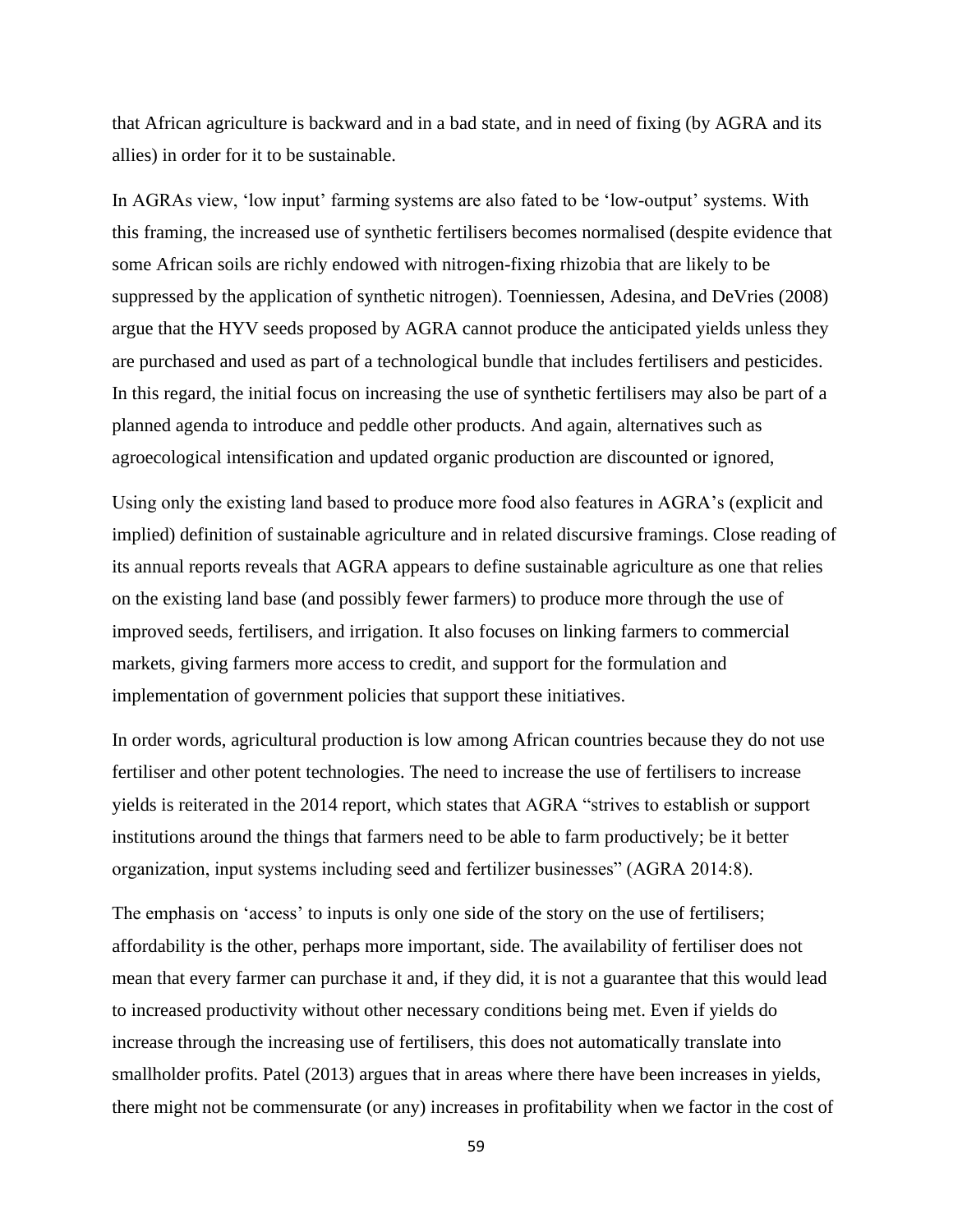that African agriculture is backward and in a bad state, and in need of fixing (by AGRA and its allies) in order for it to be sustainable.

In AGRAs view, 'low input' farming systems are also fated to be 'low-output' systems. With this framing, the increased use of synthetic fertilisers becomes normalised (despite evidence that some African soils are richly endowed with nitrogen-fixing rhizobia that are likely to be suppressed by the application of synthetic nitrogen). Toenniessen, Adesina, and DeVries (2008) argue that the HYV seeds proposed by AGRA cannot produce the anticipated yields unless they are purchased and used as part of a technological bundle that includes fertilisers and pesticides. In this regard, the initial focus on increasing the use of synthetic fertilisers may also be part of a planned agenda to introduce and peddle other products. And again, alternatives such as agroecological intensification and updated organic production are discounted or ignored,

Using only the existing land based to produce more food also features in AGRA's (explicit and implied) definition of sustainable agriculture and in related discursive framings. Close reading of its annual reports reveals that AGRA appears to define sustainable agriculture as one that relies on the existing land base (and possibly fewer farmers) to produce more through the use of improved seeds, fertilisers, and irrigation. It also focuses on linking farmers to commercial markets, giving farmers more access to credit, and support for the formulation and implementation of government policies that support these initiatives.

In order words, agricultural production is low among African countries because they do not use fertiliser and other potent technologies. The need to increase the use of fertilisers to increase yields is reiterated in the 2014 report, which states that AGRA "strives to establish or support institutions around the things that farmers need to be able to farm productively; be it better organization, input systems including seed and fertilizer businesses" (AGRA 2014:8).

The emphasis on 'access' to inputs is only one side of the story on the use of fertilisers; affordability is the other, perhaps more important, side. The availability of fertiliser does not mean that every farmer can purchase it and, if they did, it is not a guarantee that this would lead to increased productivity without other necessary conditions being met. Even if yields do increase through the increasing use of fertilisers, this does not automatically translate into smallholder profits. Patel (2013) argues that in areas where there have been increases in yields, there might not be commensurate (or any) increases in profitability when we factor in the cost of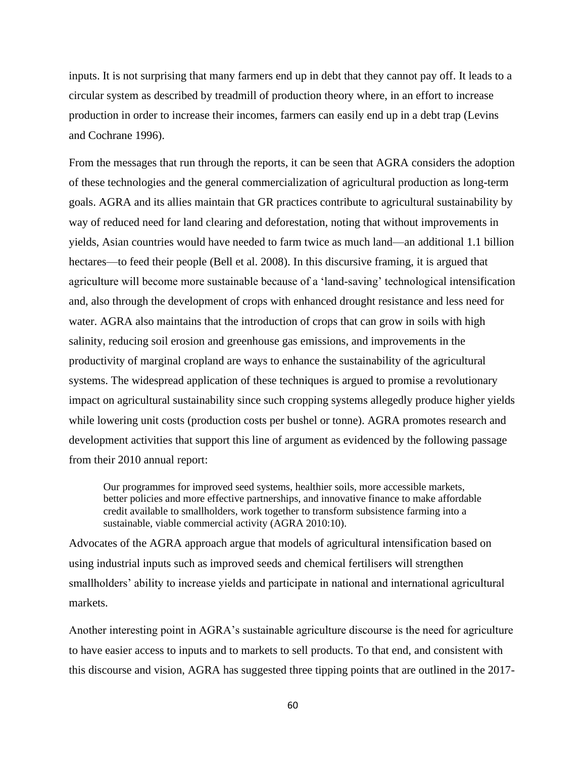inputs. It is not surprising that many farmers end up in debt that they cannot pay off. It leads to a circular system as described by treadmill of production theory where, in an effort to increase production in order to increase their incomes, farmers can easily end up in a debt trap (Levins and Cochrane 1996).

From the messages that run through the reports, it can be seen that AGRA considers the adoption of these technologies and the general commercialization of agricultural production as long-term goals. AGRA and its allies maintain that GR practices contribute to agricultural sustainability by way of reduced need for land clearing and deforestation, noting that without improvements in yields, Asian countries would have needed to farm twice as much land—an additional 1.1 billion hectares—to feed their people (Bell et al. 2008). In this discursive framing, it is argued that agriculture will become more sustainable because of a 'land-saving' technological intensification and, also through the development of crops with enhanced drought resistance and less need for water. AGRA also maintains that the introduction of crops that can grow in soils with high salinity, reducing soil erosion and greenhouse gas emissions, and improvements in the productivity of marginal cropland are ways to enhance the sustainability of the agricultural systems. The widespread application of these techniques is argued to promise a revolutionary impact on agricultural sustainability since such cropping systems allegedly produce higher yields while lowering unit costs (production costs per bushel or tonne). AGRA promotes research and development activities that support this line of argument as evidenced by the following passage from their 2010 annual report:

> Our programmes for improved seed systems, healthier soils, more accessible markets, better policies and more effective partnerships, and innovative finance to make affordable credit available to smallholders, work together to transform subsistence farming into a sustainable, viable commercial activity (AGRA 2010:10).

Advocates of the AGRA approach argue that models of agricultural intensification based on using industrial inputs such as improved seeds and chemical fertilisers will strengthen smallholders' ability to increase yields and participate in national and international agricultural markets.

Another interesting point in AGRA's sustainable agriculture discourse is the need for agriculture to have easier access to inputs and to markets to sell products. To that end, and consistent with this discourse and vision, AGRA has suggested three tipping points that are outlined in the 2017-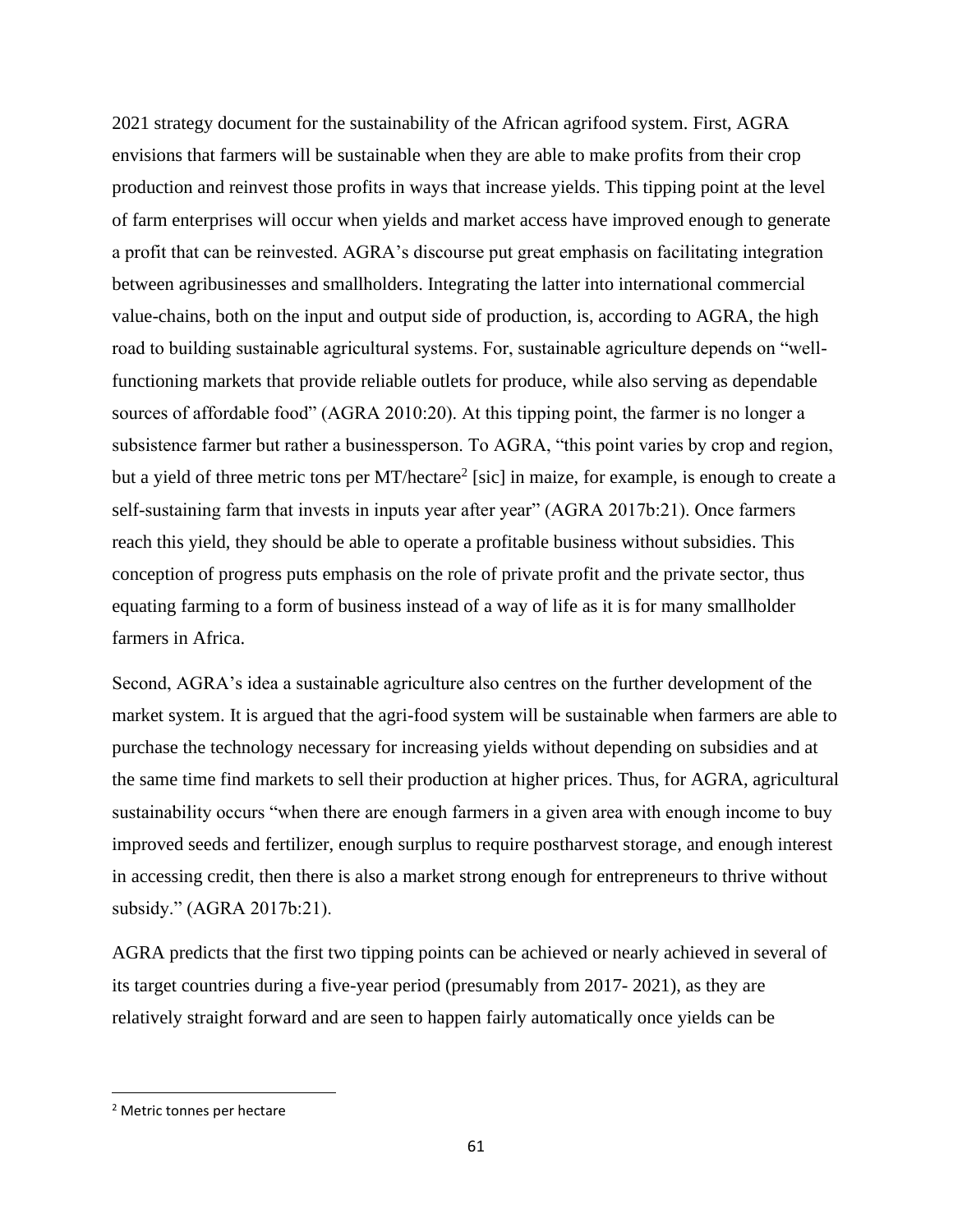2021 strategy document for the sustainability of the African agrifood system. First, AGRA envisions that farmers will be sustainable when they are able to make profits from their crop production and reinvest those profits in ways that increase yields. This tipping point at the level of farm enterprises will occur when yields and market access have improved enough to generate a profit that can be reinvested. AGRA's discourse put great emphasis on facilitating integration between agribusinesses and smallholders. Integrating the latter into international commercial value-chains, both on the input and output side of production, is, according to AGRA, the high road to building sustainable agricultural systems. For, sustainable agriculture depends on "well-functioning markets that provide reliable outlets for produce, while also serving as dependable sources of affordable food" (AGRA 2010:20). At this tipping point, the farmer is no longer a subsistence farmer but rather a businessperson. To AGRA, "this point varies by crop and region, but a yield of three metric tons per MT/hectare[2] [sic] in maize, for example, is enough to create a self-sustaining farm that invests in inputs year after year" (AGRA 2017b:21). Once farmers reach this yield, they should be able to operate a profitable business without subsidies. This conception of progress puts emphasis on the role of private profit and the private sector, thus equating farming to a form of business instead of a way of life as it is for many smallholder farmers in Africa.

Second, AGRA's idea a sustainable agriculture also centres on the further development of the market system. It is argued that the agri-food system will be sustainable when farmers are able to purchase the technology necessary for increasing yields without depending on subsidies and at the same time find markets to sell their production at higher prices. Thus, for AGRA, agricultural sustainability occurs "when there are enough farmers in a given area with enough income to buy improved seeds and fertilizer, enough surplus to require postharvest storage, and enough interest in accessing credit, then there is also a market strong enough for entrepreneurs to thrive without subsidy." (AGRA 2017b:21).

AGRA predicts that the first two tipping points can be achieved or nearly achieved in several of its target countries during a five-year period (presumably from 2017- 2021), as they are relatively straight forward and are seen to happen fairly automatically once yields can be

[2] Metric tonnes per hectare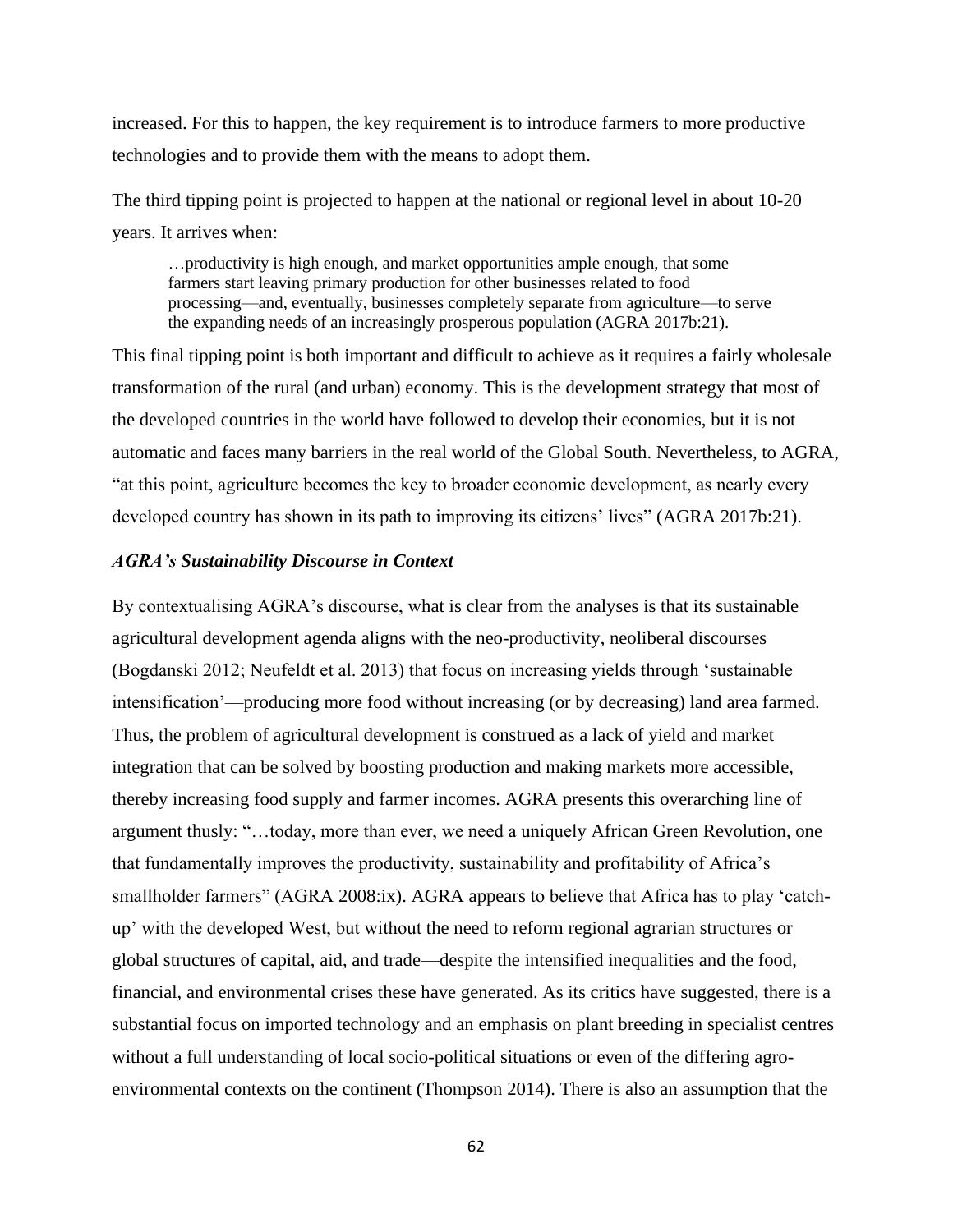increased. For this to happen, the key requirement is to introduce farmers to more productive technologies and to provide them with the means to adopt them.

The third tipping point is projected to happen at the national or regional level in about 10-20 years. It arrives when:

> …productivity is high enough, and market opportunities ample enough, that some farmers start leaving primary production for other businesses related to food processing—and, eventually, businesses completely separate from agriculture—to serve the expanding needs of an increasingly prosperous population (AGRA 2017b:21).

This final tipping point is both important and difficult to achieve as it requires a fairly wholesale transformation of the rural (and urban) economy. This is the development strategy that most of the developed countries in the world have followed to develop their economies, but it is not automatic and faces many barriers in the real world of the Global South. Nevertheless, to AGRA, "at this point, agriculture becomes the key to broader economic development, as nearly every developed country has shown in its path to improving its citizens' lives" (AGRA 2017b:21).

### *AGRA's Sustainability Discourse in Context*

By contextualising AGRA's discourse, what is clear from the analyses is that its sustainable agricultural development agenda aligns with the neo-productivity, neoliberal discourses (Bogdanski 2012; Neufeldt et al. 2013) that focus on increasing yields through 'sustainable intensification'—producing more food without increasing (or by decreasing) land area farmed. Thus, the problem of agricultural development is construed as a lack of yield and market integration that can be solved by boosting production and making markets more accessible, thereby increasing food supply and farmer incomes. AGRA presents this overarching line of argument thusly: "…today, more than ever, we need a uniquely African Green Revolution, one that fundamentally improves the productivity, sustainability and profitability of Africa's smallholder farmers" (AGRA 2008:ix). AGRA appears to believe that Africa has to play 'catch-up' with the developed West, but without the need to reform regional agrarian structures or global structures of capital, aid, and trade—despite the intensified inequalities and the food, financial, and environmental crises these have generated. As its critics have suggested, there is a substantial focus on imported technology and an emphasis on plant breeding in specialist centres without a full understanding of local socio-political situations or even of the differing agro-environmental contexts on the continent (Thompson 2014). There is also an assumption that the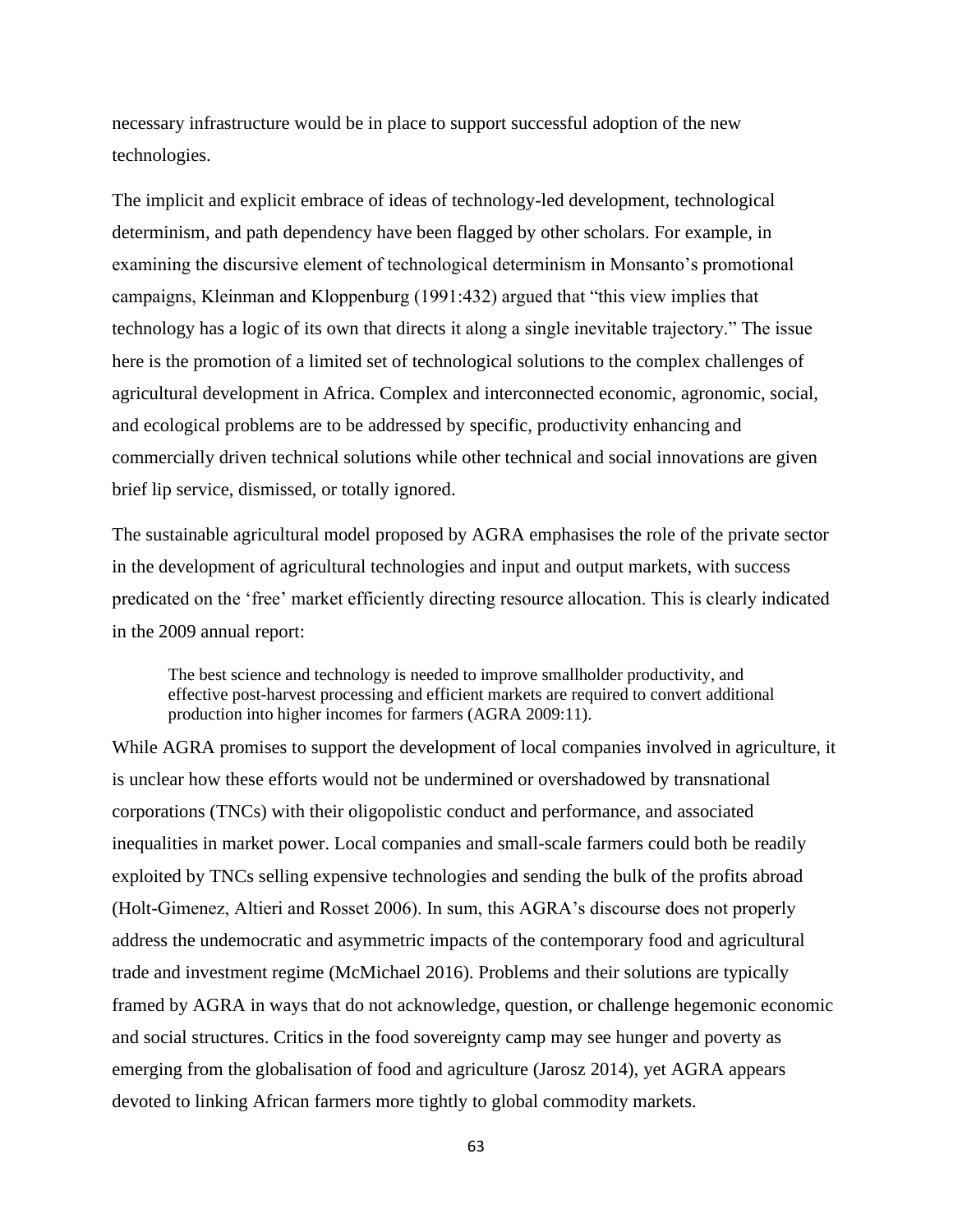necessary infrastructure would be in place to support successful adoption of the new technologies.

The implicit and explicit embrace of ideas of technology-led development, technological determinism, and path dependency have been flagged by other scholars. For example, in examining the discursive element of technological determinism in Monsanto's promotional campaigns, Kleinman and Kloppenburg (1991:432) argued that "this view implies that technology has a logic of its own that directs it along a single inevitable trajectory." The issue here is the promotion of a limited set of technological solutions to the complex challenges of agricultural development in Africa. Complex and interconnected economic, agronomic, social, and ecological problems are to be addressed by specific, productivity enhancing and commercially driven technical solutions while other technical and social innovations are given brief lip service, dismissed, or totally ignored.

The sustainable agricultural model proposed by AGRA emphasises the role of the private sector in the development of agricultural technologies and input and output markets, with success predicated on the 'free' market efficiently directing resource allocation. This is clearly indicated in the 2009 annual report:

> The best science and technology is needed to improve smallholder productivity, and effective post-harvest processing and efficient markets are required to convert additional production into higher incomes for farmers (AGRA 2009:11).

While AGRA promises to support the development of local companies involved in agriculture, it is unclear how these efforts would not be undermined or overshadowed by transnational corporations (TNCs) with their oligopolistic conduct and performance, and associated inequalities in market power. Local companies and small-scale farmers could both be readily exploited by TNCs selling expensive technologies and sending the bulk of the profits abroad (Holt-Gimenez, Altieri and Rosset 2006). In sum, this AGRA's discourse does not properly address the undemocratic and asymmetric impacts of the contemporary food and agricultural trade and investment regime (McMichael 2016). Problems and their solutions are typically framed by AGRA in ways that do not acknowledge, question, or challenge hegemonic economic and social structures. Critics in the food sovereignty camp may see hunger and poverty as emerging from the globalisation of food and agriculture (Jarosz 2014), yet AGRA appears devoted to linking African farmers more tightly to global commodity markets.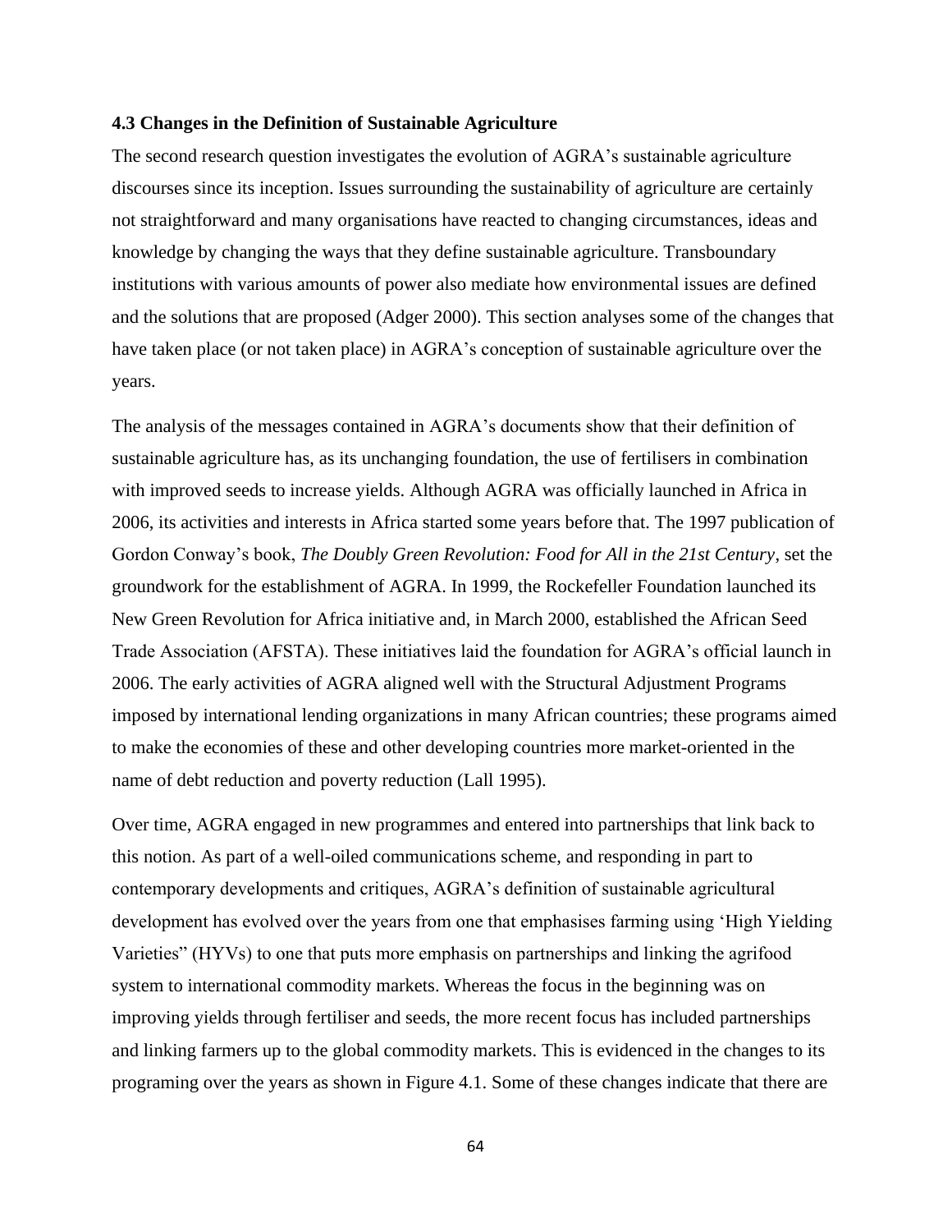### 4.3 Changes in the Definition of Sustainable Agriculture

The second research question investigates the evolution of AGRA's sustainable agriculture discourses since its inception. Issues surrounding the sustainability of agriculture are certainly not straightforward and many organisations have reacted to changing circumstances, ideas and knowledge by changing the ways that they define sustainable agriculture. Transboundary institutions with various amounts of power also mediate how environmental issues are defined and the solutions that are proposed (Adger 2000). This section analyses some of the changes that have taken place (or not taken place) in AGRA's conception of sustainable agriculture over the years.

The analysis of the messages contained in AGRA's documents show that their definition of sustainable agriculture has, as its unchanging foundation, the use of fertilisers in combination with improved seeds to increase yields. Although AGRA was officially launched in Africa in 2006, its activities and interests in Africa started some years before that. The 1997 publication of Gordon Conway's book, *The Doubly Green Revolution: Food for All in the 21st Century*, set the groundwork for the establishment of AGRA. In 1999, the Rockefeller Foundation launched its New Green Revolution for Africa initiative and, in March 2000, established the African Seed Trade Association (AFSTA). These initiatives laid the foundation for AGRA's official launch in 2006. The early activities of AGRA aligned well with the Structural Adjustment Programs imposed by international lending organizations in many African countries; these programs aimed to make the economies of these and other developing countries more market-oriented in the name of debt reduction and poverty reduction (Lall 1995).

Over time, AGRA engaged in new programmes and entered into partnerships that link back to this notion. As part of a well-oiled communications scheme, and responding in part to contemporary developments and critiques, AGRA's definition of sustainable agricultural development has evolved over the years from one that emphasises farming using 'High Yielding Varieties" (HYVs) to one that puts more emphasis on partnerships and linking the agrifood system to international commodity markets. Whereas the focus in the beginning was on improving yields through fertiliser and seeds, the more recent focus has included partnerships and linking farmers up to the global commodity markets. This is evidenced in the changes to its programing over the years as shown in Figure 4.1. Some of these changes indicate that there are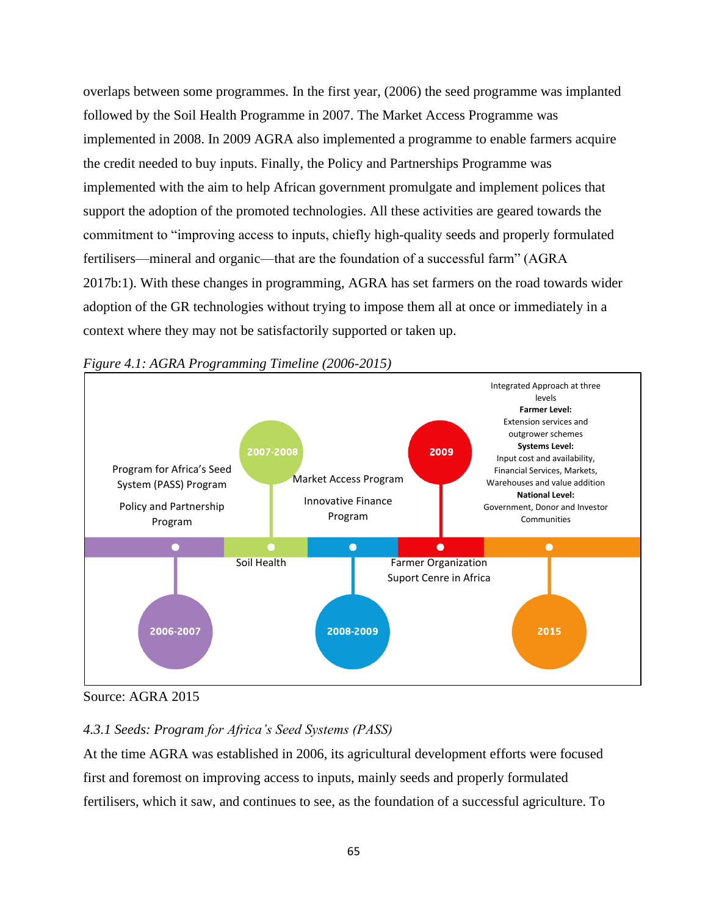overlaps between some programmes. In the first year, (2006) the seed programme was implanted followed by the Soil Health Programme in 2007. The Market Access Programme was implemented in 2008. In 2009 AGRA also implemented a programme to enable farmers acquire the credit needed to buy inputs. Finally, the Policy and Partnerships Programme was implemented with the aim to help African government promulgate and implement polices that support the adoption of the promoted technologies. All these activities are geared towards the commitment to "improving access to inputs, chiefly high-quality seeds and properly formulated fertilisers—mineral and organic—that are the foundation of a successful farm" (AGRA 2017b:1). With these changes in programming, AGRA has set farmers on the road towards wider adoption of the GR technologies without trying to impose them all at once or immediately in a context where they may not be satisfactorily supported or taken up.

*Figure 4.1: AGRA Programming Timeline (2006-2015)*

2006-2007: Program for Africa's Seed System (PASS) Program; Policy and Partnership Program

2007-2008: Soil Health

2008-2009: Market Access Program; Innovative Finance Program

2009: Farmer Organization Suport Cenre in Africa

2015: Integrated Approach at three levels
**Farmer Level:** Extension services and outgrower schemes
**Systems Level:** Input cost and availability, Financial Services, Markets, Warehouses and value addition
**National Level:** Government, Donor and Investor Communities

Source: AGRA 2015

### *4.3.1 Seeds: Program for Africa's Seed Systems (PASS)*

At the time AGRA was established in 2006, its agricultural development efforts were focused first and foremost on improving access to inputs, mainly seeds and properly formulated fertilisers, which it saw, and continues to see, as the foundation of a successful agriculture. To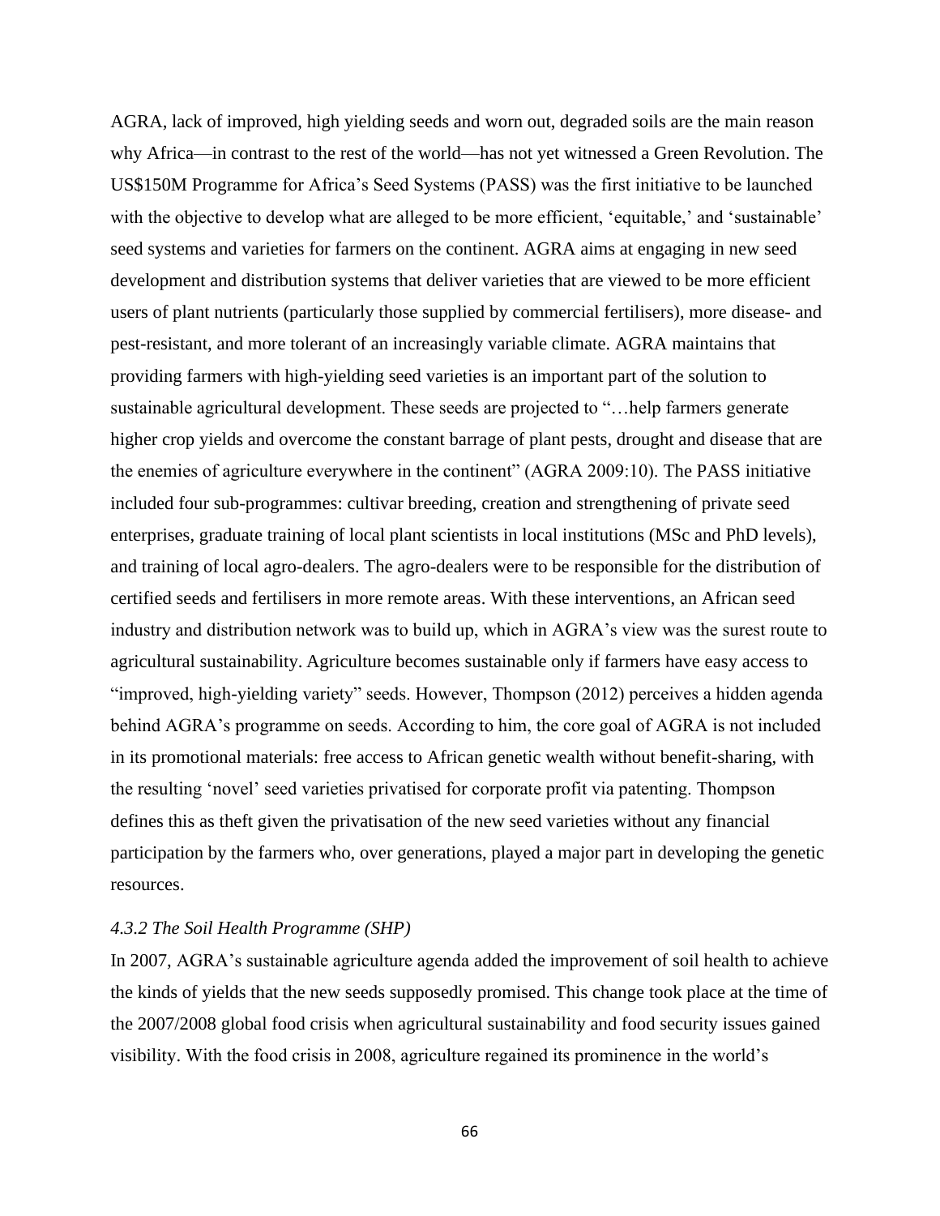AGRA, lack of improved, high yielding seeds and worn out, degraded soils are the main reason why Africa—in contrast to the rest of the world—has not yet witnessed a Green Revolution. The US$150M Programme for Africa's Seed Systems (PASS) was the first initiative to be launched with the objective to develop what are alleged to be more efficient, 'equitable,' and 'sustainable' seed systems and varieties for farmers on the continent. AGRA aims at engaging in new seed development and distribution systems that deliver varieties that are viewed to be more efficient users of plant nutrients (particularly those supplied by commercial fertilisers), more disease- and pest-resistant, and more tolerant of an increasingly variable climate. AGRA maintains that providing farmers with high-yielding seed varieties is an important part of the solution to sustainable agricultural development. These seeds are projected to "…help farmers generate higher crop yields and overcome the constant barrage of plant pests, drought and disease that are the enemies of agriculture everywhere in the continent" (AGRA 2009:10). The PASS initiative included four sub-programmes: cultivar breeding, creation and strengthening of private seed enterprises, graduate training of local plant scientists in local institutions (MSc and PhD levels), and training of local agro-dealers. The agro-dealers were to be responsible for the distribution of certified seeds and fertilisers in more remote areas. With these interventions, an African seed industry and distribution network was to build up, which in AGRA's view was the surest route to agricultural sustainability. Agriculture becomes sustainable only if farmers have easy access to "improved, high-yielding variety" seeds. However, Thompson (2012) perceives a hidden agenda behind AGRA's programme on seeds. According to him, the core goal of AGRA is not included in its promotional materials: free access to African genetic wealth without benefit-sharing, with the resulting 'novel' seed varieties privatised for corporate profit via patenting. Thompson defines this as theft given the privatisation of the new seed varieties without any financial participation by the farmers who, over generations, played a major part in developing the genetic resources.

#### *4.3.2 The Soil Health Programme (SHP)*

In 2007, AGRA's sustainable agriculture agenda added the improvement of soil health to achieve the kinds of yields that the new seeds supposedly promised. This change took place at the time of the 2007/2008 global food crisis when agricultural sustainability and food security issues gained visibility. With the food crisis in 2008, agriculture regained its prominence in the world's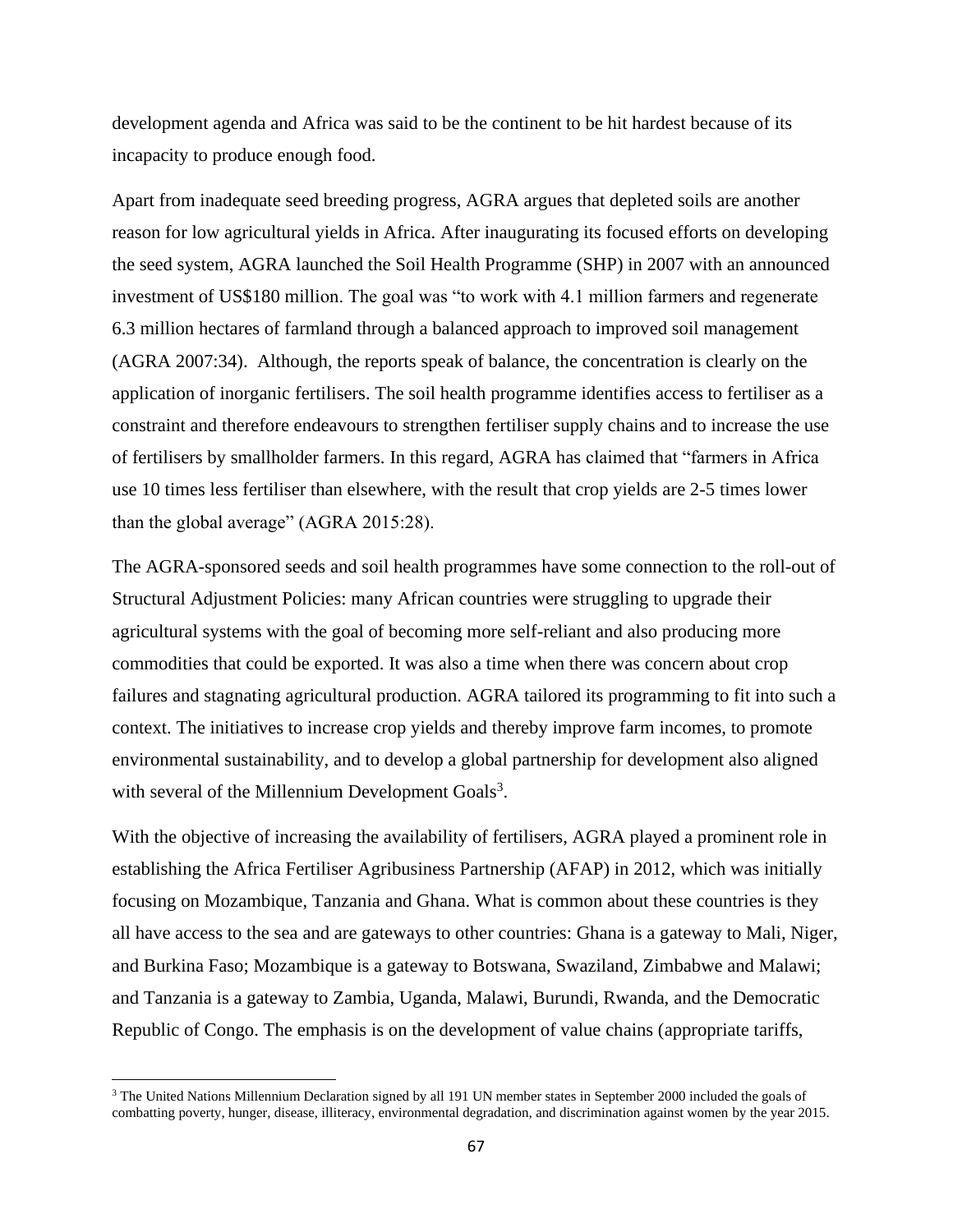development agenda and Africa was said to be the continent to be hit hardest because of its incapacity to produce enough food.

Apart from inadequate seed breeding progress, AGRA argues that depleted soils are another reason for low agricultural yields in Africa. After inaugurating its focused efforts on developing the seed system, AGRA launched the Soil Health Programme (SHP) in 2007 with an announced investment of US$180 million. The goal was "to work with 4.1 million farmers and regenerate 6.3 million hectares of farmland through a balanced approach to improved soil management (AGRA 2007:34). Although, the reports speak of balance, the concentration is clearly on the application of inorganic fertilisers. The soil health programme identifies access to fertiliser as a constraint and therefore endeavours to strengthen fertiliser supply chains and to increase the use of fertilisers by smallholder farmers. In this regard, AGRA has claimed that "farmers in Africa use 10 times less fertiliser than elsewhere, with the result that crop yields are 2-5 times lower than the global average" (AGRA 2015:28).

The AGRA-sponsored seeds and soil health programmes have some connection to the roll-out of Structural Adjustment Policies: many African countries were struggling to upgrade their agricultural systems with the goal of becoming more self-reliant and also producing more commodities that could be exported. It was also a time when there was concern about crop failures and stagnating agricultural production. AGRA tailored its programming to fit into such a context. The initiatives to increase crop yields and thereby improve farm incomes, to promote environmental sustainability, and to develop a global partnership for development also aligned with several of the Millennium Development Goals[3].

With the objective of increasing the availability of fertilisers, AGRA played a prominent role in establishing the Africa Fertiliser Agribusiness Partnership (AFAP) in 2012, which was initially focusing on Mozambique, Tanzania and Ghana. What is common about these countries is they all have access to the sea and are gateways to other countries: Ghana is a gateway to Mali, Niger, and Burkina Faso; Mozambique is a gateway to Botswana, Swaziland, Zimbabwe and Malawi; and Tanzania is a gateway to Zambia, Uganda, Malawi, Burundi, Rwanda, and the Democratic Republic of Congo. The emphasis is on the development of value chains (appropriate tariffs,

[3] The United Nations Millennium Declaration signed by all 191 UN member states in September 2000 included the goals of combatting poverty, hunger, disease, illiteracy, environmental degradation, and discrimination against women by the year 2015.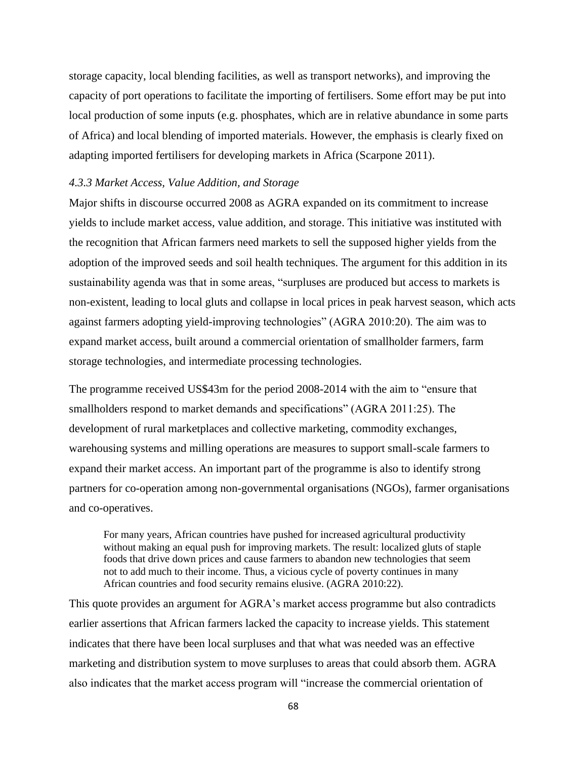storage capacity, local blending facilities, as well as transport networks), and improving the capacity of port operations to facilitate the importing of fertilisers. Some effort may be put into local production of some inputs (e.g. phosphates, which are in relative abundance in some parts of Africa) and local blending of imported materials. However, the emphasis is clearly fixed on adapting imported fertilisers for developing markets in Africa (Scarpone 2011).

#### *4.3.3 Market Access, Value Addition, and Storage*

Major shifts in discourse occurred 2008 as AGRA expanded on its commitment to increase yields to include market access, value addition, and storage. This initiative was instituted with the recognition that African farmers need markets to sell the supposed higher yields from the adoption of the improved seeds and soil health techniques. The argument for this addition in its sustainability agenda was that in some areas, "surpluses are produced but access to markets is non-existent, leading to local gluts and collapse in local prices in peak harvest season, which acts against farmers adopting yield-improving technologies" (AGRA 2010:20). The aim was to expand market access, built around a commercial orientation of smallholder farmers, farm storage technologies, and intermediate processing technologies.

The programme received US$43m for the period 2008-2014 with the aim to "ensure that smallholders respond to market demands and specifications" (AGRA 2011:25). The development of rural marketplaces and collective marketing, commodity exchanges, warehousing systems and milling operations are measures to support small-scale farmers to expand their market access. An important part of the programme is also to identify strong partners for co-operation among non-governmental organisations (NGOs), farmer organisations and co-operatives.

> For many years, African countries have pushed for increased agricultural productivity without making an equal push for improving markets. The result: localized gluts of staple foods that drive down prices and cause farmers to abandon new technologies that seem not to add much to their income. Thus, a vicious cycle of poverty continues in many African countries and food security remains elusive. (AGRA 2010:22).

This quote provides an argument for AGRA's market access programme but also contradicts earlier assertions that African farmers lacked the capacity to increase yields. This statement indicates that there have been local surpluses and that what was needed was an effective marketing and distribution system to move surpluses to areas that could absorb them. AGRA also indicates that the market access program will "increase the commercial orientation of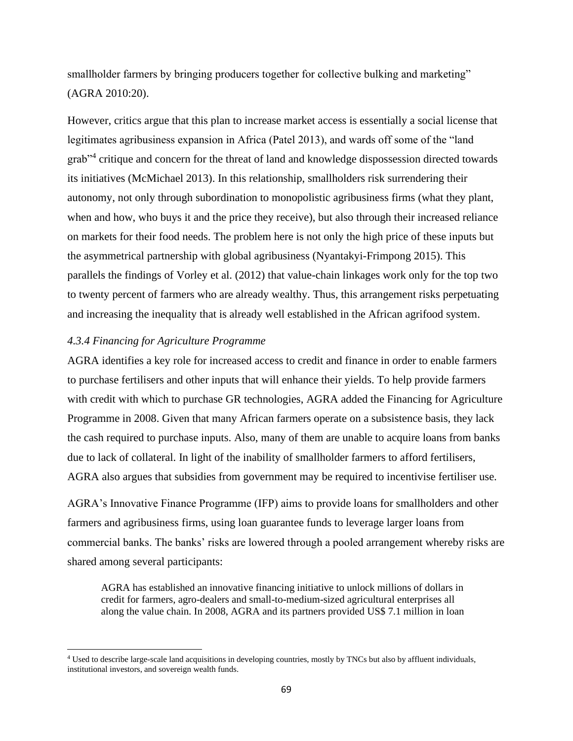smallholder farmers by bringing producers together for collective bulking and marketing" (AGRA 2010:20).

However, critics argue that this plan to increase market access is essentially a social license that legitimates agribusiness expansion in Africa (Patel 2013), and wards off some of the "land grab"[4] critique and concern for the threat of land and knowledge dispossession directed towards its initiatives (McMichael 2013). In this relationship, smallholders risk surrendering their autonomy, not only through subordination to monopolistic agribusiness firms (what they plant, when and how, who buys it and the price they receive), but also through their increased reliance on markets for their food needs. The problem here is not only the high price of these inputs but the asymmetrical partnership with global agribusiness (Nyantakyi-Frimpong 2015). This parallels the findings of Vorley et al. (2012) that value-chain linkages work only for the top two to twenty percent of farmers who are already wealthy. Thus, this arrangement risks perpetuating and increasing the inequality that is already well established in the African agrifood system.

### *4.3.4 Financing for Agriculture Programme*

AGRA identifies a key role for increased access to credit and finance in order to enable farmers to purchase fertilisers and other inputs that will enhance their yields. To help provide farmers with credit with which to purchase GR technologies, AGRA added the Financing for Agriculture Programme in 2008. Given that many African farmers operate on a subsistence basis, they lack the cash required to purchase inputs. Also, many of them are unable to acquire loans from banks due to lack of collateral. In light of the inability of smallholder farmers to afford fertilisers, AGRA also argues that subsidies from government may be required to incentivise fertiliser use.

AGRA's Innovative Finance Programme (IFP) aims to provide loans for smallholders and other farmers and agribusiness firms, using loan guarantee funds to leverage larger loans from commercial banks. The banks' risks are lowered through a pooled arrangement whereby risks are shared among several participants:

> AGRA has established an innovative financing initiative to unlock millions of dollars in credit for farmers, agro-dealers and small-to-medium-sized agricultural enterprises all along the value chain. In 2008, AGRA and its partners provided US$ 7.1 million in loan

---

[4] Used to describe large-scale land acquisitions in developing countries, mostly by TNCs but also by affluent individuals, institutional investors, and sovereign wealth funds.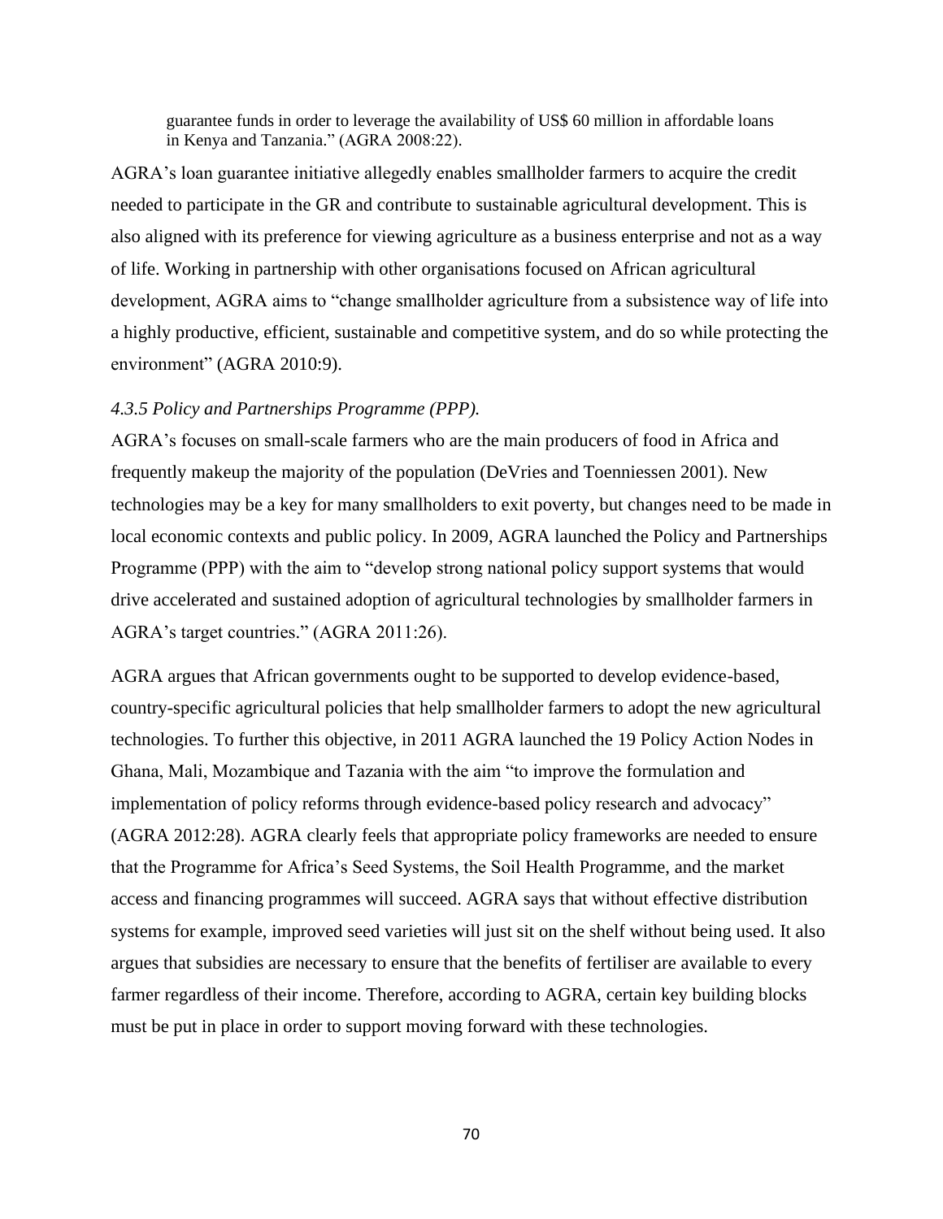> guarantee funds in order to leverage the availability of US$ 60 million in affordable loans in Kenya and Tanzania." (AGRA 2008:22).

AGRA's loan guarantee initiative allegedly enables smallholder farmers to acquire the credit needed to participate in the GR and contribute to sustainable agricultural development. This is also aligned with its preference for viewing agriculture as a business enterprise and not as a way of life. Working in partnership with other organisations focused on African agricultural development, AGRA aims to "change smallholder agriculture from a subsistence way of life into a highly productive, efficient, sustainable and competitive system, and do so while protecting the environment" (AGRA 2010:9).

*4.3.5 Policy and Partnerships Programme (PPP).*

AGRA's focuses on small-scale farmers who are the main producers of food in Africa and frequently makeup the majority of the population (DeVries and Toenniessen 2001). New technologies may be a key for many smallholders to exit poverty, but changes need to be made in local economic contexts and public policy. In 2009, AGRA launched the Policy and Partnerships Programme (PPP) with the aim to "develop strong national policy support systems that would drive accelerated and sustained adoption of agricultural technologies by smallholder farmers in AGRA's target countries." (AGRA 2011:26).

AGRA argues that African governments ought to be supported to develop evidence-based, country-specific agricultural policies that help smallholder farmers to adopt the new agricultural technologies. To further this objective, in 2011 AGRA launched the 19 Policy Action Nodes in Ghana, Mali, Mozambique and Tazania with the aim "to improve the formulation and implementation of policy reforms through evidence-based policy research and advocacy" (AGRA 2012:28). AGRA clearly feels that appropriate policy frameworks are needed to ensure that the Programme for Africa's Seed Systems, the Soil Health Programme, and the market access and financing programmes will succeed. AGRA says that without effective distribution systems for example, improved seed varieties will just sit on the shelf without being used. It also argues that subsidies are necessary to ensure that the benefits of fertiliser are available to every farmer regardless of their income. Therefore, according to AGRA, certain key building blocks must be put in place in order to support moving forward with these technologies.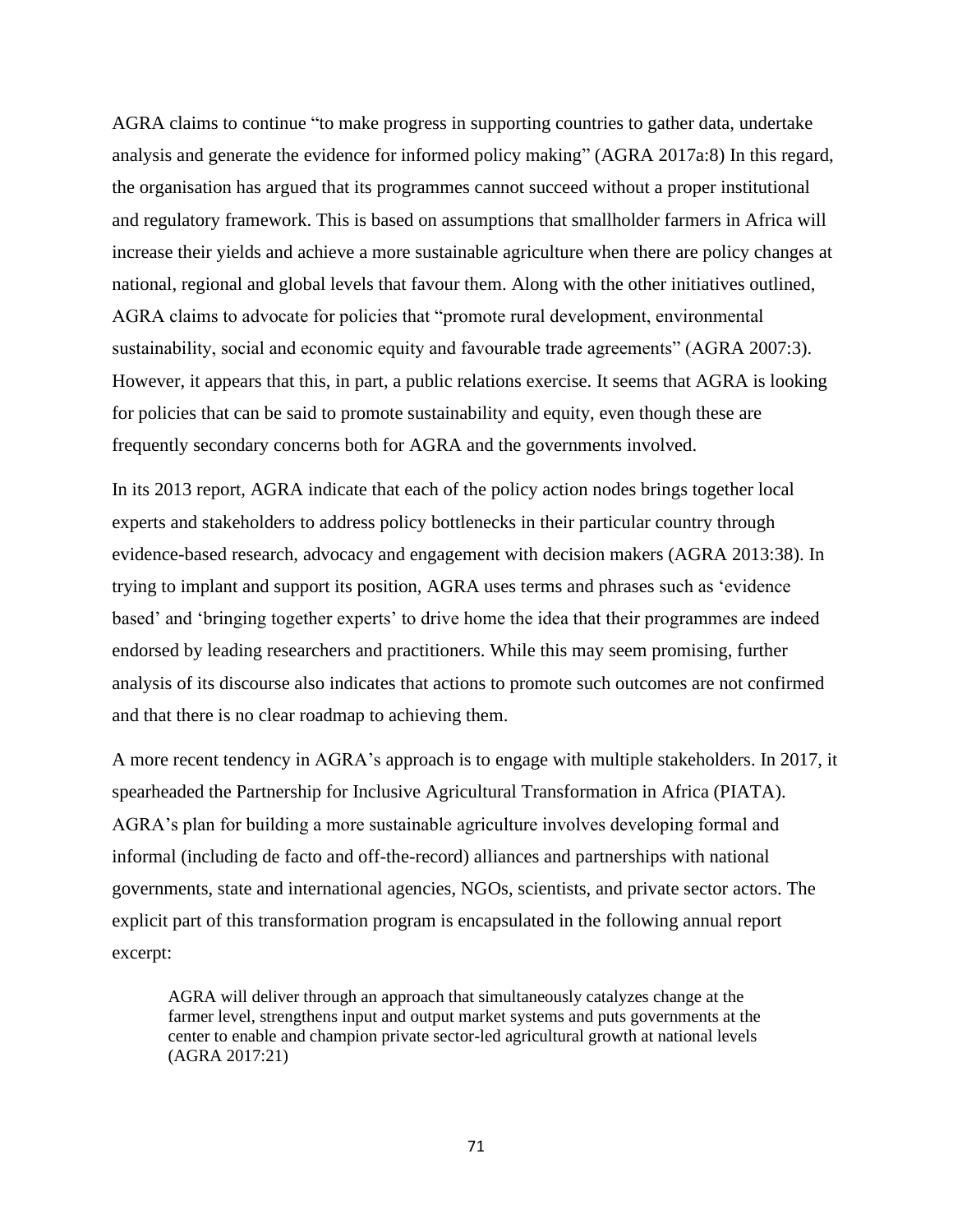AGRA claims to continue "to make progress in supporting countries to gather data, undertake analysis and generate the evidence for informed policy making" (AGRA 2017a:8) In this regard, the organisation has argued that its programmes cannot succeed without a proper institutional and regulatory framework. This is based on assumptions that smallholder farmers in Africa will increase their yields and achieve a more sustainable agriculture when there are policy changes at national, regional and global levels that favour them. Along with the other initiatives outlined, AGRA claims to advocate for policies that "promote rural development, environmental sustainability, social and economic equity and favourable trade agreements" (AGRA 2007:3). However, it appears that this, in part, a public relations exercise. It seems that AGRA is looking for policies that can be said to promote sustainability and equity, even though these are frequently secondary concerns both for AGRA and the governments involved.

In its 2013 report, AGRA indicate that each of the policy action nodes brings together local experts and stakeholders to address policy bottlenecks in their particular country through evidence-based research, advocacy and engagement with decision makers (AGRA 2013:38). In trying to implant and support its position, AGRA uses terms and phrases such as 'evidence based' and 'bringing together experts' to drive home the idea that their programmes are indeed endorsed by leading researchers and practitioners. While this may seem promising, further analysis of its discourse also indicates that actions to promote such outcomes are not confirmed and that there is no clear roadmap to achieving them.

A more recent tendency in AGRA's approach is to engage with multiple stakeholders. In 2017, it spearheaded the Partnership for Inclusive Agricultural Transformation in Africa (PIATA). AGRA's plan for building a more sustainable agriculture involves developing formal and informal (including de facto and off-the-record) alliances and partnerships with national governments, state and international agencies, NGOs, scientists, and private sector actors. The explicit part of this transformation program is encapsulated in the following annual report excerpt:

> AGRA will deliver through an approach that simultaneously catalyzes change at the farmer level, strengthens input and output market systems and puts governments at the center to enable and champion private sector-led agricultural growth at national levels (AGRA 2017:21)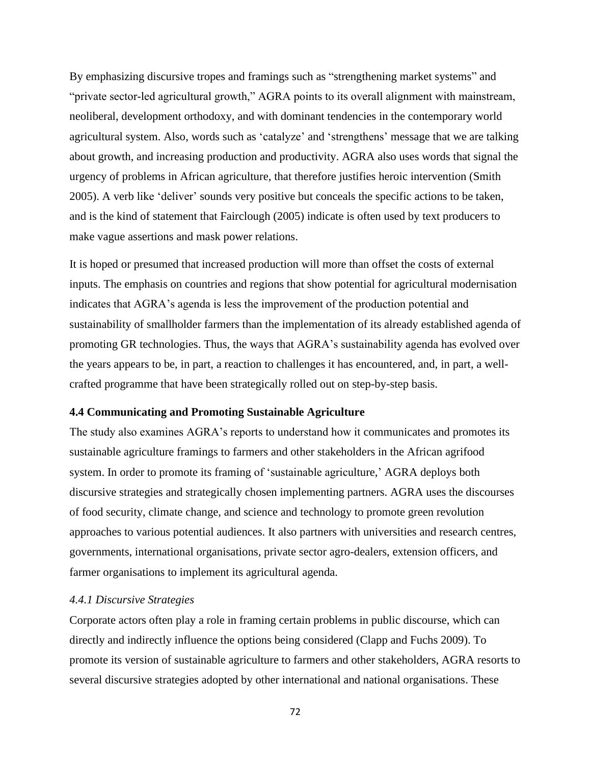By emphasizing discursive tropes and framings such as "strengthening market systems" and "private sector-led agricultural growth," AGRA points to its overall alignment with mainstream, neoliberal, development orthodoxy, and with dominant tendencies in the contemporary world agricultural system. Also, words such as 'catalyze' and 'strengthens' message that we are talking about growth, and increasing production and productivity. AGRA also uses words that signal the urgency of problems in African agriculture, that therefore justifies heroic intervention (Smith 2005). A verb like 'deliver' sounds very positive but conceals the specific actions to be taken, and is the kind of statement that Fairclough (2005) indicate is often used by text producers to make vague assertions and mask power relations.

It is hoped or presumed that increased production will more than offset the costs of external inputs. The emphasis on countries and regions that show potential for agricultural modernisation indicates that AGRA's agenda is less the improvement of the production potential and sustainability of smallholder farmers than the implementation of its already established agenda of promoting GR technologies. Thus, the ways that AGRA's sustainability agenda has evolved over the years appears to be, in part, a reaction to challenges it has encountered, and, in part, a well-crafted programme that have been strategically rolled out on step-by-step basis.

### 4.4 Communicating and Promoting Sustainable Agriculture

The study also examines AGRA's reports to understand how it communicates and promotes its sustainable agriculture framings to farmers and other stakeholders in the African agrifood system. In order to promote its framing of 'sustainable agriculture,' AGRA deploys both discursive strategies and strategically chosen implementing partners. AGRA uses the discourses of food security, climate change, and science and technology to promote green revolution approaches to various potential audiences. It also partners with universities and research centres, governments, international organisations, private sector agro-dealers, extension officers, and farmer organisations to implement its agricultural agenda.

#### *4.4.1 Discursive Strategies*

Corporate actors often play a role in framing certain problems in public discourse, which can directly and indirectly influence the options being considered (Clapp and Fuchs 2009). To promote its version of sustainable agriculture to farmers and other stakeholders, AGRA resorts to several discursive strategies adopted by other international and national organisations. These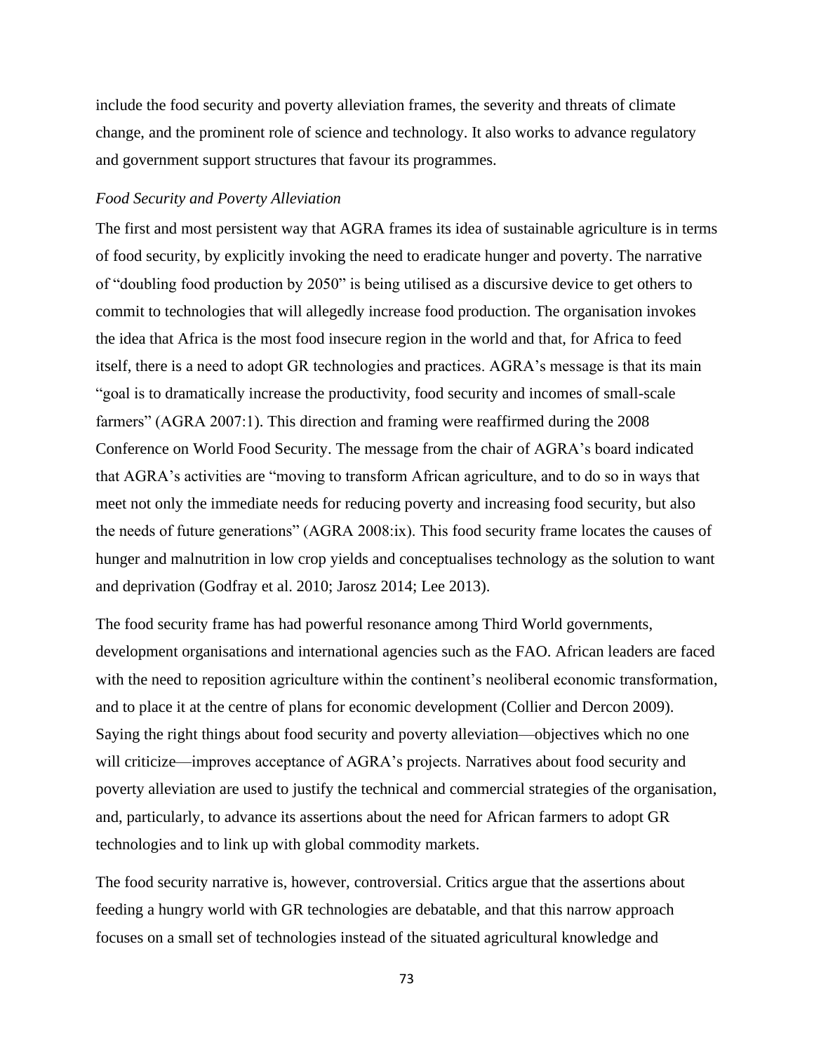include the food security and poverty alleviation frames, the severity and threats of climate change, and the prominent role of science and technology. It also works to advance regulatory and government support structures that favour its programmes.

*Food Security and Poverty Alleviation*

The first and most persistent way that AGRA frames its idea of sustainable agriculture is in terms of food security, by explicitly invoking the need to eradicate hunger and poverty. The narrative of "doubling food production by 2050" is being utilised as a discursive device to get others to commit to technologies that will allegedly increase food production. The organisation invokes the idea that Africa is the most food insecure region in the world and that, for Africa to feed itself, there is a need to adopt GR technologies and practices. AGRA's message is that its main "goal is to dramatically increase the productivity, food security and incomes of small-scale farmers" (AGRA 2007:1). This direction and framing were reaffirmed during the 2008 Conference on World Food Security. The message from the chair of AGRA's board indicated that AGRA's activities are "moving to transform African agriculture, and to do so in ways that meet not only the immediate needs for reducing poverty and increasing food security, but also the needs of future generations" (AGRA 2008:ix). This food security frame locates the causes of hunger and malnutrition in low crop yields and conceptualises technology as the solution to want and deprivation (Godfray et al. 2010; Jarosz 2014; Lee 2013).

The food security frame has had powerful resonance among Third World governments, development organisations and international agencies such as the FAO. African leaders are faced with the need to reposition agriculture within the continent's neoliberal economic transformation, and to place it at the centre of plans for economic development (Collier and Dercon 2009). Saying the right things about food security and poverty alleviation—objectives which no one will criticize—improves acceptance of AGRA's projects. Narratives about food security and poverty alleviation are used to justify the technical and commercial strategies of the organisation, and, particularly, to advance its assertions about the need for African farmers to adopt GR technologies and to link up with global commodity markets.

The food security narrative is, however, controversial. Critics argue that the assertions about feeding a hungry world with GR technologies are debatable, and that this narrow approach focuses on a small set of technologies instead of the situated agricultural knowledge and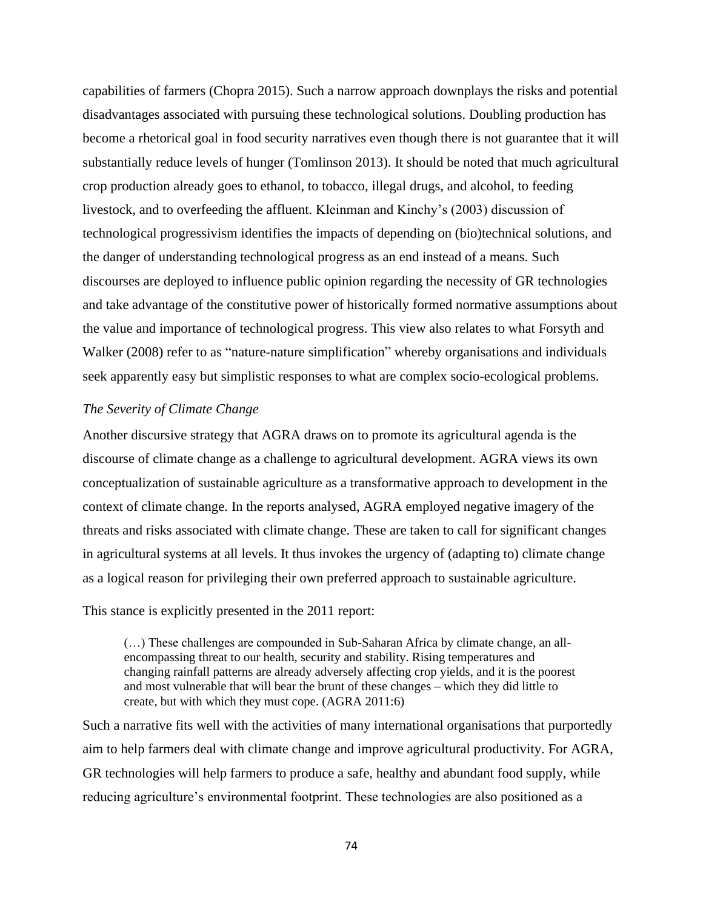capabilities of farmers (Chopra 2015). Such a narrow approach downplays the risks and potential disadvantages associated with pursuing these technological solutions. Doubling production has become a rhetorical goal in food security narratives even though there is not guarantee that it will substantially reduce levels of hunger (Tomlinson 2013). It should be noted that much agricultural crop production already goes to ethanol, to tobacco, illegal drugs, and alcohol, to feeding livestock, and to overfeeding the affluent. Kleinman and Kinchy's (2003) discussion of technological progressivism identifies the impacts of depending on (bio)technical solutions, and the danger of understanding technological progress as an end instead of a means. Such discourses are deployed to influence public opinion regarding the necessity of GR technologies and take advantage of the constitutive power of historically formed normative assumptions about the value and importance of technological progress. This view also relates to what Forsyth and Walker (2008) refer to as "nature-nature simplification" whereby organisations and individuals seek apparently easy but simplistic responses to what are complex socio-ecological problems.

*The Severity of Climate Change*

Another discursive strategy that AGRA draws on to promote its agricultural agenda is the discourse of climate change as a challenge to agricultural development. AGRA views its own conceptualization of sustainable agriculture as a transformative approach to development in the context of climate change. In the reports analysed, AGRA employed negative imagery of the threats and risks associated with climate change. These are taken to call for significant changes in agricultural systems at all levels. It thus invokes the urgency of (adapting to) climate change as a logical reason for privileging their own preferred approach to sustainable agriculture.

This stance is explicitly presented in the 2011 report:

> (…) These challenges are compounded in Sub-Saharan Africa by climate change, an all-encompassing threat to our health, security and stability. Rising temperatures and changing rainfall patterns are already adversely affecting crop yields, and it is the poorest and most vulnerable that will bear the brunt of these changes – which they did little to create, but with which they must cope. (AGRA 2011:6)

Such a narrative fits well with the activities of many international organisations that purportedly aim to help farmers deal with climate change and improve agricultural productivity. For AGRA, GR technologies will help farmers to produce a safe, healthy and abundant food supply, while reducing agriculture's environmental footprint. These technologies are also positioned as a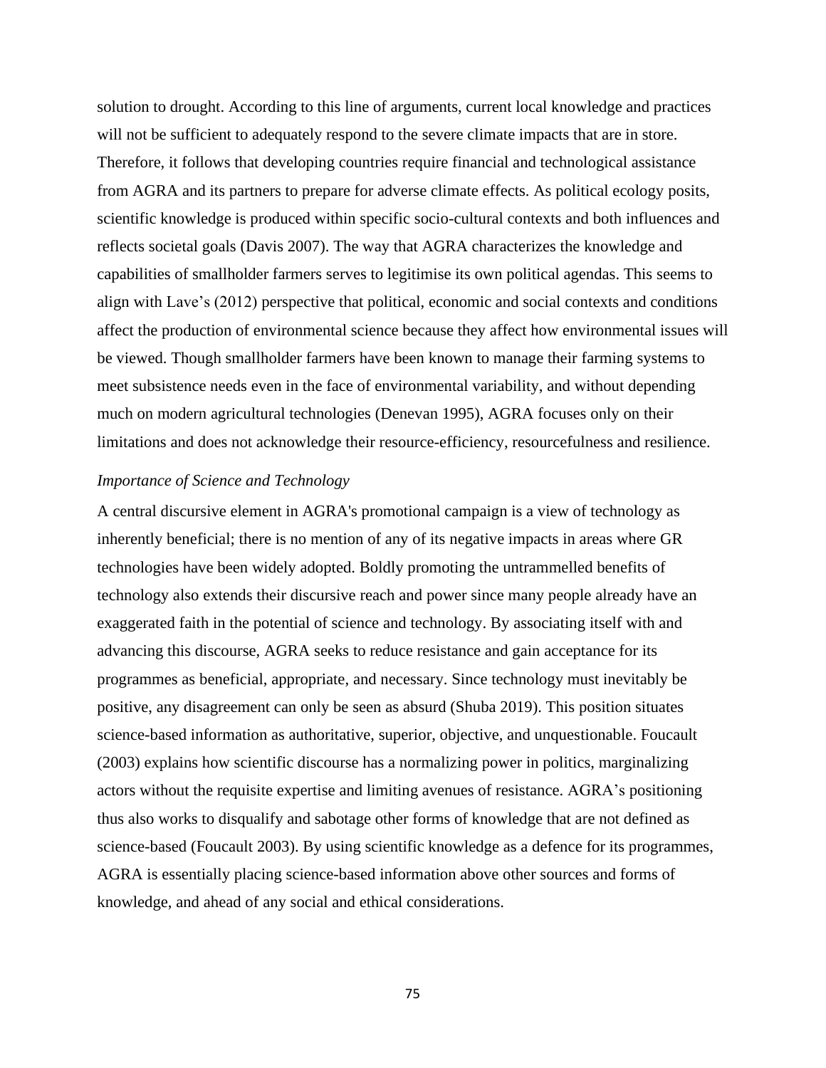solution to drought. According to this line of arguments, current local knowledge and practices will not be sufficient to adequately respond to the severe climate impacts that are in store. Therefore, it follows that developing countries require financial and technological assistance from AGRA and its partners to prepare for adverse climate effects. As political ecology posits, scientific knowledge is produced within specific socio-cultural contexts and both influences and reflects societal goals (Davis 2007). The way that AGRA characterizes the knowledge and capabilities of smallholder farmers serves to legitimise its own political agendas. This seems to align with Lave's (2012) perspective that political, economic and social contexts and conditions affect the production of environmental science because they affect how environmental issues will be viewed. Though smallholder farmers have been known to manage their farming systems to meet subsistence needs even in the face of environmental variability, and without depending much on modern agricultural technologies (Denevan 1995), AGRA focuses only on their limitations and does not acknowledge their resource-efficiency, resourcefulness and resilience.

*Importance of Science and Technology*

A central discursive element in AGRA's promotional campaign is a view of technology as inherently beneficial; there is no mention of any of its negative impacts in areas where GR technologies have been widely adopted. Boldly promoting the untrammelled benefits of technology also extends their discursive reach and power since many people already have an exaggerated faith in the potential of science and technology. By associating itself with and advancing this discourse, AGRA seeks to reduce resistance and gain acceptance for its programmes as beneficial, appropriate, and necessary. Since technology must inevitably be positive, any disagreement can only be seen as absurd (Shuba 2019). This position situates science-based information as authoritative, superior, objective, and unquestionable. Foucault (2003) explains how scientific discourse has a normalizing power in politics, marginalizing actors without the requisite expertise and limiting avenues of resistance. AGRA's positioning thus also works to disqualify and sabotage other forms of knowledge that are not defined as science-based (Foucault 2003). By using scientific knowledge as a defence for its programmes, AGRA is essentially placing science-based information above other sources and forms of knowledge, and ahead of any social and ethical considerations.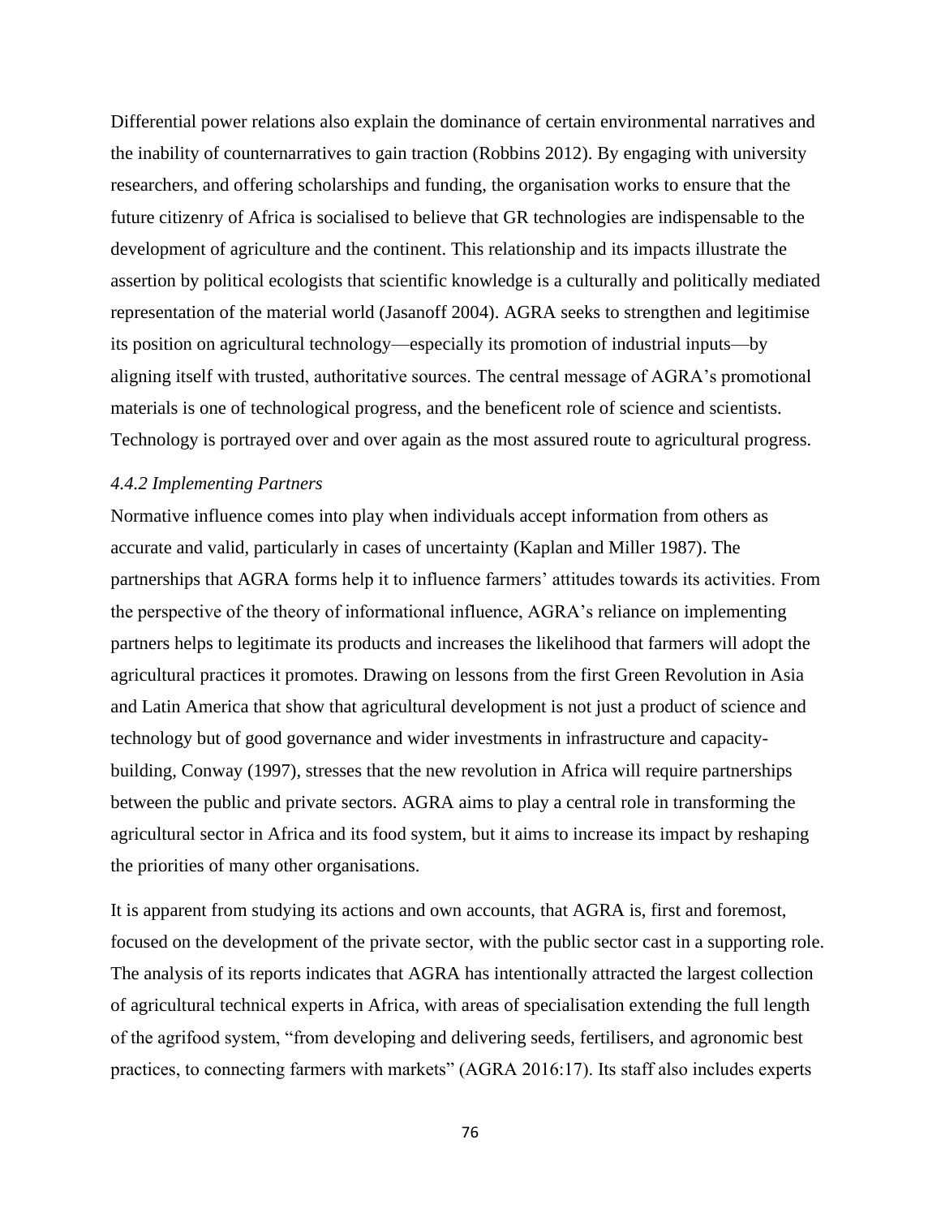Differential power relations also explain the dominance of certain environmental narratives and the inability of counternarratives to gain traction (Robbins 2012). By engaging with university researchers, and offering scholarships and funding, the organisation works to ensure that the future citizenry of Africa is socialised to believe that GR technologies are indispensable to the development of agriculture and the continent. This relationship and its impacts illustrate the assertion by political ecologists that scientific knowledge is a culturally and politically mediated representation of the material world (Jasanoff 2004). AGRA seeks to strengthen and legitimise its position on agricultural technology—especially its promotion of industrial inputs—by aligning itself with trusted, authoritative sources. The central message of AGRA's promotional materials is one of technological progress, and the beneficent role of science and scientists. Technology is portrayed over and over again as the most assured route to agricultural progress.

### *4.4.2 Implementing Partners*

Normative influence comes into play when individuals accept information from others as accurate and valid, particularly in cases of uncertainty (Kaplan and Miller 1987). The partnerships that AGRA forms help it to influence farmers' attitudes towards its activities. From the perspective of the theory of informational influence, AGRA's reliance on implementing partners helps to legitimate its products and increases the likelihood that farmers will adopt the agricultural practices it promotes. Drawing on lessons from the first Green Revolution in Asia and Latin America that show that agricultural development is not just a product of science and technology but of good governance and wider investments in infrastructure and capacity-building, Conway (1997), stresses that the new revolution in Africa will require partnerships between the public and private sectors. AGRA aims to play a central role in transforming the agricultural sector in Africa and its food system, but it aims to increase its impact by reshaping the priorities of many other organisations.

It is apparent from studying its actions and own accounts, that AGRA is, first and foremost, focused on the development of the private sector, with the public sector cast in a supporting role. The analysis of its reports indicates that AGRA has intentionally attracted the largest collection of agricultural technical experts in Africa, with areas of specialisation extending the full length of the agrifood system, "from developing and delivering seeds, fertilisers, and agronomic best practices, to connecting farmers with markets" (AGRA 2016:17). Its staff also includes experts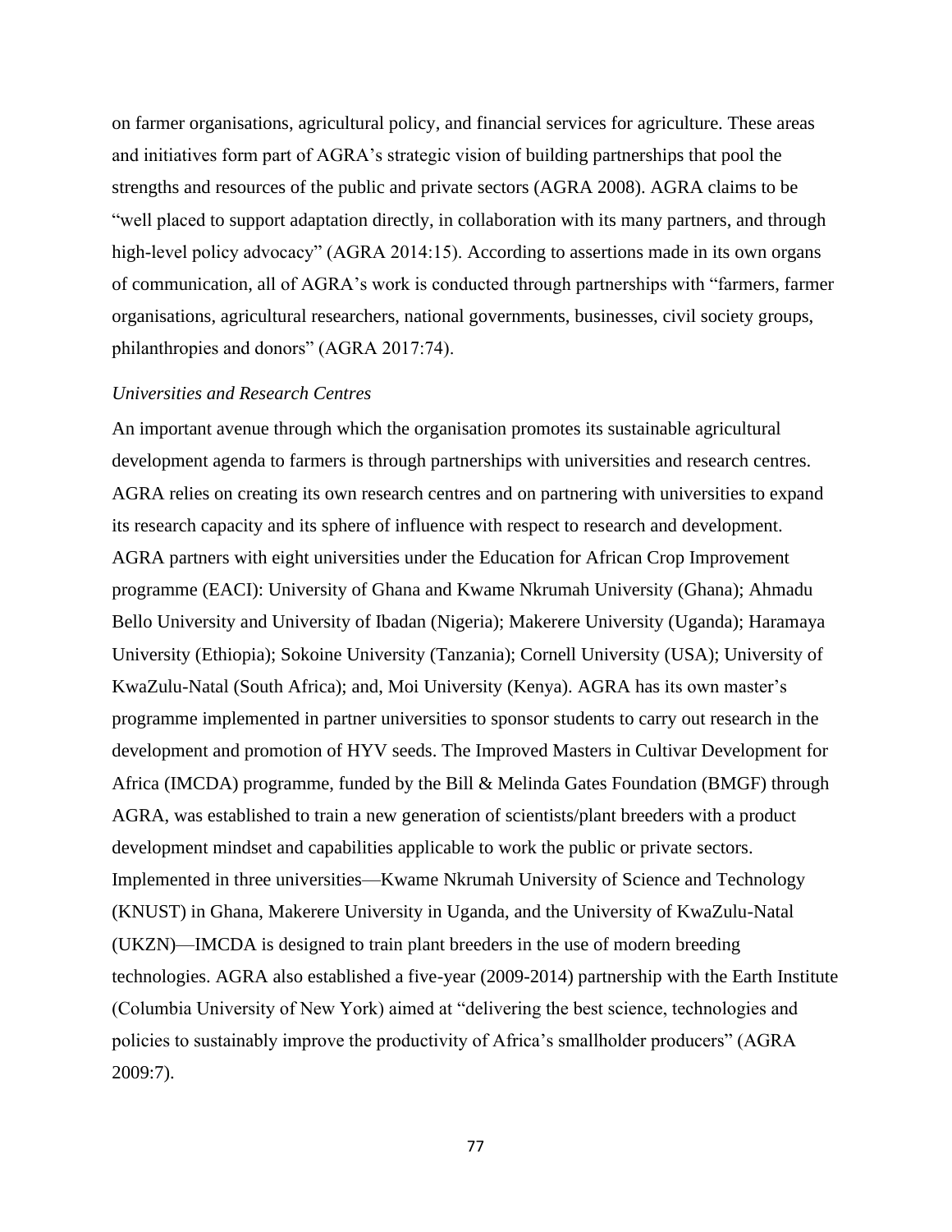on farmer organisations, agricultural policy, and financial services for agriculture. These areas and initiatives form part of AGRA's strategic vision of building partnerships that pool the strengths and resources of the public and private sectors (AGRA 2008). AGRA claims to be "well placed to support adaptation directly, in collaboration with its many partners, and through high-level policy advocacy" (AGRA 2014:15). According to assertions made in its own organs of communication, all of AGRA's work is conducted through partnerships with "farmers, farmer organisations, agricultural researchers, national governments, businesses, civil society groups, philanthropies and donors" (AGRA 2017:74).

*Universities and Research Centres*

An important avenue through which the organisation promotes its sustainable agricultural development agenda to farmers is through partnerships with universities and research centres. AGRA relies on creating its own research centres and on partnering with universities to expand its research capacity and its sphere of influence with respect to research and development. AGRA partners with eight universities under the Education for African Crop Improvement programme (EACI): University of Ghana and Kwame Nkrumah University (Ghana); Ahmadu Bello University and University of Ibadan (Nigeria); Makerere University (Uganda); Haramaya University (Ethiopia); Sokoine University (Tanzania); Cornell University (USA); University of KwaZulu-Natal (South Africa); and, Moi University (Kenya). AGRA has its own master's programme implemented in partner universities to sponsor students to carry out research in the development and promotion of HYV seeds. The Improved Masters in Cultivar Development for Africa (IMCDA) programme, funded by the Bill & Melinda Gates Foundation (BMGF) through AGRA, was established to train a new generation of scientists/plant breeders with a product development mindset and capabilities applicable to work the public or private sectors. Implemented in three universities—Kwame Nkrumah University of Science and Technology (KNUST) in Ghana, Makerere University in Uganda, and the University of KwaZulu-Natal (UKZN)—IMCDA is designed to train plant breeders in the use of modern breeding technologies. AGRA also established a five-year (2009-2014) partnership with the Earth Institute (Columbia University of New York) aimed at "delivering the best science, technologies and policies to sustainably improve the productivity of Africa's smallholder producers" (AGRA 2009:7).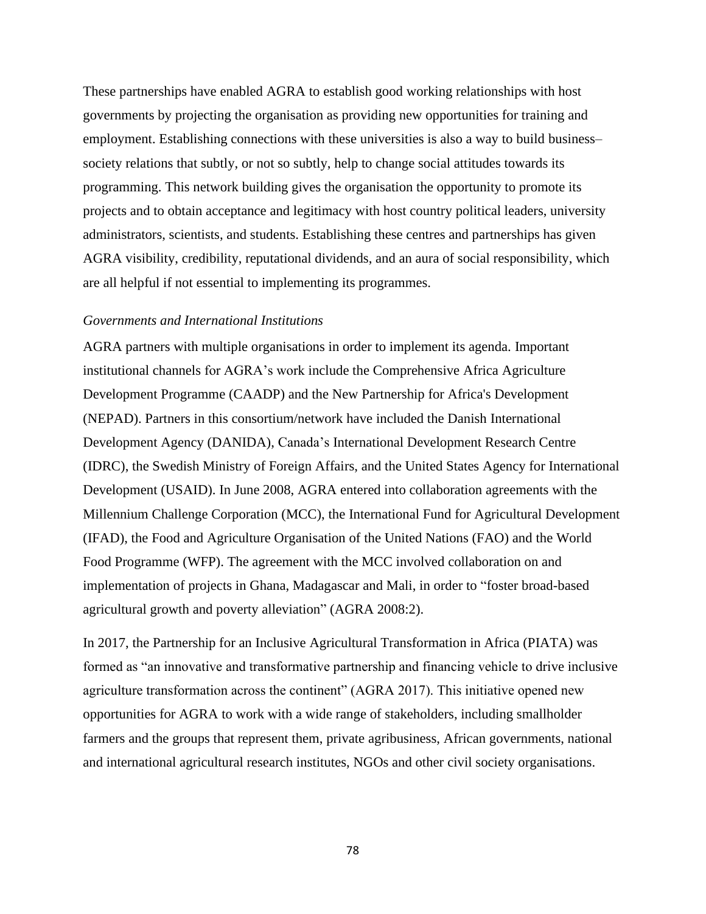These partnerships have enabled AGRA to establish good working relationships with host governments by projecting the organisation as providing new opportunities for training and employment. Establishing connections with these universities is also a way to build business–society relations that subtly, or not so subtly, help to change social attitudes towards its programming. This network building gives the organisation the opportunity to promote its projects and to obtain acceptance and legitimacy with host country political leaders, university administrators, scientists, and students. Establishing these centres and partnerships has given AGRA visibility, credibility, reputational dividends, and an aura of social responsibility, which are all helpful if not essential to implementing its programmes.

*Governments and International Institutions*

AGRA partners with multiple organisations in order to implement its agenda. Important institutional channels for AGRA's work include the Comprehensive Africa Agriculture Development Programme (CAADP) and the New Partnership for Africa's Development (NEPAD). Partners in this consortium/network have included the Danish International Development Agency (DANIDA), Canada's International Development Research Centre (IDRC), the Swedish Ministry of Foreign Affairs, and the United States Agency for International Development (USAID). In June 2008, AGRA entered into collaboration agreements with the Millennium Challenge Corporation (MCC), the International Fund for Agricultural Development (IFAD), the Food and Agriculture Organisation of the United Nations (FAO) and the World Food Programme (WFP). The agreement with the MCC involved collaboration on and implementation of projects in Ghana, Madagascar and Mali, in order to "foster broad-based agricultural growth and poverty alleviation" (AGRA 2008:2).

In 2017, the Partnership for an Inclusive Agricultural Transformation in Africa (PIATA) was formed as "an innovative and transformative partnership and financing vehicle to drive inclusive agriculture transformation across the continent" (AGRA 2017). This initiative opened new opportunities for AGRA to work with a wide range of stakeholders, including smallholder farmers and the groups that represent them, private agribusiness, African governments, national and international agricultural research institutes, NGOs and other civil society organisations.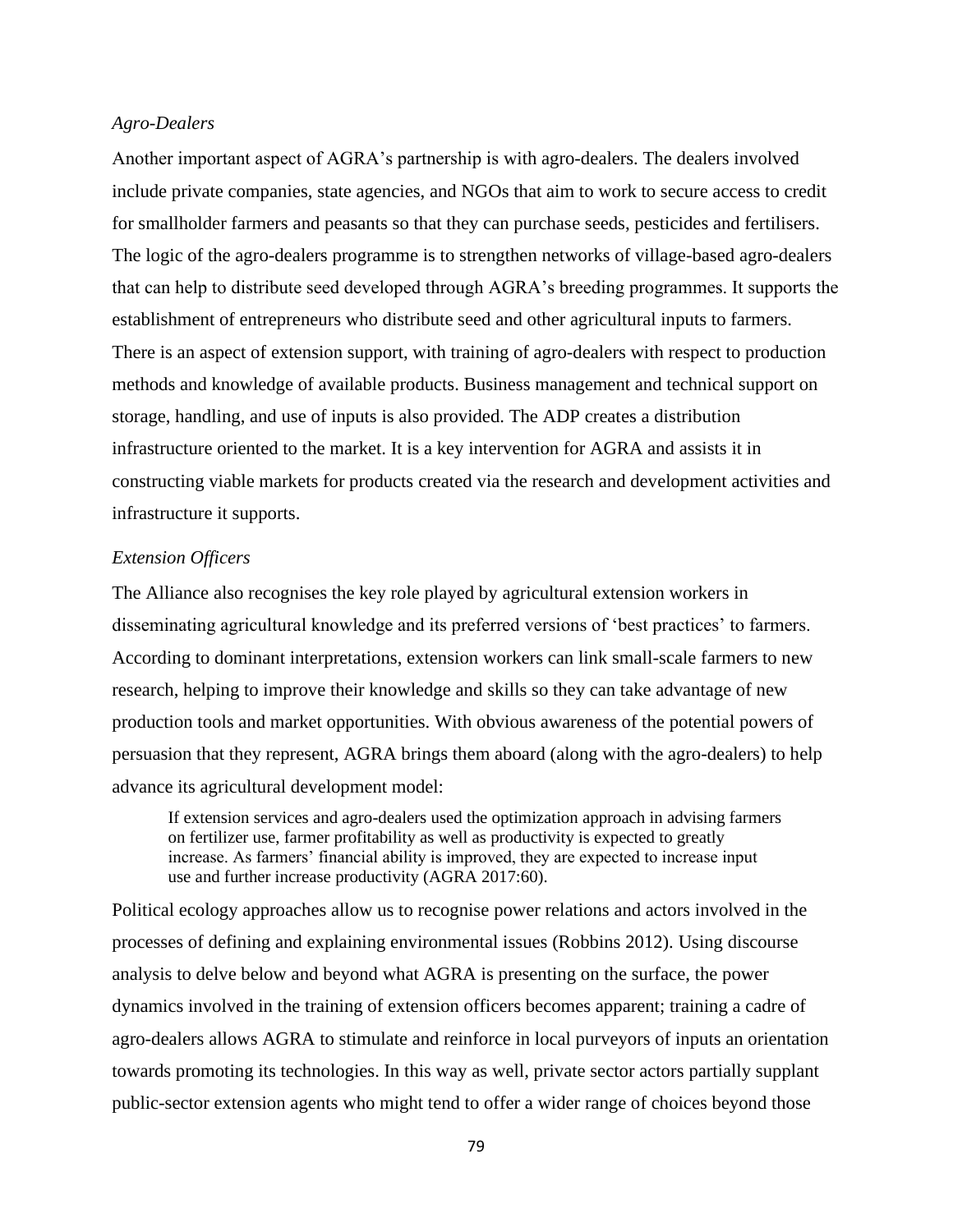*Agro-Dealers*

Another important aspect of AGRA's partnership is with agro-dealers. The dealers involved include private companies, state agencies, and NGOs that aim to work to secure access to credit for smallholder farmers and peasants so that they can purchase seeds, pesticides and fertilisers. The logic of the agro-dealers programme is to strengthen networks of village-based agro-dealers that can help to distribute seed developed through AGRA's breeding programmes. It supports the establishment of entrepreneurs who distribute seed and other agricultural inputs to farmers. There is an aspect of extension support, with training of agro-dealers with respect to production methods and knowledge of available products. Business management and technical support on storage, handling, and use of inputs is also provided. The ADP creates a distribution infrastructure oriented to the market. It is a key intervention for AGRA and assists it in constructing viable markets for products created via the research and development activities and infrastructure it supports.

*Extension Officers*

The Alliance also recognises the key role played by agricultural extension workers in disseminating agricultural knowledge and its preferred versions of 'best practices' to farmers. According to dominant interpretations, extension workers can link small-scale farmers to new research, helping to improve their knowledge and skills so they can take advantage of new production tools and market opportunities. With obvious awareness of the potential powers of persuasion that they represent, AGRA brings them aboard (along with the agro-dealers) to help advance its agricultural development model:

> If extension services and agro-dealers used the optimization approach in advising farmers on fertilizer use, farmer profitability as well as productivity is expected to greatly increase. As farmers' financial ability is improved, they are expected to increase input use and further increase productivity (AGRA 2017:60).

Political ecology approaches allow us to recognise power relations and actors involved in the processes of defining and explaining environmental issues (Robbins 2012). Using discourse analysis to delve below and beyond what AGRA is presenting on the surface, the power dynamics involved in the training of extension officers becomes apparent; training a cadre of agro-dealers allows AGRA to stimulate and reinforce in local purveyors of inputs an orientation towards promoting its technologies. In this way as well, private sector actors partially supplant public-sector extension agents who might tend to offer a wider range of choices beyond those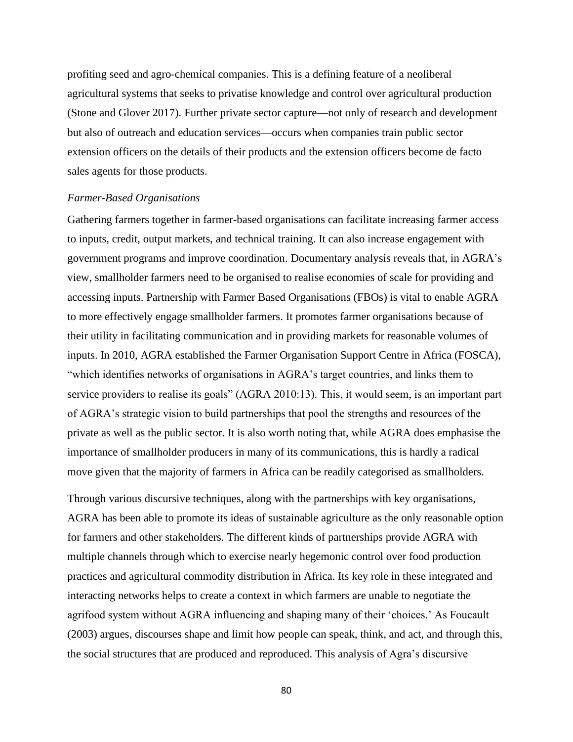profiting seed and agro-chemical companies. This is a defining feature of a neoliberal agricultural systems that seeks to privatise knowledge and control over agricultural production (Stone and Glover 2017). Further private sector capture—not only of research and development but also of outreach and education services—occurs when companies train public sector extension officers on the details of their products and the extension officers become de facto sales agents for those products.

*Farmer-Based Organisations*

Gathering farmers together in farmer-based organisations can facilitate increasing farmer access to inputs, credit, output markets, and technical training. It can also increase engagement with government programs and improve coordination. Documentary analysis reveals that, in AGRA's view, smallholder farmers need to be organised to realise economies of scale for providing and accessing inputs. Partnership with Farmer Based Organisations (FBOs) is vital to enable AGRA to more effectively engage smallholder farmers. It promotes farmer organisations because of their utility in facilitating communication and in providing markets for reasonable volumes of inputs. In 2010, AGRA established the Farmer Organisation Support Centre in Africa (FOSCA), "which identifies networks of organisations in AGRA's target countries, and links them to service providers to realise its goals" (AGRA 2010:13). This, it would seem, is an important part of AGRA's strategic vision to build partnerships that pool the strengths and resources of the private as well as the public sector. It is also worth noting that, while AGRA does emphasise the importance of smallholder producers in many of its communications, this is hardly a radical move given that the majority of farmers in Africa can be readily categorised as smallholders.

Through various discursive techniques, along with the partnerships with key organisations, AGRA has been able to promote its ideas of sustainable agriculture as the only reasonable option for farmers and other stakeholders. The different kinds of partnerships provide AGRA with multiple channels through which to exercise nearly hegemonic control over food production practices and agricultural commodity distribution in Africa. Its key role in these integrated and interacting networks helps to create a context in which farmers are unable to negotiate the agrifood system without AGRA influencing and shaping many of their 'choices.' As Foucault (2003) argues, discourses shape and limit how people can speak, think, and act, and through this, the social structures that are produced and reproduced. This analysis of Agra's discursive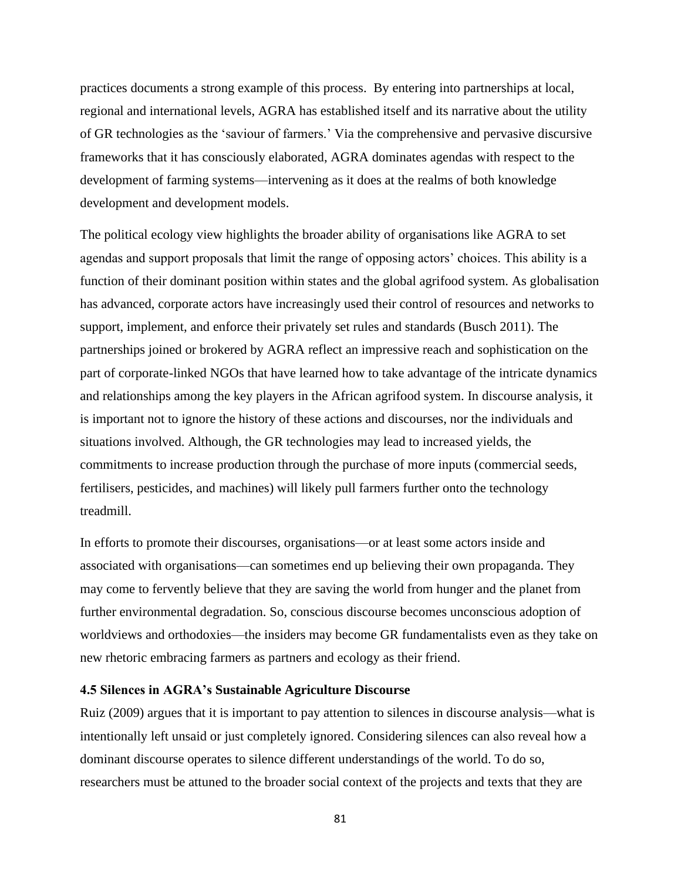practices documents a strong example of this process. By entering into partnerships at local, regional and international levels, AGRA has established itself and its narrative about the utility of GR technologies as the 'saviour of farmers.' Via the comprehensive and pervasive discursive frameworks that it has consciously elaborated, AGRA dominates agendas with respect to the development of farming systems—intervening as it does at the realms of both knowledge development and development models.

The political ecology view highlights the broader ability of organisations like AGRA to set agendas and support proposals that limit the range of opposing actors' choices. This ability is a function of their dominant position within states and the global agrifood system. As globalisation has advanced, corporate actors have increasingly used their control of resources and networks to support, implement, and enforce their privately set rules and standards (Busch 2011). The partnerships joined or brokered by AGRA reflect an impressive reach and sophistication on the part of corporate-linked NGOs that have learned how to take advantage of the intricate dynamics and relationships among the key players in the African agrifood system. In discourse analysis, it is important not to ignore the history of these actions and discourses, nor the individuals and situations involved. Although, the GR technologies may lead to increased yields, the commitments to increase production through the purchase of more inputs (commercial seeds, fertilisers, pesticides, and machines) will likely pull farmers further onto the technology treadmill.

In efforts to promote their discourses, organisations—or at least some actors inside and associated with organisations—can sometimes end up believing their own propaganda. They may come to fervently believe that they are saving the world from hunger and the planet from further environmental degradation. So, conscious discourse becomes unconscious adoption of worldviews and orthodoxies—the insiders may become GR fundamentalists even as they take on new rhetoric embracing farmers as partners and ecology as their friend.

### 4.5 Silences in AGRA's Sustainable Agriculture Discourse

Ruiz (2009) argues that it is important to pay attention to silences in discourse analysis—what is intentionally left unsaid or just completely ignored. Considering silences can also reveal how a dominant discourse operates to silence different understandings of the world. To do so, researchers must be attuned to the broader social context of the projects and texts that they are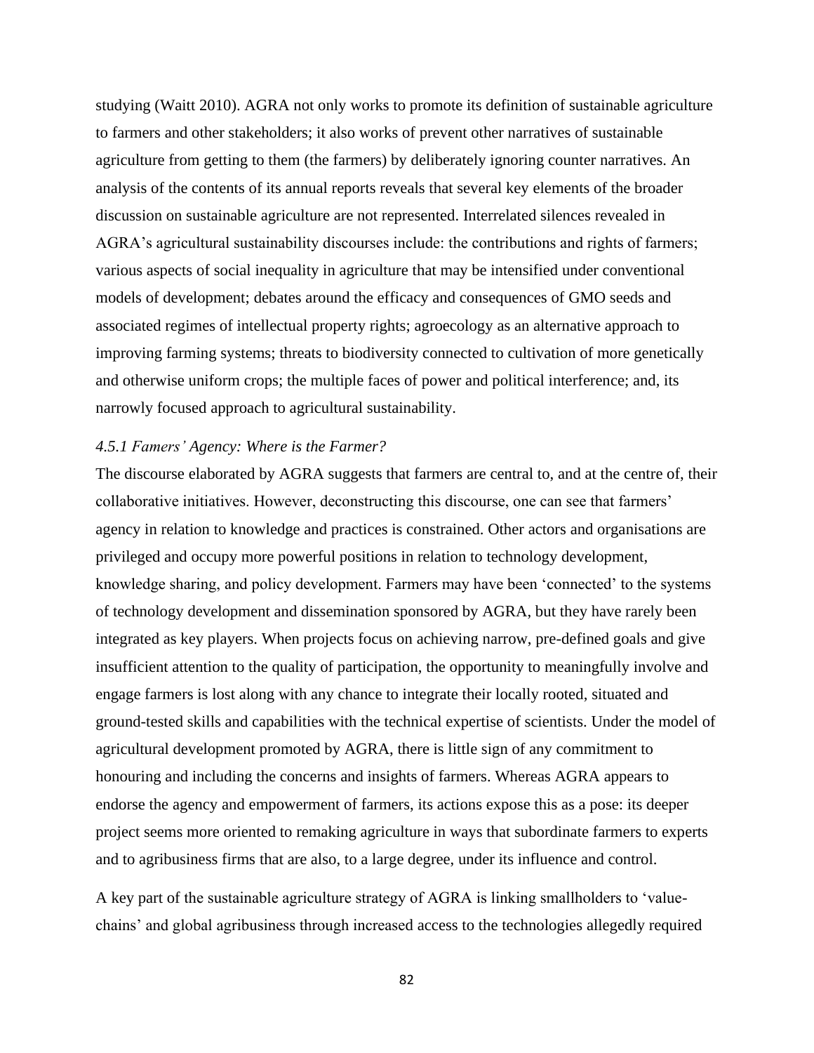studying (Waitt 2010). AGRA not only works to promote its definition of sustainable agriculture to farmers and other stakeholders; it also works of prevent other narratives of sustainable agriculture from getting to them (the farmers) by deliberately ignoring counter narratives. An analysis of the contents of its annual reports reveals that several key elements of the broader discussion on sustainable agriculture are not represented. Interrelated silences revealed in AGRA's agricultural sustainability discourses include: the contributions and rights of farmers; various aspects of social inequality in agriculture that may be intensified under conventional models of development; debates around the efficacy and consequences of GMO seeds and associated regimes of intellectual property rights; agroecology as an alternative approach to improving farming systems; threats to biodiversity connected to cultivation of more genetically and otherwise uniform crops; the multiple faces of power and political interference; and, its narrowly focused approach to agricultural sustainability.

### *4.5.1 Famers' Agency: Where is the Farmer?*

The discourse elaborated by AGRA suggests that farmers are central to, and at the centre of, their collaborative initiatives. However, deconstructing this discourse, one can see that farmers' agency in relation to knowledge and practices is constrained. Other actors and organisations are privileged and occupy more powerful positions in relation to technology development, knowledge sharing, and policy development. Farmers may have been 'connected' to the systems of technology development and dissemination sponsored by AGRA, but they have rarely been integrated as key players. When projects focus on achieving narrow, pre-defined goals and give insufficient attention to the quality of participation, the opportunity to meaningfully involve and engage farmers is lost along with any chance to integrate their locally rooted, situated and ground-tested skills and capabilities with the technical expertise of scientists. Under the model of agricultural development promoted by AGRA, there is little sign of any commitment to honouring and including the concerns and insights of farmers. Whereas AGRA appears to endorse the agency and empowerment of farmers, its actions expose this as a pose: its deeper project seems more oriented to remaking agriculture in ways that subordinate farmers to experts and to agribusiness firms that are also, to a large degree, under its influence and control.

A key part of the sustainable agriculture strategy of AGRA is linking smallholders to 'value-chains' and global agribusiness through increased access to the technologies allegedly required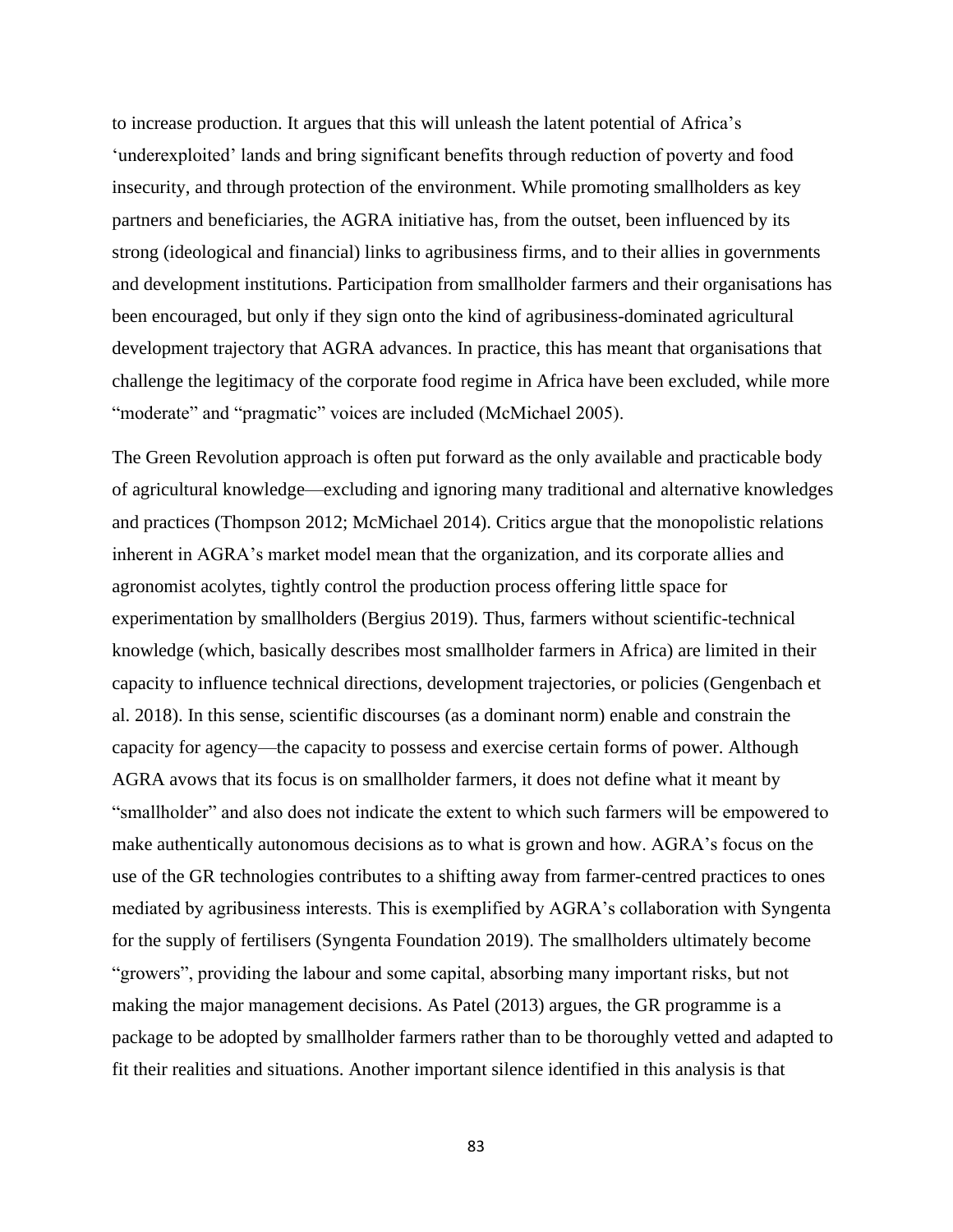to increase production. It argues that this will unleash the latent potential of Africa's 'underexploited' lands and bring significant benefits through reduction of poverty and food insecurity, and through protection of the environment. While promoting smallholders as key partners and beneficiaries, the AGRA initiative has, from the outset, been influenced by its strong (ideological and financial) links to agribusiness firms, and to their allies in governments and development institutions. Participation from smallholder farmers and their organisations has been encouraged, but only if they sign onto the kind of agribusiness-dominated agricultural development trajectory that AGRA advances. In practice, this has meant that organisations that challenge the legitimacy of the corporate food regime in Africa have been excluded, while more "moderate" and "pragmatic" voices are included (McMichael 2005).

The Green Revolution approach is often put forward as the only available and practicable body of agricultural knowledge—excluding and ignoring many traditional and alternative knowledges and practices (Thompson 2012; McMichael 2014). Critics argue that the monopolistic relations inherent in AGRA's market model mean that the organization, and its corporate allies and agronomist acolytes, tightly control the production process offering little space for experimentation by smallholders (Bergius 2019). Thus, farmers without scientific-technical knowledge (which, basically describes most smallholder farmers in Africa) are limited in their capacity to influence technical directions, development trajectories, or policies (Gengenbach et al. 2018). In this sense, scientific discourses (as a dominant norm) enable and constrain the capacity for agency—the capacity to possess and exercise certain forms of power. Although AGRA avows that its focus is on smallholder farmers, it does not define what it meant by "smallholder" and also does not indicate the extent to which such farmers will be empowered to make authentically autonomous decisions as to what is grown and how. AGRA's focus on the use of the GR technologies contributes to a shifting away from farmer-centred practices to ones mediated by agribusiness interests. This is exemplified by AGRA's collaboration with Syngenta for the supply of fertilisers (Syngenta Foundation 2019). The smallholders ultimately become "growers", providing the labour and some capital, absorbing many important risks, but not making the major management decisions. As Patel (2013) argues, the GR programme is a package to be adopted by smallholder farmers rather than to be thoroughly vetted and adapted to fit their realities and situations. Another important silence identified in this analysis is that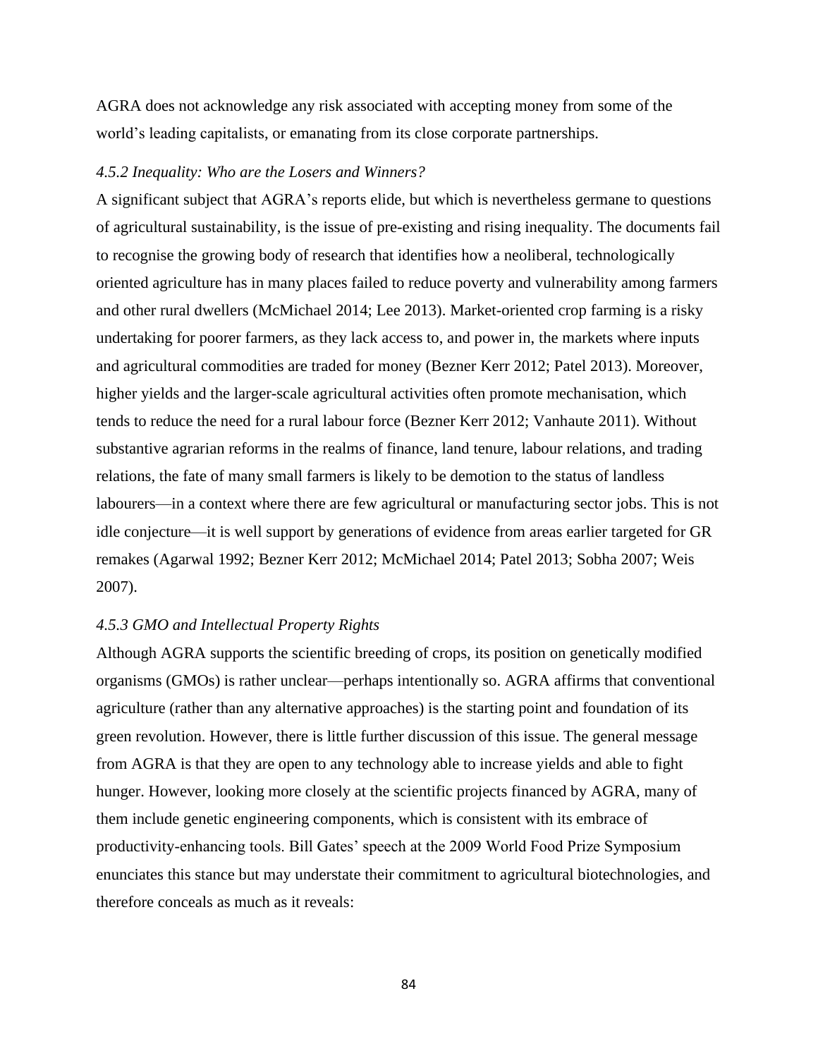AGRA does not acknowledge any risk associated with accepting money from some of the world's leading capitalists, or emanating from its close corporate partnerships.

#### *4.5.2 Inequality: Who are the Losers and Winners?*

A significant subject that AGRA's reports elide, but which is nevertheless germane to questions of agricultural sustainability, is the issue of pre-existing and rising inequality. The documents fail to recognise the growing body of research that identifies how a neoliberal, technologically oriented agriculture has in many places failed to reduce poverty and vulnerability among farmers and other rural dwellers (McMichael 2014; Lee 2013). Market-oriented crop farming is a risky undertaking for poorer farmers, as they lack access to, and power in, the markets where inputs and agricultural commodities are traded for money (Bezner Kerr 2012; Patel 2013). Moreover, higher yields and the larger-scale agricultural activities often promote mechanisation, which tends to reduce the need for a rural labour force (Bezner Kerr 2012; Vanhaute 2011). Without substantive agrarian reforms in the realms of finance, land tenure, labour relations, and trading relations, the fate of many small farmers is likely to be demotion to the status of landless labourers—in a context where there are few agricultural or manufacturing sector jobs. This is not idle conjecture—it is well support by generations of evidence from areas earlier targeted for GR remakes (Agarwal 1992; Bezner Kerr 2012; McMichael 2014; Patel 2013; Sobha 2007; Weis 2007).

#### *4.5.3 GMO and Intellectual Property Rights*

Although AGRA supports the scientific breeding of crops, its position on genetically modified organisms (GMOs) is rather unclear—perhaps intentionally so. AGRA affirms that conventional agriculture (rather than any alternative approaches) is the starting point and foundation of its green revolution. However, there is little further discussion of this issue. The general message from AGRA is that they are open to any technology able to increase yields and able to fight hunger. However, looking more closely at the scientific projects financed by AGRA, many of them include genetic engineering components, which is consistent with its embrace of productivity-enhancing tools. Bill Gates' speech at the 2009 World Food Prize Symposium enunciates this stance but may understate their commitment to agricultural biotechnologies, and therefore conceals as much as it reveals: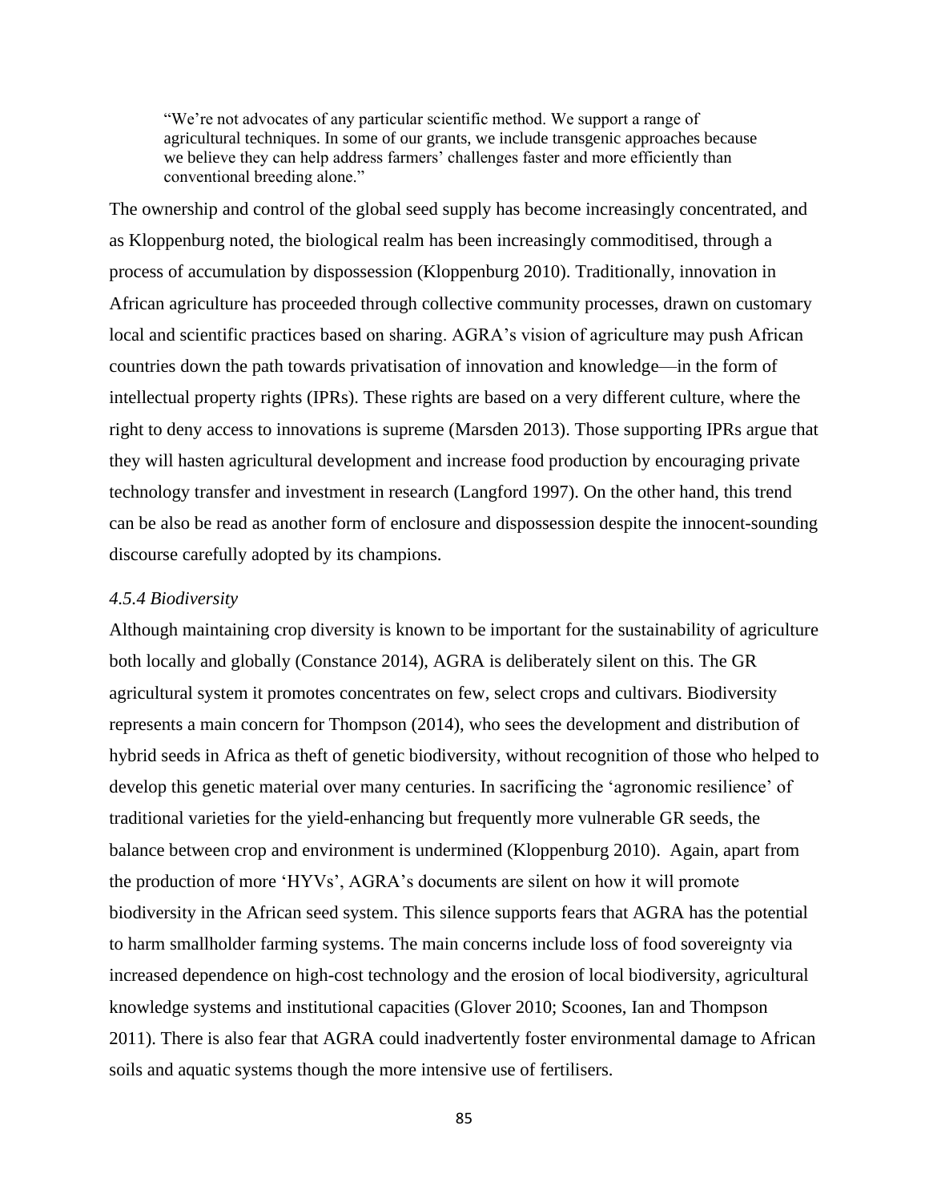> "We're not advocates of any particular scientific method. We support a range of agricultural techniques. In some of our grants, we include transgenic approaches because we believe they can help address farmers' challenges faster and more efficiently than conventional breeding alone."

The ownership and control of the global seed supply has become increasingly concentrated, and as Kloppenburg noted, the biological realm has been increasingly commoditised, through a process of accumulation by dispossession (Kloppenburg 2010). Traditionally, innovation in African agriculture has proceeded through collective community processes, drawn on customary local and scientific practices based on sharing. AGRA's vision of agriculture may push African countries down the path towards privatisation of innovation and knowledge—in the form of intellectual property rights (IPRs). These rights are based on a very different culture, where the right to deny access to innovations is supreme (Marsden 2013). Those supporting IPRs argue that they will hasten agricultural development and increase food production by encouraging private technology transfer and investment in research (Langford 1997). On the other hand, this trend can be also be read as another form of enclosure and dispossession despite the innocent-sounding discourse carefully adopted by its champions.

#### *4.5.4 Biodiversity*

Although maintaining crop diversity is known to be important for the sustainability of agriculture both locally and globally (Constance 2014), AGRA is deliberately silent on this. The GR agricultural system it promotes concentrates on few, select crops and cultivars. Biodiversity represents a main concern for Thompson (2014), who sees the development and distribution of hybrid seeds in Africa as theft of genetic biodiversity, without recognition of those who helped to develop this genetic material over many centuries. In sacrificing the 'agronomic resilience' of traditional varieties for the yield-enhancing but frequently more vulnerable GR seeds, the balance between crop and environment is undermined (Kloppenburg 2010). Again, apart from the production of more 'HYVs', AGRA's documents are silent on how it will promote biodiversity in the African seed system. This silence supports fears that AGRA has the potential to harm smallholder farming systems. The main concerns include loss of food sovereignty via increased dependence on high-cost technology and the erosion of local biodiversity, agricultural knowledge systems and institutional capacities (Glover 2010; Scoones, Ian and Thompson 2011). There is also fear that AGRA could inadvertently foster environmental damage to African soils and aquatic systems though the more intensive use of fertilisers.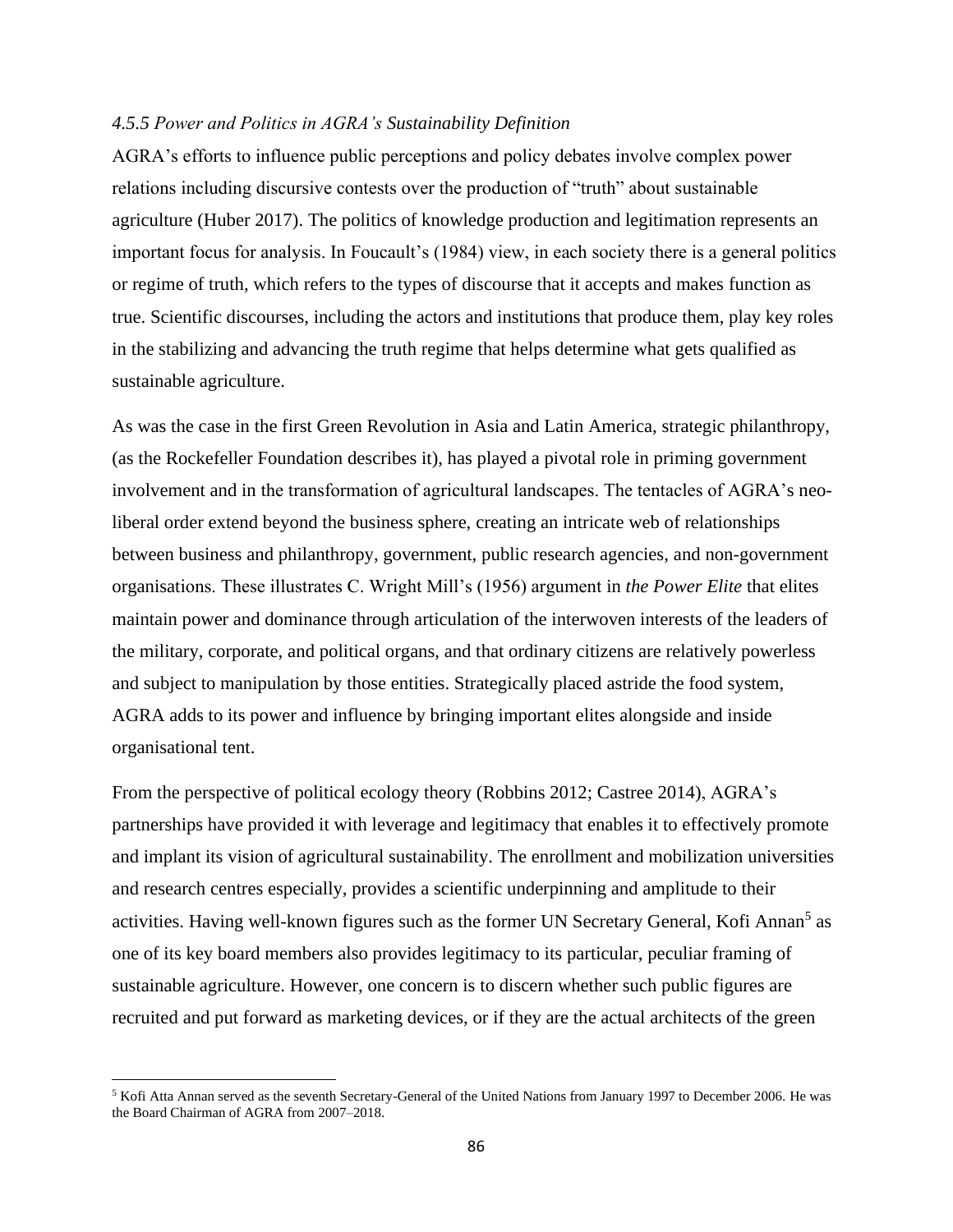#### *4.5.5 Power and Politics in AGRA's Sustainability Definition*

AGRA's efforts to influence public perceptions and policy debates involve complex power relations including discursive contests over the production of "truth" about sustainable agriculture (Huber 2017). The politics of knowledge production and legitimation represents an important focus for analysis. In Foucault's (1984) view, in each society there is a general politics or regime of truth, which refers to the types of discourse that it accepts and makes function as true. Scientific discourses, including the actors and institutions that produce them, play key roles in the stabilizing and advancing the truth regime that helps determine what gets qualified as sustainable agriculture.

As was the case in the first Green Revolution in Asia and Latin America, strategic philanthropy, (as the Rockefeller Foundation describes it), has played a pivotal role in priming government involvement and in the transformation of agricultural landscapes. The tentacles of AGRA's neo-liberal order extend beyond the business sphere, creating an intricate web of relationships between business and philanthropy, government, public research agencies, and non-government organisations. These illustrates C. Wright Mill's (1956) argument in *the Power Elite* that elites maintain power and dominance through articulation of the interwoven interests of the leaders of the military, corporate, and political organs, and that ordinary citizens are relatively powerless and subject to manipulation by those entities. Strategically placed astride the food system, AGRA adds to its power and influence by bringing important elites alongside and inside organisational tent.

From the perspective of political ecology theory (Robbins 2012; Castree 2014), AGRA's partnerships have provided it with leverage and legitimacy that enables it to effectively promote and implant its vision of agricultural sustainability. The enrollment and mobilization universities and research centres especially, provides a scientific underpinning and amplitude to their activities. Having well-known figures such as the former UN Secretary General, Kofi Annan[5] as one of its key board members also provides legitimacy to its particular, peculiar framing of sustainable agriculture. However, one concern is to discern whether such public figures are recruited and put forward as marketing devices, or if they are the actual architects of the green

[5] Kofi Atta Annan served as the seventh Secretary-General of the United Nations from January 1997 to December 2006. He was the Board Chairman of AGRA from 2007–2018.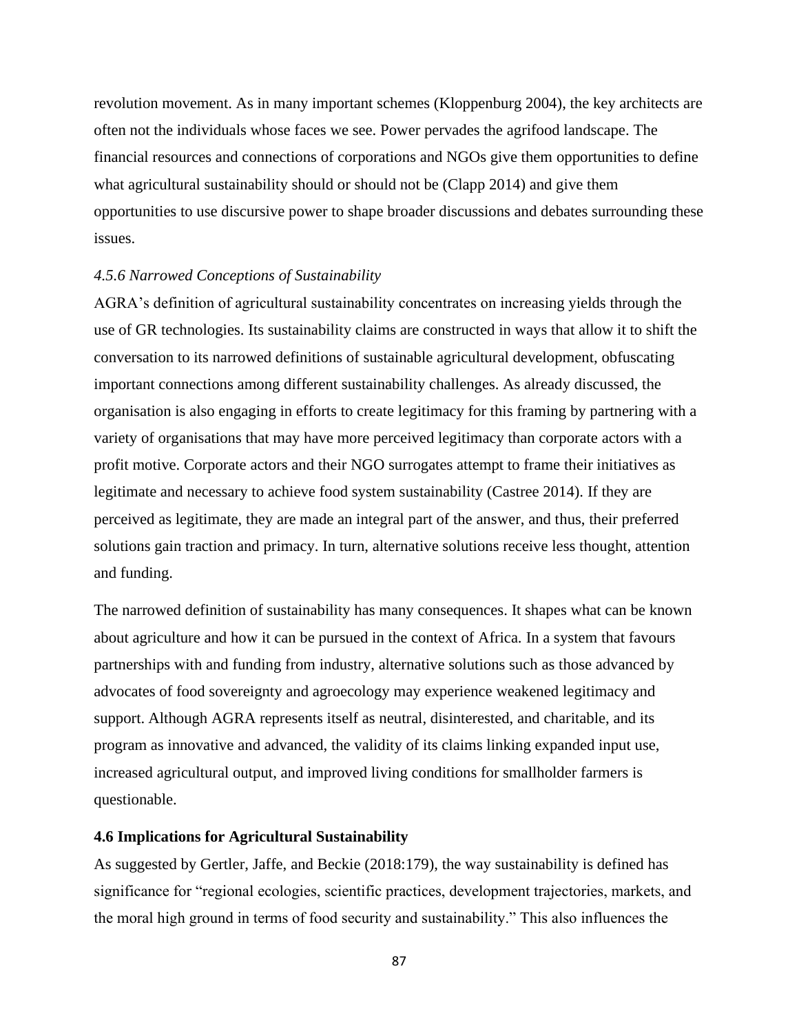revolution movement. As in many important schemes (Kloppenburg 2004), the key architects are often not the individuals whose faces we see. Power pervades the agrifood landscape. The financial resources and connections of corporations and NGOs give them opportunities to define what agricultural sustainability should or should not be (Clapp 2014) and give them opportunities to use discursive power to shape broader discussions and debates surrounding these issues.

#### *4.5.6 Narrowed Conceptions of Sustainability*

AGRA's definition of agricultural sustainability concentrates on increasing yields through the use of GR technologies. Its sustainability claims are constructed in ways that allow it to shift the conversation to its narrowed definitions of sustainable agricultural development, obfuscating important connections among different sustainability challenges. As already discussed, the organisation is also engaging in efforts to create legitimacy for this framing by partnering with a variety of organisations that may have more perceived legitimacy than corporate actors with a profit motive. Corporate actors and their NGO surrogates attempt to frame their initiatives as legitimate and necessary to achieve food system sustainability (Castree 2014). If they are perceived as legitimate, they are made an integral part of the answer, and thus, their preferred solutions gain traction and primacy. In turn, alternative solutions receive less thought, attention and funding.

The narrowed definition of sustainability has many consequences. It shapes what can be known about agriculture and how it can be pursued in the context of Africa. In a system that favours partnerships with and funding from industry, alternative solutions such as those advanced by advocates of food sovereignty and agroecology may experience weakened legitimacy and support. Although AGRA represents itself as neutral, disinterested, and charitable, and its program as innovative and advanced, the validity of its claims linking expanded input use, increased agricultural output, and improved living conditions for smallholder farmers is questionable.

### 4.6 Implications for Agricultural Sustainability

As suggested by Gertler, Jaffe, and Beckie (2018:179), the way sustainability is defined has significance for "regional ecologies, scientific practices, development trajectories, markets, and the moral high ground in terms of food security and sustainability." This also influences the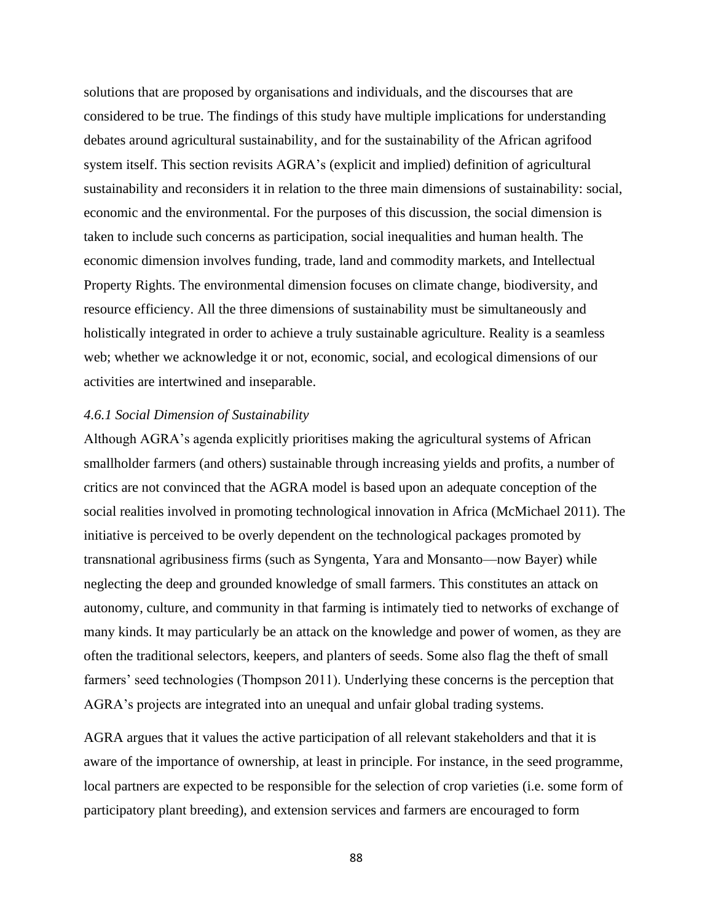solutions that are proposed by organisations and individuals, and the discourses that are considered to be true. The findings of this study have multiple implications for understanding debates around agricultural sustainability, and for the sustainability of the African agrifood system itself. This section revisits AGRA's (explicit and implied) definition of agricultural sustainability and reconsiders it in relation to the three main dimensions of sustainability: social, economic and the environmental. For the purposes of this discussion, the social dimension is taken to include such concerns as participation, social inequalities and human health. The economic dimension involves funding, trade, land and commodity markets, and Intellectual Property Rights. The environmental dimension focuses on climate change, biodiversity, and resource efficiency. All the three dimensions of sustainability must be simultaneously and holistically integrated in order to achieve a truly sustainable agriculture. Reality is a seamless web; whether we acknowledge it or not, economic, social, and ecological dimensions of our activities are intertwined and inseparable.

#### *4.6.1 Social Dimension of Sustainability*

Although AGRA's agenda explicitly prioritises making the agricultural systems of African smallholder farmers (and others) sustainable through increasing yields and profits, a number of critics are not convinced that the AGRA model is based upon an adequate conception of the social realities involved in promoting technological innovation in Africa (McMichael 2011). The initiative is perceived to be overly dependent on the technological packages promoted by transnational agribusiness firms (such as Syngenta, Yara and Monsanto—now Bayer) while neglecting the deep and grounded knowledge of small farmers. This constitutes an attack on autonomy, culture, and community in that farming is intimately tied to networks of exchange of many kinds. It may particularly be an attack on the knowledge and power of women, as they are often the traditional selectors, keepers, and planters of seeds. Some also flag the theft of small farmers' seed technologies (Thompson 2011). Underlying these concerns is the perception that AGRA's projects are integrated into an unequal and unfair global trading systems.

AGRA argues that it values the active participation of all relevant stakeholders and that it is aware of the importance of ownership, at least in principle. For instance, in the seed programme, local partners are expected to be responsible for the selection of crop varieties (i.e. some form of participatory plant breeding), and extension services and farmers are encouraged to form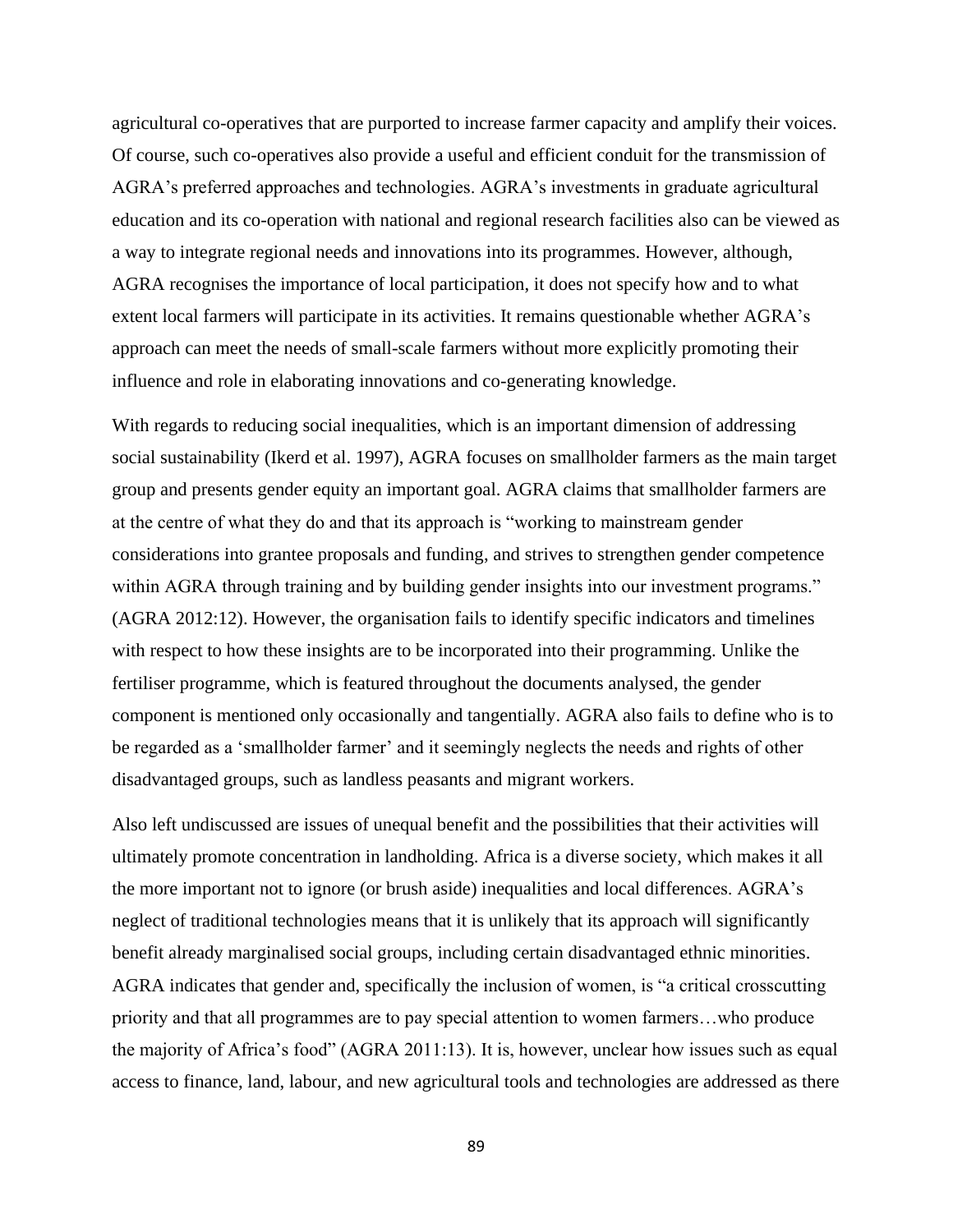agricultural co-operatives that are purported to increase farmer capacity and amplify their voices. Of course, such co-operatives also provide a useful and efficient conduit for the transmission of AGRA's preferred approaches and technologies. AGRA's investments in graduate agricultural education and its co-operation with national and regional research facilities also can be viewed as a way to integrate regional needs and innovations into its programmes. However, although, AGRA recognises the importance of local participation, it does not specify how and to what extent local farmers will participate in its activities. It remains questionable whether AGRA's approach can meet the needs of small-scale farmers without more explicitly promoting their influence and role in elaborating innovations and co-generating knowledge.

With regards to reducing social inequalities, which is an important dimension of addressing social sustainability (Ikerd et al. 1997), AGRA focuses on smallholder farmers as the main target group and presents gender equity an important goal. AGRA claims that smallholder farmers are at the centre of what they do and that its approach is "working to mainstream gender considerations into grantee proposals and funding, and strives to strengthen gender competence within AGRA through training and by building gender insights into our investment programs." (AGRA 2012:12). However, the organisation fails to identify specific indicators and timelines with respect to how these insights are to be incorporated into their programming. Unlike the fertiliser programme, which is featured throughout the documents analysed, the gender component is mentioned only occasionally and tangentially. AGRA also fails to define who is to be regarded as a 'smallholder farmer' and it seemingly neglects the needs and rights of other disadvantaged groups, such as landless peasants and migrant workers.

Also left undiscussed are issues of unequal benefit and the possibilities that their activities will ultimately promote concentration in landholding. Africa is a diverse society, which makes it all the more important not to ignore (or brush aside) inequalities and local differences. AGRA's neglect of traditional technologies means that it is unlikely that its approach will significantly benefit already marginalised social groups, including certain disadvantaged ethnic minorities. AGRA indicates that gender and, specifically the inclusion of women, is "a critical crosscutting priority and that all programmes are to pay special attention to women farmers…who produce the majority of Africa's food" (AGRA 2011:13). It is, however, unclear how issues such as equal access to finance, land, labour, and new agricultural tools and technologies are addressed as there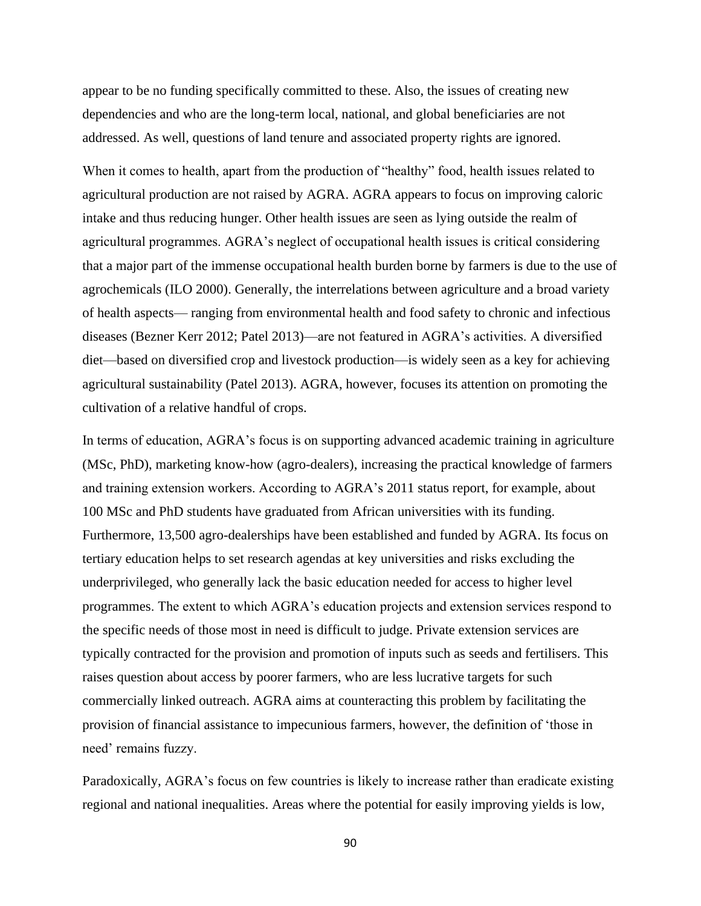appear to be no funding specifically committed to these. Also, the issues of creating new dependencies and who are the long-term local, national, and global beneficiaries are not addressed. As well, questions of land tenure and associated property rights are ignored.

When it comes to health, apart from the production of "healthy" food, health issues related to agricultural production are not raised by AGRA. AGRA appears to focus on improving caloric intake and thus reducing hunger. Other health issues are seen as lying outside the realm of agricultural programmes. AGRA's neglect of occupational health issues is critical considering that a major part of the immense occupational health burden borne by farmers is due to the use of agrochemicals (ILO 2000). Generally, the interrelations between agriculture and a broad variety of health aspects— ranging from environmental health and food safety to chronic and infectious diseases (Bezner Kerr 2012; Patel 2013)—are not featured in AGRA's activities. A diversified diet—based on diversified crop and livestock production—is widely seen as a key for achieving agricultural sustainability (Patel 2013). AGRA, however, focuses its attention on promoting the cultivation of a relative handful of crops.

In terms of education, AGRA's focus is on supporting advanced academic training in agriculture (MSc, PhD), marketing know-how (agro-dealers), increasing the practical knowledge of farmers and training extension workers. According to AGRA's 2011 status report, for example, about 100 MSc and PhD students have graduated from African universities with its funding. Furthermore, 13,500 agro-dealerships have been established and funded by AGRA. Its focus on tertiary education helps to set research agendas at key universities and risks excluding the underprivileged, who generally lack the basic education needed for access to higher level programmes. The extent to which AGRA's education projects and extension services respond to the specific needs of those most in need is difficult to judge. Private extension services are typically contracted for the provision and promotion of inputs such as seeds and fertilisers. This raises question about access by poorer farmers, who are less lucrative targets for such commercially linked outreach. AGRA aims at counteracting this problem by facilitating the provision of financial assistance to impecunious farmers, however, the definition of 'those in need' remains fuzzy.

Paradoxically, AGRA's focus on few countries is likely to increase rather than eradicate existing regional and national inequalities. Areas where the potential for easily improving yields is low,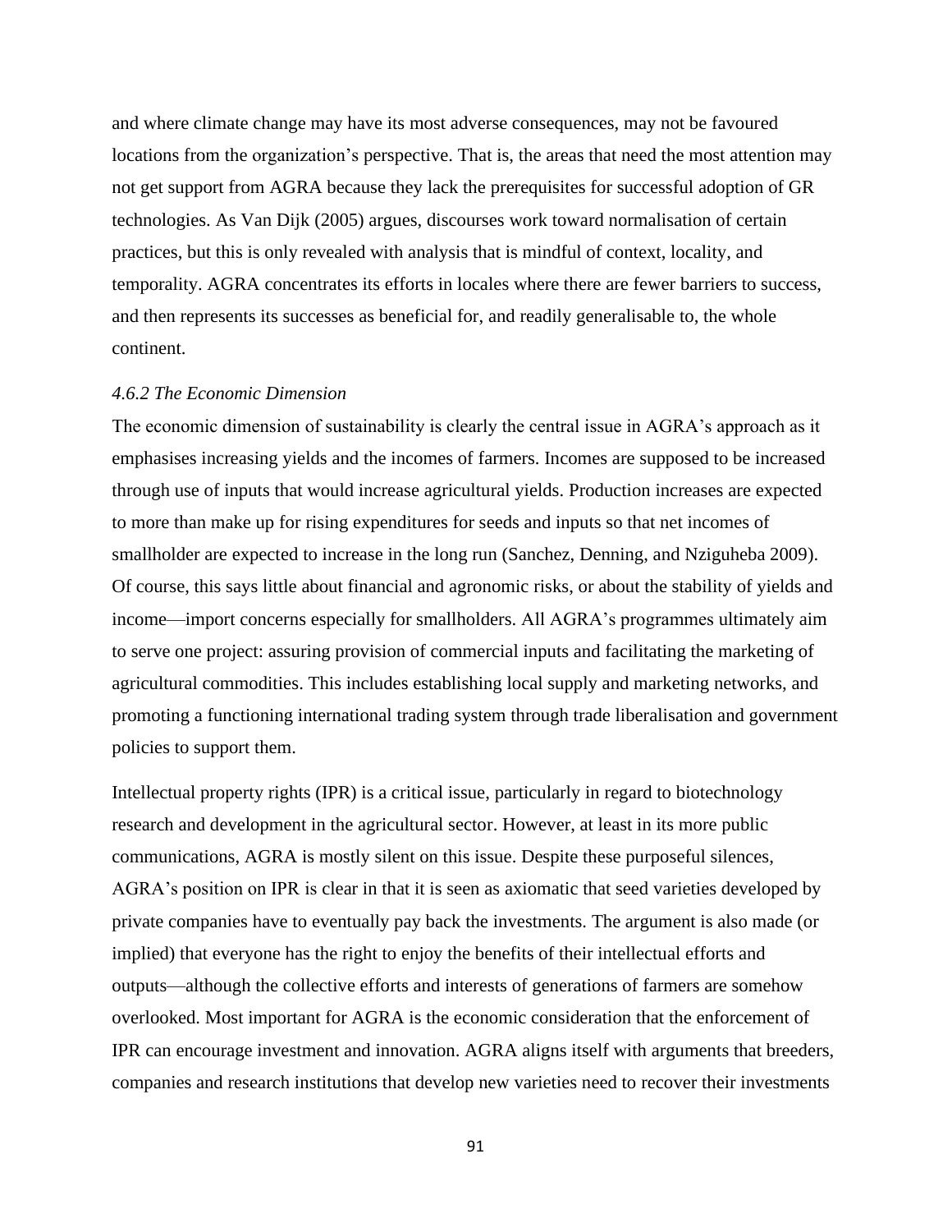and where climate change may have its most adverse consequences, may not be favoured locations from the organization's perspective. That is, the areas that need the most attention may not get support from AGRA because they lack the prerequisites for successful adoption of GR technologies. As Van Dijk (2005) argues, discourses work toward normalisation of certain practices, but this is only revealed with analysis that is mindful of context, locality, and temporality. AGRA concentrates its efforts in locales where there are fewer barriers to success, and then represents its successes as beneficial for, and readily generalisable to, the whole continent.

#### *4.6.2 The Economic Dimension*

The economic dimension of sustainability is clearly the central issue in AGRA's approach as it emphasises increasing yields and the incomes of farmers. Incomes are supposed to be increased through use of inputs that would increase agricultural yields. Production increases are expected to more than make up for rising expenditures for seeds and inputs so that net incomes of smallholder are expected to increase in the long run (Sanchez, Denning, and Nziguheba 2009). Of course, this says little about financial and agronomic risks, or about the stability of yields and income—import concerns especially for smallholders. All AGRA's programmes ultimately aim to serve one project: assuring provision of commercial inputs and facilitating the marketing of agricultural commodities. This includes establishing local supply and marketing networks, and promoting a functioning international trading system through trade liberalisation and government policies to support them.

Intellectual property rights (IPR) is a critical issue, particularly in regard to biotechnology research and development in the agricultural sector. However, at least in its more public communications, AGRA is mostly silent on this issue. Despite these purposeful silences, AGRA's position on IPR is clear in that it is seen as axiomatic that seed varieties developed by private companies have to eventually pay back the investments. The argument is also made (or implied) that everyone has the right to enjoy the benefits of their intellectual efforts and outputs—although the collective efforts and interests of generations of farmers are somehow overlooked. Most important for AGRA is the economic consideration that the enforcement of IPR can encourage investment and innovation. AGRA aligns itself with arguments that breeders, companies and research institutions that develop new varieties need to recover their investments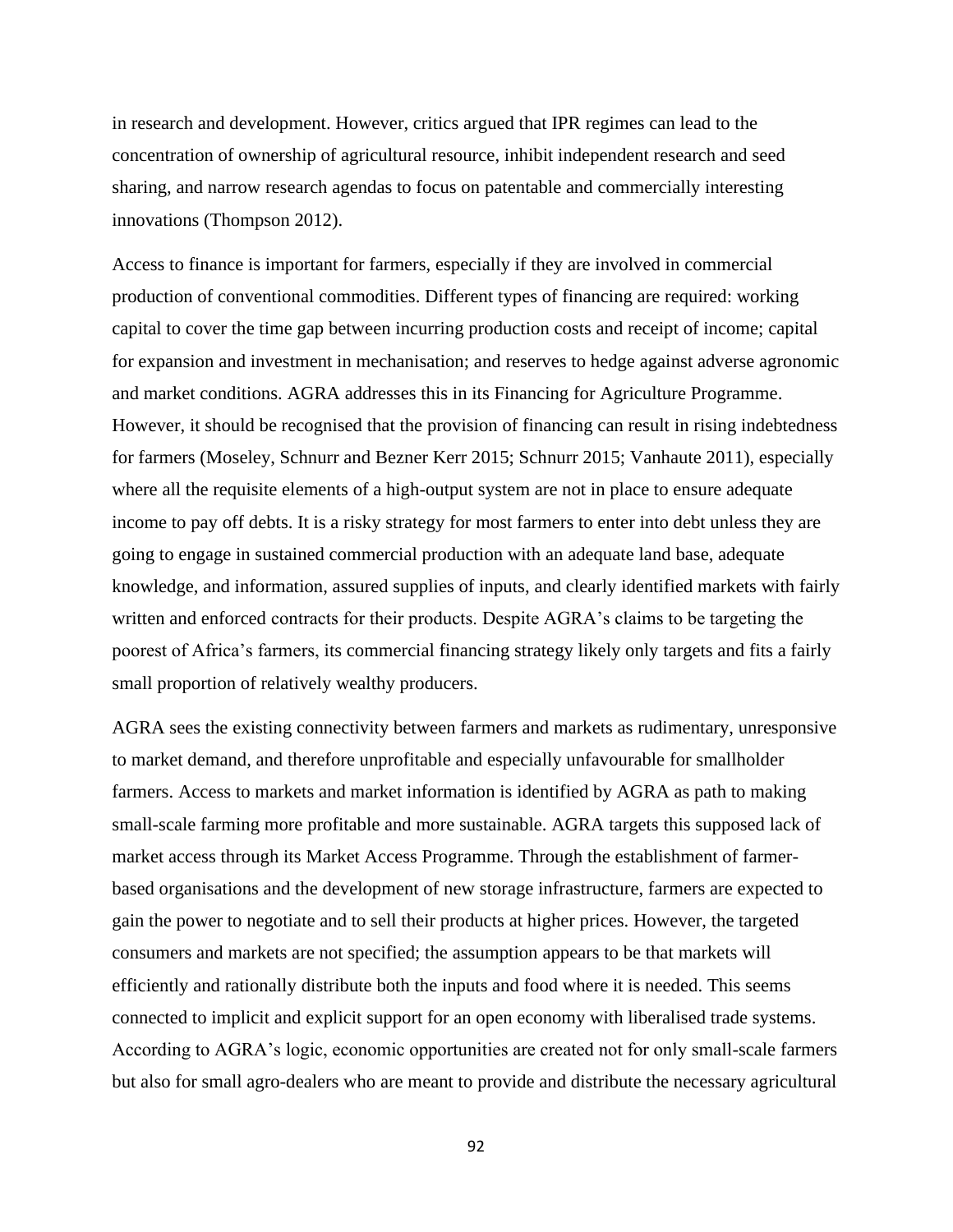in research and development. However, critics argued that IPR regimes can lead to the concentration of ownership of agricultural resource, inhibit independent research and seed sharing, and narrow research agendas to focus on patentable and commercially interesting innovations (Thompson 2012).

Access to finance is important for farmers, especially if they are involved in commercial production of conventional commodities. Different types of financing are required: working capital to cover the time gap between incurring production costs and receipt of income; capital for expansion and investment in mechanisation; and reserves to hedge against adverse agronomic and market conditions. AGRA addresses this in its Financing for Agriculture Programme. However, it should be recognised that the provision of financing can result in rising indebtedness for farmers (Moseley, Schnurr and Bezner Kerr 2015; Schnurr 2015; Vanhaute 2011), especially where all the requisite elements of a high-output system are not in place to ensure adequate income to pay off debts. It is a risky strategy for most farmers to enter into debt unless they are going to engage in sustained commercial production with an adequate land base, adequate knowledge, and information, assured supplies of inputs, and clearly identified markets with fairly written and enforced contracts for their products. Despite AGRA's claims to be targeting the poorest of Africa's farmers, its commercial financing strategy likely only targets and fits a fairly small proportion of relatively wealthy producers.

AGRA sees the existing connectivity between farmers and markets as rudimentary, unresponsive to market demand, and therefore unprofitable and especially unfavourable for smallholder farmers. Access to markets and market information is identified by AGRA as path to making small-scale farming more profitable and more sustainable. AGRA targets this supposed lack of market access through its Market Access Programme. Through the establishment of farmer-based organisations and the development of new storage infrastructure, farmers are expected to gain the power to negotiate and to sell their products at higher prices. However, the targeted consumers and markets are not specified; the assumption appears to be that markets will efficiently and rationally distribute both the inputs and food where it is needed. This seems connected to implicit and explicit support for an open economy with liberalised trade systems. According to AGRA's logic, economic opportunities are created not for only small-scale farmers but also for small agro-dealers who are meant to provide and distribute the necessary agricultural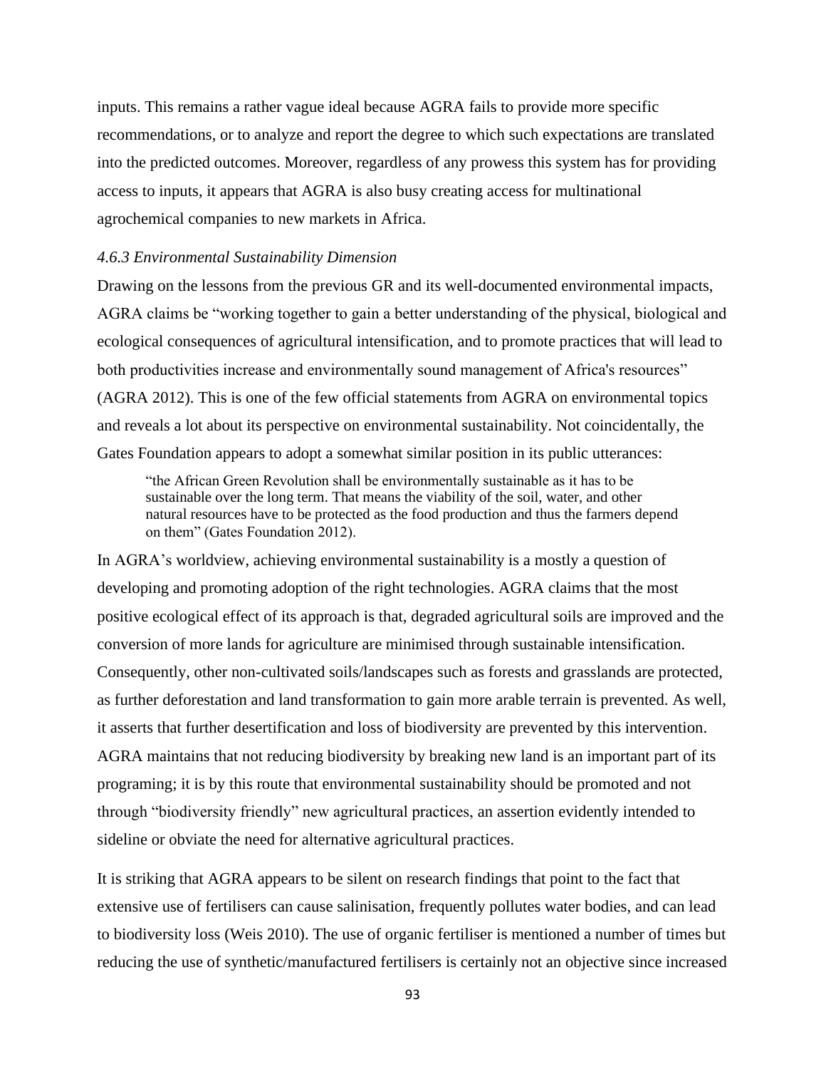inputs. This remains a rather vague ideal because AGRA fails to provide more specific recommendations, or to analyze and report the degree to which such expectations are translated into the predicted outcomes. Moreover, regardless of any prowess this system has for providing access to inputs, it appears that AGRA is also busy creating access for multinational agrochemical companies to new markets in Africa.

#### *4.6.3 Environmental Sustainability Dimension*

Drawing on the lessons from the previous GR and its well-documented environmental impacts, AGRA claims be "working together to gain a better understanding of the physical, biological and ecological consequences of agricultural intensification, and to promote practices that will lead to both productivities increase and environmentally sound management of Africa's resources" (AGRA 2012). This is one of the few official statements from AGRA on environmental topics and reveals a lot about its perspective on environmental sustainability. Not coincidentally, the Gates Foundation appears to adopt a somewhat similar position in its public utterances:

> "the African Green Revolution shall be environmentally sustainable as it has to be sustainable over the long term. That means the viability of the soil, water, and other natural resources have to be protected as the food production and thus the farmers depend on them" (Gates Foundation 2012).

In AGRA's worldview, achieving environmental sustainability is a mostly a question of developing and promoting adoption of the right technologies. AGRA claims that the most positive ecological effect of its approach is that, degraded agricultural soils are improved and the conversion of more lands for agriculture are minimised through sustainable intensification. Consequently, other non-cultivated soils/landscapes such as forests and grasslands are protected, as further deforestation and land transformation to gain more arable terrain is prevented. As well, it asserts that further desertification and loss of biodiversity are prevented by this intervention. AGRA maintains that not reducing biodiversity by breaking new land is an important part of its programing; it is by this route that environmental sustainability should be promoted and not through "biodiversity friendly" new agricultural practices, an assertion evidently intended to sideline or obviate the need for alternative agricultural practices.

It is striking that AGRA appears to be silent on research findings that point to the fact that extensive use of fertilisers can cause salinisation, frequently pollutes water bodies, and can lead to biodiversity loss (Weis 2010). The use of organic fertiliser is mentioned a number of times but reducing the use of synthetic/manufactured fertilisers is certainly not an objective since increased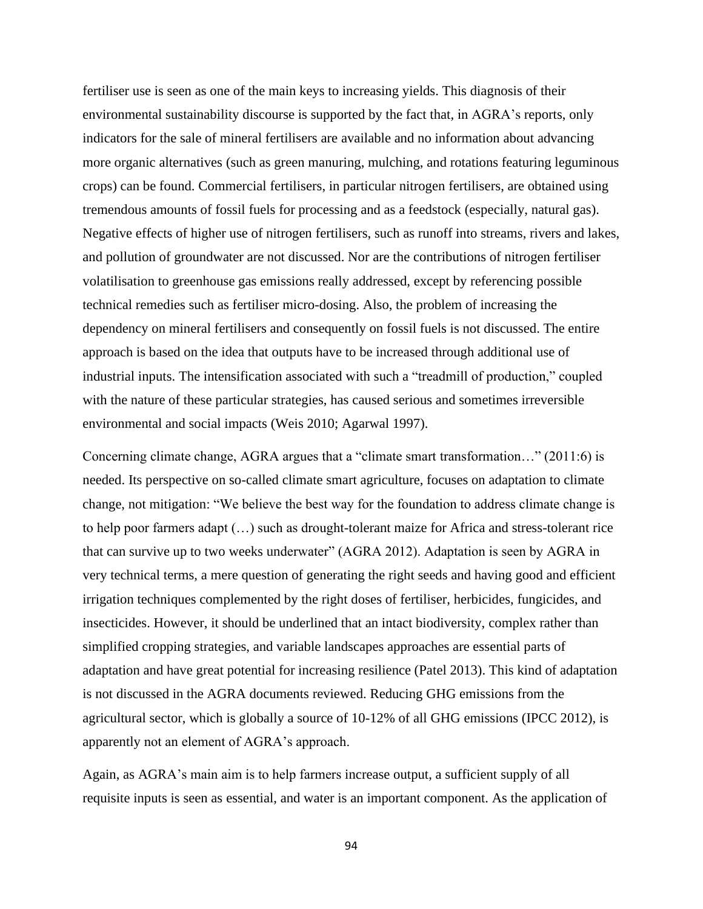fertiliser use is seen as one of the main keys to increasing yields. This diagnosis of their environmental sustainability discourse is supported by the fact that, in AGRA's reports, only indicators for the sale of mineral fertilisers are available and no information about advancing more organic alternatives (such as green manuring, mulching, and rotations featuring leguminous crops) can be found. Commercial fertilisers, in particular nitrogen fertilisers, are obtained using tremendous amounts of fossil fuels for processing and as a feedstock (especially, natural gas). Negative effects of higher use of nitrogen fertilisers, such as runoff into streams, rivers and lakes, and pollution of groundwater are not discussed. Nor are the contributions of nitrogen fertiliser volatilisation to greenhouse gas emissions really addressed, except by referencing possible technical remedies such as fertiliser micro-dosing. Also, the problem of increasing the dependency on mineral fertilisers and consequently on fossil fuels is not discussed. The entire approach is based on the idea that outputs have to be increased through additional use of industrial inputs. The intensification associated with such a "treadmill of production," coupled with the nature of these particular strategies, has caused serious and sometimes irreversible environmental and social impacts (Weis 2010; Agarwal 1997).

Concerning climate change, AGRA argues that a "climate smart transformation…" (2011:6) is needed. Its perspective on so-called climate smart agriculture, focuses on adaptation to climate change, not mitigation: "We believe the best way for the foundation to address climate change is to help poor farmers adapt (…) such as drought-tolerant maize for Africa and stress-tolerant rice that can survive up to two weeks underwater" (AGRA 2012). Adaptation is seen by AGRA in very technical terms, a mere question of generating the right seeds and having good and efficient irrigation techniques complemented by the right doses of fertiliser, herbicides, fungicides, and insecticides. However, it should be underlined that an intact biodiversity, complex rather than simplified cropping strategies, and variable landscapes approaches are essential parts of adaptation and have great potential for increasing resilience (Patel 2013). This kind of adaptation is not discussed in the AGRA documents reviewed. Reducing GHG emissions from the agricultural sector, which is globally a source of 10-12% of all GHG emissions (IPCC 2012), is apparently not an element of AGRA's approach.

Again, as AGRA's main aim is to help farmers increase output, a sufficient supply of all requisite inputs is seen as essential, and water is an important component. As the application of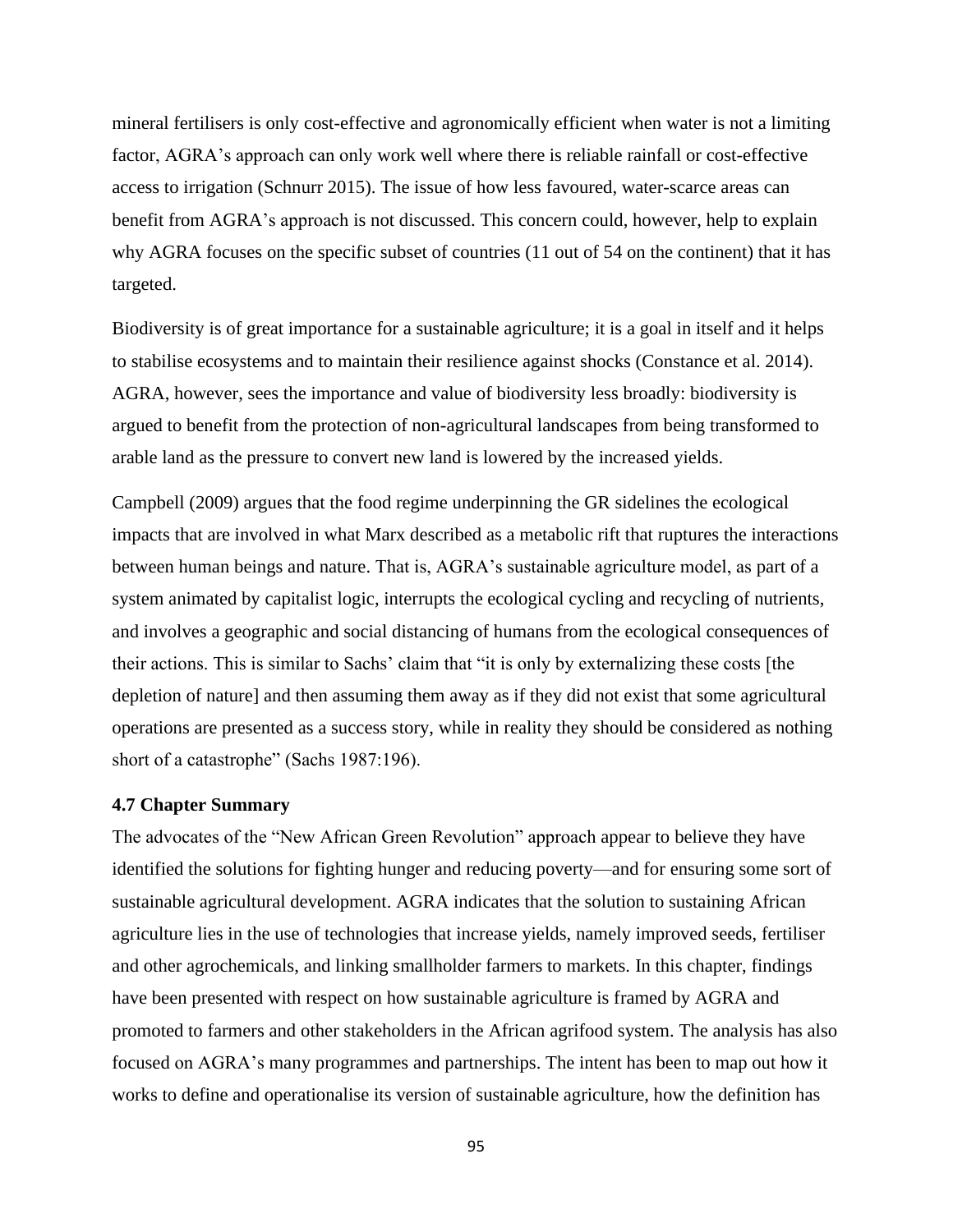mineral fertilisers is only cost-effective and agronomically efficient when water is not a limiting factor, AGRA's approach can only work well where there is reliable rainfall or cost-effective access to irrigation (Schnurr 2015). The issue of how less favoured, water-scarce areas can benefit from AGRA's approach is not discussed. This concern could, however, help to explain why AGRA focuses on the specific subset of countries (11 out of 54 on the continent) that it has targeted.

Biodiversity is of great importance for a sustainable agriculture; it is a goal in itself and it helps to stabilise ecosystems and to maintain their resilience against shocks (Constance et al. 2014). AGRA, however, sees the importance and value of biodiversity less broadly: biodiversity is argued to benefit from the protection of non-agricultural landscapes from being transformed to arable land as the pressure to convert new land is lowered by the increased yields.

Campbell (2009) argues that the food regime underpinning the GR sidelines the ecological impacts that are involved in what Marx described as a metabolic rift that ruptures the interactions between human beings and nature. That is, AGRA's sustainable agriculture model, as part of a system animated by capitalist logic, interrupts the ecological cycling and recycling of nutrients, and involves a geographic and social distancing of humans from the ecological consequences of their actions. This is similar to Sachs' claim that "it is only by externalizing these costs [the depletion of nature] and then assuming them away as if they did not exist that some agricultural operations are presented as a success story, while in reality they should be considered as nothing short of a catastrophe" (Sachs 1987:196).

### 4.7 Chapter Summary

The advocates of the "New African Green Revolution" approach appear to believe they have identified the solutions for fighting hunger and reducing poverty—and for ensuring some sort of sustainable agricultural development. AGRA indicates that the solution to sustaining African agriculture lies in the use of technologies that increase yields, namely improved seeds, fertiliser and other agrochemicals, and linking smallholder farmers to markets. In this chapter, findings have been presented with respect on how sustainable agriculture is framed by AGRA and promoted to farmers and other stakeholders in the African agrifood system. The analysis has also focused on AGRA's many programmes and partnerships. The intent has been to map out how it works to define and operationalise its version of sustainable agriculture, how the definition has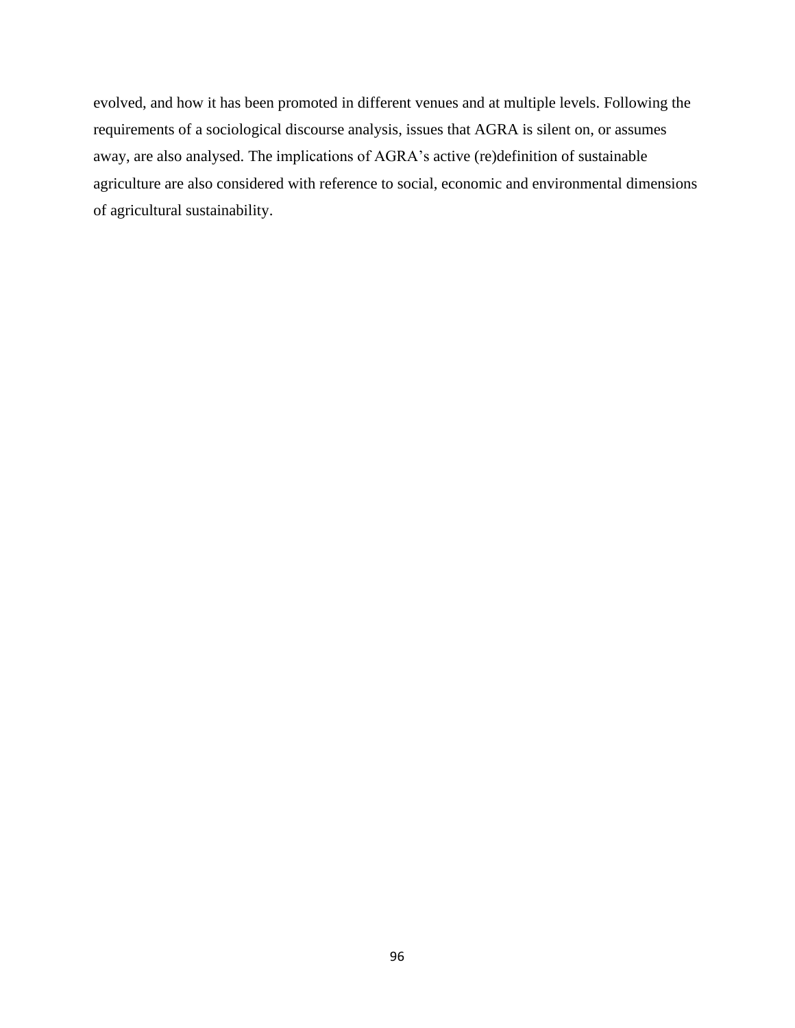evolved, and how it has been promoted in different venues and at multiple levels. Following the requirements of a sociological discourse analysis, issues that AGRA is silent on, or assumes away, are also analysed. The implications of AGRA's active (re)definition of sustainable agriculture are also considered with reference to social, economic and environmental dimensions of agricultural sustainability.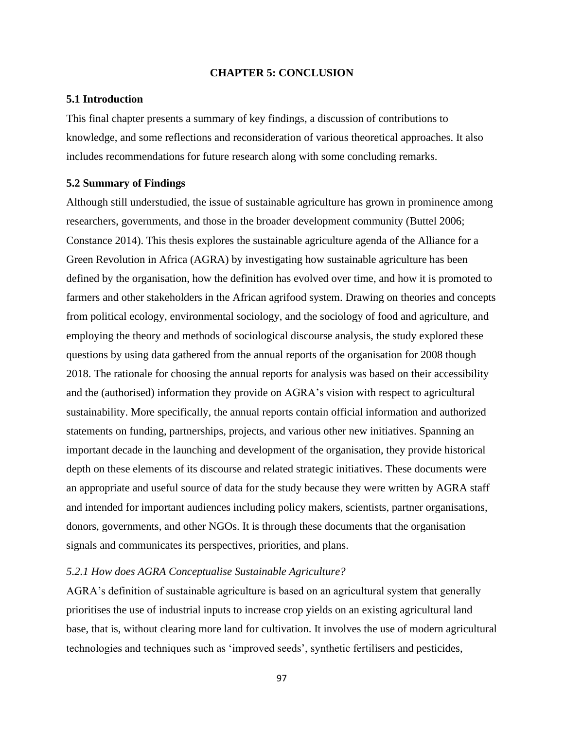# CHAPTER 5: CONCLUSION

## 5.1 Introduction

This final chapter presents a summary of key findings, a discussion of contributions to knowledge, and some reflections and reconsideration of various theoretical approaches. It also includes recommendations for future research along with some concluding remarks.

## 5.2 Summary of Findings

Although still understudied, the issue of sustainable agriculture has grown in prominence among researchers, governments, and those in the broader development community (Buttel 2006; Constance 2014). This thesis explores the sustainable agriculture agenda of the Alliance for a Green Revolution in Africa (AGRA) by investigating how sustainable agriculture has been defined by the organisation, how the definition has evolved over time, and how it is promoted to farmers and other stakeholders in the African agrifood system. Drawing on theories and concepts from political ecology, environmental sociology, and the sociology of food and agriculture, and employing the theory and methods of sociological discourse analysis, the study explored these questions by using data gathered from the annual reports of the organisation for 2008 though 2018. The rationale for choosing the annual reports for analysis was based on their accessibility and the (authorised) information they provide on AGRA's vision with respect to agricultural sustainability. More specifically, the annual reports contain official information and authorized statements on funding, partnerships, projects, and various other new initiatives. Spanning an important decade in the launching and development of the organisation, they provide historical depth on these elements of its discourse and related strategic initiatives. These documents were an appropriate and useful source of data for the study because they were written by AGRA staff and intended for important audiences including policy makers, scientists, partner organisations, donors, governments, and other NGOs. It is through these documents that the organisation signals and communicates its perspectives, priorities, and plans.

### *5.2.1 How does AGRA Conceptualise Sustainable Agriculture?*

AGRA's definition of sustainable agriculture is based on an agricultural system that generally prioritises the use of industrial inputs to increase crop yields on an existing agricultural land base, that is, without clearing more land for cultivation. It involves the use of modern agricultural technologies and techniques such as 'improved seeds', synthetic fertilisers and pesticides,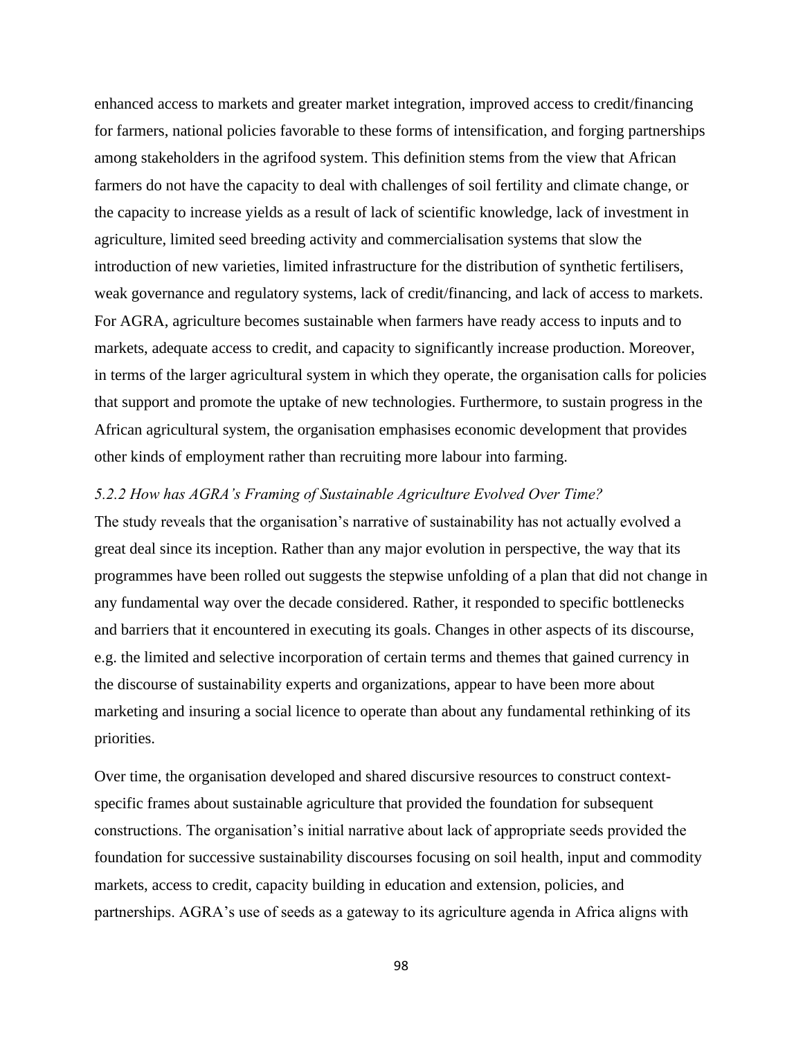enhanced access to markets and greater market integration, improved access to credit/financing for farmers, national policies favorable to these forms of intensification, and forging partnerships among stakeholders in the agrifood system. This definition stems from the view that African farmers do not have the capacity to deal with challenges of soil fertility and climate change, or the capacity to increase yields as a result of lack of scientific knowledge, lack of investment in agriculture, limited seed breeding activity and commercialisation systems that slow the introduction of new varieties, limited infrastructure for the distribution of synthetic fertilisers, weak governance and regulatory systems, lack of credit/financing, and lack of access to markets. For AGRA, agriculture becomes sustainable when farmers have ready access to inputs and to markets, adequate access to credit, and capacity to significantly increase production. Moreover, in terms of the larger agricultural system in which they operate, the organisation calls for policies that support and promote the uptake of new technologies. Furthermore, to sustain progress in the African agricultural system, the organisation emphasises economic development that provides other kinds of employment rather than recruiting more labour into farming.

#### *5.2.2 How has AGRA's Framing of Sustainable Agriculture Evolved Over Time?*

The study reveals that the organisation's narrative of sustainability has not actually evolved a great deal since its inception. Rather than any major evolution in perspective, the way that its programmes have been rolled out suggests the stepwise unfolding of a plan that did not change in any fundamental way over the decade considered. Rather, it responded to specific bottlenecks and barriers that it encountered in executing its goals. Changes in other aspects of its discourse, e.g. the limited and selective incorporation of certain terms and themes that gained currency in the discourse of sustainability experts and organizations, appear to have been more about marketing and insuring a social licence to operate than about any fundamental rethinking of its priorities.

Over time, the organisation developed and shared discursive resources to construct context-specific frames about sustainable agriculture that provided the foundation for subsequent constructions. The organisation's initial narrative about lack of appropriate seeds provided the foundation for successive sustainability discourses focusing on soil health, input and commodity markets, access to credit, capacity building in education and extension, policies, and partnerships. AGRA's use of seeds as a gateway to its agriculture agenda in Africa aligns with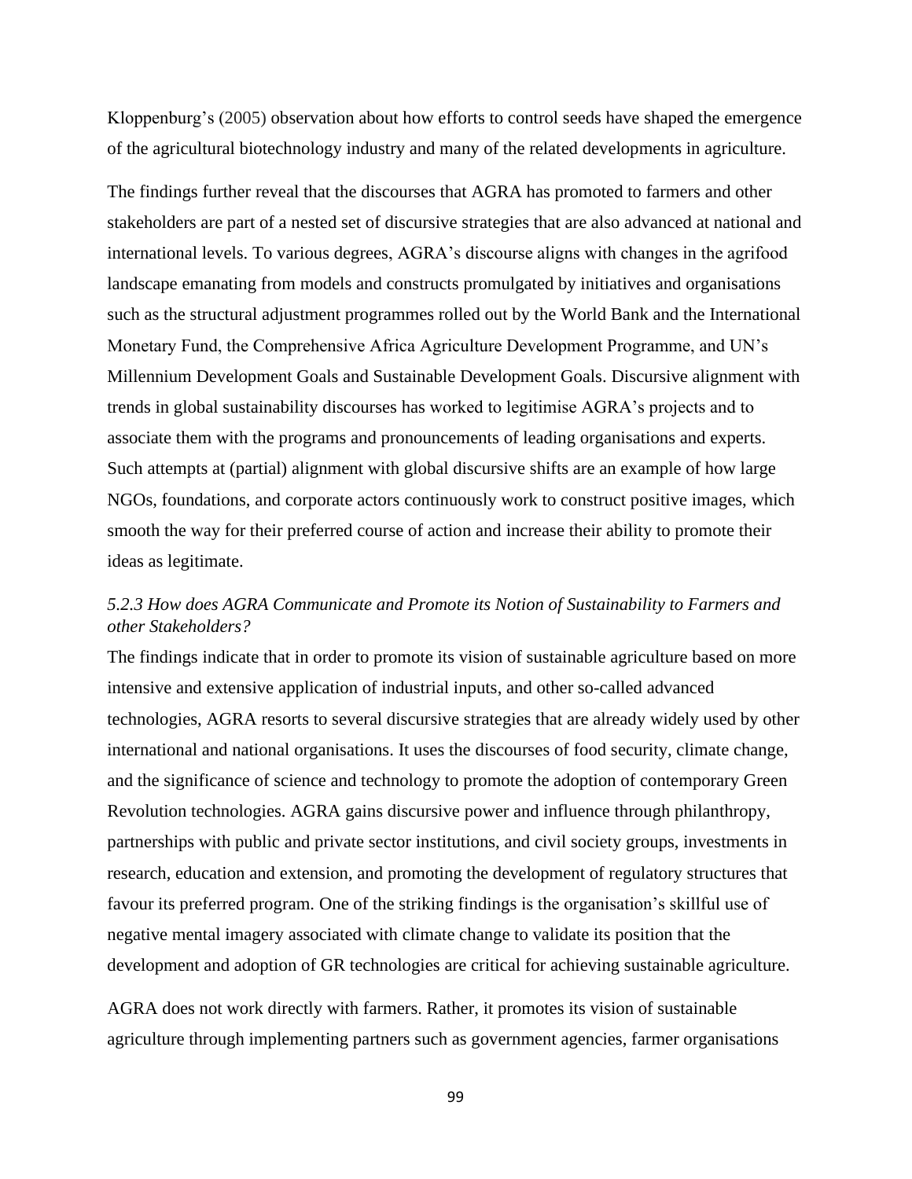Kloppenburg's (2005) observation about how efforts to control seeds have shaped the emergence of the agricultural biotechnology industry and many of the related developments in agriculture.

The findings further reveal that the discourses that AGRA has promoted to farmers and other stakeholders are part of a nested set of discursive strategies that are also advanced at national and international levels. To various degrees, AGRA's discourse aligns with changes in the agrifood landscape emanating from models and constructs promulgated by initiatives and organisations such as the structural adjustment programmes rolled out by the World Bank and the International Monetary Fund, the Comprehensive Africa Agriculture Development Programme, and UN's Millennium Development Goals and Sustainable Development Goals. Discursive alignment with trends in global sustainability discourses has worked to legitimise AGRA's projects and to associate them with the programs and pronouncements of leading organisations and experts. Such attempts at (partial) alignment with global discursive shifts are an example of how large NGOs, foundations, and corporate actors continuously work to construct positive images, which smooth the way for their preferred course of action and increase their ability to promote their ideas as legitimate.

### *5.2.3 How does AGRA Communicate and Promote its Notion of Sustainability to Farmers and other Stakeholders?*

The findings indicate that in order to promote its vision of sustainable agriculture based on more intensive and extensive application of industrial inputs, and other so-called advanced technologies, AGRA resorts to several discursive strategies that are already widely used by other international and national organisations. It uses the discourses of food security, climate change, and the significance of science and technology to promote the adoption of contemporary Green Revolution technologies. AGRA gains discursive power and influence through philanthropy, partnerships with public and private sector institutions, and civil society groups, investments in research, education and extension, and promoting the development of regulatory structures that favour its preferred program. One of the striking findings is the organisation's skillful use of negative mental imagery associated with climate change to validate its position that the development and adoption of GR technologies are critical for achieving sustainable agriculture.

AGRA does not work directly with farmers. Rather, it promotes its vision of sustainable agriculture through implementing partners such as government agencies, farmer organisations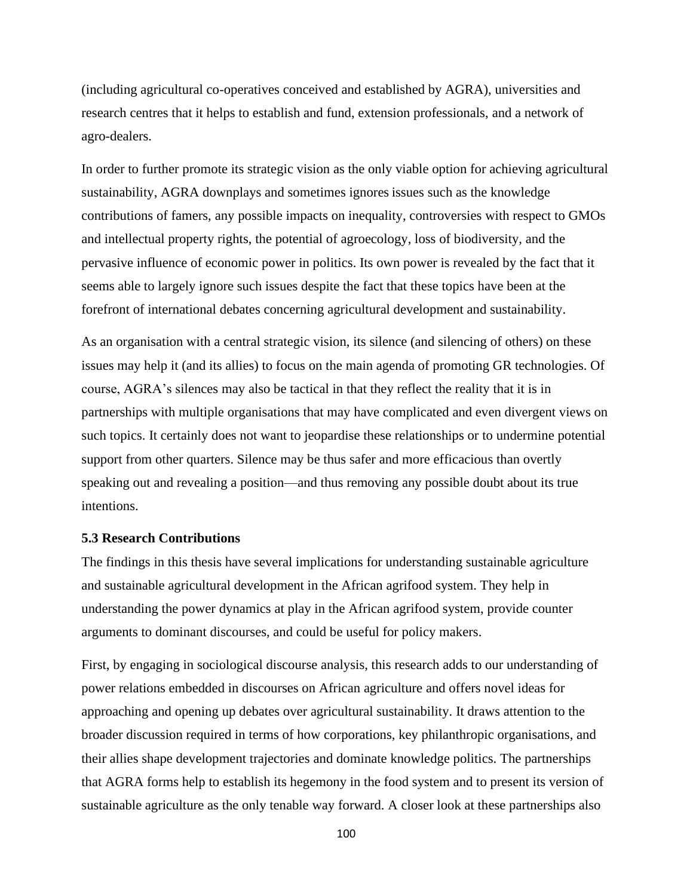(including agricultural co-operatives conceived and established by AGRA), universities and research centres that it helps to establish and fund, extension professionals, and a network of agro-dealers.

In order to further promote its strategic vision as the only viable option for achieving agricultural sustainability, AGRA downplays and sometimes ignores issues such as the knowledge contributions of famers, any possible impacts on inequality, controversies with respect to GMOs and intellectual property rights, the potential of agroecology, loss of biodiversity, and the pervasive influence of economic power in politics. Its own power is revealed by the fact that it seems able to largely ignore such issues despite the fact that these topics have been at the forefront of international debates concerning agricultural development and sustainability.

As an organisation with a central strategic vision, its silence (and silencing of others) on these issues may help it (and its allies) to focus on the main agenda of promoting GR technologies. Of course, AGRA's silences may also be tactical in that they reflect the reality that it is in partnerships with multiple organisations that may have complicated and even divergent views on such topics. It certainly does not want to jeopardise these relationships or to undermine potential support from other quarters. Silence may be thus safer and more efficacious than overtly speaking out and revealing a position—and thus removing any possible doubt about its true intentions.

### 5.3 Research Contributions

The findings in this thesis have several implications for understanding sustainable agriculture and sustainable agricultural development in the African agrifood system. They help in understanding the power dynamics at play in the African agrifood system, provide counter arguments to dominant discourses, and could be useful for policy makers.

First, by engaging in sociological discourse analysis, this research adds to our understanding of power relations embedded in discourses on African agriculture and offers novel ideas for approaching and opening up debates over agricultural sustainability. It draws attention to the broader discussion required in terms of how corporations, key philanthropic organisations, and their allies shape development trajectories and dominate knowledge politics. The partnerships that AGRA forms help to establish its hegemony in the food system and to present its version of sustainable agriculture as the only tenable way forward. A closer look at these partnerships also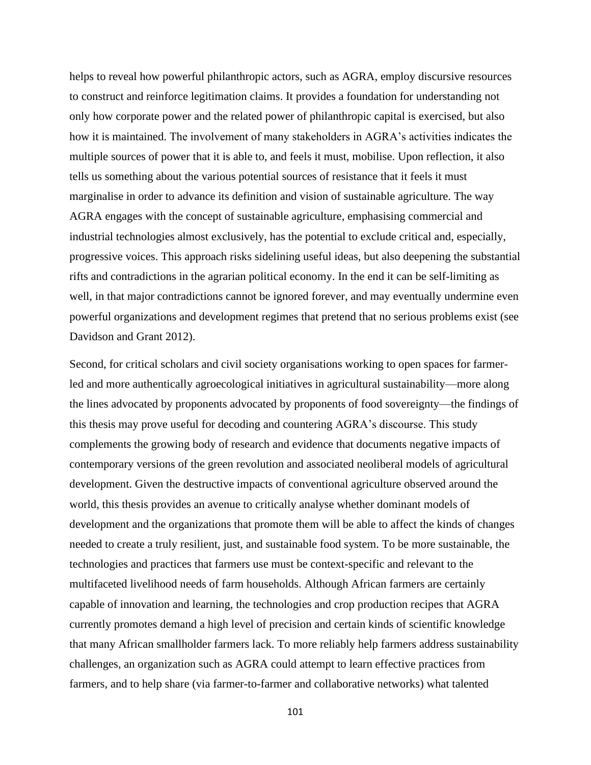helps to reveal how powerful philanthropic actors, such as AGRA, employ discursive resources to construct and reinforce legitimation claims. It provides a foundation for understanding not only how corporate power and the related power of philanthropic capital is exercised, but also how it is maintained. The involvement of many stakeholders in AGRA's activities indicates the multiple sources of power that it is able to, and feels it must, mobilise. Upon reflection, it also tells us something about the various potential sources of resistance that it feels it must marginalise in order to advance its definition and vision of sustainable agriculture. The way AGRA engages with the concept of sustainable agriculture, emphasising commercial and industrial technologies almost exclusively, has the potential to exclude critical and, especially, progressive voices. This approach risks sidelining useful ideas, but also deepening the substantial rifts and contradictions in the agrarian political economy. In the end it can be self-limiting as well, in that major contradictions cannot be ignored forever, and may eventually undermine even powerful organizations and development regimes that pretend that no serious problems exist (see Davidson and Grant 2012).

Second, for critical scholars and civil society organisations working to open spaces for farmer-led and more authentically agroecological initiatives in agricultural sustainability—more along the lines advocated by proponents advocated by proponents of food sovereignty—the findings of this thesis may prove useful for decoding and countering AGRA's discourse. This study complements the growing body of research and evidence that documents negative impacts of contemporary versions of the green revolution and associated neoliberal models of agricultural development. Given the destructive impacts of conventional agriculture observed around the world, this thesis provides an avenue to critically analyse whether dominant models of development and the organizations that promote them will be able to affect the kinds of changes needed to create a truly resilient, just, and sustainable food system. To be more sustainable, the technologies and practices that farmers use must be context-specific and relevant to the multifaceted livelihood needs of farm households. Although African farmers are certainly capable of innovation and learning, the technologies and crop production recipes that AGRA currently promotes demand a high level of precision and certain kinds of scientific knowledge that many African smallholder farmers lack. To more reliably help farmers address sustainability challenges, an organization such as AGRA could attempt to learn effective practices from farmers, and to help share (via farmer-to-farmer and collaborative networks) what talented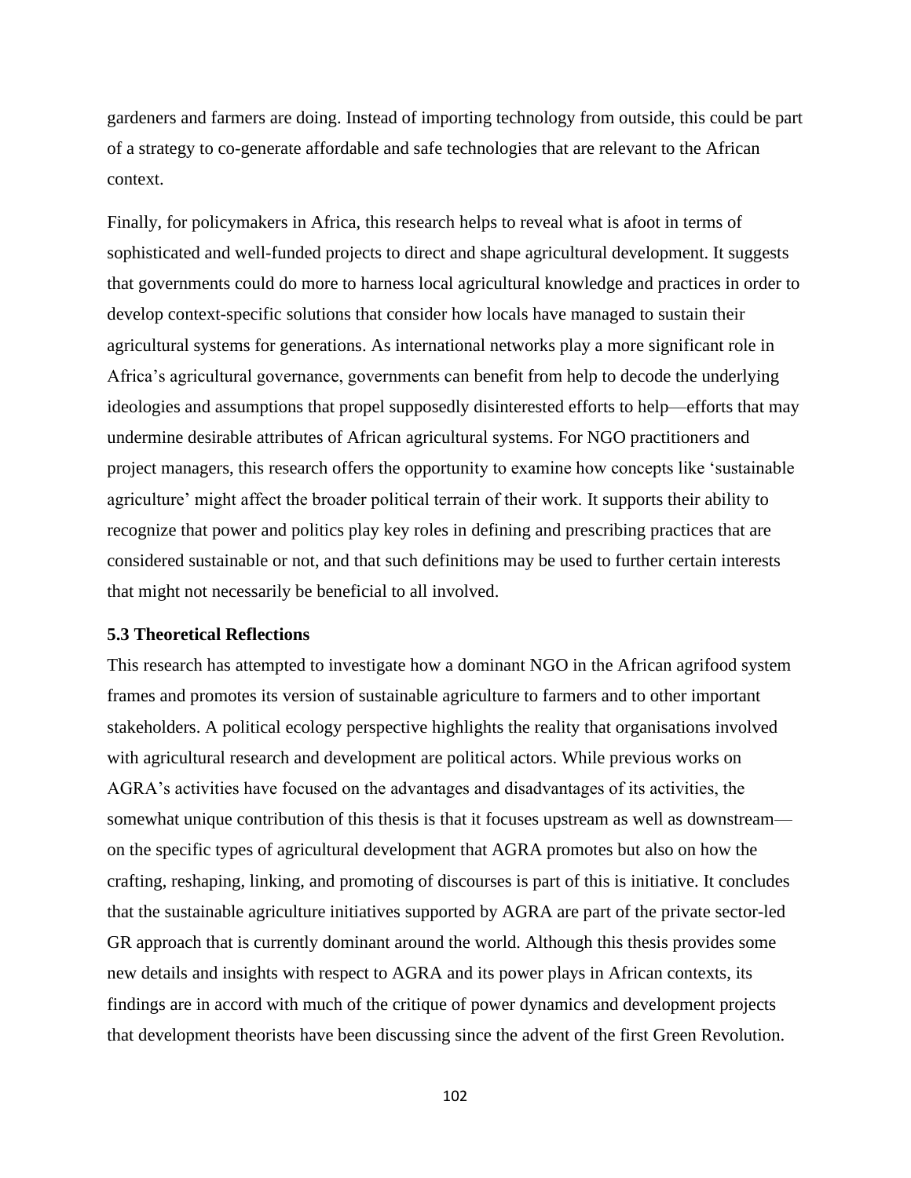gardeners and farmers are doing. Instead of importing technology from outside, this could be part of a strategy to co-generate affordable and safe technologies that are relevant to the African context.

Finally, for policymakers in Africa, this research helps to reveal what is afoot in terms of sophisticated and well-funded projects to direct and shape agricultural development. It suggests that governments could do more to harness local agricultural knowledge and practices in order to develop context-specific solutions that consider how locals have managed to sustain their agricultural systems for generations. As international networks play a more significant role in Africa's agricultural governance, governments can benefit from help to decode the underlying ideologies and assumptions that propel supposedly disinterested efforts to help—efforts that may undermine desirable attributes of African agricultural systems. For NGO practitioners and project managers, this research offers the opportunity to examine how concepts like 'sustainable agriculture' might affect the broader political terrain of their work. It supports their ability to recognize that power and politics play key roles in defining and prescribing practices that are considered sustainable or not, and that such definitions may be used to further certain interests that might not necessarily be beneficial to all involved.

### 5.3 Theoretical Reflections

This research has attempted to investigate how a dominant NGO in the African agrifood system frames and promotes its version of sustainable agriculture to farmers and to other important stakeholders. A political ecology perspective highlights the reality that organisations involved with agricultural research and development are political actors. While previous works on AGRA's activities have focused on the advantages and disadvantages of its activities, the somewhat unique contribution of this thesis is that it focuses upstream as well as downstream—on the specific types of agricultural development that AGRA promotes but also on how the crafting, reshaping, linking, and promoting of discourses is part of this is initiative. It concludes that the sustainable agriculture initiatives supported by AGRA are part of the private sector-led GR approach that is currently dominant around the world. Although this thesis provides some new details and insights with respect to AGRA and its power plays in African contexts, its findings are in accord with much of the critique of power dynamics and development projects that development theorists have been discussing since the advent of the first Green Revolution.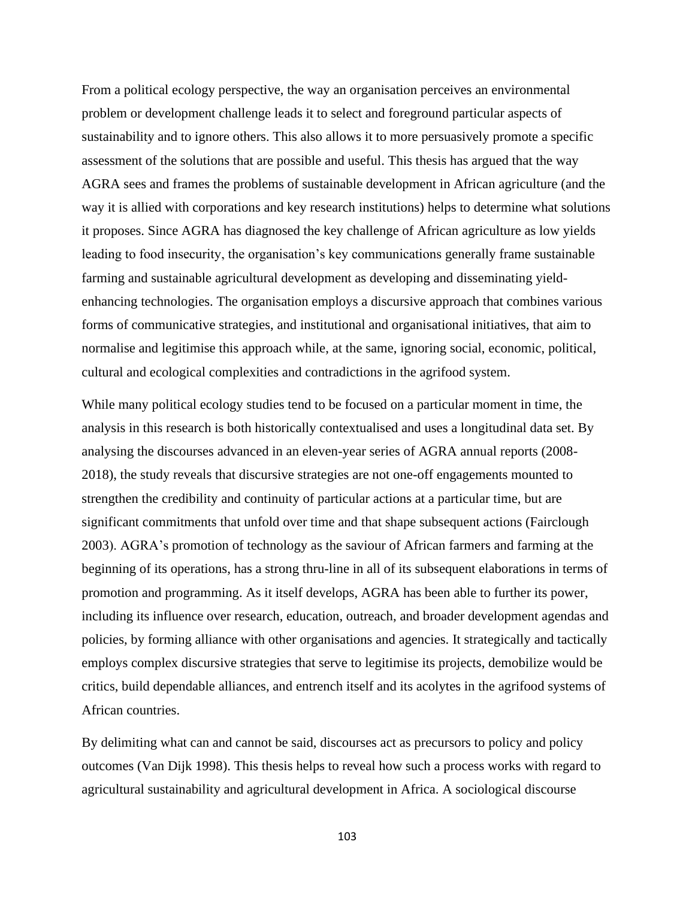From a political ecology perspective, the way an organisation perceives an environmental problem or development challenge leads it to select and foreground particular aspects of sustainability and to ignore others. This also allows it to more persuasively promote a specific assessment of the solutions that are possible and useful. This thesis has argued that the way AGRA sees and frames the problems of sustainable development in African agriculture (and the way it is allied with corporations and key research institutions) helps to determine what solutions it proposes. Since AGRA has diagnosed the key challenge of African agriculture as low yields leading to food insecurity, the organisation's key communications generally frame sustainable farming and sustainable agricultural development as developing and disseminating yield-enhancing technologies. The organisation employs a discursive approach that combines various forms of communicative strategies, and institutional and organisational initiatives, that aim to normalise and legitimise this approach while, at the same, ignoring social, economic, political, cultural and ecological complexities and contradictions in the agrifood system.

While many political ecology studies tend to be focused on a particular moment in time, the analysis in this research is both historically contextualised and uses a longitudinal data set. By analysing the discourses advanced in an eleven-year series of AGRA annual reports (2008-2018), the study reveals that discursive strategies are not one-off engagements mounted to strengthen the credibility and continuity of particular actions at a particular time, but are significant commitments that unfold over time and that shape subsequent actions (Fairclough 2003). AGRA's promotion of technology as the saviour of African farmers and farming at the beginning of its operations, has a strong thru-line in all of its subsequent elaborations in terms of promotion and programming. As it itself develops, AGRA has been able to further its power, including its influence over research, education, outreach, and broader development agendas and policies, by forming alliance with other organisations and agencies. It strategically and tactically employs complex discursive strategies that serve to legitimise its projects, demobilize would be critics, build dependable alliances, and entrench itself and its acolytes in the agrifood systems of African countries.

By delimiting what can and cannot be said, discourses act as precursors to policy and policy outcomes (Van Dijk 1998). This thesis helps to reveal how such a process works with regard to agricultural sustainability and agricultural development in Africa. A sociological discourse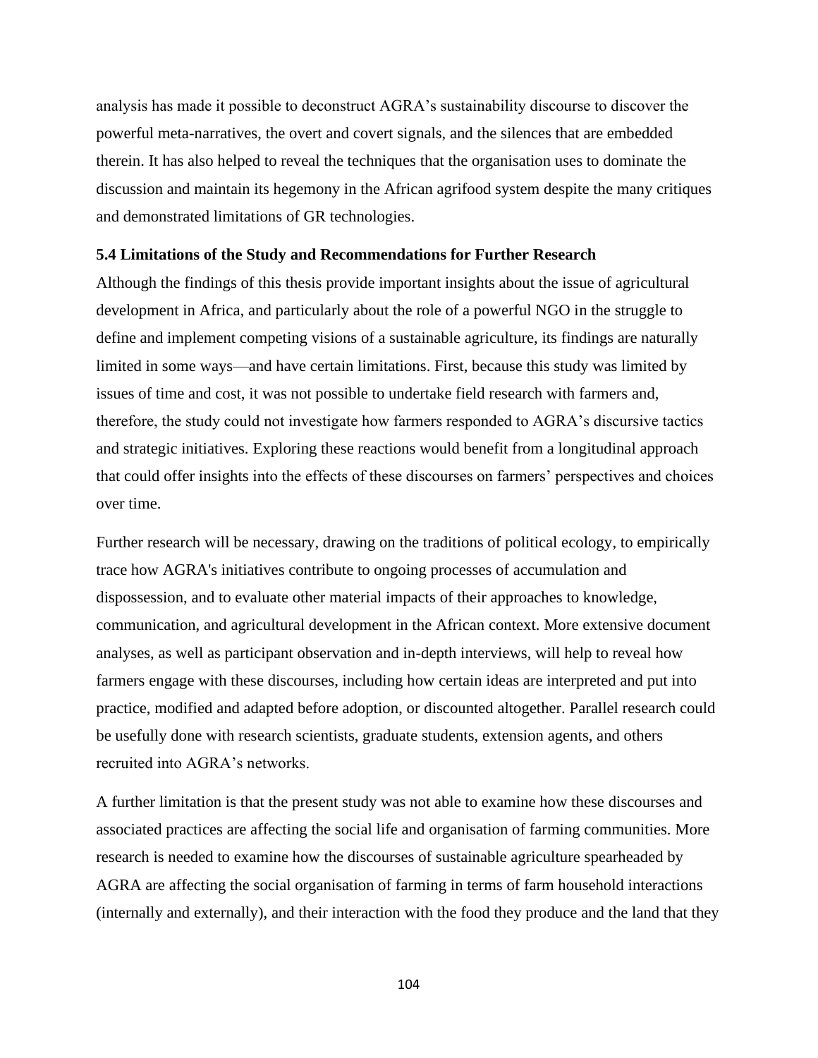analysis has made it possible to deconstruct AGRA's sustainability discourse to discover the powerful meta-narratives, the overt and covert signals, and the silences that are embedded therein. It has also helped to reveal the techniques that the organisation uses to dominate the discussion and maintain its hegemony in the African agrifood system despite the many critiques and demonstrated limitations of GR technologies.

### 5.4 Limitations of the Study and Recommendations for Further Research

Although the findings of this thesis provide important insights about the issue of agricultural development in Africa, and particularly about the role of a powerful NGO in the struggle to define and implement competing visions of a sustainable agriculture, its findings are naturally limited in some ways—and have certain limitations. First, because this study was limited by issues of time and cost, it was not possible to undertake field research with farmers and, therefore, the study could not investigate how farmers responded to AGRA's discursive tactics and strategic initiatives. Exploring these reactions would benefit from a longitudinal approach that could offer insights into the effects of these discourses on farmers' perspectives and choices over time.

Further research will be necessary, drawing on the traditions of political ecology, to empirically trace how AGRA's initiatives contribute to ongoing processes of accumulation and dispossession, and to evaluate other material impacts of their approaches to knowledge, communication, and agricultural development in the African context. More extensive document analyses, as well as participant observation and in-depth interviews, will help to reveal how farmers engage with these discourses, including how certain ideas are interpreted and put into practice, modified and adapted before adoption, or discounted altogether. Parallel research could be usefully done with research scientists, graduate students, extension agents, and others recruited into AGRA's networks.

A further limitation is that the present study was not able to examine how these discourses and associated practices are affecting the social life and organisation of farming communities. More research is needed to examine how the discourses of sustainable agriculture spearheaded by AGRA are affecting the social organisation of farming in terms of farm household interactions (internally and externally), and their interaction with the food they produce and the land that they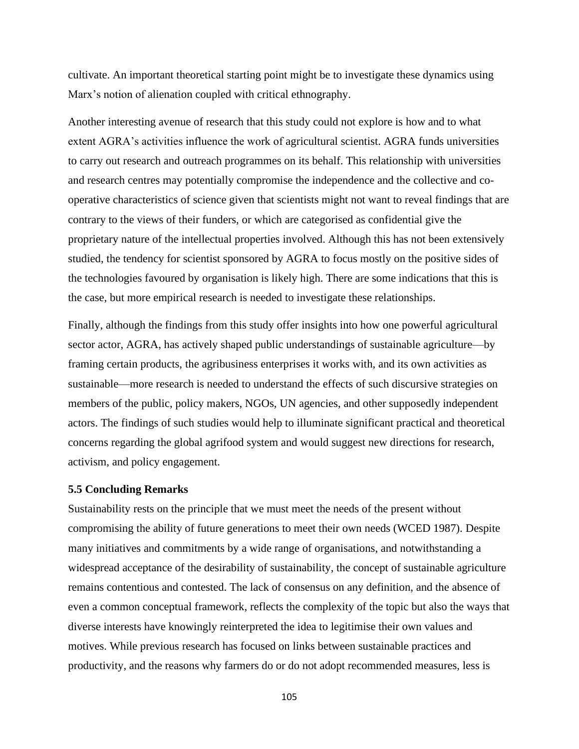cultivate. An important theoretical starting point might be to investigate these dynamics using Marx's notion of alienation coupled with critical ethnography.

Another interesting avenue of research that this study could not explore is how and to what extent AGRA's activities influence the work of agricultural scientist. AGRA funds universities to carry out research and outreach programmes on its behalf. This relationship with universities and research centres may potentially compromise the independence and the collective and co-operative characteristics of science given that scientists might not want to reveal findings that are contrary to the views of their funders, or which are categorised as confidential give the proprietary nature of the intellectual properties involved. Although this has not been extensively studied, the tendency for scientist sponsored by AGRA to focus mostly on the positive sides of the technologies favoured by organisation is likely high. There are some indications that this is the case, but more empirical research is needed to investigate these relationships.

Finally, although the findings from this study offer insights into how one powerful agricultural sector actor, AGRA, has actively shaped public understandings of sustainable agriculture—by framing certain products, the agribusiness enterprises it works with, and its own activities as sustainable—more research is needed to understand the effects of such discursive strategies on members of the public, policy makers, NGOs, UN agencies, and other supposedly independent actors. The findings of such studies would help to illuminate significant practical and theoretical concerns regarding the global agrifood system and would suggest new directions for research, activism, and policy engagement.

### 5.5 Concluding Remarks

Sustainability rests on the principle that we must meet the needs of the present without compromising the ability of future generations to meet their own needs (WCED 1987). Despite many initiatives and commitments by a wide range of organisations, and notwithstanding a widespread acceptance of the desirability of sustainability, the concept of sustainable agriculture remains contentious and contested. The lack of consensus on any definition, and the absence of even a common conceptual framework, reflects the complexity of the topic but also the ways that diverse interests have knowingly reinterpreted the idea to legitimise their own values and motives. While previous research has focused on links between sustainable practices and productivity, and the reasons why farmers do or do not adopt recommended measures, less is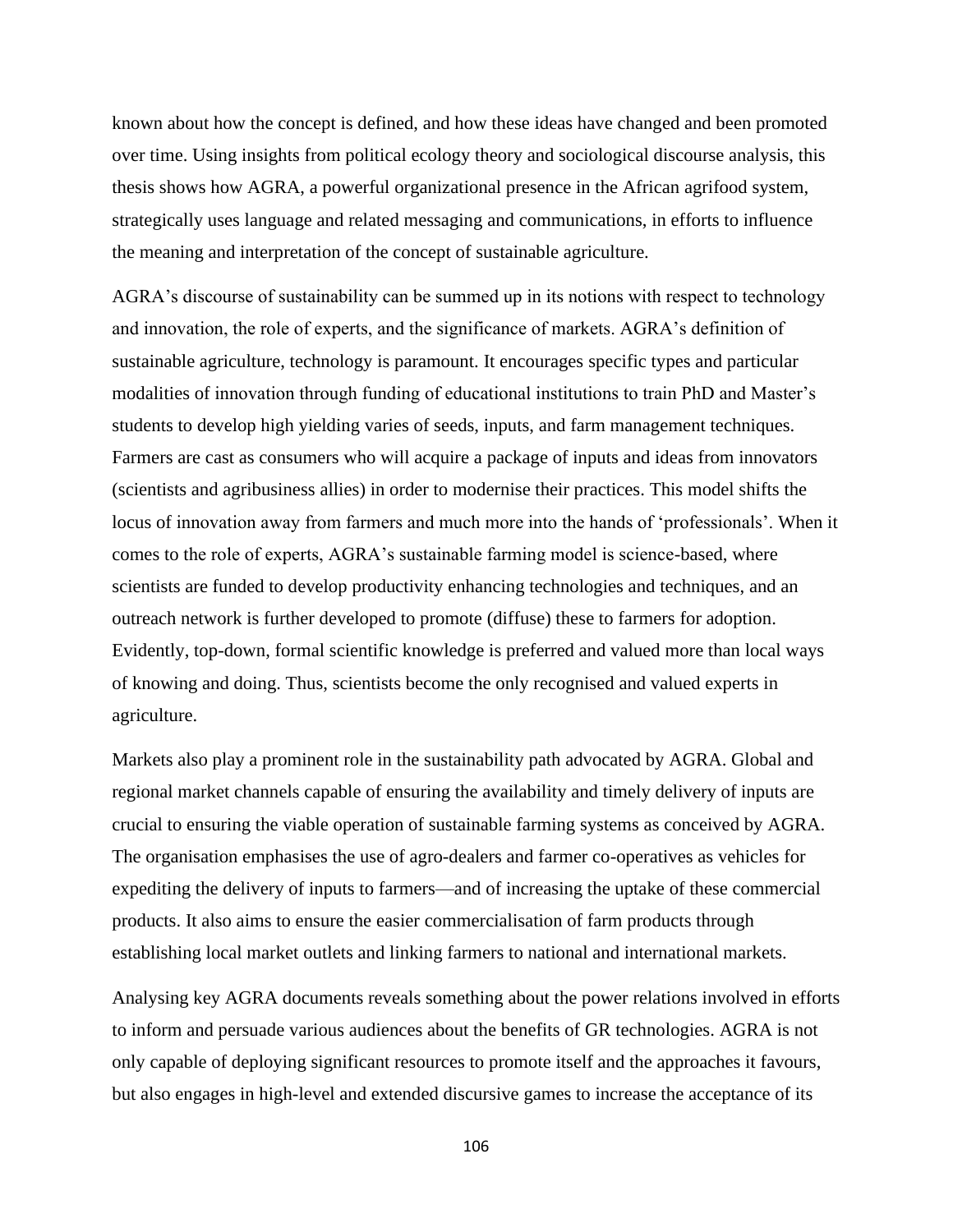known about how the concept is defined, and how these ideas have changed and been promoted over time. Using insights from political ecology theory and sociological discourse analysis, this thesis shows how AGRA, a powerful organizational presence in the African agrifood system, strategically uses language and related messaging and communications, in efforts to influence the meaning and interpretation of the concept of sustainable agriculture.

AGRA's discourse of sustainability can be summed up in its notions with respect to technology and innovation, the role of experts, and the significance of markets. AGRA's definition of sustainable agriculture, technology is paramount. It encourages specific types and particular modalities of innovation through funding of educational institutions to train PhD and Master's students to develop high yielding varies of seeds, inputs, and farm management techniques. Farmers are cast as consumers who will acquire a package of inputs and ideas from innovators (scientists and agribusiness allies) in order to modernise their practices. This model shifts the locus of innovation away from farmers and much more into the hands of 'professionals'. When it comes to the role of experts, AGRA's sustainable farming model is science-based, where scientists are funded to develop productivity enhancing technologies and techniques, and an outreach network is further developed to promote (diffuse) these to farmers for adoption. Evidently, top-down, formal scientific knowledge is preferred and valued more than local ways of knowing and doing. Thus, scientists become the only recognised and valued experts in agriculture.

Markets also play a prominent role in the sustainability path advocated by AGRA. Global and regional market channels capable of ensuring the availability and timely delivery of inputs are crucial to ensuring the viable operation of sustainable farming systems as conceived by AGRA. The organisation emphasises the use of agro-dealers and farmer co-operatives as vehicles for expediting the delivery of inputs to farmers—and of increasing the uptake of these commercial products. It also aims to ensure the easier commercialisation of farm products through establishing local market outlets and linking farmers to national and international markets.

Analysing key AGRA documents reveals something about the power relations involved in efforts to inform and persuade various audiences about the benefits of GR technologies. AGRA is not only capable of deploying significant resources to promote itself and the approaches it favours, but also engages in high-level and extended discursive games to increase the acceptance of its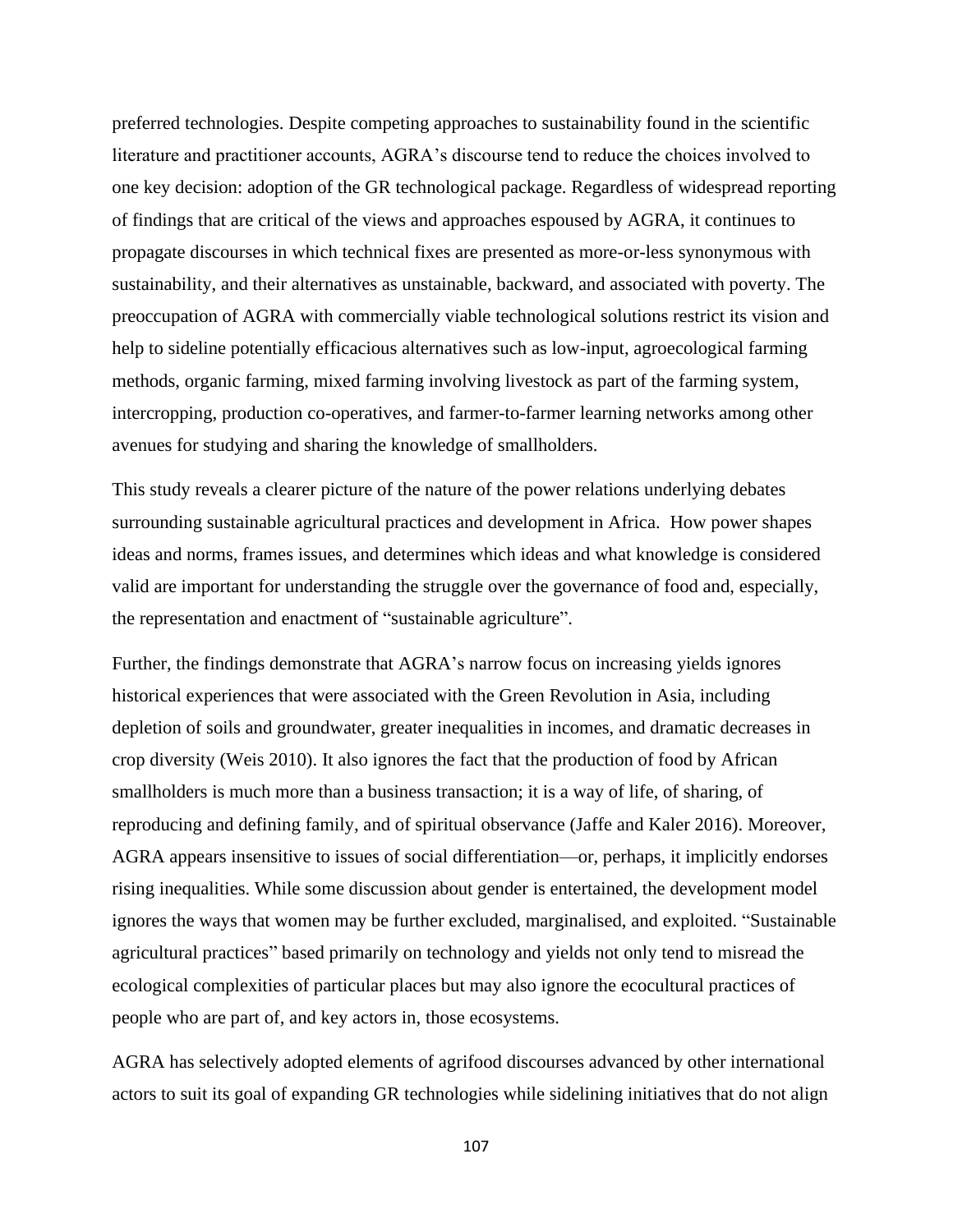preferred technologies. Despite competing approaches to sustainability found in the scientific literature and practitioner accounts, AGRA's discourse tend to reduce the choices involved to one key decision: adoption of the GR technological package. Regardless of widespread reporting of findings that are critical of the views and approaches espoused by AGRA, it continues to propagate discourses in which technical fixes are presented as more-or-less synonymous with sustainability, and their alternatives as unstainable, backward, and associated with poverty. The preoccupation of AGRA with commercially viable technological solutions restrict its vision and help to sideline potentially efficacious alternatives such as low-input, agroecological farming methods, organic farming, mixed farming involving livestock as part of the farming system, intercropping, production co-operatives, and farmer-to-farmer learning networks among other avenues for studying and sharing the knowledge of smallholders.

This study reveals a clearer picture of the nature of the power relations underlying debates surrounding sustainable agricultural practices and development in Africa. How power shapes ideas and norms, frames issues, and determines which ideas and what knowledge is considered valid are important for understanding the struggle over the governance of food and, especially, the representation and enactment of "sustainable agriculture".

Further, the findings demonstrate that AGRA's narrow focus on increasing yields ignores historical experiences that were associated with the Green Revolution in Asia, including depletion of soils and groundwater, greater inequalities in incomes, and dramatic decreases in crop diversity (Weis 2010). It also ignores the fact that the production of food by African smallholders is much more than a business transaction; it is a way of life, of sharing, of reproducing and defining family, and of spiritual observance (Jaffe and Kaler 2016). Moreover, AGRA appears insensitive to issues of social differentiation—or, perhaps, it implicitly endorses rising inequalities. While some discussion about gender is entertained, the development model ignores the ways that women may be further excluded, marginalised, and exploited. "Sustainable agricultural practices" based primarily on technology and yields not only tend to misread the ecological complexities of particular places but may also ignore the ecocultural practices of people who are part of, and key actors in, those ecosystems.

AGRA has selectively adopted elements of agrifood discourses advanced by other international actors to suit its goal of expanding GR technologies while sidelining initiatives that do not align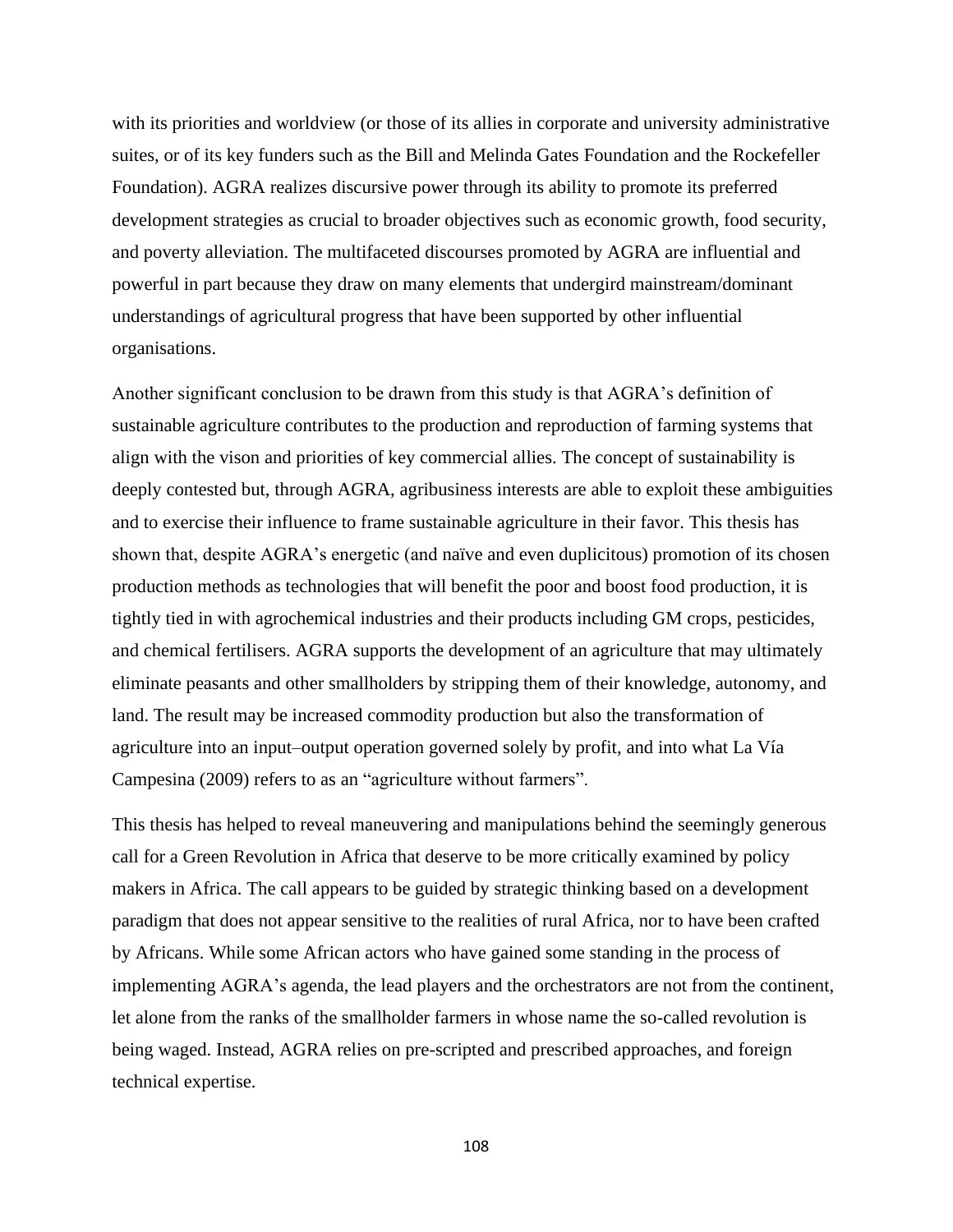with its priorities and worldview (or those of its allies in corporate and university administrative suites, or of its key funders such as the Bill and Melinda Gates Foundation and the Rockefeller Foundation). AGRA realizes discursive power through its ability to promote its preferred development strategies as crucial to broader objectives such as economic growth, food security, and poverty alleviation. The multifaceted discourses promoted by AGRA are influential and powerful in part because they draw on many elements that undergird mainstream/dominant understandings of agricultural progress that have been supported by other influential organisations.

Another significant conclusion to be drawn from this study is that AGRA's definition of sustainable agriculture contributes to the production and reproduction of farming systems that align with the vison and priorities of key commercial allies. The concept of sustainability is deeply contested but, through AGRA, agribusiness interests are able to exploit these ambiguities and to exercise their influence to frame sustainable agriculture in their favor. This thesis has shown that, despite AGRA's energetic (and naïve and even duplicitous) promotion of its chosen production methods as technologies that will benefit the poor and boost food production, it is tightly tied in with agrochemical industries and their products including GM crops, pesticides, and chemical fertilisers. AGRA supports the development of an agriculture that may ultimately eliminate peasants and other smallholders by stripping them of their knowledge, autonomy, and land. The result may be increased commodity production but also the transformation of agriculture into an input–output operation governed solely by profit, and into what La Vía Campesina (2009) refers to as an "agriculture without farmers".

This thesis has helped to reveal maneuvering and manipulations behind the seemingly generous call for a Green Revolution in Africa that deserve to be more critically examined by policy makers in Africa. The call appears to be guided by strategic thinking based on a development paradigm that does not appear sensitive to the realities of rural Africa, nor to have been crafted by Africans. While some African actors who have gained some standing in the process of implementing AGRA's agenda, the lead players and the orchestrators are not from the continent, let alone from the ranks of the smallholder farmers in whose name the so-called revolution is being waged. Instead, AGRA relies on pre-scripted and prescribed approaches, and foreign technical expertise.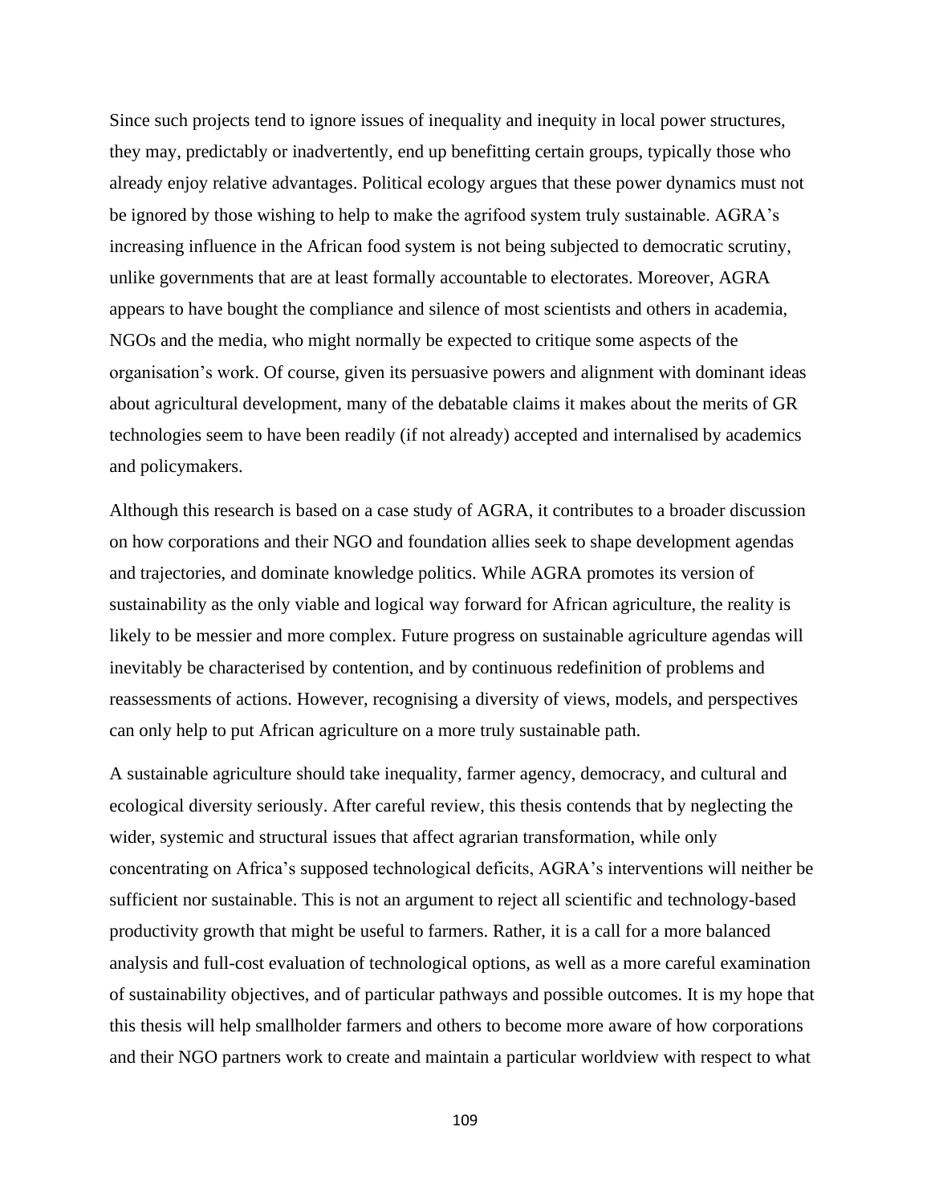Since such projects tend to ignore issues of inequality and inequity in local power structures, they may, predictably or inadvertently, end up benefitting certain groups, typically those who already enjoy relative advantages. Political ecology argues that these power dynamics must not be ignored by those wishing to help to make the agrifood system truly sustainable. AGRA's increasing influence in the African food system is not being subjected to democratic scrutiny, unlike governments that are at least formally accountable to electorates. Moreover, AGRA appears to have bought the compliance and silence of most scientists and others in academia, NGOs and the media, who might normally be expected to critique some aspects of the organisation's work. Of course, given its persuasive powers and alignment with dominant ideas about agricultural development, many of the debatable claims it makes about the merits of GR technologies seem to have been readily (if not already) accepted and internalised by academics and policymakers.

Although this research is based on a case study of AGRA, it contributes to a broader discussion on how corporations and their NGO and foundation allies seek to shape development agendas and trajectories, and dominate knowledge politics. While AGRA promotes its version of sustainability as the only viable and logical way forward for African agriculture, the reality is likely to be messier and more complex. Future progress on sustainable agriculture agendas will inevitably be characterised by contention, and by continuous redefinition of problems and reassessments of actions. However, recognising a diversity of views, models, and perspectives can only help to put African agriculture on a more truly sustainable path.

A sustainable agriculture should take inequality, farmer agency, democracy, and cultural and ecological diversity seriously. After careful review, this thesis contends that by neglecting the wider, systemic and structural issues that affect agrarian transformation, while only concentrating on Africa's supposed technological deficits, AGRA's interventions will neither be sufficient nor sustainable. This is not an argument to reject all scientific and technology-based productivity growth that might be useful to farmers. Rather, it is a call for a more balanced analysis and full-cost evaluation of technological options, as well as a more careful examination of sustainability objectives, and of particular pathways and possible outcomes. It is my hope that this thesis will help smallholder farmers and others to become more aware of how corporations and their NGO partners work to create and maintain a particular worldview with respect to what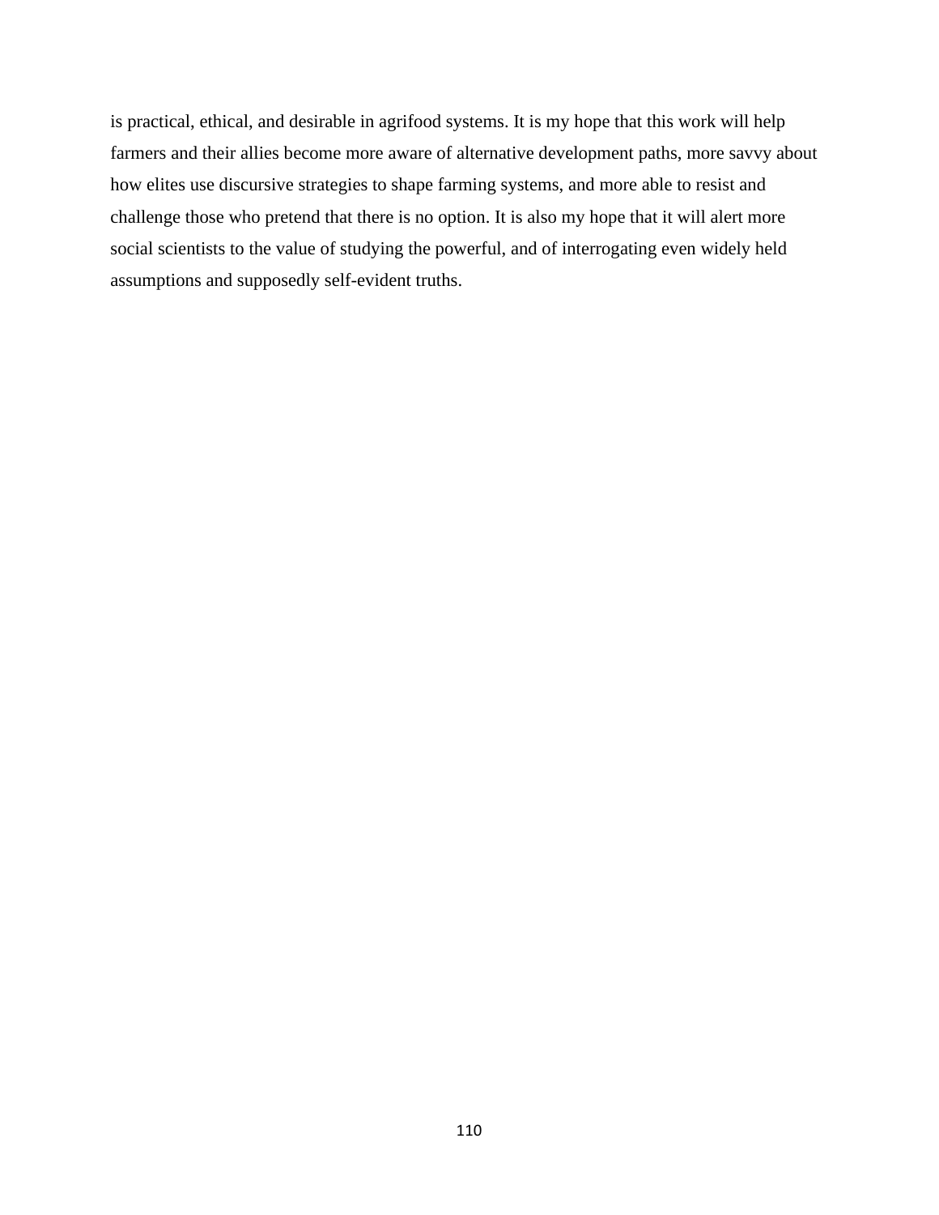is practical, ethical, and desirable in agrifood systems. It is my hope that this work will help farmers and their allies become more aware of alternative development paths, more savvy about how elites use discursive strategies to shape farming systems, and more able to resist and challenge those who pretend that there is no option. It is also my hope that it will alert more social scientists to the value of studying the powerful, and of interrogating even widely held assumptions and supposedly self-evident truths.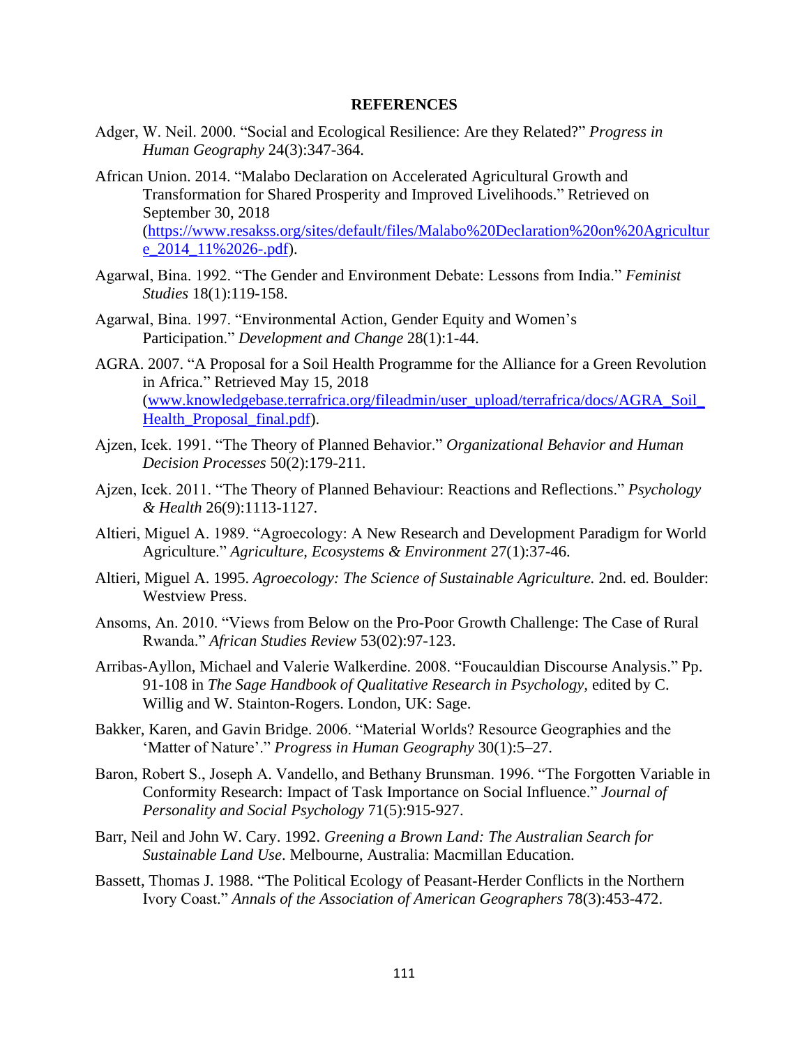# REFERENCES

Adger, W. Neil. 2000. "Social and Ecological Resilience: Are they Related?" *Progress in Human Geography* 24(3):347-364.

African Union. 2014. "Malabo Declaration on Accelerated Agricultural Growth and Transformation for Shared Prosperity and Improved Livelihoods." Retrieved on September 30, 2018 (https://www.resakss.org/sites/default/files/Malabo%20Declaration%20on%20Agriculture_2014_11%2026-.pdf).

Agarwal, Bina. 1992. "The Gender and Environment Debate: Lessons from India." *Feminist Studies* 18(1):119-158.

Agarwal, Bina. 1997. "Environmental Action, Gender Equity and Women's Participation." *Development and Change* 28(1):1-44.

AGRA. 2007. "A Proposal for a Soil Health Programme for the Alliance for a Green Revolution in Africa." Retrieved May 15, 2018 (www.knowledgebase.terrafrica.org/fileadmin/user_upload/terrafrica/docs/AGRA_Soil_Health_Proposal_final.pdf).

Ajzen, Icek. 1991. "The Theory of Planned Behavior." *Organizational Behavior and Human Decision Processes* 50(2):179-211.

Ajzen, Icek. 2011. "The Theory of Planned Behaviour: Reactions and Reflections." *Psychology & Health* 26(9):1113-1127.

Altieri, Miguel A. 1989. "Agroecology: A New Research and Development Paradigm for World Agriculture." *Agriculture, Ecosystems & Environment* 27(1):37-46.

Altieri, Miguel A. 1995. *Agroecology: The Science of Sustainable Agriculture.* 2nd. ed. Boulder: Westview Press.

Ansoms, An. 2010. "Views from Below on the Pro-Poor Growth Challenge: The Case of Rural Rwanda." *African Studies Review* 53(02):97-123.

Arribas-Ayllon, Michael and Valerie Walkerdine. 2008. "Foucauldian Discourse Analysis." Pp. 91-108 in *The Sage Handbook of Qualitative Research in Psychology,* edited by C. Willig and W. Stainton-Rogers. London, UK: Sage.

Bakker, Karen, and Gavin Bridge. 2006. "Material Worlds? Resource Geographies and the 'Matter of Nature'." *Progress in Human Geography* 30(1):5–27.

Baron, Robert S., Joseph A. Vandello, and Bethany Brunsman. 1996. "The Forgotten Variable in Conformity Research: Impact of Task Importance on Social Influence." *Journal of Personality and Social Psychology* 71(5):915-927.

Barr, Neil and John W. Cary. 1992. *Greening a Brown Land: The Australian Search for Sustainable Land Use*. Melbourne, Australia: Macmillan Education.

Bassett, Thomas J. 1988. "The Political Ecology of Peasant-Herder Conflicts in the Northern Ivory Coast." *Annals of the Association of American Geographers* 78(3):453-472.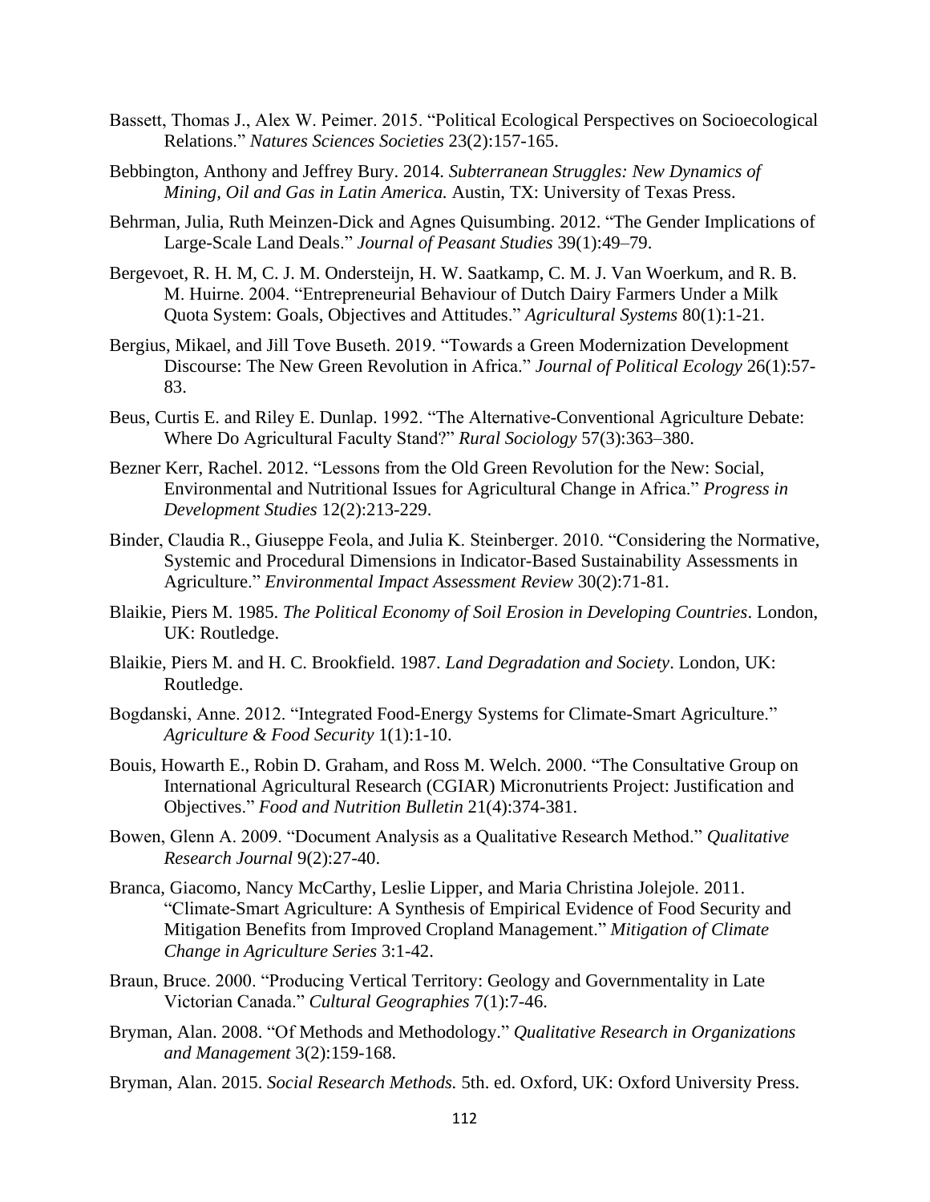Bassett, Thomas J., Alex W. Peimer. 2015. "Political Ecological Perspectives on Socioecological Relations." *Natures Sciences Societies* 23(2):157-165.

Bebbington, Anthony and Jeffrey Bury. 2014. *Subterranean Struggles: New Dynamics of Mining, Oil and Gas in Latin America.* Austin, TX: University of Texas Press.

Behrman, Julia, Ruth Meinzen-Dick and Agnes Quisumbing. 2012. "The Gender Implications of Large-Scale Land Deals." *Journal of Peasant Studies* 39(1):49–79.

Bergevoet, R. H. M, C. J. M. Ondersteijn, H. W. Saatkamp, C. M. J. Van Woerkum, and R. B. M. Huirne. 2004. "Entrepreneurial Behaviour of Dutch Dairy Farmers Under a Milk Quota System: Goals, Objectives and Attitudes." *Agricultural Systems* 80(1):1-21.

Bergius, Mikael, and Jill Tove Buseth. 2019. "Towards a Green Modernization Development Discourse: The New Green Revolution in Africa." *Journal of Political Ecology* 26(1):57-83.

Beus, Curtis E. and Riley E. Dunlap. 1992. "The Alternative-Conventional Agriculture Debate: Where Do Agricultural Faculty Stand?" *Rural Sociology* 57(3):363–380.

Bezner Kerr, Rachel. 2012. "Lessons from the Old Green Revolution for the New: Social, Environmental and Nutritional Issues for Agricultural Change in Africa." *Progress in Development Studies* 12(2):213-229.

Binder, Claudia R., Giuseppe Feola, and Julia K. Steinberger. 2010. "Considering the Normative, Systemic and Procedural Dimensions in Indicator-Based Sustainability Assessments in Agriculture." *Environmental Impact Assessment Review* 30(2):71-81.

Blaikie, Piers M. 1985. *The Political Economy of Soil Erosion in Developing Countries*. London, UK: Routledge.

Blaikie, Piers M. and H. C. Brookfield. 1987. *Land Degradation and Society*. London, UK: Routledge.

Bogdanski, Anne. 2012. "Integrated Food-Energy Systems for Climate-Smart Agriculture." *Agriculture & Food Security* 1(1):1-10.

Bouis, Howarth E., Robin D. Graham, and Ross M. Welch. 2000. "The Consultative Group on International Agricultural Research (CGIAR) Micronutrients Project: Justification and Objectives." *Food and Nutrition Bulletin* 21(4):374-381.

Bowen, Glenn A. 2009. "Document Analysis as a Qualitative Research Method." *Qualitative Research Journal* 9(2):27-40.

Branca, Giacomo, Nancy McCarthy, Leslie Lipper, and Maria Christina Jolejole. 2011. "Climate-Smart Agriculture: A Synthesis of Empirical Evidence of Food Security and Mitigation Benefits from Improved Cropland Management." *Mitigation of Climate Change in Agriculture Series* 3:1-42.

Braun, Bruce. 2000. "Producing Vertical Territory: Geology and Governmentality in Late Victorian Canada." *Cultural Geographies* 7(1):7-46.

Bryman, Alan. 2008. "Of Methods and Methodology." *Qualitative Research in Organizations and Management* 3(2):159-168.

Bryman, Alan. 2015. *Social Research Methods.* 5th. ed. Oxford, UK: Oxford University Press.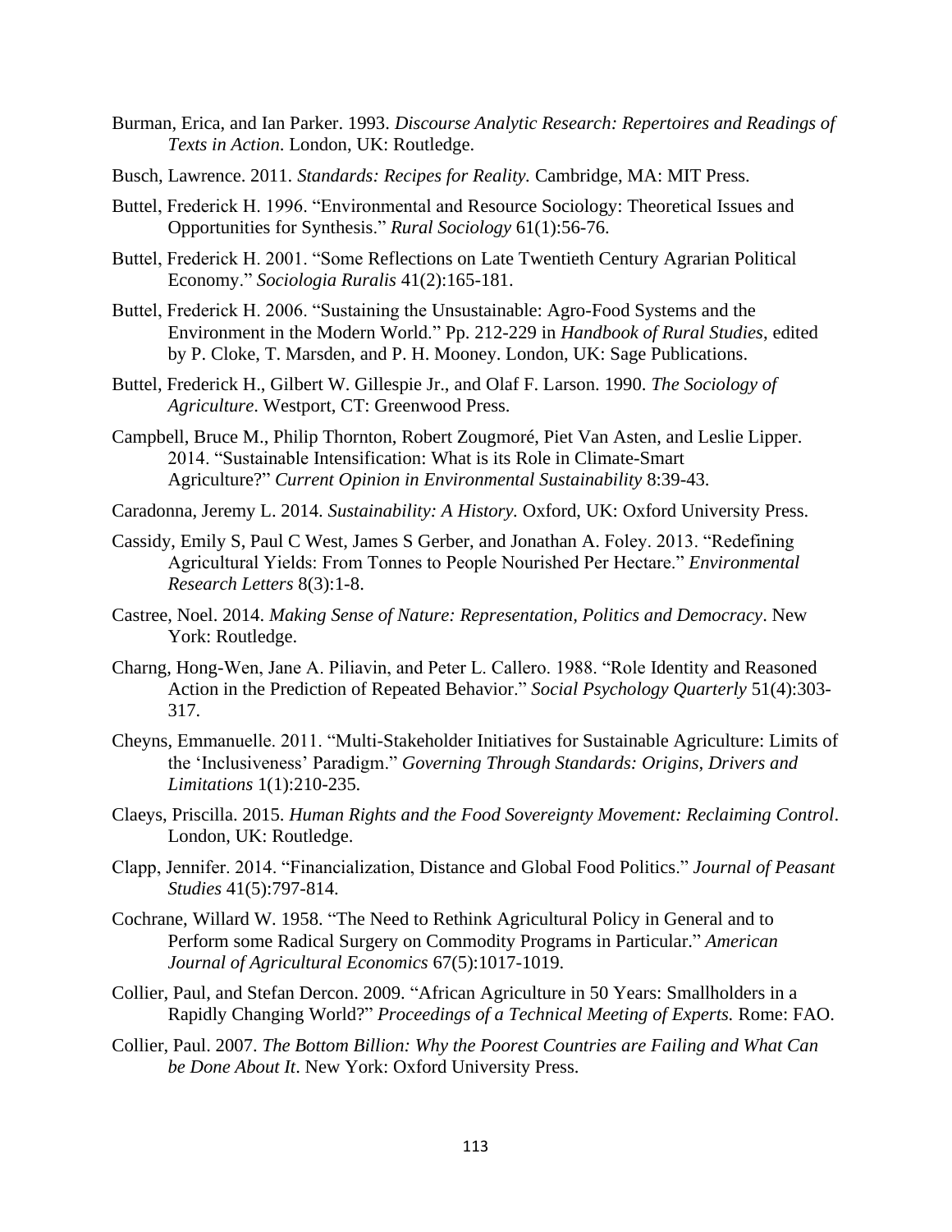Burman, Erica, and Ian Parker. 1993. *Discourse Analytic Research: Repertoires and Readings of Texts in Action*. London, UK: Routledge.

Busch, Lawrence. 2011. *Standards: Recipes for Reality.* Cambridge, MA: MIT Press.

Buttel, Frederick H. 1996. "Environmental and Resource Sociology: Theoretical Issues and Opportunities for Synthesis." *Rural Sociology* 61(1):56-76.

Buttel, Frederick H. 2001. "Some Reflections on Late Twentieth Century Agrarian Political Economy." *Sociologia Ruralis* 41(2):165-181.

Buttel, Frederick H. 2006. "Sustaining the Unsustainable: Agro-Food Systems and the Environment in the Modern World." Pp. 212-229 in *Handbook of Rural Studies*, edited by P. Cloke, T. Marsden, and P. H. Mooney. London, UK: Sage Publications.

Buttel, Frederick H., Gilbert W. Gillespie Jr., and Olaf F. Larson. 1990. *The Sociology of Agriculture*. Westport, CT: Greenwood Press.

Campbell, Bruce M., Philip Thornton, Robert Zougmoré, Piet Van Asten, and Leslie Lipper. 2014. "Sustainable Intensification: What is its Role in Climate-Smart Agriculture?" *Current Opinion in Environmental Sustainability* 8:39-43.

Caradonna, Jeremy L. 2014. *Sustainability: A History.* Oxford, UK: Oxford University Press.

Cassidy, Emily S, Paul C West, James S Gerber, and Jonathan A. Foley. 2013. "Redefining Agricultural Yields: From Tonnes to People Nourished Per Hectare." *Environmental Research Letters* 8(3):1-8.

Castree, Noel. 2014. *Making Sense of Nature: Representation, Politics and Democracy*. New York: Routledge.

Charng, Hong-Wen, Jane A. Piliavin, and Peter L. Callero. 1988. "Role Identity and Reasoned Action in the Prediction of Repeated Behavior." *Social Psychology Quarterly* 51(4):303-317.

Cheyns, Emmanuelle. 2011. "Multi-Stakeholder Initiatives for Sustainable Agriculture: Limits of the 'Inclusiveness' Paradigm." *Governing Through Standards: Origins, Drivers and Limitations* 1(1):210-235.

Claeys, Priscilla. 2015. *Human Rights and the Food Sovereignty Movement: Reclaiming Control*. London, UK: Routledge.

Clapp, Jennifer. 2014. "Financialization, Distance and Global Food Politics." *Journal of Peasant Studies* 41(5):797-814.

Cochrane, Willard W. 1958. "The Need to Rethink Agricultural Policy in General and to Perform some Radical Surgery on Commodity Programs in Particular." *American Journal of Agricultural Economics* 67(5):1017-1019.

Collier, Paul, and Stefan Dercon. 2009. "African Agriculture in 50 Years: Smallholders in a Rapidly Changing World?" *Proceedings of a Technical Meeting of Experts.* Rome: FAO.

Collier, Paul. 2007. *The Bottom Billion: Why the Poorest Countries are Failing and What Can be Done About It*. New York: Oxford University Press.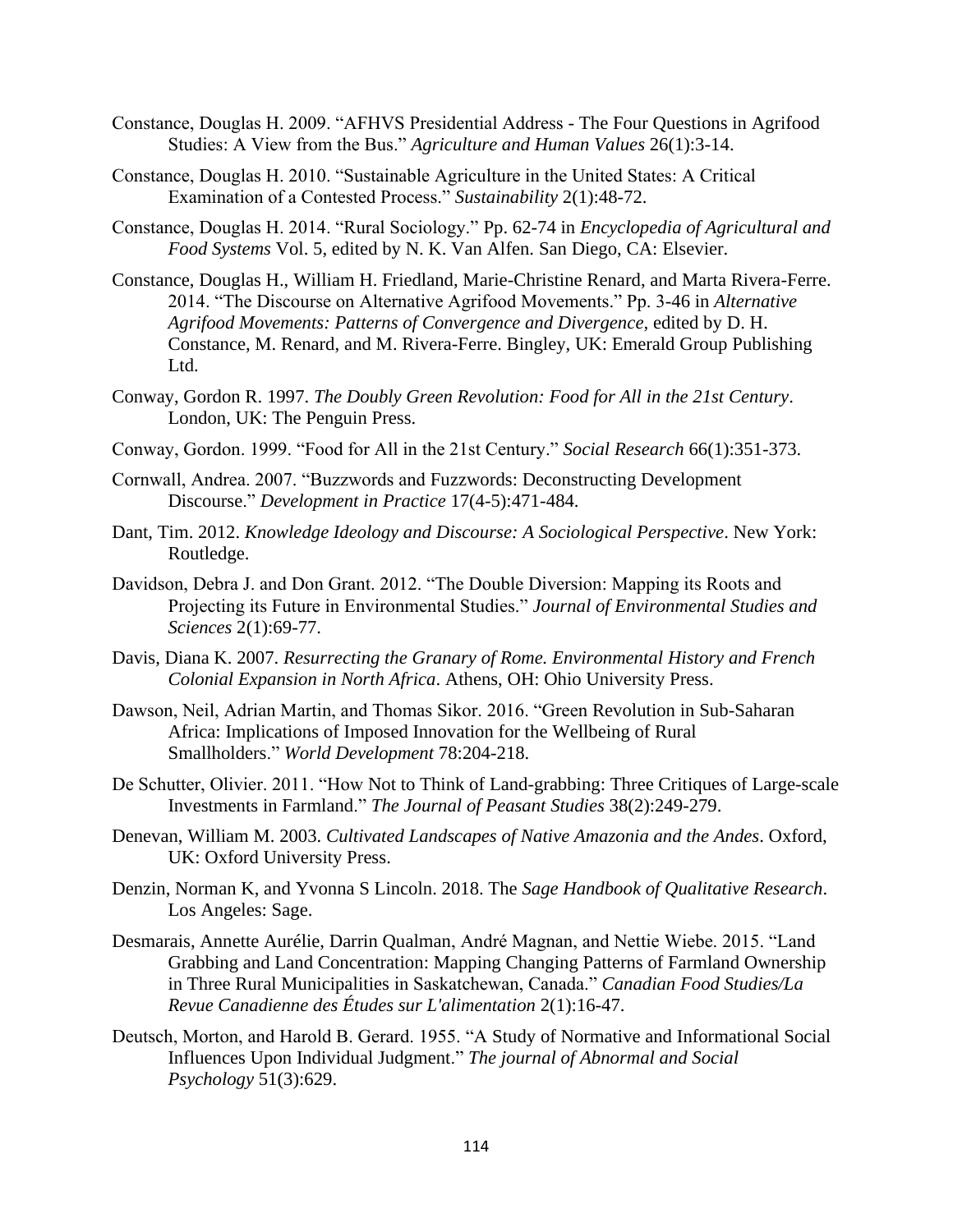Constance, Douglas H. 2009. "AFHVS Presidential Address - The Four Questions in Agrifood Studies: A View from the Bus." *Agriculture and Human Values* 26(1):3-14.

Constance, Douglas H. 2010. "Sustainable Agriculture in the United States: A Critical Examination of a Contested Process." *Sustainability* 2(1):48-72.

Constance, Douglas H. 2014. "Rural Sociology." Pp. 62-74 in *Encyclopedia of Agricultural and Food Systems* Vol. 5, edited by N. K. Van Alfen. San Diego, CA: Elsevier.

Constance, Douglas H., William H. Friedland, Marie-Christine Renard, and Marta Rivera-Ferre. 2014. "The Discourse on Alternative Agrifood Movements." Pp. 3-46 in *Alternative Agrifood Movements: Patterns of Convergence and Divergence*, edited by D. H. Constance, M. Renard, and M. Rivera-Ferre. Bingley, UK: Emerald Group Publishing Ltd.

Conway, Gordon R. 1997. *The Doubly Green Revolution: Food for All in the 21st Century*. London, UK: The Penguin Press.

Conway, Gordon. 1999. "Food for All in the 21st Century." *Social Research* 66(1):351-373.

Cornwall, Andrea. 2007. "Buzzwords and Fuzzwords: Deconstructing Development Discourse." *Development in Practice* 17(4-5):471-484.

Dant, Tim. 2012. *Knowledge Ideology and Discourse: A Sociological Perspective*. New York: Routledge.

Davidson, Debra J. and Don Grant. 2012. "The Double Diversion: Mapping its Roots and Projecting its Future in Environmental Studies." *Journal of Environmental Studies and Sciences* 2(1):69-77.

Davis, Diana K. 2007. *Resurrecting the Granary of Rome. Environmental History and French Colonial Expansion in North Africa*. Athens, OH: Ohio University Press.

Dawson, Neil, Adrian Martin, and Thomas Sikor. 2016. "Green Revolution in Sub-Saharan Africa: Implications of Imposed Innovation for the Wellbeing of Rural Smallholders." *World Development* 78:204-218.

De Schutter, Olivier. 2011. "How Not to Think of Land-grabbing: Three Critiques of Large-scale Investments in Farmland." *The Journal of Peasant Studies* 38(2):249-279.

Denevan, William M. 2003. *Cultivated Landscapes of Native Amazonia and the Andes*. Oxford, UK: Oxford University Press.

Denzin, Norman K, and Yvonna S Lincoln. 2018. The *Sage Handbook of Qualitative Research*. Los Angeles: Sage.

Desmarais, Annette Aurélie, Darrin Qualman, André Magnan, and Nettie Wiebe. 2015. "Land Grabbing and Land Concentration: Mapping Changing Patterns of Farmland Ownership in Three Rural Municipalities in Saskatchewan, Canada." *Canadian Food Studies/La Revue Canadienne des Études sur L'alimentation* 2(1):16-47.

Deutsch, Morton, and Harold B. Gerard. 1955. "A Study of Normative and Informational Social Influences Upon Individual Judgment." *The journal of Abnormal and Social Psychology* 51(3):629.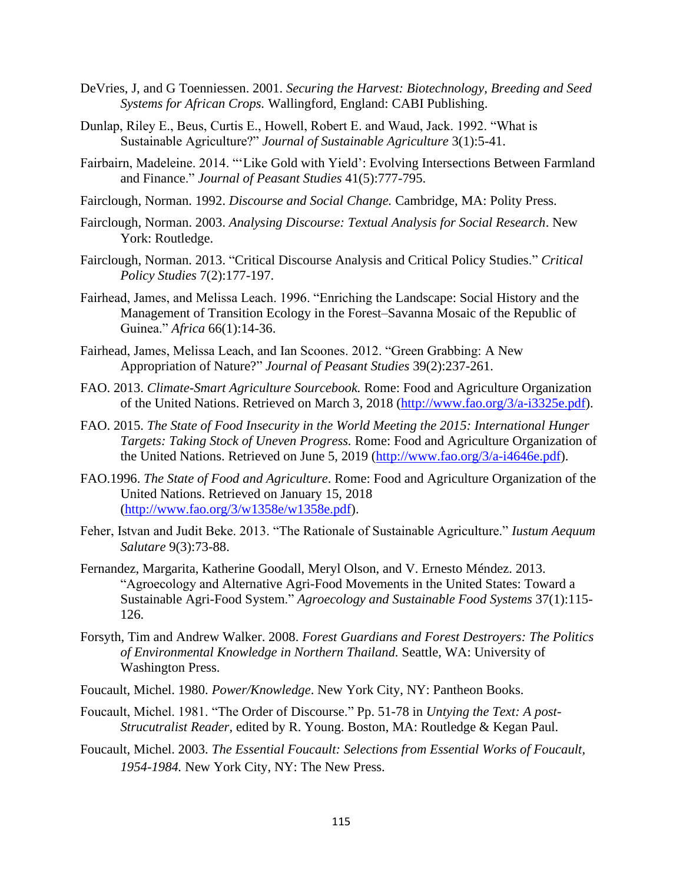DeVries, J, and G Toenniessen. 2001. *Securing the Harvest: Biotechnology, Breeding and Seed Systems for African Crops.* Wallingford, England: CABI Publishing.

Dunlap, Riley E., Beus, Curtis E., Howell, Robert E. and Waud, Jack. 1992. "What is Sustainable Agriculture?" *Journal of Sustainable Agriculture* 3(1):5-41.

Fairbairn, Madeleine. 2014. "'Like Gold with Yield': Evolving Intersections Between Farmland and Finance." *Journal of Peasant Studies* 41(5):777-795.

Fairclough, Norman. 1992. *Discourse and Social Change.* Cambridge, MA: Polity Press.

Fairclough, Norman. 2003. *Analysing Discourse: Textual Analysis for Social Research*. New York: Routledge.

Fairclough, Norman. 2013. "Critical Discourse Analysis and Critical Policy Studies." *Critical Policy Studies* 7(2):177-197.

Fairhead, James, and Melissa Leach. 1996. "Enriching the Landscape: Social History and the Management of Transition Ecology in the Forest–Savanna Mosaic of the Republic of Guinea." *Africa* 66(1):14-36.

Fairhead, James, Melissa Leach, and Ian Scoones. 2012. "Green Grabbing: A New Appropriation of Nature?" *Journal of Peasant Studies* 39(2):237-261.

FAO. 2013. *Climate-Smart Agriculture Sourcebook.* Rome: Food and Agriculture Organization of the United Nations. Retrieved on March 3, 2018 (http://www.fao.org/3/a-i3325e.pdf).

FAO. 2015. *The State of Food Insecurity in the World Meeting the 2015: International Hunger Targets: Taking Stock of Uneven Progress.* Rome: Food and Agriculture Organization of the United Nations. Retrieved on June 5, 2019 (http://www.fao.org/3/a-i4646e.pdf).

FAO.1996. *The State of Food and Agriculture*. Rome: Food and Agriculture Organization of the United Nations. Retrieved on January 15, 2018 (http://www.fao.org/3/w1358e/w1358e.pdf).

Feher, Istvan and Judit Beke. 2013. "The Rationale of Sustainable Agriculture." *Iustum Aequum Salutare* 9(3):73-88.

Fernandez, Margarita, Katherine Goodall, Meryl Olson, and V. Ernesto Méndez. 2013. "Agroecology and Alternative Agri-Food Movements in the United States: Toward a Sustainable Agri-Food System." *Agroecology and Sustainable Food Systems* 37(1):115-126.

Forsyth, Tim and Andrew Walker. 2008. *Forest Guardians and Forest Destroyers: The Politics of Environmental Knowledge in Northern Thailand.* Seattle, WA: University of Washington Press.

Foucault, Michel. 1980. *Power/Knowledge*. New York City, NY: Pantheon Books.

Foucault, Michel. 1981. "The Order of Discourse." Pp. 51-78 in *Untying the Text: A post-Strucutralist Reader*, edited by R. Young. Boston, MA: Routledge & Kegan Paul.

Foucault, Michel. 2003. *The Essential Foucault: Selections from Essential Works of Foucault, 1954-1984.* New York City, NY: The New Press.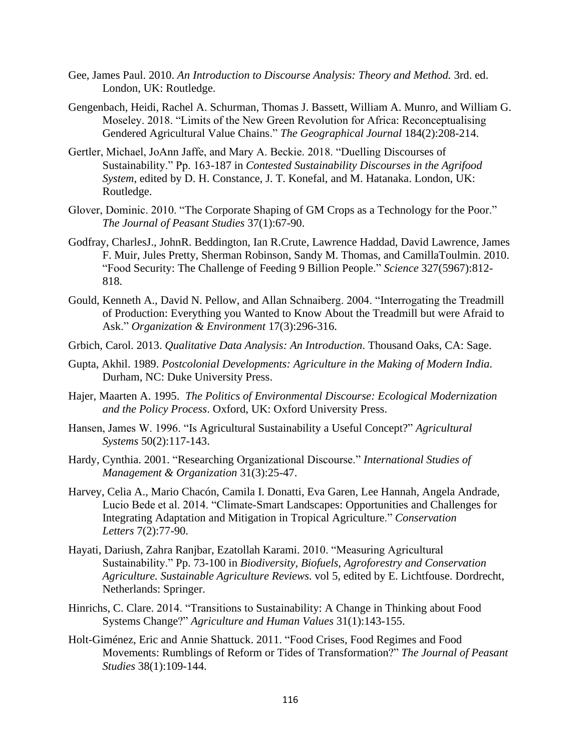Gee, James Paul. 2010. *An Introduction to Discourse Analysis: Theory and Method.* 3rd. ed. London, UK: Routledge.

Gengenbach, Heidi, Rachel A. Schurman, Thomas J. Bassett, William A. Munro, and William G. Moseley. 2018. "Limits of the New Green Revolution for Africa: Reconceptualising Gendered Agricultural Value Chains." *The Geographical Journal* 184(2):208-214.

Gertler, Michael, JoAnn Jaffe, and Mary A. Beckie. 2018. "Duelling Discourses of Sustainability." Pp. 163-187 in *Contested Sustainability Discourses in the Agrifood System*, edited by D. H. Constance, J. T. Konefal, and M. Hatanaka. London, UK: Routledge.

Glover, Dominic. 2010. "The Corporate Shaping of GM Crops as a Technology for the Poor." *The Journal of Peasant Studies* 37(1):67-90.

Godfray, CharlesJ., JohnR. Beddington, Ian R.Crute, Lawrence Haddad, David Lawrence, James F. Muir, Jules Pretty, Sherman Robinson, Sandy M. Thomas, and CamillaToulmin. 2010. "Food Security: The Challenge of Feeding 9 Billion People." *Science* 327(5967):812-818.

Gould, Kenneth A., David N. Pellow, and Allan Schnaiberg. 2004. "Interrogating the Treadmill of Production: Everything you Wanted to Know About the Treadmill but were Afraid to Ask." *Organization & Environment* 17(3):296-316.

Grbich, Carol. 2013. *Qualitative Data Analysis: An Introduction*. Thousand Oaks, CA: Sage.

Gupta, Akhil. 1989. *Postcolonial Developments: Agriculture in the Making of Modern India*. Durham, NC: Duke University Press.

Hajer, Maarten A. 1995. *The Politics of Environmental Discourse: Ecological Modernization and the Policy Process*. Oxford, UK: Oxford University Press.

Hansen, James W. 1996. "Is Agricultural Sustainability a Useful Concept?" *Agricultural Systems* 50(2):117-143.

Hardy, Cynthia. 2001. "Researching Organizational Discourse." *International Studies of Management & Organization* 31(3):25-47.

Harvey, Celia A., Mario Chacón, Camila I. Donatti, Eva Garen, Lee Hannah, Angela Andrade, Lucio Bede et al. 2014. "Climate-Smart Landscapes: Opportunities and Challenges for Integrating Adaptation and Mitigation in Tropical Agriculture." *Conservation Letters* 7(2):77-90.

Hayati, Dariush, Zahra Ranjbar, Ezatollah Karami. 2010. "Measuring Agricultural Sustainability." Pp. 73-100 in *Biodiversity, Biofuels, Agroforestry and Conservation Agriculture. Sustainable Agriculture Reviews.* vol 5, edited by E. Lichtfouse. Dordrecht, Netherlands: Springer.

Hinrichs, C. Clare. 2014. "Transitions to Sustainability: A Change in Thinking about Food Systems Change?" *Agriculture and Human Values* 31(1):143-155.

Holt-Giménez, Eric and Annie Shattuck. 2011. "Food Crises, Food Regimes and Food Movements: Rumblings of Reform or Tides of Transformation?" *The Journal of Peasant Studies* 38(1):109-144.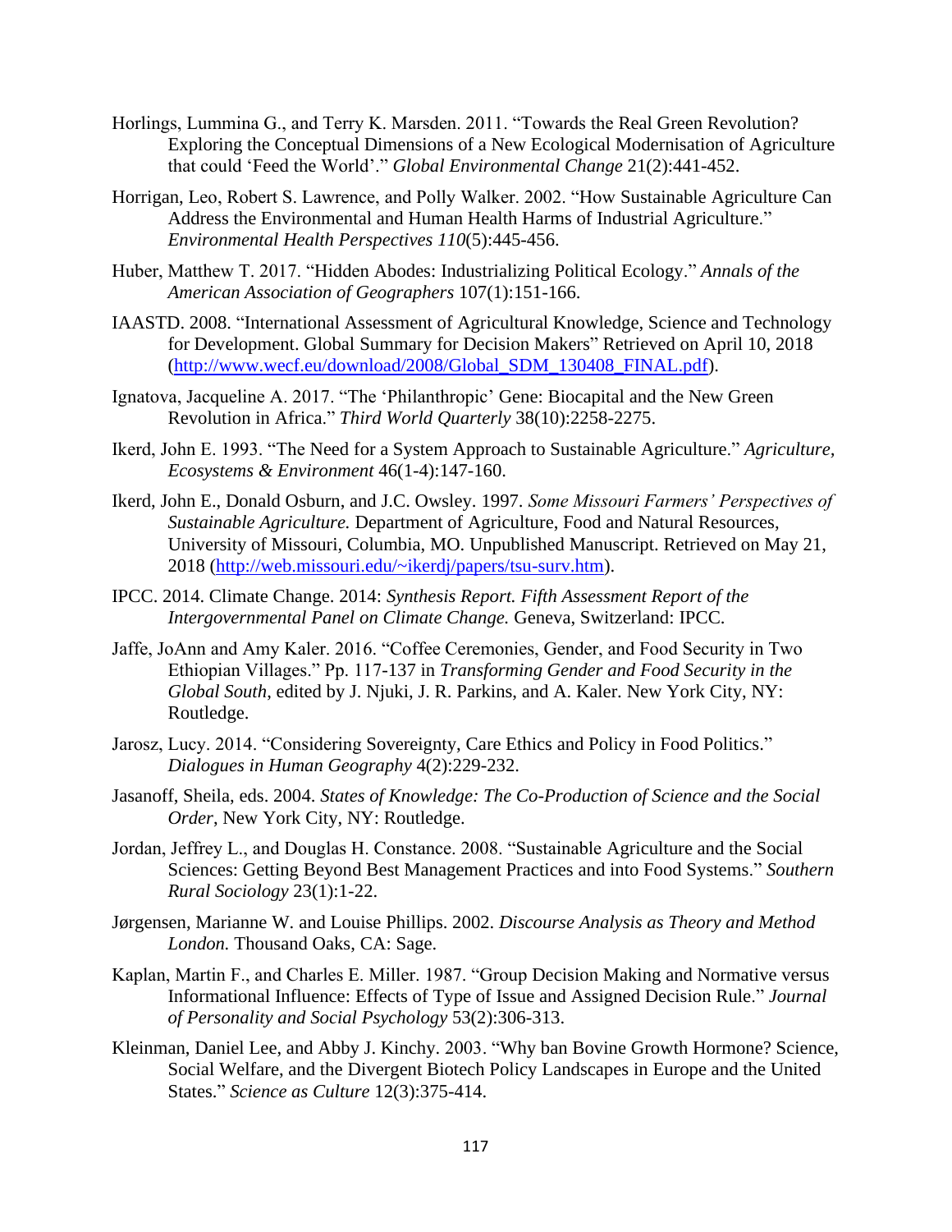Horlings, Lummina G., and Terry K. Marsden. 2011. "Towards the Real Green Revolution? Exploring the Conceptual Dimensions of a New Ecological Modernisation of Agriculture that could 'Feed the World'." *Global Environmental Change* 21(2):441-452.

Horrigan, Leo, Robert S. Lawrence, and Polly Walker. 2002. "How Sustainable Agriculture Can Address the Environmental and Human Health Harms of Industrial Agriculture." *Environmental Health Perspectives 110*(5):445-456.

Huber, Matthew T. 2017. "Hidden Abodes: Industrializing Political Ecology." *Annals of the American Association of Geographers* 107(1):151-166.

IAASTD. 2008. "International Assessment of Agricultural Knowledge, Science and Technology for Development. Global Summary for Decision Makers" Retrieved on April 10, 2018 (http://www.wecf.eu/download/2008/Global_SDM_130408_FINAL.pdf).

Ignatova, Jacqueline A. 2017. "The 'Philanthropic' Gene: Biocapital and the New Green Revolution in Africa." *Third World Quarterly* 38(10):2258-2275.

Ikerd, John E. 1993. "The Need for a System Approach to Sustainable Agriculture." *Agriculture, Ecosystems & Environment* 46(1-4):147-160.

Ikerd, John E., Donald Osburn, and J.C. Owsley. 1997. *Some Missouri Farmers' Perspectives of Sustainable Agriculture.* Department of Agriculture, Food and Natural Resources, University of Missouri, Columbia, MO. Unpublished Manuscript. Retrieved on May 21, 2018 (http://web.missouri.edu/~ikerdj/papers/tsu-surv.htm).

IPCC. 2014. Climate Change. 2014: *Synthesis Report. Fifth Assessment Report of the Intergovernmental Panel on Climate Change.* Geneva, Switzerland: IPCC.

Jaffe, JoAnn and Amy Kaler. 2016. "Coffee Ceremonies, Gender, and Food Security in Two Ethiopian Villages." Pp. 117-137 in *Transforming Gender and Food Security in the Global South*, edited by J. Njuki, J. R. Parkins, and A. Kaler. New York City, NY: Routledge.

Jarosz, Lucy. 2014. "Considering Sovereignty, Care Ethics and Policy in Food Politics." *Dialogues in Human Geography* 4(2):229-232.

Jasanoff, Sheila, eds. 2004. *States of Knowledge: The Co-Production of Science and the Social Order*, New York City, NY: Routledge.

Jordan, Jeffrey L., and Douglas H. Constance. 2008. "Sustainable Agriculture and the Social Sciences: Getting Beyond Best Management Practices and into Food Systems." *Southern Rural Sociology* 23(1):1-22.

Jørgensen, Marianne W. and Louise Phillips. 2002. *Discourse Analysis as Theory and Method London.* Thousand Oaks, CA: Sage.

Kaplan, Martin F., and Charles E. Miller. 1987. "Group Decision Making and Normative versus Informational Influence: Effects of Type of Issue and Assigned Decision Rule." *Journal of Personality and Social Psychology* 53(2):306-313.

Kleinman, Daniel Lee, and Abby J. Kinchy. 2003. "Why ban Bovine Growth Hormone? Science, Social Welfare, and the Divergent Biotech Policy Landscapes in Europe and the United States." *Science as Culture* 12(3):375-414.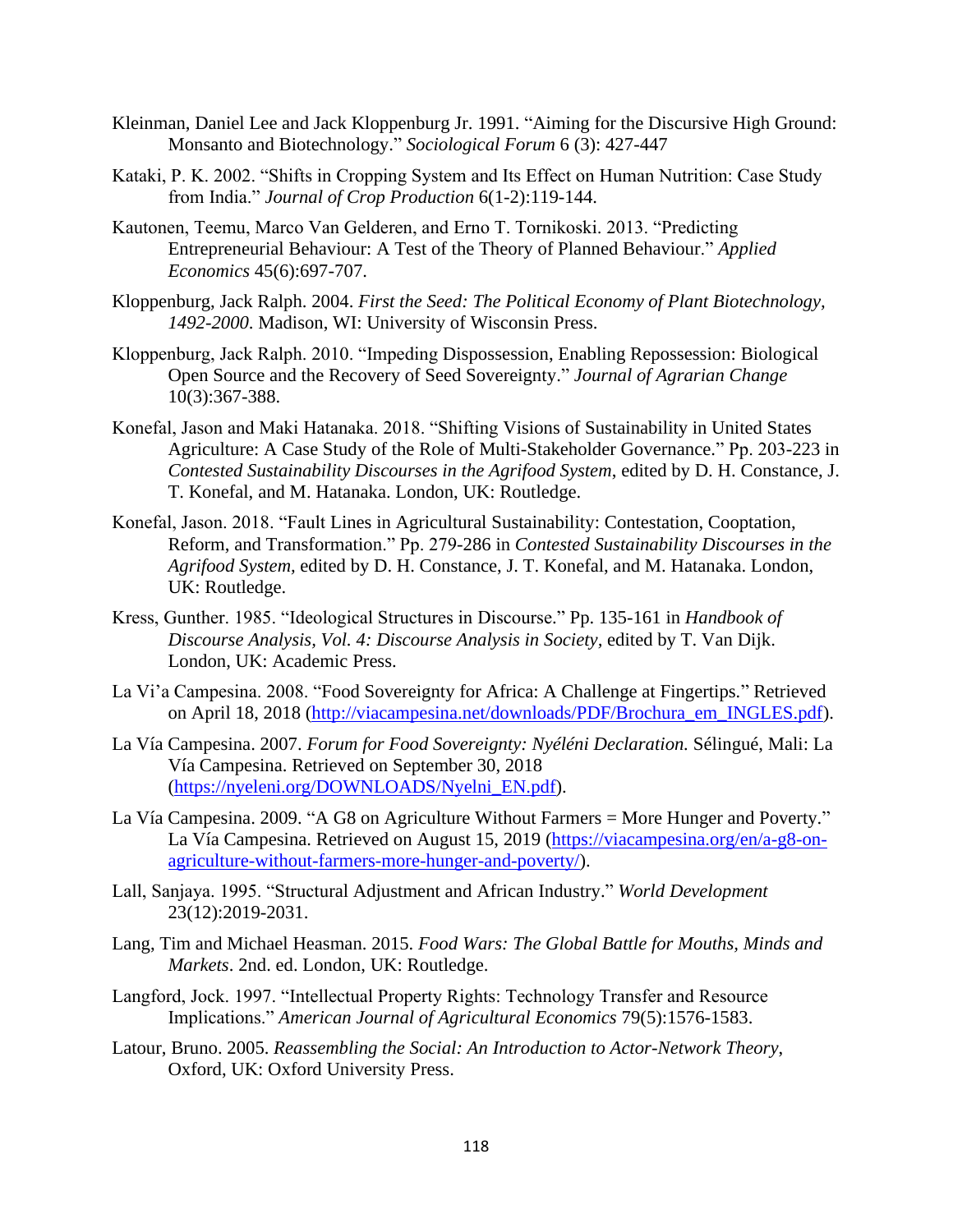Kleinman, Daniel Lee and Jack Kloppenburg Jr. 1991. "Aiming for the Discursive High Ground: Monsanto and Biotechnology." *Sociological Forum* 6 (3): 427-447

Kataki, P. K. 2002. "Shifts in Cropping System and Its Effect on Human Nutrition: Case Study from India." *Journal of Crop Production* 6(1-2):119-144.

Kautonen, Teemu, Marco Van Gelderen, and Erno T. Tornikoski. 2013. "Predicting Entrepreneurial Behaviour: A Test of the Theory of Planned Behaviour." *Applied Economics* 45(6):697-707.

Kloppenburg, Jack Ralph. 2004. *First the Seed: The Political Economy of Plant Biotechnology, 1492-2000*. Madison, WI: University of Wisconsin Press.

Kloppenburg, Jack Ralph. 2010. "Impeding Dispossession, Enabling Repossession: Biological Open Source and the Recovery of Seed Sovereignty." *Journal of Agrarian Change* 10(3):367-388.

Konefal, Jason and Maki Hatanaka. 2018. "Shifting Visions of Sustainability in United States Agriculture: A Case Study of the Role of Multi-Stakeholder Governance." Pp. 203-223 in *Contested Sustainability Discourses in the Agrifood System*, edited by D. H. Constance, J. T. Konefal, and M. Hatanaka. London, UK: Routledge.

Konefal, Jason. 2018. "Fault Lines in Agricultural Sustainability: Contestation, Cooptation, Reform, and Transformation." Pp. 279-286 in *Contested Sustainability Discourses in the Agrifood System,* edited by D. H. Constance, J. T. Konefal, and M. Hatanaka. London, UK: Routledge.

Kress, Gunther. 1985. "Ideological Structures in Discourse." Pp. 135-161 in *Handbook of Discourse Analysis, Vol. 4: Discourse Analysis in Society*, edited by T. Van Dijk. London, UK: Academic Press.

La Vi'a Campesina. 2008. "Food Sovereignty for Africa: A Challenge at Fingertips." Retrieved on April 18, 2018 (http://viacampesina.net/downloads/PDF/Brochura_em_INGLES.pdf).

La Vía Campesina. 2007. *Forum for Food Sovereignty: Nyéléni Declaration.* Sélingué, Mali: La Vía Campesina. Retrieved on September 30, 2018 (https://nyeleni.org/DOWNLOADS/Nyelni_EN.pdf).

La Vía Campesina. 2009. "A G8 on Agriculture Without Farmers = More Hunger and Poverty." La Vía Campesina. Retrieved on August 15, 2019 (https://viacampesina.org/en/a-g8-on-agriculture-without-farmers-more-hunger-and-poverty/).

Lall, Sanjaya. 1995. "Structural Adjustment and African Industry." *World Development* 23(12):2019-2031.

Lang, Tim and Michael Heasman. 2015. *Food Wars: The Global Battle for Mouths, Minds and Markets*. 2nd. ed. London, UK: Routledge.

Langford, Jock. 1997. "Intellectual Property Rights: Technology Transfer and Resource Implications." *American Journal of Agricultural Economics* 79(5):1576-1583.

Latour, Bruno. 2005. *Reassembling the Social: An Introduction to Actor-Network Theory*, Oxford, UK: Oxford University Press.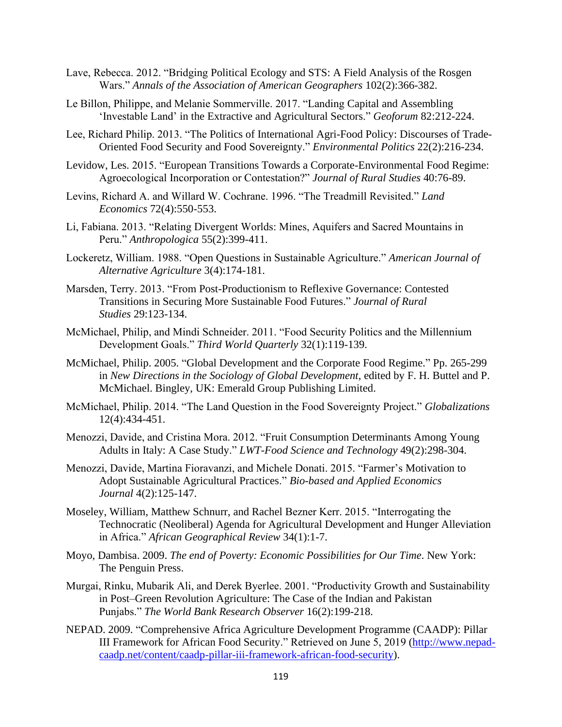Lave, Rebecca. 2012. "Bridging Political Ecology and STS: A Field Analysis of the Rosgen Wars." *Annals of the Association of American Geographers* 102(2):366-382.

Le Billon, Philippe, and Melanie Sommerville. 2017. "Landing Capital and Assembling 'Investable Land' in the Extractive and Agricultural Sectors." *Geoforum* 82:212-224.

Lee, Richard Philip. 2013. "The Politics of International Agri-Food Policy: Discourses of Trade-Oriented Food Security and Food Sovereignty." *Environmental Politics* 22(2):216-234.

Levidow, Les. 2015. "European Transitions Towards a Corporate-Environmental Food Regime: Agroecological Incorporation or Contestation?" *Journal of Rural Studies* 40:76-89.

Levins, Richard A. and Willard W. Cochrane. 1996. "The Treadmill Revisited." *Land Economics* 72(4):550-553.

Li, Fabiana. 2013. "Relating Divergent Worlds: Mines, Aquifers and Sacred Mountains in Peru." *Anthropologica* 55(2):399-411.

Lockeretz, William. 1988. "Open Questions in Sustainable Agriculture." *American Journal of Alternative Agriculture* 3(4):174-181.

Marsden, Terry. 2013. "From Post-Productionism to Reflexive Governance: Contested Transitions in Securing More Sustainable Food Futures." *Journal of Rural Studies* 29:123-134.

McMichael, Philip, and Mindi Schneider. 2011. "Food Security Politics and the Millennium Development Goals." *Third World Quarterly* 32(1):119-139.

McMichael, Philip. 2005. "Global Development and the Corporate Food Regime." Pp. 265-299 in *New Directions in the Sociology of Global Development*, edited by F. H. Buttel and P. McMichael. Bingley, UK: Emerald Group Publishing Limited.

McMichael, Philip. 2014. "The Land Question in the Food Sovereignty Project." *Globalizations* 12(4):434-451.

Menozzi, Davide, and Cristina Mora. 2012. "Fruit Consumption Determinants Among Young Adults in Italy: A Case Study." *LWT-Food Science and Technology* 49(2):298-304.

Menozzi, Davide, Martina Fioravanzi, and Michele Donati. 2015. "Farmer's Motivation to Adopt Sustainable Agricultural Practices." *Bio-based and Applied Economics Journal* 4(2):125-147.

Moseley, William, Matthew Schnurr, and Rachel Bezner Kerr. 2015. "Interrogating the Technocratic (Neoliberal) Agenda for Agricultural Development and Hunger Alleviation in Africa." *African Geographical Review* 34(1):1-7.

Moyo, Dambisa. 2009. *The end of Poverty: Economic Possibilities for Our Time*. New York: The Penguin Press.

Murgai, Rinku, Mubarik Ali, and Derek Byerlee. 2001. "Productivity Growth and Sustainability in Post–Green Revolution Agriculture: The Case of the Indian and Pakistan Punjabs." *The World Bank Research Observer* 16(2):199-218.

NEPAD. 2009. "Comprehensive Africa Agriculture Development Programme (CAADP): Pillar III Framework for African Food Security." Retrieved on June 5, 2019 (http://www.nepad-caadp.net/content/caadp-pillar-iii-framework-african-food-security).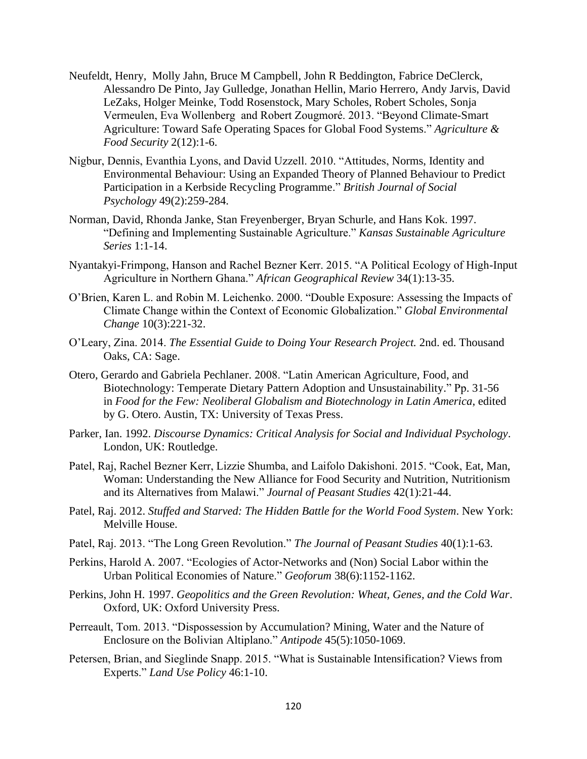Neufeldt, Henry,  Molly Jahn, Bruce M Campbell, John R Beddington, Fabrice DeClerck, Alessandro De Pinto, Jay Gulledge, Jonathan Hellin, Mario Herrero, Andy Jarvis, David LeZaks, Holger Meinke, Todd Rosenstock, Mary Scholes, Robert Scholes, Sonja Vermeulen, Eva Wollenberg  and Robert Zougmoré. 2013. "Beyond Climate-Smart Agriculture: Toward Safe Operating Spaces for Global Food Systems." *Agriculture & Food Security* 2(12):1-6.

Nigbur, Dennis, Evanthia Lyons, and David Uzzell. 2010. "Attitudes, Norms, Identity and Environmental Behaviour: Using an Expanded Theory of Planned Behaviour to Predict Participation in a Kerbside Recycling Programme." *British Journal of Social Psychology* 49(2):259-284.

Norman, David, Rhonda Janke, Stan Freyenberger, Bryan Schurle, and Hans Kok. 1997. "Defining and Implementing Sustainable Agriculture." *Kansas Sustainable Agriculture Series* 1:1-14.

Nyantakyi-Frimpong, Hanson and Rachel Bezner Kerr. 2015. "A Political Ecology of High-Input Agriculture in Northern Ghana." *African Geographical Review* 34(1):13-35.

O'Brien, Karen L. and Robin M. Leichenko. 2000. "Double Exposure: Assessing the Impacts of Climate Change within the Context of Economic Globalization." *Global Environmental Change* 10(3):221-32.

O'Leary, Zina. 2014. *The Essential Guide to Doing Your Research Project.* 2nd. ed. Thousand Oaks, CA: Sage.

Otero, Gerardo and Gabriela Pechlaner. 2008. "Latin American Agriculture, Food, and Biotechnology: Temperate Dietary Pattern Adoption and Unsustainability." Pp. 31-56 in *Food for the Few: Neoliberal Globalism and Biotechnology in Latin America*, edited by G. Otero. Austin, TX: University of Texas Press.

Parker, Ian. 1992. *Discourse Dynamics: Critical Analysis for Social and Individual Psychology*. London, UK: Routledge.

Patel, Raj, Rachel Bezner Kerr, Lizzie Shumba, and Laifolo Dakishoni. 2015. "Cook, Eat, Man, Woman: Understanding the New Alliance for Food Security and Nutrition, Nutritionism and its Alternatives from Malawi." *Journal of Peasant Studies* 42(1):21-44.

Patel, Raj. 2012. *Stuffed and Starved: The Hidden Battle for the World Food System*. New York: Melville House.

Patel, Raj. 2013. "The Long Green Revolution." *The Journal of Peasant Studies* 40(1):1-63.

Perkins, Harold A. 2007. "Ecologies of Actor-Networks and (Non) Social Labor within the Urban Political Economies of Nature." *Geoforum* 38(6):1152-1162.

Perkins, John H. 1997. *Geopolitics and the Green Revolution: Wheat, Genes, and the Cold War*. Oxford, UK: Oxford University Press.

Perreault, Tom. 2013. "Dispossession by Accumulation? Mining, Water and the Nature of Enclosure on the Bolivian Altiplano." *Antipode* 45(5):1050-1069.

Petersen, Brian, and Sieglinde Snapp. 2015. "What is Sustainable Intensification? Views from Experts." *Land Use Policy* 46:1-10.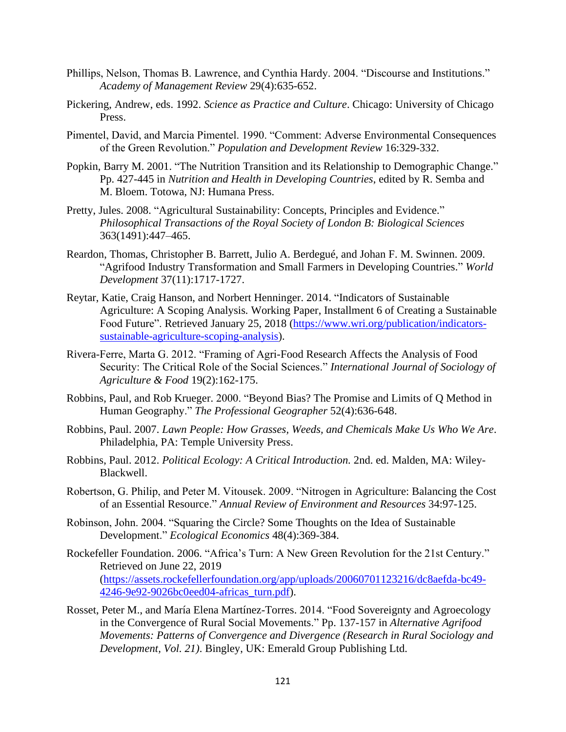Phillips, Nelson, Thomas B. Lawrence, and Cynthia Hardy. 2004. "Discourse and Institutions." *Academy of Management Review* 29(4):635-652.

Pickering, Andrew, eds. 1992. *Science as Practice and Culture*. Chicago: University of Chicago Press.

Pimentel, David, and Marcia Pimentel. 1990. "Comment: Adverse Environmental Consequences of the Green Revolution." *Population and Development Review* 16:329-332.

Popkin, Barry M. 2001. "The Nutrition Transition and its Relationship to Demographic Change." Pp. 427-445 in *Nutrition and Health in Developing Countries*, edited by R. Semba and M. Bloem. Totowa, NJ: Humana Press.

Pretty, Jules. 2008. "Agricultural Sustainability: Concepts, Principles and Evidence." *Philosophical Transactions of the Royal Society of London B: Biological Sciences* 363(1491):447–465.

Reardon, Thomas, Christopher B. Barrett, Julio A. Berdegué, and Johan F. M. Swinnen. 2009. "Agrifood Industry Transformation and Small Farmers in Developing Countries." *World Development* 37(11):1717-1727.

Reytar, Katie, Craig Hanson, and Norbert Henninger. 2014. "Indicators of Sustainable Agriculture: A Scoping Analysis. Working Paper, Installment 6 of Creating a Sustainable Food Future". Retrieved January 25, 2018 (https://www.wri.org/publication/indicators-sustainable-agriculture-scoping-analysis).

Rivera-Ferre, Marta G. 2012. "Framing of Agri-Food Research Affects the Analysis of Food Security: The Critical Role of the Social Sciences." *International Journal of Sociology of Agriculture & Food* 19(2):162-175.

Robbins, Paul, and Rob Krueger. 2000. "Beyond Bias? The Promise and Limits of Q Method in Human Geography." *The Professional Geographer* 52(4):636-648.

Robbins, Paul. 2007. *Lawn People: How Grasses, Weeds, and Chemicals Make Us Who We Are*. Philadelphia, PA: Temple University Press.

Robbins, Paul. 2012. *Political Ecology: A Critical Introduction.* 2nd. ed. Malden, MA: Wiley-Blackwell.

Robertson, G. Philip, and Peter M. Vitousek. 2009. "Nitrogen in Agriculture: Balancing the Cost of an Essential Resource." *Annual Review of Environment and Resources* 34:97-125.

Robinson, John. 2004. "Squaring the Circle? Some Thoughts on the Idea of Sustainable Development." *Ecological Economics* 48(4):369-384.

Rockefeller Foundation. 2006. "Africa's Turn: A New Green Revolution for the 21st Century." Retrieved on June 22, 2019 (https://assets.rockefellerfoundation.org/app/uploads/20060701123216/dc8aefda-bc49-4246-9e92-9026bc0eed04-africas_turn.pdf).

Rosset, Peter M., and María Elena Martínez-Torres. 2014. "Food Sovereignty and Agroecology in the Convergence of Rural Social Movements." Pp. 137-157 in *Alternative Agrifood Movements: Patterns of Convergence and Divergence (Research in Rural Sociology and Development, Vol. 21)*. Bingley, UK: Emerald Group Publishing Ltd.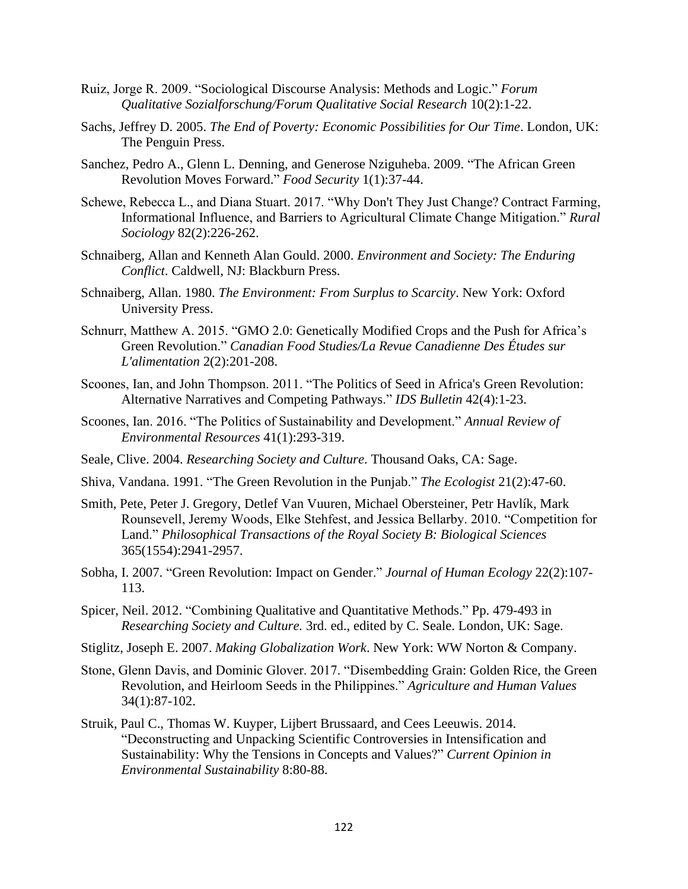Ruiz, Jorge R. 2009. "Sociological Discourse Analysis: Methods and Logic." *Forum Qualitative Sozialforschung/Forum Qualitative Social Research* 10(2):1-22.

Sachs, Jeffrey D. 2005. *The End of Poverty: Economic Possibilities for Our Time*. London, UK: The Penguin Press.

Sanchez, Pedro A., Glenn L. Denning, and Generose Nziguheba. 2009. "The African Green Revolution Moves Forward." *Food Security* 1(1):37-44.

Schewe, Rebecca L., and Diana Stuart. 2017. "Why Don't They Just Change? Contract Farming, Informational Influence, and Barriers to Agricultural Climate Change Mitigation." *Rural Sociology* 82(2):226-262.

Schnaiberg, Allan and Kenneth Alan Gould. 2000. *Environment and Society: The Enduring Conflict*. Caldwell, NJ: Blackburn Press.

Schnaiberg, Allan. 1980. *The Environment: From Surplus to Scarcity*. New York: Oxford University Press.

Schnurr, Matthew A. 2015. "GMO 2.0: Genetically Modified Crops and the Push for Africa's Green Revolution." *Canadian Food Studies/La Revue Canadienne Des Études sur L'alimentation* 2(2):201-208.

Scoones, Ian, and John Thompson. 2011. "The Politics of Seed in Africa's Green Revolution: Alternative Narratives and Competing Pathways." *IDS Bulletin* 42(4):1-23.

Scoones, Ian. 2016. "The Politics of Sustainability and Development." *Annual Review of Environmental Resources* 41(1):293-319.

Seale, Clive. 2004. *Researching Society and Culture*. Thousand Oaks, CA: Sage.

Shiva, Vandana. 1991. "The Green Revolution in the Punjab." *The Ecologist* 21(2):47-60.

Smith, Pete, Peter J. Gregory, Detlef Van Vuuren, Michael Obersteiner, Petr Havlík, Mark Rounsevell, Jeremy Woods, Elke Stehfest, and Jessica Bellarby. 2010. "Competition for Land." *Philosophical Transactions of the Royal Society B: Biological Sciences* 365(1554):2941-2957.

Sobha, I. 2007. "Green Revolution: Impact on Gender." *Journal of Human Ecology* 22(2):107-113.

Spicer, Neil. 2012. "Combining Qualitative and Quantitative Methods." Pp. 479-493 in *Researching Society and Culture.* 3rd. ed., edited by C. Seale. London, UK: Sage.

Stiglitz, Joseph E. 2007. *Making Globalization Work*. New York: WW Norton & Company.

Stone, Glenn Davis, and Dominic Glover. 2017. "Disembedding Grain: Golden Rice, the Green Revolution, and Heirloom Seeds in the Philippines." *Agriculture and Human Values* 34(1):87-102.

Struik, Paul C., Thomas W. Kuyper, Lijbert Brussaard, and Cees Leeuwis. 2014. "Deconstructing and Unpacking Scientific Controversies in Intensification and Sustainability: Why the Tensions in Concepts and Values?" *Current Opinion in Environmental Sustainability* 8:80-88.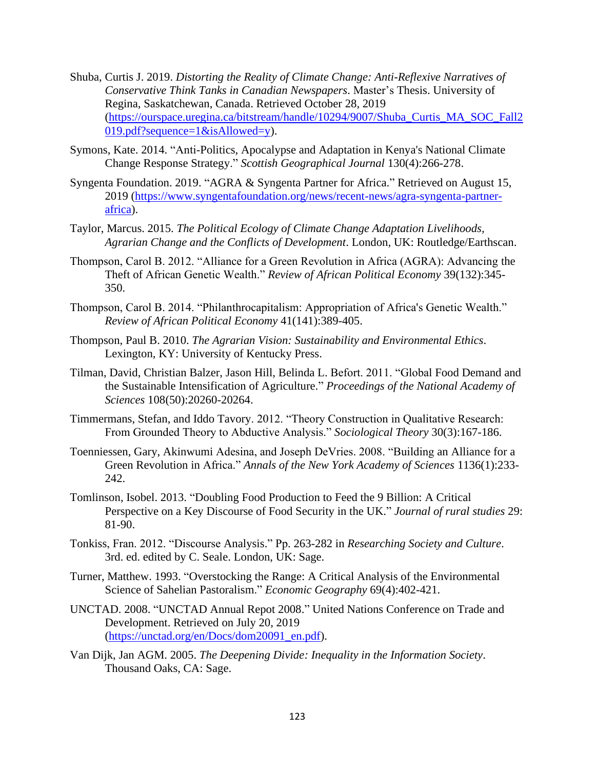Shuba, Curtis J. 2019. *Distorting the Reality of Climate Change: Anti-Reflexive Narratives of Conservative Think Tanks in Canadian Newspapers*. Master's Thesis. University of Regina, Saskatchewan, Canada. Retrieved October 28, 2019 (https://ourspace.uregina.ca/bitstream/handle/10294/9007/Shuba_Curtis_MA_SOC_Fall2019.pdf?sequence=1&isAllowed=y).

Symons, Kate. 2014. "Anti-Politics, Apocalypse and Adaptation in Kenya's National Climate Change Response Strategy." *Scottish Geographical Journal* 130(4):266-278.

Syngenta Foundation. 2019. "AGRA & Syngenta Partner for Africa." Retrieved on August 15, 2019 (https://www.syngentafoundation.org/news/recent-news/agra-syngenta-partner-africa).

Taylor, Marcus. 2015. *The Political Ecology of Climate Change Adaptation Livelihoods, Agrarian Change and the Conflicts of Development*. London, UK: Routledge/Earthscan.

Thompson, Carol B. 2012. "Alliance for a Green Revolution in Africa (AGRA): Advancing the Theft of African Genetic Wealth." *Review of African Political Economy* 39(132):345-350.

Thompson, Carol B. 2014. "Philanthrocapitalism: Appropriation of Africa's Genetic Wealth." *Review of African Political Economy* 41(141):389-405.

Thompson, Paul B. 2010. *The Agrarian Vision: Sustainability and Environmental Ethics*. Lexington, KY: University of Kentucky Press.

Tilman, David, Christian Balzer, Jason Hill, Belinda L. Befort. 2011. "Global Food Demand and the Sustainable Intensification of Agriculture." *Proceedings of the National Academy of Sciences* 108(50):20260-20264.

Timmermans, Stefan, and Iddo Tavory. 2012. "Theory Construction in Qualitative Research: From Grounded Theory to Abductive Analysis." *Sociological Theory* 30(3):167-186.

Toenniessen, Gary, Akinwumi Adesina, and Joseph DeVries. 2008. "Building an Alliance for a Green Revolution in Africa." *Annals of the New York Academy of Sciences* 1136(1):233-242.

Tomlinson, Isobel. 2013. "Doubling Food Production to Feed the 9 Billion: A Critical Perspective on a Key Discourse of Food Security in the UK." *Journal of rural studies* 29: 81-90.

Tonkiss, Fran. 2012. "Discourse Analysis." Pp. 263-282 in *Researching Society and Culture*. 3rd. ed. edited by C. Seale. London, UK: Sage.

Turner, Matthew. 1993. "Overstocking the Range: A Critical Analysis of the Environmental Science of Sahelian Pastoralism." *Economic Geography* 69(4):402-421.

UNCTAD. 2008. "UNCTAD Annual Repot 2008." United Nations Conference on Trade and Development. Retrieved on July 20, 2019 (https://unctad.org/en/Docs/dom20091_en.pdf).

Van Dijk, Jan AGM. 2005. *The Deepening Divide: Inequality in the Information Society*. Thousand Oaks, CA: Sage.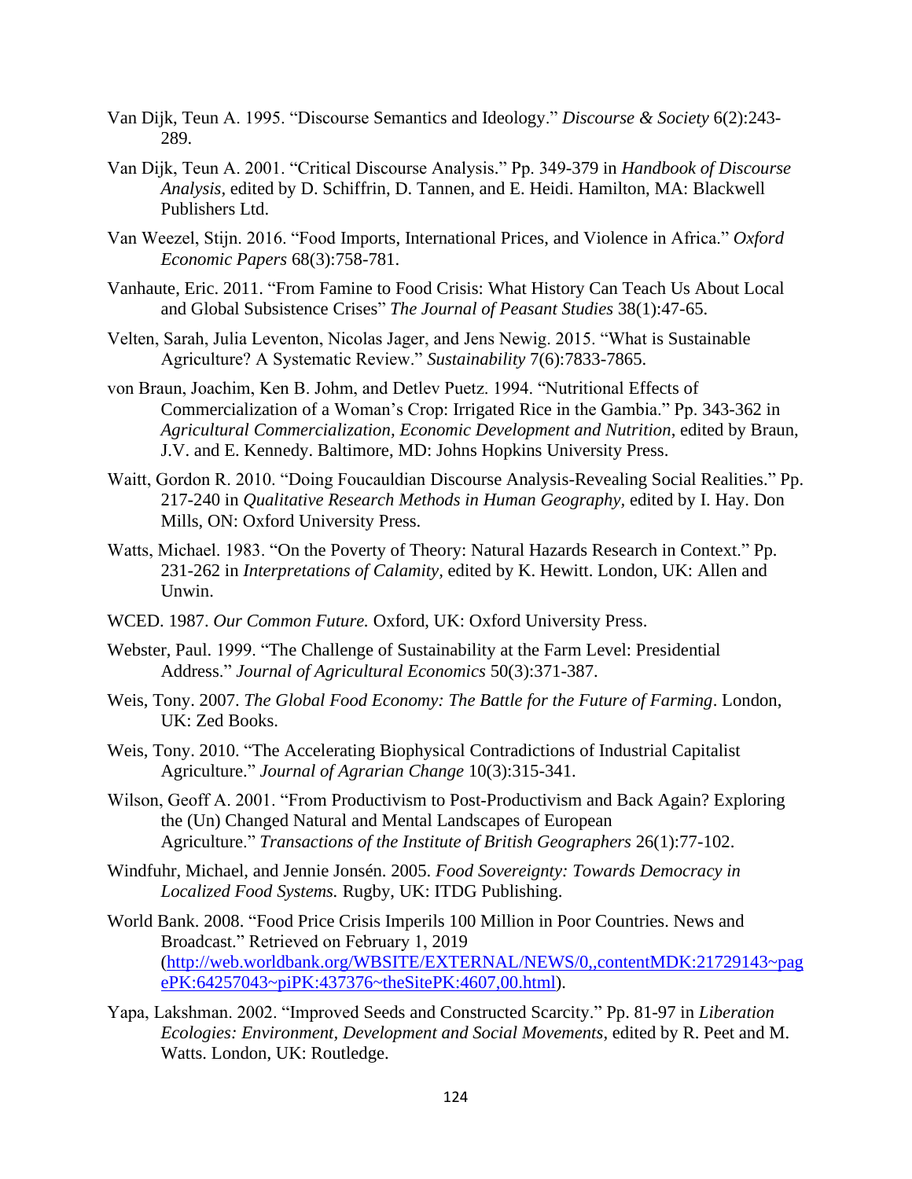Van Dijk, Teun A. 1995. "Discourse Semantics and Ideology." *Discourse & Society* 6(2):243-289.

Van Dijk, Teun A. 2001. "Critical Discourse Analysis." Pp. 349-379 in *Handbook of Discourse Analysis*, edited by D. Schiffrin, D. Tannen, and E. Heidi. Hamilton, MA: Blackwell Publishers Ltd.

Van Weezel, Stijn. 2016. "Food Imports, International Prices, and Violence in Africa." *Oxford Economic Papers* 68(3):758-781.

Vanhaute, Eric. 2011. "From Famine to Food Crisis: What History Can Teach Us About Local and Global Subsistence Crises" *The Journal of Peasant Studies* 38(1):47-65.

Velten, Sarah, Julia Leventon, Nicolas Jager, and Jens Newig. 2015. "What is Sustainable Agriculture? A Systematic Review." *Sustainability* 7(6):7833-7865.

von Braun, Joachim, Ken B. Johm, and Detlev Puetz. 1994. "Nutritional Effects of Commercialization of a Woman's Crop: Irrigated Rice in the Gambia." Pp. 343-362 in *Agricultural Commercialization, Economic Development and Nutrition*, edited by Braun, J.V. and E. Kennedy. Baltimore, MD: Johns Hopkins University Press.

Waitt, Gordon R. 2010. "Doing Foucauldian Discourse Analysis-Revealing Social Realities." Pp. 217-240 in *Qualitative Research Methods in Human Geography*, edited by I. Hay. Don Mills, ON: Oxford University Press.

Watts, Michael. 1983. "On the Poverty of Theory: Natural Hazards Research in Context." Pp. 231-262 in *Interpretations of Calamity*, edited by K. Hewitt. London, UK: Allen and Unwin.

WCED. 1987. *Our Common Future.* Oxford, UK: Oxford University Press.

Webster, Paul. 1999. "The Challenge of Sustainability at the Farm Level: Presidential Address." *Journal of Agricultural Economics* 50(3):371-387.

Weis, Tony. 2007. *The Global Food Economy: The Battle for the Future of Farming*. London, UK: Zed Books.

Weis, Tony. 2010. "The Accelerating Biophysical Contradictions of Industrial Capitalist Agriculture." *Journal of Agrarian Change* 10(3):315-341.

Wilson, Geoff A. 2001. "From Productivism to Post-Productivism and Back Again? Exploring the (Un) Changed Natural and Mental Landscapes of European Agriculture." *Transactions of the Institute of British Geographers* 26(1):77-102.

Windfuhr, Michael, and Jennie Jonsén. 2005. *Food Sovereignty: Towards Democracy in Localized Food Systems.* Rugby, UK: ITDG Publishing.

World Bank. 2008. "Food Price Crisis Imperils 100 Million in Poor Countries. News and Broadcast." Retrieved on February 1, 2019 (http://web.worldbank.org/WBSITE/EXTERNAL/NEWS/0,,contentMDK:21729143~pagePK:64257043~piPK:437376~theSitePK:4607,00.html).

Yapa, Lakshman. 2002. "Improved Seeds and Constructed Scarcity." Pp. 81-97 in *Liberation Ecologies: Environment, Development and Social Movements*, edited by R. Peet and M. Watts. London, UK: Routledge.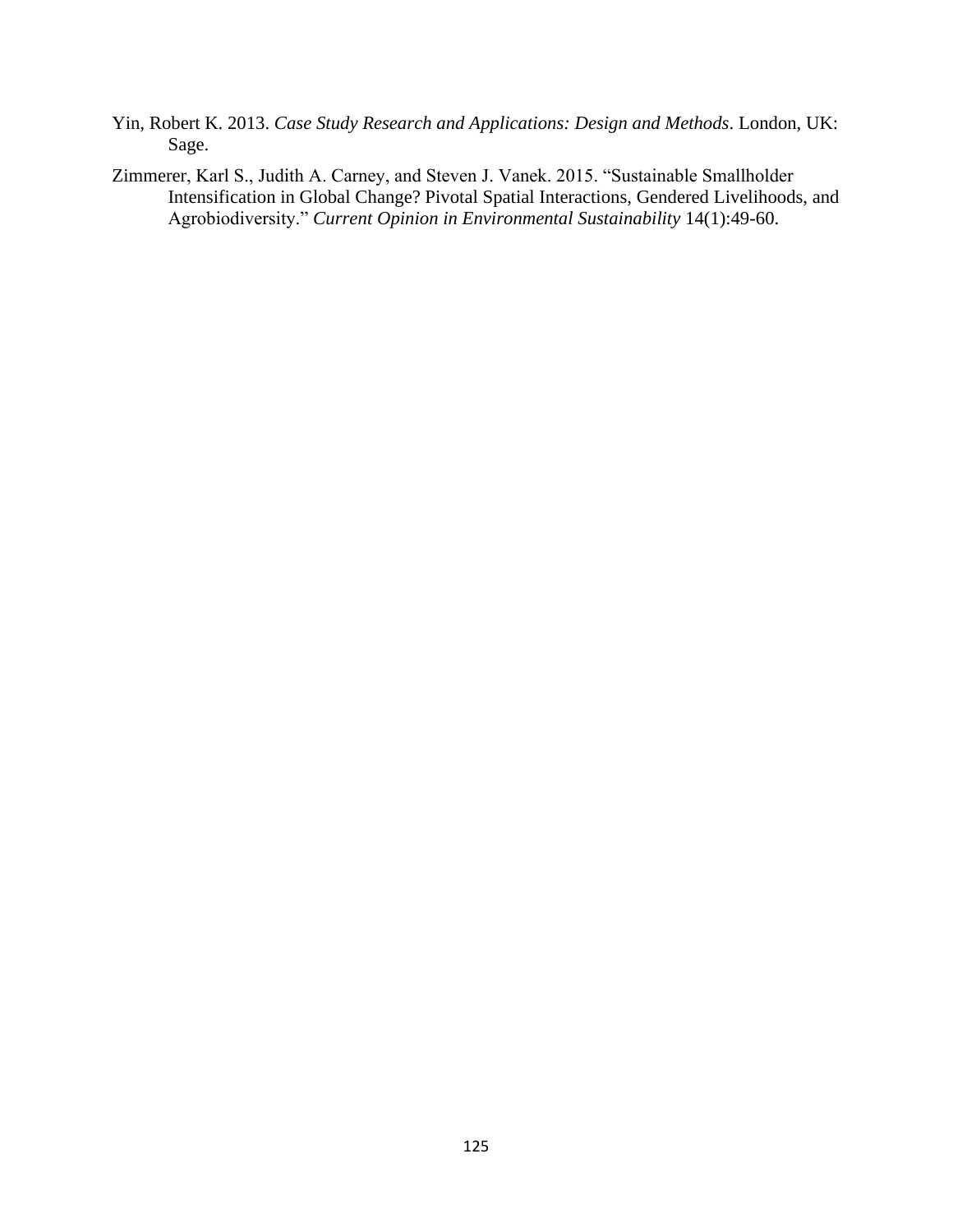Yin, Robert K. 2013. *Case Study Research and Applications: Design and Methods*. London, UK: Sage.

Zimmerer, Karl S., Judith A. Carney, and Steven J. Vanek. 2015. "Sustainable Smallholder Intensification in Global Change? Pivotal Spatial Interactions, Gendered Livelihoods, and Agrobiodiversity." *Current Opinion in Environmental Sustainability* 14(1):49-60.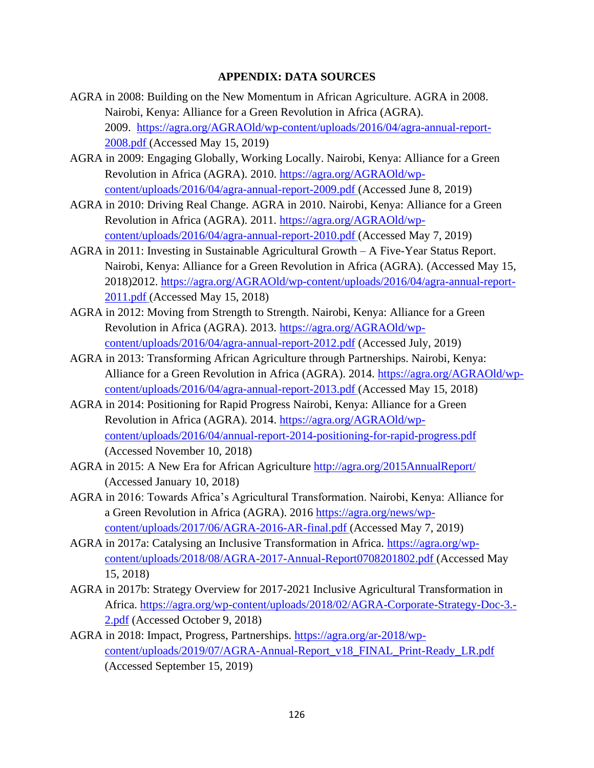## APPENDIX: DATA SOURCES

AGRA in 2008: Building on the New Momentum in African Agriculture. AGRA in 2008. Nairobi, Kenya: Alliance for a Green Revolution in Africa (AGRA). 2009. https://agra.org/AGRAOld/wp-content/uploads/2016/04/agra-annual-report-2008.pdf (Accessed May 15, 2019)

AGRA in 2009: Engaging Globally, Working Locally. Nairobi, Kenya: Alliance for a Green Revolution in Africa (AGRA). 2010. https://agra.org/AGRAOld/wp-content/uploads/2016/04/agra-annual-report-2009.pdf (Accessed June 8, 2019)

AGRA in 2010: Driving Real Change. AGRA in 2010. Nairobi, Kenya: Alliance for a Green Revolution in Africa (AGRA). 2011. https://agra.org/AGRAOld/wp-content/uploads/2016/04/agra-annual-report-2010.pdf (Accessed May 7, 2019)

AGRA in 2011: Investing in Sustainable Agricultural Growth – A Five-Year Status Report. Nairobi, Kenya: Alliance for a Green Revolution in Africa (AGRA). (Accessed May 15, 2018)2012. https://agra.org/AGRAOld/wp-content/uploads/2016/04/agra-annual-report-2011.pdf (Accessed May 15, 2018)

AGRA in 2012: Moving from Strength to Strength. Nairobi, Kenya: Alliance for a Green Revolution in Africa (AGRA). 2013. https://agra.org/AGRAOld/wp-content/uploads/2016/04/agra-annual-report-2012.pdf (Accessed July, 2019)

AGRA in 2013: Transforming African Agriculture through Partnerships. Nairobi, Kenya: Alliance for a Green Revolution in Africa (AGRA). 2014. https://agra.org/AGRAOld/wp-content/uploads/2016/04/agra-annual-report-2013.pdf (Accessed May 15, 2018)

AGRA in 2014: Positioning for Rapid Progress Nairobi, Kenya: Alliance for a Green Revolution in Africa (AGRA). 2014. https://agra.org/AGRAOld/wp-content/uploads/2016/04/annual-report-2014-positioning-for-rapid-progress.pdf (Accessed November 10, 2018)

AGRA in 2015: A New Era for African Agriculture http://agra.org/2015AnnualReport/ (Accessed January 10, 2018)

AGRA in 2016: Towards Africa's Agricultural Transformation. Nairobi, Kenya: Alliance for a Green Revolution in Africa (AGRA). 2016 https://agra.org/news/wp-content/uploads/2017/06/AGRA-2016-AR-final.pdf (Accessed May 7, 2019)

AGRA in 2017a: Catalysing an Inclusive Transformation in Africa. https://agra.org/wp-content/uploads/2018/08/AGRA-2017-Annual-Report0708201802.pdf (Accessed May 15, 2018)

AGRA in 2017b: Strategy Overview for 2017-2021 Inclusive Agricultural Transformation in Africa. https://agra.org/wp-content/uploads/2018/02/AGRA-Corporate-Strategy-Doc-3.-2.pdf (Accessed October 9, 2018)

AGRA in 2018: Impact, Progress, Partnerships. https://agra.org/ar-2018/wp-content/uploads/2019/07/AGRA-Annual-Report_v18_FINAL_Print-Ready_LR.pdf (Accessed September 15, 2019)